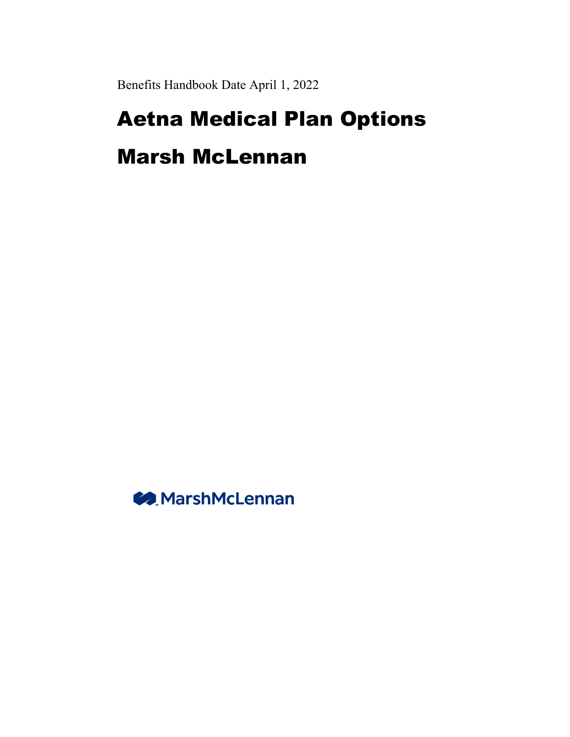Benefits Handbook Date April 1, 2022

# Aetna Medical Plan Options

# Marsh McLennan

MarshMcLennan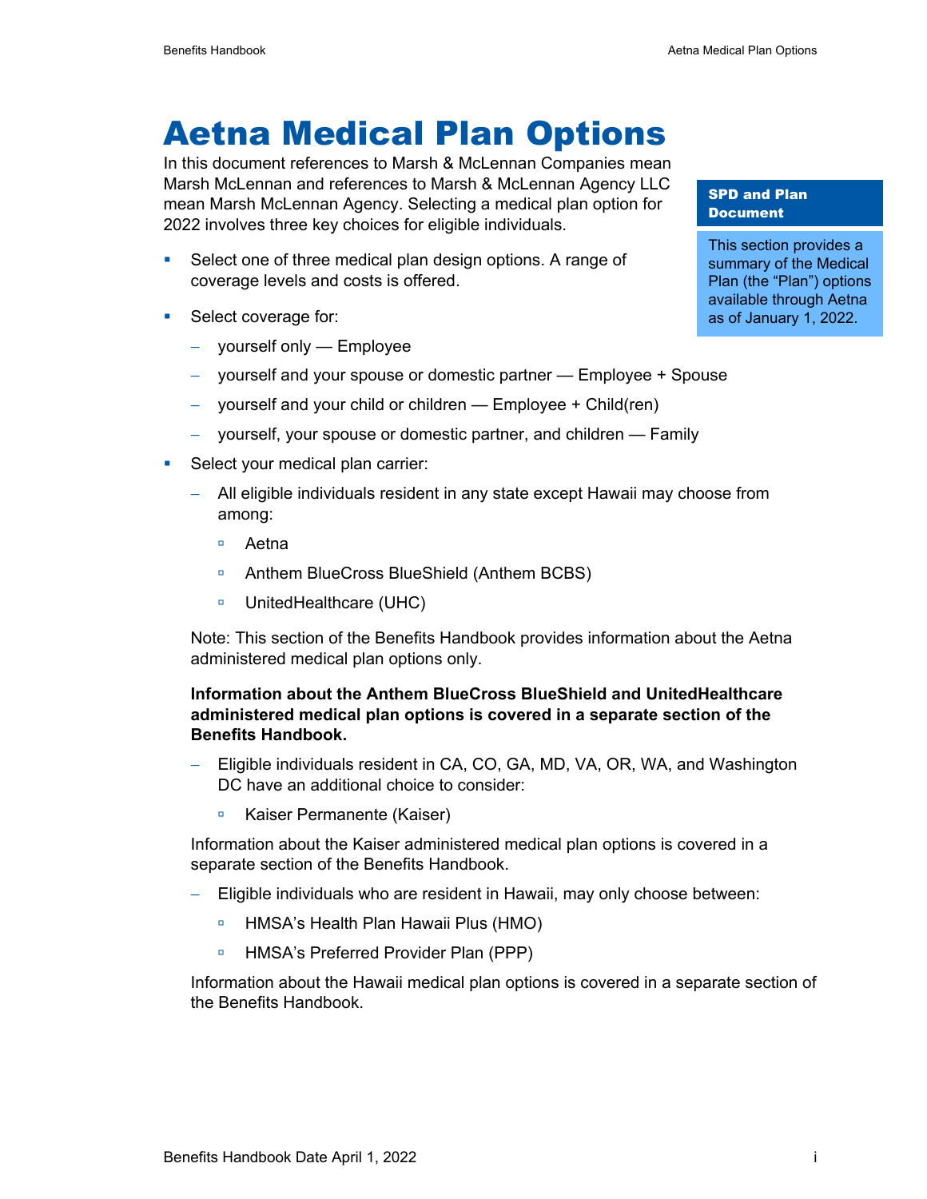# Aetna Medical Plan Options

In this document references to Marsh & McLennan Companies mean Marsh McLennan and references to Marsh & McLennan Agency LLC mean Marsh McLennan Agency. Selecting a medical plan option for 2022 involves three key choices for eligible individuals.

> **SPD and Plan Document**
>
> This section provides a summary of the Medical Plan (the "Plan") options available through Aetna as of January 1, 2022.

- Select one of three medical plan design options. A range of coverage levels and costs is offered.
- Select coverage for:
  - yourself only — Employee
  - yourself and your spouse or domestic partner — Employee + Spouse
  - yourself and your child or children — Employee + Child(ren)
  - yourself, your spouse or domestic partner, and children — Family
- Select your medical plan carrier:
  - All eligible individuals resident in any state except Hawaii may choose from among:
    - Aetna
    - Anthem BlueCross BlueShield (Anthem BCBS)
    - UnitedHealthcare (UHC)

  Note: This section of the Benefits Handbook provides information about the Aetna administered medical plan options only.

  **Information about the Anthem BlueCross BlueShield and UnitedHealthcare administered medical plan options is covered in a separate section of the Benefits Handbook.**

  - Eligible individuals resident in CA, CO, GA, MD, VA, OR, WA, and Washington DC have an additional choice to consider:
    - Kaiser Permanente (Kaiser)

  Information about the Kaiser administered medical plan options is covered in a separate section of the Benefits Handbook.

  - Eligible individuals who are resident in Hawaii, may only choose between:
    - HMSA's Health Plan Hawaii Plus (HMO)
    - HMSA's Preferred Provider Plan (PPP)

  Information about the Hawaii medical plan options is covered in a separate section of the Benefits Handbook.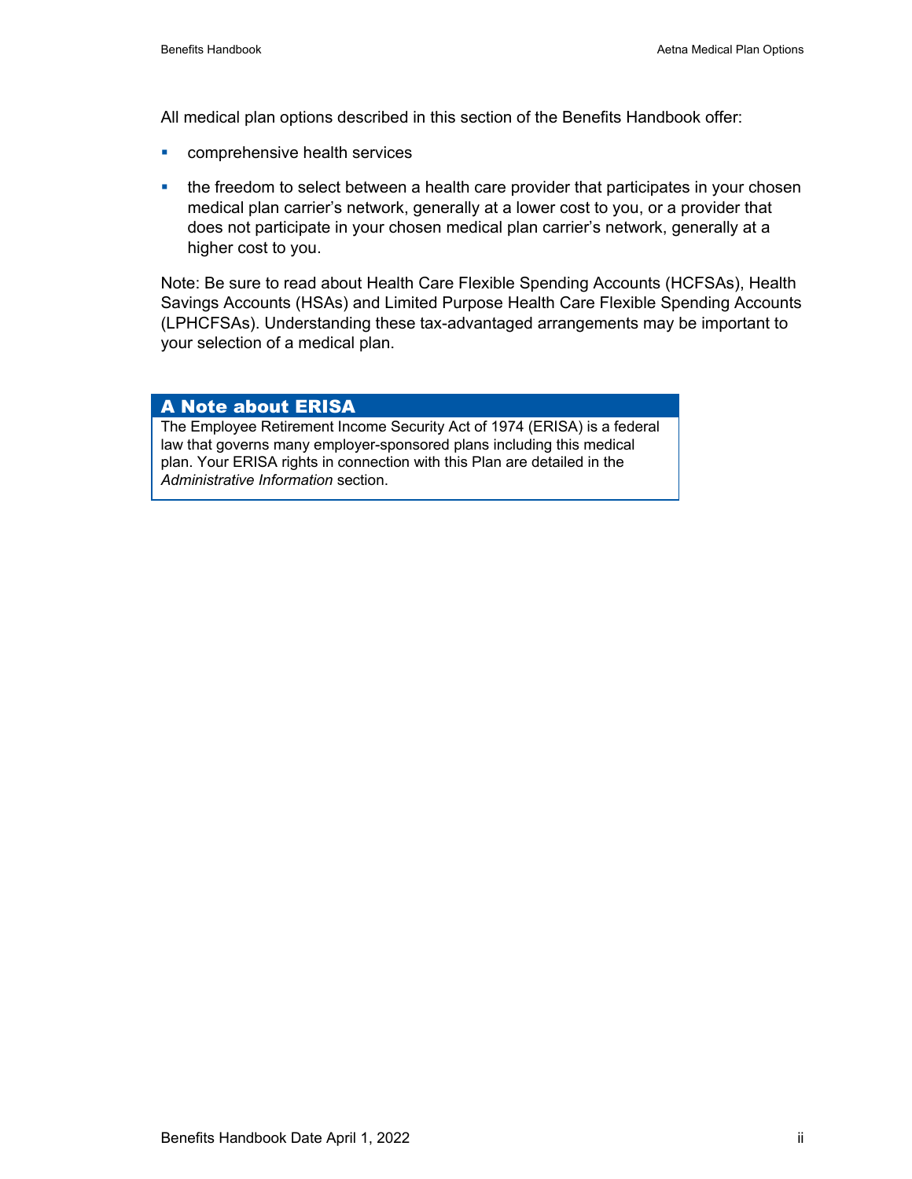All medical plan options described in this section of the Benefits Handbook offer:

- comprehensive health services
- the freedom to select between a health care provider that participates in your chosen medical plan carrier's network, generally at a lower cost to you, or a provider that does not participate in your chosen medical plan carrier's network, generally at a higher cost to you.

Note: Be sure to read about Health Care Flexible Spending Accounts (HCFSAs), Health Savings Accounts (HSAs) and Limited Purpose Health Care Flexible Spending Accounts (LPHCFSAs). Understanding these tax-advantaged arrangements may be important to your selection of a medical plan.

### A Note about ERISA

The Employee Retirement Income Security Act of 1974 (ERISA) is a federal law that governs many employer-sponsored plans including this medical plan. Your ERISA rights in connection with this Plan are detailed in the *Administrative Information* section.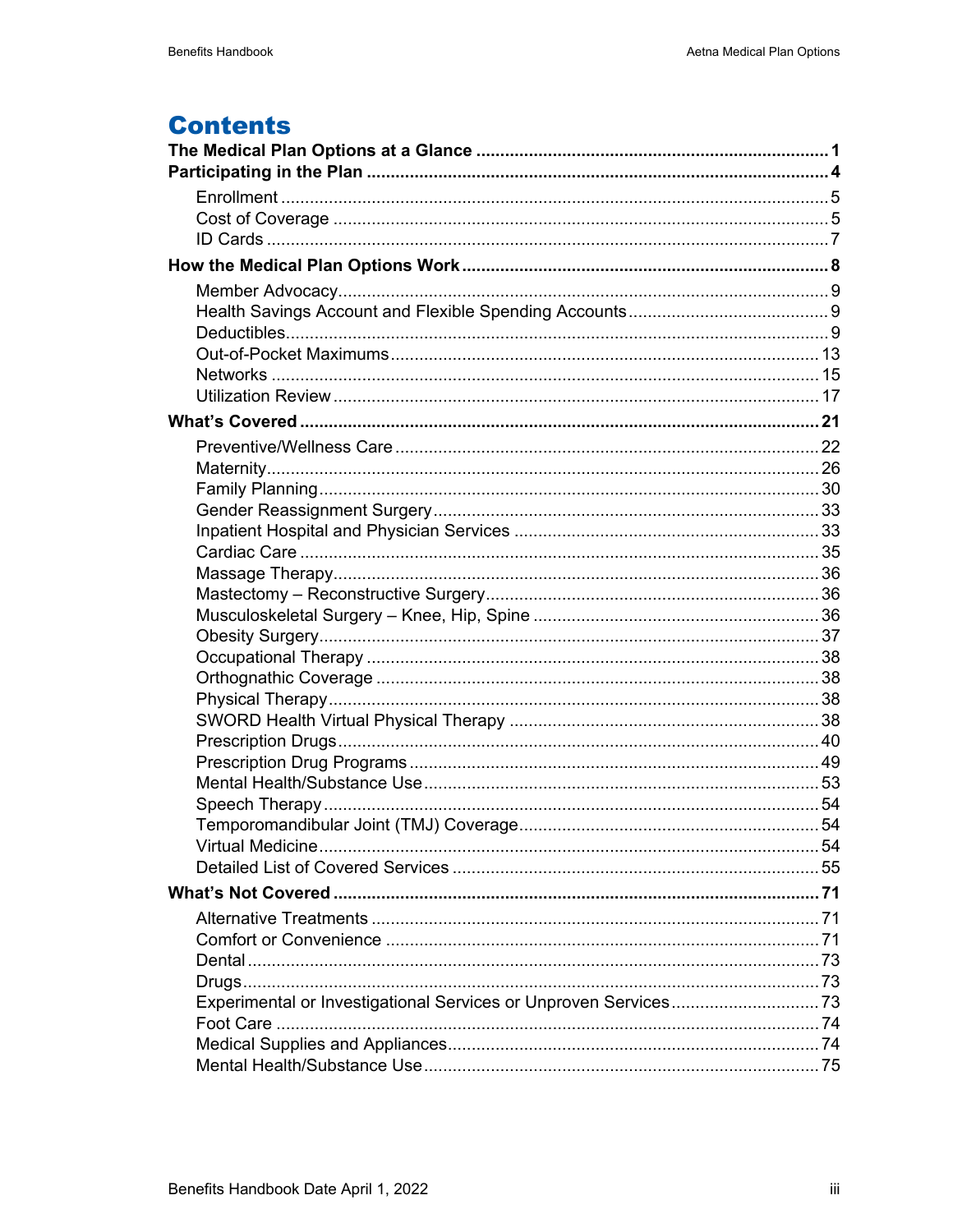# Contents

**The Medical Plan Options at a Glance** ........ **1**

**Participating in the Plan** ........ **4**

- Enrollment ........ 5
- Cost of Coverage ........ 5
- ID Cards ........ 7

**How the Medical Plan Options Work** ........ **8**

- Member Advocacy ........ 9
- Health Savings Account and Flexible Spending Accounts ........ 9
- Deductibles ........ 9
- Out-of-Pocket Maximums ........ 13
- Networks ........ 15
- Utilization Review ........ 17

**What's Covered** ........ **21**

- Preventive/Wellness Care ........ 22
- Maternity ........ 26
- Family Planning ........ 30
- Gender Reassignment Surgery ........ 33
- Inpatient Hospital and Physician Services ........ 33
- Cardiac Care ........ 35
- Massage Therapy ........ 36
- Mastectomy – Reconstructive Surgery ........ 36
- Musculoskeletal Surgery – Knee, Hip, Spine ........ 36
- Obesity Surgery ........ 37
- Occupational Therapy ........ 38
- Orthognathic Coverage ........ 38
- Physical Therapy ........ 38
- SWORD Health Virtual Physical Therapy ........ 38
- Prescription Drugs ........ 40
- Prescription Drug Programs ........ 49
- Mental Health/Substance Use ........ 53
- Speech Therapy ........ 54
- Temporomandibular Joint (TMJ) Coverage ........ 54
- Virtual Medicine ........ 54
- Detailed List of Covered Services ........ 55

**What's Not Covered** ........ **71**

- Alternative Treatments ........ 71
- Comfort or Convenience ........ 71
- Dental ........ 73
- Drugs ........ 73
- Experimental or Investigational Services or Unproven Services ........ 73
- Foot Care ........ 74
- Medical Supplies and Appliances ........ 74
- Mental Health/Substance Use ........ 75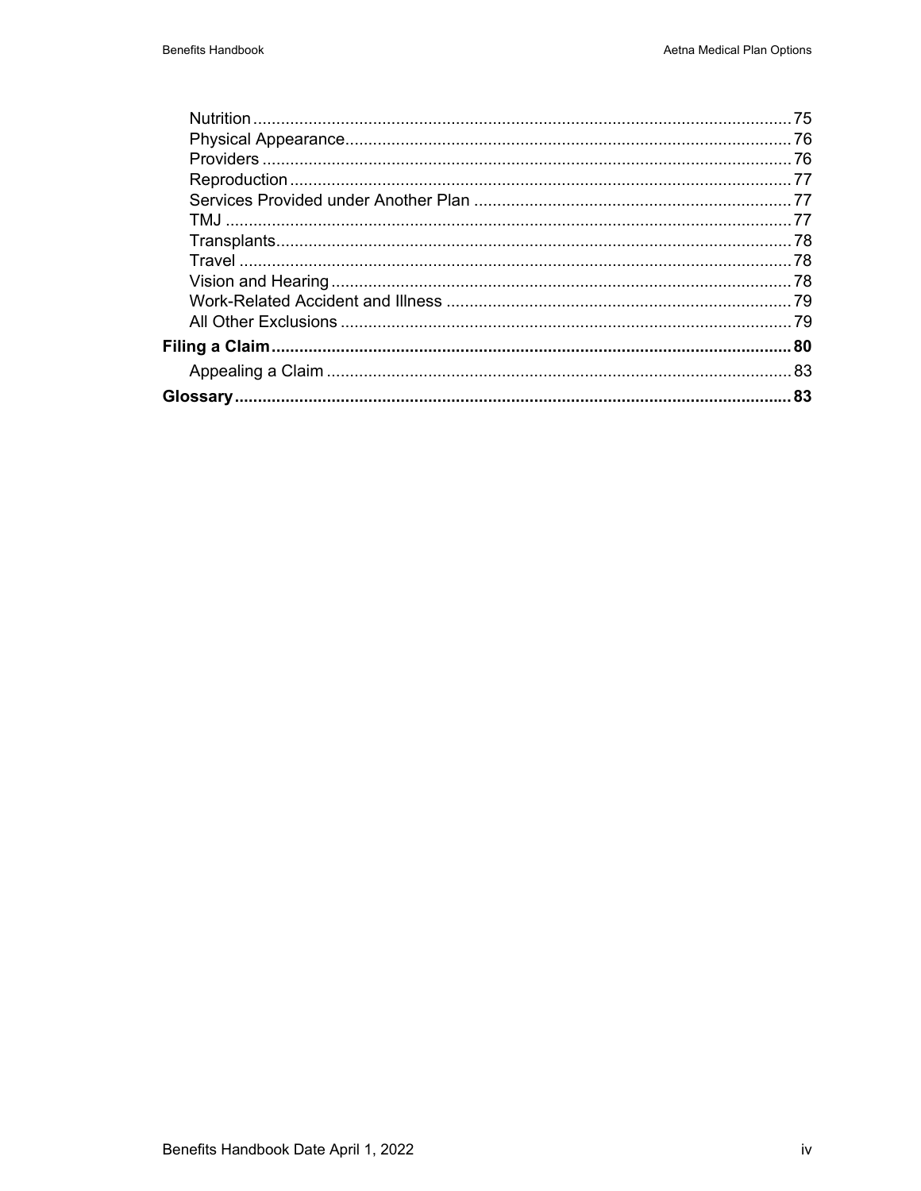Nutrition ..................................................................................................................... 75
Physical Appearance ................................................................................................. 76
Providers ..................................................................................................................... 76
Reproduction ............................................................................................................... 77
Services Provided under Another Plan ..................................................................... 77
TMJ ............................................................................................................................. 77
Transplants .................................................................................................................. 78
Travel ........................................................................................................................... 78
Vision and Hearing ..................................................................................................... 78
Work-Related Accident and Illness ............................................................................ 79
All Other Exclusions ................................................................................................... 79

**Filing a Claim ................................................................................................................ 80**

Appealing a Claim ....................................................................................................... 83

**Glossary ........................................................................................................................ 83**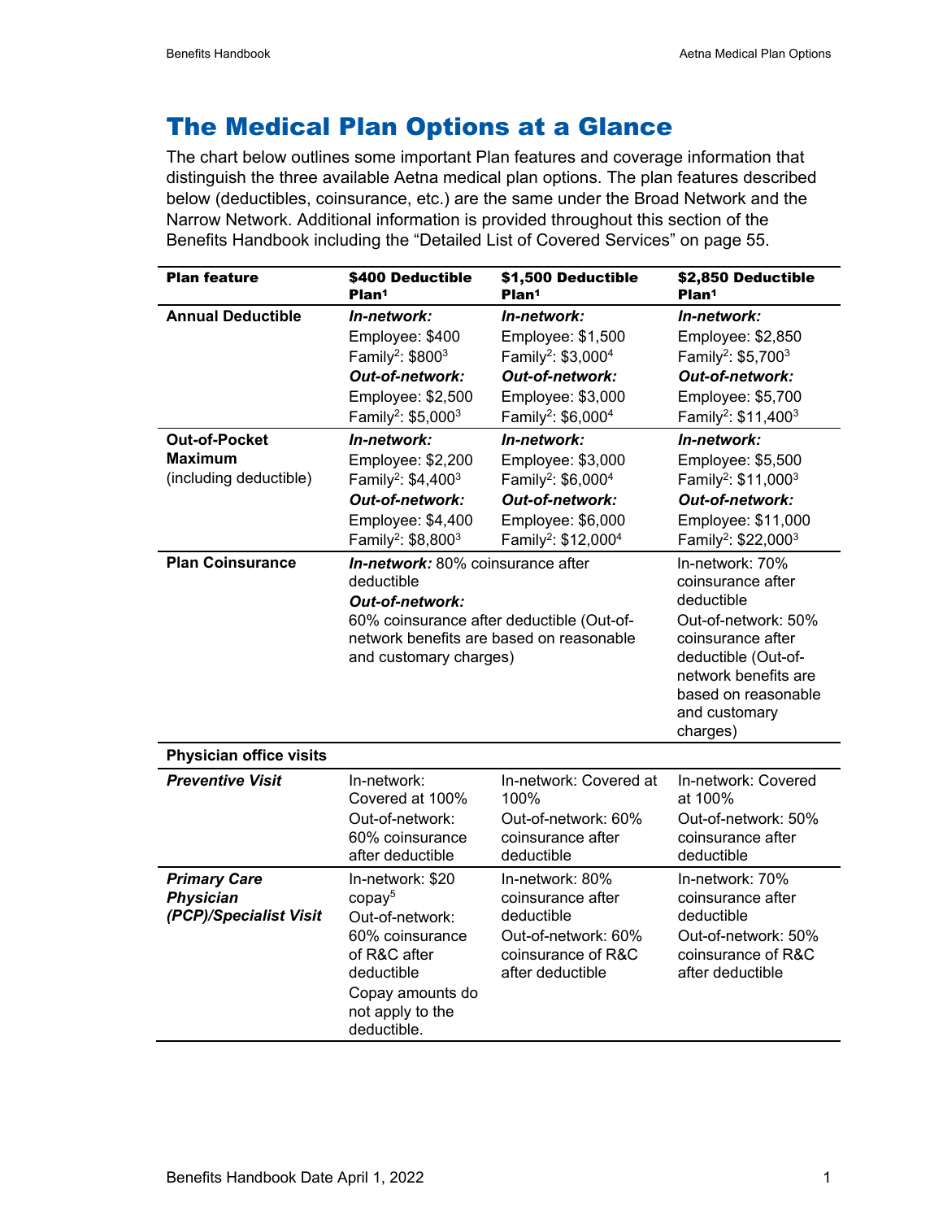# The Medical Plan Options at a Glance

The chart below outlines some important Plan features and coverage information that distinguish the three available Aetna medical plan options. The plan features described below (deductibles, coinsurance, etc.) are the same under the Broad Network and the Narrow Network. Additional information is provided throughout this section of the Benefits Handbook including the "Detailed List of Covered Services" on page 55.

| Plan feature | $400 Deductible Plan[1] | $1,500 Deductible Plan[1] | $2,850 Deductible Plan[1] |
|---|---|---|---|
| **Annual Deductible** | ***In-network:*** Employee: $400 Family[2]: $800[3] ***Out-of-network:*** Employee: $2,500 Family[2]: $5,000[3] | ***In-network:*** Employee: $1,500 Family[2]: $3,000[4] ***Out-of-network:*** Employee: $3,000 Family[2]: $6,000[4] | ***In-network:*** Employee: $2,850 Family[2]: $5,700[3] ***Out-of-network:*** Employee: $5,700 Family[2]: $11,400[3] |
| **Out-of-Pocket Maximum** (including deductible) | ***In-network:*** Employee: $2,200 Family[2]: $4,400[3] ***Out-of-network:*** Employee: $4,400 Family[2]: $8,800[3] | ***In-network:*** Employee: $3,000 Family[2]: $6,000[4] ***Out-of-network:*** Employee: $6,000 Family[2]: $12,000[4] | ***In-network:*** Employee: $5,500 Family[2]: $11,000[3] ***Out-of-network:*** Employee: $11,000 Family[2]: $22,000[3] |
| **Plan Coinsurance** | ***In-network:*** 80% coinsurance after deductible ***Out-of-network:*** 60% coinsurance after deductible (Out-of-network benefits are based on reasonable and customary charges) | | In-network: 70% coinsurance after deductible Out-of-network: 50% coinsurance after deductible (Out-of-network benefits are based on reasonable and customary charges) |
| **Physician office visits** | | | |
| ***Preventive Visit*** | In-network: Covered at 100% Out-of-network: 60% coinsurance after deductible | In-network: Covered at 100% Out-of-network: 60% coinsurance after deductible | In-network: Covered at 100% Out-of-network: 50% coinsurance after deductible |
| ***Primary Care Physician (PCP)/Specialist Visit*** | In-network: $20 copay[5] Out-of-network: 60% coinsurance of R&C after deductible Copay amounts do not apply to the deductible. | In-network: 80% coinsurance after deductible Out-of-network: 60% coinsurance of R&C after deductible | In-network: 70% coinsurance after deductible Out-of-network: 50% coinsurance of R&C after deductible |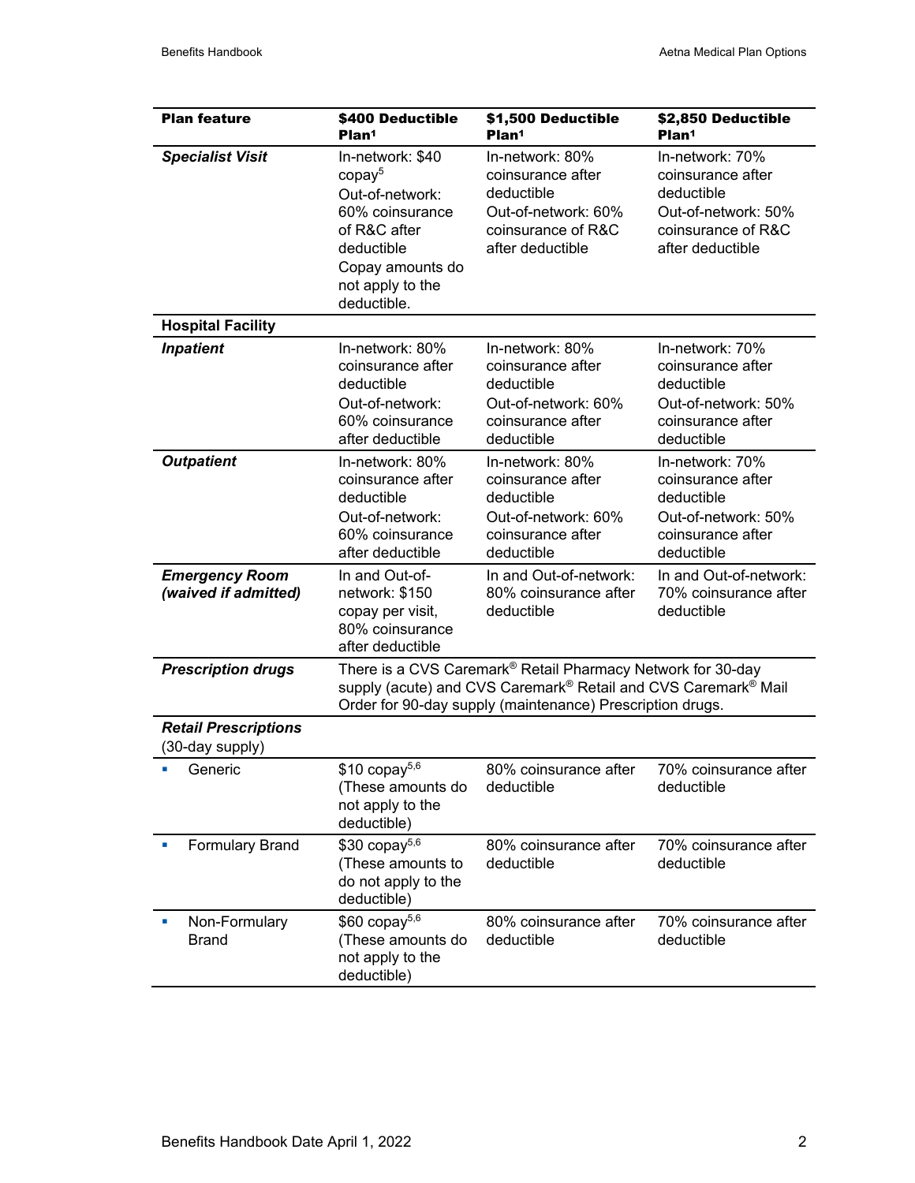| Plan feature | $400 Deductible Plan[1] | $1,500 Deductible Plan[1] | $2,850 Deductible Plan[1] |
|---|---|---|---|
| ***Specialist Visit*** | In-network: $40 copay[5] Out-of-network: 60% coinsurance of R&C after deductible Copay amounts do not apply to the deductible. | In-network: 80% coinsurance after deductible Out-of-network: 60% coinsurance of R&C after deductible | In-network: 70% coinsurance after deductible Out-of-network: 50% coinsurance of R&C after deductible |
| **Hospital Facility** | | | |
| ***Inpatient*** | In-network: 80% coinsurance after deductible Out-of-network: 60% coinsurance after deductible | In-network: 80% coinsurance after deductible Out-of-network: 60% coinsurance after deductible | In-network: 70% coinsurance after deductible Out-of-network: 50% coinsurance after deductible |
| ***Outpatient*** | In-network: 80% coinsurance after deductible Out-of-network: 60% coinsurance after deductible | In-network: 80% coinsurance after deductible Out-of-network: 60% coinsurance after deductible | In-network: 70% coinsurance after deductible Out-of-network: 50% coinsurance after deductible |
| ***Emergency Room (waived if admitted)*** | In and Out-of-network: $150 copay per visit, 80% coinsurance after deductible | In and Out-of-network: 80% coinsurance after deductible | In and Out-of-network: 70% coinsurance after deductible |
| ***Prescription drugs*** | There is a CVS Caremark® Retail Pharmacy Network for 30-day supply (acute) and CVS Caremark® Retail and CVS Caremark® Mail Order for 90-day supply (maintenance) Prescription drugs. | | |
| ***Retail Prescriptions*** (30-day supply) | | | |
| ▪ Generic | $10 copay[5,6] (These amounts do not apply to the deductible) | 80% coinsurance after deductible | 70% coinsurance after deductible |
| ▪ Formulary Brand | $30 copay[5,6] (These amounts to do not apply to the deductible) | 80% coinsurance after deductible | 70% coinsurance after deductible |
| ▪ Non-Formulary Brand | $60 copay[5,6] (These amounts do not apply to the deductible) | 80% coinsurance after deductible | 70% coinsurance after deductible |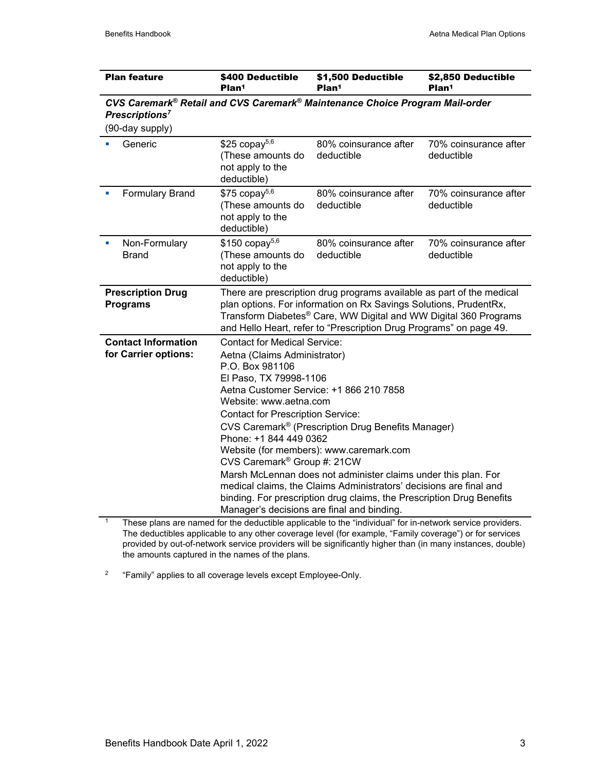| Plan feature | $400 Deductible Plan[1] | $1,500 Deductible Plan[1] | $2,850 Deductible Plan[1] |
|---|---|---|---|
| ***CVS Caremark® Retail and CVS Caremark® Maintenance Choice Program Mail-order Prescriptions***[7] (90-day supply) | | | |
| ▪ Generic | $25 copay[5,6] (These amounts do not apply to the deductible) | 80% coinsurance after deductible | 70% coinsurance after deductible |
| ▪ Formulary Brand | $75 copay[5,6] (These amounts do not apply to the deductible) | 80% coinsurance after deductible | 70% coinsurance after deductible |
| ▪ Non-Formulary Brand | $150 copay[5,6] (These amounts do not apply to the deductible) | 80% coinsurance after deductible | 70% coinsurance after deductible |
| **Prescription Drug Programs** | There are prescription drug programs available as part of the medical plan options. For information on Rx Savings Solutions, PrudentRx, Transform Diabetes® Care, WW Digital and WW Digital 360 Programs and Hello Heart, refer to "Prescription Drug Programs" on page 49. | | |
| **Contact Information for Carrier options:** | Contact for Medical Service: Aetna (Claims Administrator) P.O. Box 981106 El Paso, TX 79998-1106 Aetna Customer Service: +1 866 210 7858 Website: www.aetna.com Contact for Prescription Service: CVS Caremark® (Prescription Drug Benefits Manager) Phone: +1 844 449 0362 Website (for members): www.caremark.com CVS Caremark® Group #: 21CW Marsh McLennan does not administer claims under this plan. For medical claims, the Claims Administrators' decisions are final and binding. For prescription drug claims, the Prescription Drug Benefits Manager's decisions are final and binding. | | |

[1] These plans are named for the deductible applicable to the "individual" for in-network service providers. The deductibles applicable to any other coverage level (for example, "Family coverage") or for services provided by out-of-network service providers will be significantly higher than (in many instances, double) the amounts captured in the names of the plans.

[2] "Family" applies to all coverage levels except Employee-Only.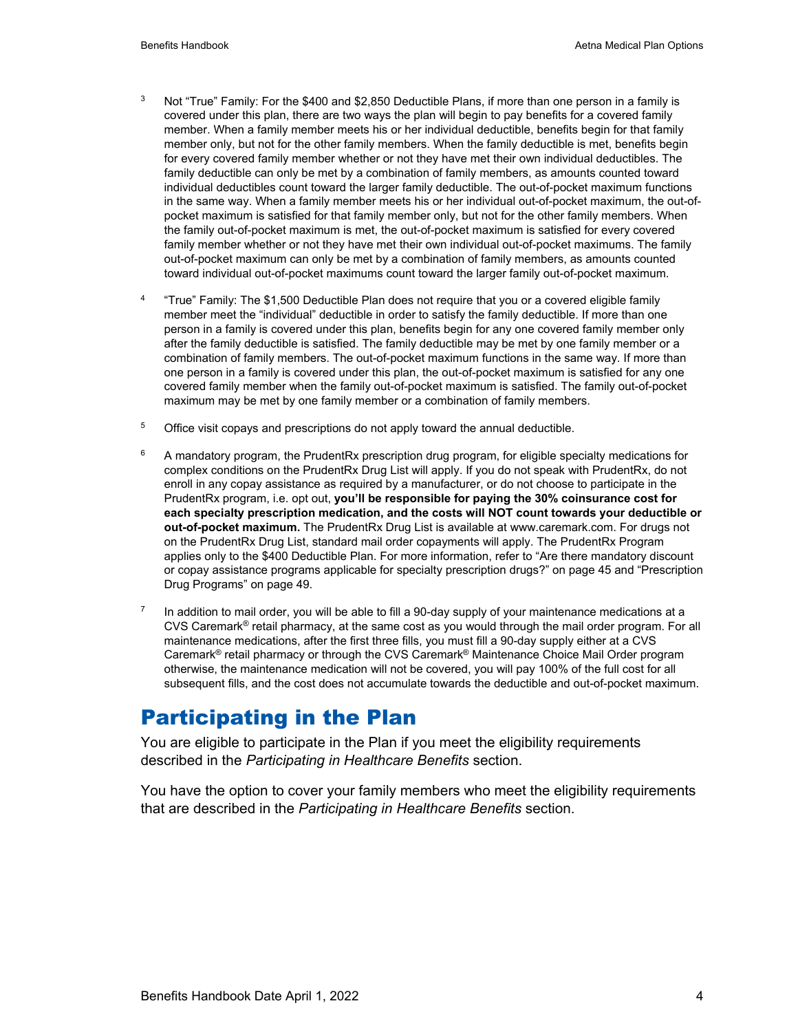[3] Not "True" Family: For the $400 and $2,850 Deductible Plans, if more than one person in a family is covered under this plan, there are two ways the plan will begin to pay benefits for a covered family member. When a family member meets his or her individual deductible, benefits begin for that family member only, but not for the other family members. When the family deductible is met, benefits begin for every covered family member whether or not they have met their own individual deductibles. The family deductible can only be met by a combination of family members, as amounts counted toward individual deductibles count toward the larger family deductible. The out-of-pocket maximum functions in the same way. When a family member meets his or her individual out-of-pocket maximum, the out-of-pocket maximum is satisfied for that family member only, but not for the other family members. When the family out-of-pocket maximum is met, the out-of-pocket maximum is satisfied for every covered family member whether or not they have met their own individual out-of-pocket maximums. The family out-of-pocket maximum can only be met by a combination of family members, as amounts counted toward individual out-of-pocket maximums count toward the larger family out-of-pocket maximum.

[4] "True" Family: The $1,500 Deductible Plan does not require that you or a covered eligible family member meet the "individual" deductible in order to satisfy the family deductible. If more than one person in a family is covered under this plan, benefits begin for any one covered family member only after the family deductible is satisfied. The family deductible may be met by one family member or a combination of family members. The out-of-pocket maximum functions in the same way. If more than one person in a family is covered under this plan, the out-of-pocket maximum is satisfied for any one covered family member when the family out-of-pocket maximum is satisfied. The family out-of-pocket maximum may be met by one family member or a combination of family members.

[5] Office visit copays and prescriptions do not apply toward the annual deductible.

[6] A mandatory program, the PrudentRx prescription drug program, for eligible specialty medications for complex conditions on the PrudentRx Drug List will apply. If you do not speak with PrudentRx, do not enroll in any copay assistance as required by a manufacturer, or do not choose to participate in the PrudentRx program, i.e. opt out, **you'll be responsible for paying the 30% coinsurance cost for each specialty prescription medication, and the costs will NOT count towards your deductible or out-of-pocket maximum.** The PrudentRx Drug List is available at www.caremark.com. For drugs not on the PrudentRx Drug List, standard mail order copayments will apply. The PrudentRx Program applies only to the $400 Deductible Plan. For more information, refer to "Are there mandatory discount or copay assistance programs applicable for specialty prescription drugs?" on page 45 and "Prescription Drug Programs" on page 49.

[7] In addition to mail order, you will be able to fill a 90-day supply of your maintenance medications at a CVS Caremark® retail pharmacy, at the same cost as you would through the mail order program. For all maintenance medications, after the first three fills, you must fill a 90-day supply either at a CVS Caremark® retail pharmacy or through the CVS Caremark® Maintenance Choice Mail Order program otherwise, the maintenance medication will not be covered, you will pay 100% of the full cost for all subsequent fills, and the cost does not accumulate towards the deductible and out-of-pocket maximum.

# Participating in the Plan

You are eligible to participate in the Plan if you meet the eligibility requirements described in the *Participating in Healthcare Benefits* section.

You have the option to cover your family members who meet the eligibility requirements that are described in the *Participating in Healthcare Benefits* section.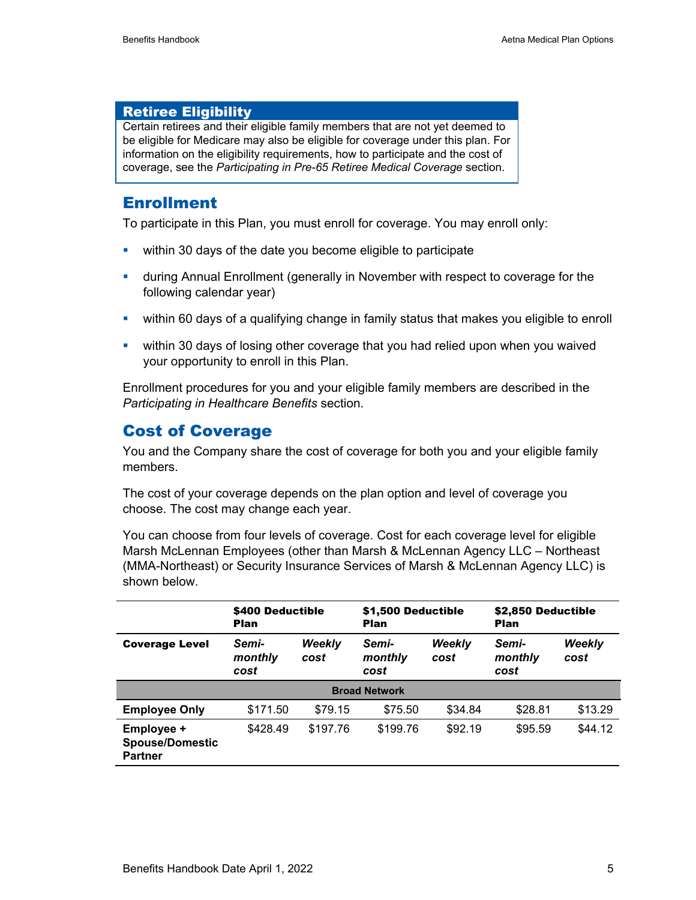## Retiree Eligibility

Certain retirees and their eligible family members that are not yet deemed to be eligible for Medicare may also be eligible for coverage under this plan. For information on the eligibility requirements, how to participate and the cost of coverage, see the *Participating in Pre-65 Retiree Medical Coverage* section.

## Enrollment

To participate in this Plan, you must enroll for coverage. You may enroll only:

- within 30 days of the date you become eligible to participate
- during Annual Enrollment (generally in November with respect to coverage for the following calendar year)
- within 60 days of a qualifying change in family status that makes you eligible to enroll
- within 30 days of losing other coverage that you had relied upon when you waived your opportunity to enroll in this Plan.

Enrollment procedures for you and your eligible family members are described in the *Participating in Healthcare Benefits* section.

## Cost of Coverage

You and the Company share the cost of coverage for both you and your eligible family members.

The cost of your coverage depends on the plan option and level of coverage you choose. The cost may change each year.

You can choose from four levels of coverage. Cost for each coverage level for eligible Marsh McLennan Employees (other than Marsh & McLennan Agency LLC – Northeast (MMA-Northeast) or Security Insurance Services of Marsh & McLennan Agency LLC) is shown below.

| | **$400 Deductible Plan** | | **$1,500 Deductible Plan** | | **$2,850 Deductible Plan** | |
|---|---|---|---|---|---|---|
| **Coverage Level** | ***Semi-monthly cost*** | ***Weekly cost*** | ***Semi-monthly cost*** | ***Weekly cost*** | ***Semi-monthly cost*** | ***Weekly cost*** |
| **Broad Network** | | | | | | |
| **Employee Only** | $171.50 | $79.15 | $75.50 | $34.84 | $28.81 | $13.29 |
| **Employee + Spouse/Domestic Partner** | $428.49 | $197.76 | $199.76 | $92.19 | $95.59 | $44.12 |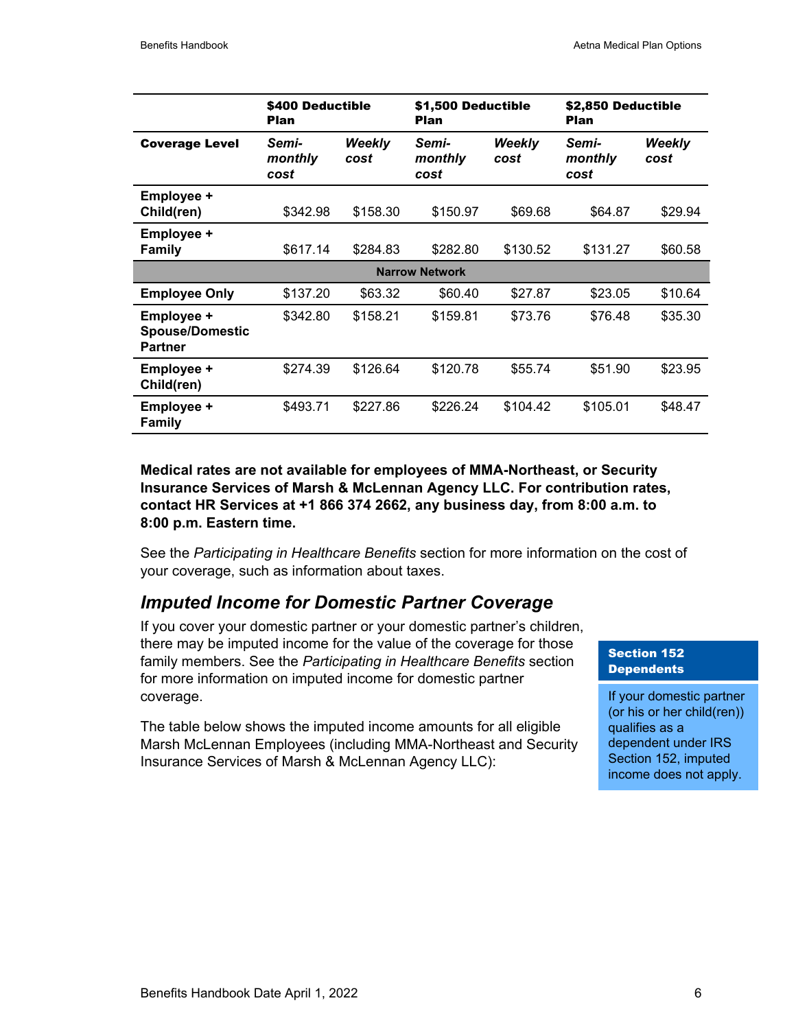| | $400 Deductible Plan | | $1,500 Deductible Plan | | $2,850 Deductible Plan | |
|---|---|---|---|---|---|---|
| **Coverage Level** | *Semi-monthly cost* | *Weekly cost* | *Semi-monthly cost* | *Weekly cost* | *Semi-monthly cost* | *Weekly cost* |
| **Employee + Child(ren)** | $342.98 | $158.30 | $150.97 | $69.68 | $64.87 | $29.94 |
| **Employee + Family** | $617.14 | $284.83 | $282.80 | $130.52 | $131.27 | $60.58 |
| **Narrow Network** | | | | | | |
| **Employee Only** | $137.20 | $63.32 | $60.40 | $27.87 | $23.05 | $10.64 |
| **Employee + Spouse/Domestic Partner** | $342.80 | $158.21 | $159.81 | $73.76 | $76.48 | $35.30 |
| **Employee + Child(ren)** | $274.39 | $126.64 | $120.78 | $55.74 | $51.90 | $23.95 |
| **Employee + Family** | $493.71 | $227.86 | $226.24 | $104.42 | $105.01 | $48.47 |

**Medical rates are not available for employees of MMA-Northeast, or Security Insurance Services of Marsh & McLennan Agency LLC. For contribution rates, contact HR Services at +1 866 374 2662, any business day, from 8:00 a.m. to 8:00 p.m. Eastern time.**

See the *Participating in Healthcare Benefits* section for more information on the cost of your coverage, such as information about taxes.

## *Imputed Income for Domestic Partner Coverage*

If you cover your domestic partner or your domestic partner's children, there may be imputed income for the value of the coverage for those family members. See the *Participating in Healthcare Benefits* section for more information on imputed income for domestic partner coverage.

The table below shows the imputed income amounts for all eligible Marsh McLennan Employees (including MMA-Northeast and Security Insurance Services of Marsh & McLennan Agency LLC):

**Section 152 Dependents**

If your domestic partner (or his or her child(ren)) qualifies as a dependent under IRS Section 152, imputed income does not apply.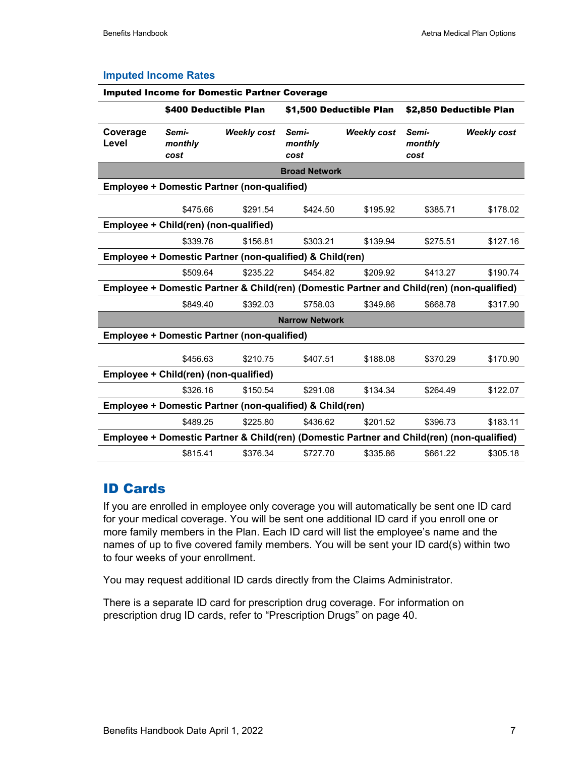### Imputed Income Rates

| Imputed Income for Domestic Partner Coverage | | | | | | |
|---|---|---|---|---|---|---|
| | **$400 Deductible Plan** | | **$1,500 Deductible Plan** | | **$2,850 Deductible Plan** | |
| **Coverage Level** | ***Semi-monthly cost*** | ***Weekly cost*** | ***Semi-monthly cost*** | ***Weekly cost*** | ***Semi-monthly cost*** | ***Weekly cost*** |
| **Broad Network** | | | | | | |
| **Employee + Domestic Partner (non-qualified)** | | | | | | |
| | $475.66 | $291.54 | $424.50 | $195.92 | $385.71 | $178.02 |
| **Employee + Child(ren) (non-qualified)** | | | | | | |
| | $339.76 | $156.81 | $303.21 | $139.94 | $275.51 | $127.16 |
| **Employee + Domestic Partner (non-qualified) & Child(ren)** | | | | | | |
| | $509.64 | $235.22 | $454.82 | $209.92 | $413.27 | $190.74 |
| **Employee + Domestic Partner & Child(ren) (Domestic Partner and Child(ren) (non-qualified)** | | | | | | |
| | $849.40 | $392.03 | $758.03 | $349.86 | $668.78 | $317.90 |
| **Narrow Network** | | | | | | |
| **Employee + Domestic Partner (non-qualified)** | | | | | | |
| | $456.63 | $210.75 | $407.51 | $188.08 | $370.29 | $170.90 |
| **Employee + Child(ren) (non-qualified)** | | | | | | |
| | $326.16 | $150.54 | $291.08 | $134.34 | $264.49 | $122.07 |
| **Employee + Domestic Partner (non-qualified) & Child(ren)** | | | | | | |
| | $489.25 | $225.80 | $436.62 | $201.52 | $396.73 | $183.11 |
| **Employee + Domestic Partner & Child(ren) (Domestic Partner and Child(ren) (non-qualified)** | | | | | | |
| | $815.41 | $376.34 | $727.70 | $335.86 | $661.22 | $305.18 |

## ID Cards

If you are enrolled in employee only coverage you will automatically be sent one ID card for your medical coverage. You will be sent one additional ID card if you enroll one or more family members in the Plan. Each ID card will list the employee's name and the names of up to five covered family members. You will be sent your ID card(s) within two to four weeks of your enrollment.

You may request additional ID cards directly from the Claims Administrator.

There is a separate ID card for prescription drug coverage. For information on prescription drug ID cards, refer to "Prescription Drugs" on page 40.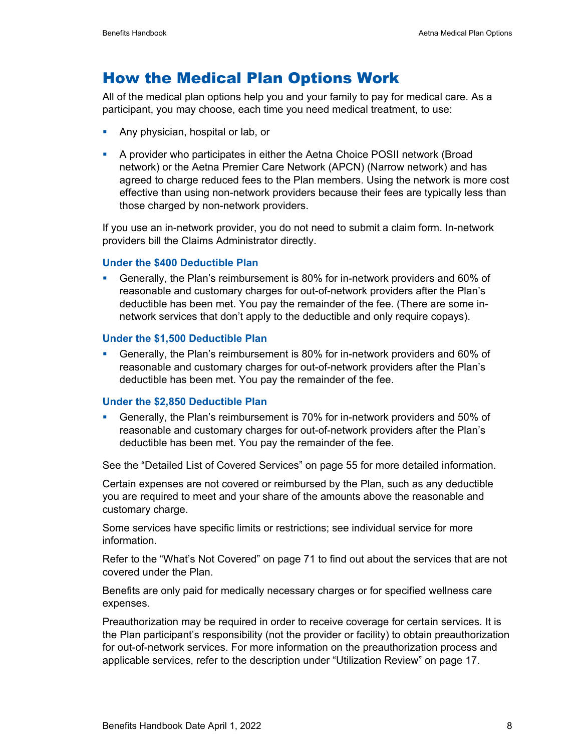# How the Medical Plan Options Work

All of the medical plan options help you and your family to pay for medical care. As a participant, you may choose, each time you need medical treatment, to use:

- Any physician, hospital or lab, or
- A provider who participates in either the Aetna Choice POSII network (Broad network) or the Aetna Premier Care Network (APCN) (Narrow network) and has agreed to charge reduced fees to the Plan members. Using the network is more cost effective than using non-network providers because their fees are typically less than those charged by non-network providers.

If you use an in-network provider, you do not need to submit a claim form. In-network providers bill the Claims Administrator directly.

### Under the $400 Deductible Plan

- Generally, the Plan's reimbursement is 80% for in-network providers and 60% of reasonable and customary charges for out-of-network providers after the Plan's deductible has been met. You pay the remainder of the fee. (There are some in-network services that don't apply to the deductible and only require copays).

### Under the $1,500 Deductible Plan

- Generally, the Plan's reimbursement is 80% for in-network providers and 60% of reasonable and customary charges for out-of-network providers after the Plan's deductible has been met. You pay the remainder of the fee.

### Under the $2,850 Deductible Plan

- Generally, the Plan's reimbursement is 70% for in-network providers and 50% of reasonable and customary charges for out-of-network providers after the Plan's deductible has been met. You pay the remainder of the fee.

See the "Detailed List of Covered Services" on page 55 for more detailed information.

Certain expenses are not covered or reimbursed by the Plan, such as any deductible you are required to meet and your share of the amounts above the reasonable and customary charge.

Some services have specific limits or restrictions; see individual service for more information.

Refer to the "What's Not Covered" on page 71 to find out about the services that are not covered under the Plan.

Benefits are only paid for medically necessary charges or for specified wellness care expenses.

Preauthorization may be required in order to receive coverage for certain services. It is the Plan participant's responsibility (not the provider or facility) to obtain preauthorization for out-of-network services. For more information on the preauthorization process and applicable services, refer to the description under "Utilization Review" on page 17.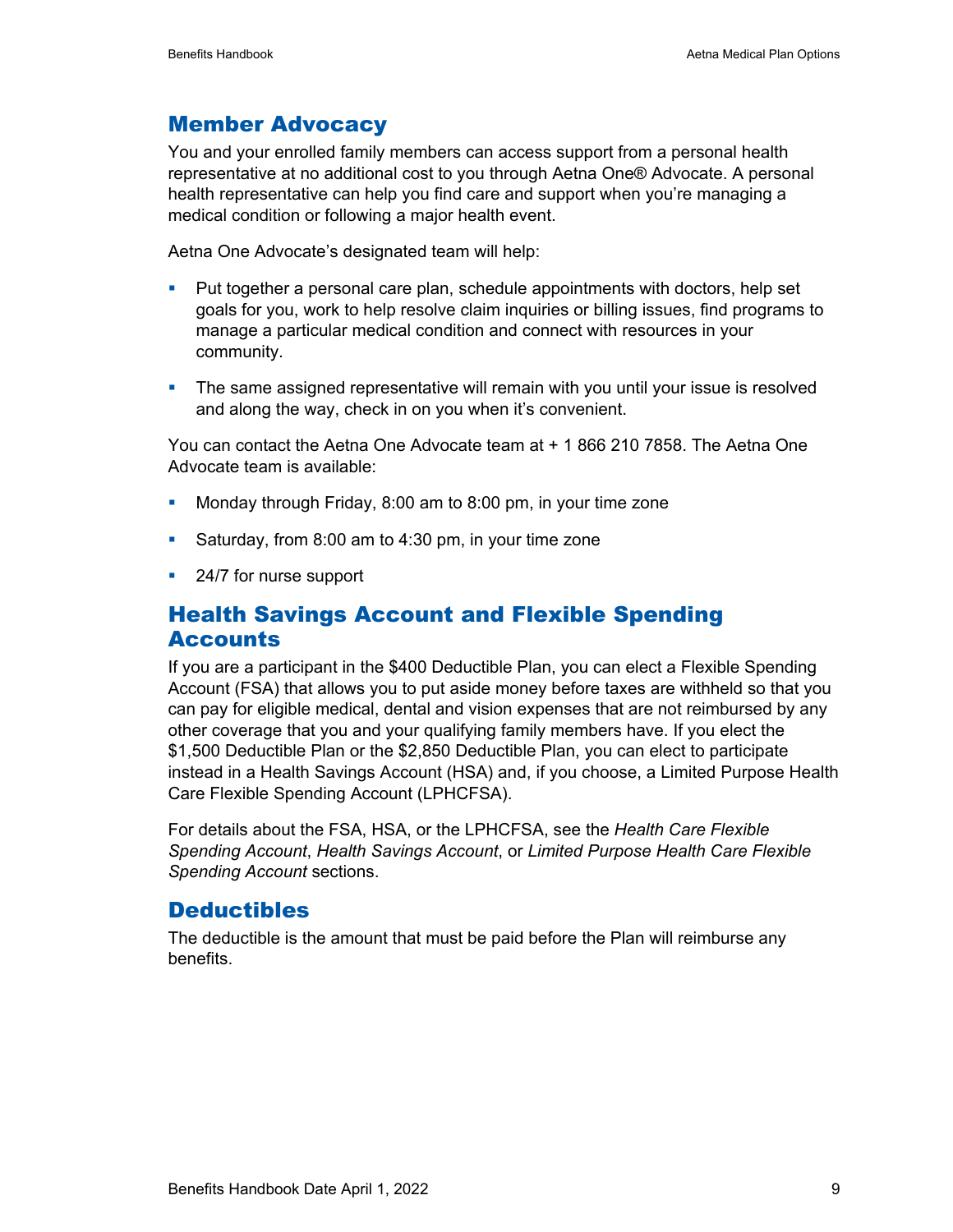## Member Advocacy

You and your enrolled family members can access support from a personal health representative at no additional cost to you through Aetna One® Advocate. A personal health representative can help you find care and support when you're managing a medical condition or following a major health event.

Aetna One Advocate's designated team will help:

- Put together a personal care plan, schedule appointments with doctors, help set goals for you, work to help resolve claim inquiries or billing issues, find programs to manage a particular medical condition and connect with resources in your community.
- The same assigned representative will remain with you until your issue is resolved and along the way, check in on you when it's convenient.

You can contact the Aetna One Advocate team at + 1 866 210 7858. The Aetna One Advocate team is available:

- Monday through Friday, 8:00 am to 8:00 pm, in your time zone
- Saturday, from 8:00 am to 4:30 pm, in your time zone
- 24/7 for nurse support

## Health Savings Account and Flexible Spending Accounts

If you are a participant in the $400 Deductible Plan, you can elect a Flexible Spending Account (FSA) that allows you to put aside money before taxes are withheld so that you can pay for eligible medical, dental and vision expenses that are not reimbursed by any other coverage that you and your qualifying family members have. If you elect the $1,500 Deductible Plan or the $2,850 Deductible Plan, you can elect to participate instead in a Health Savings Account (HSA) and, if you choose, a Limited Purpose Health Care Flexible Spending Account (LPHCFSA).

For details about the FSA, HSA, or the LPHCFSA, see the *Health Care Flexible Spending Account*, *Health Savings Account*, or *Limited Purpose Health Care Flexible Spending Account* sections.

## Deductibles

The deductible is the amount that must be paid before the Plan will reimburse any benefits.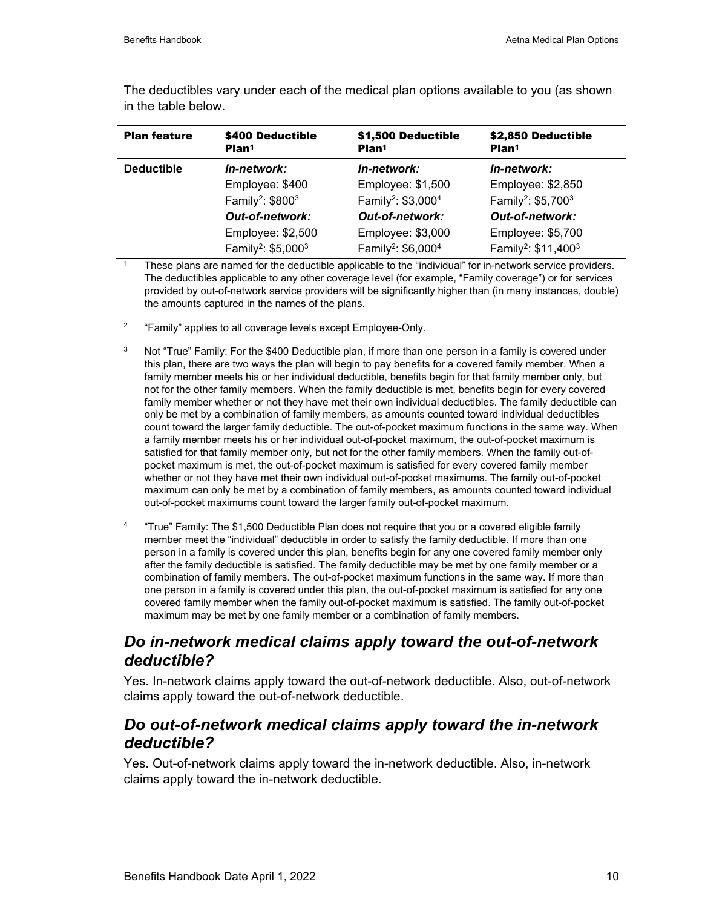The deductibles vary under each of the medical plan options available to you (as shown in the table below.

| Plan feature | $400 Deductible Plan[1] | $1,500 Deductible Plan[1] | $2,850 Deductible Plan[1] |
|---|---|---|---|
| **Deductible** | ***In-network:***<br>Employee: $400<br>Family[2]: $800[3]<br>***Out-of-network:***<br>Employee: $2,500<br>Family[2]: $5,000[3] | ***In-network:***<br>Employee: $1,500<br>Family[2]: $3,000[4]<br>***Out-of-network:***<br>Employee: $3,000<br>Family[2]: $6,000[4] | ***In-network:***<br>Employee: $2,850<br>Family[2]: $5,700[3]<br>***Out-of-network:***<br>Employee: $5,700<br>Family[2]: $11,400[3] |

[1] These plans are named for the deductible applicable to the "individual" for in-network service providers. The deductibles applicable to any other coverage level (for example, "Family coverage") or for services provided by out-of-network service providers will be significantly higher than (in many instances, double) the amounts captured in the names of the plans.

[2] "Family" applies to all coverage levels except Employee-Only.

[3] Not "True" Family: For the $400 Deductible plan, if more than one person in a family is covered under this plan, there are two ways the plan will begin to pay benefits for a covered family member. When a family member meets his or her individual deductible, benefits begin for that family member only, but not for the other family members. When the family deductible is met, benefits begin for every covered family member whether or not they have met their own individual deductibles. The family deductible can only be met by a combination of family members, as amounts counted toward individual deductibles count toward the larger family deductible. The out-of-pocket maximum functions in the same way. When a family member meets his or her individual out-of-pocket maximum, the out-of-pocket maximum is satisfied for that family member only, but not for the other family members. When the family out-of-pocket maximum is met, the out-of-pocket maximum is satisfied for every covered family member whether or not they have met their own individual out-of-pocket maximums. The family out-of-pocket maximum can only be met by a combination of family members, as amounts counted toward individual out-of-pocket maximums count toward the larger family out-of-pocket maximum.

[4] "True" Family: The $1,500 Deductible Plan does not require that you or a covered eligible family member meet the "individual" deductible in order to satisfy the family deductible. If more than one person in a family is covered under this plan, benefits begin for any one covered family member only after the family deductible is satisfied. The family deductible may be met by one family member or a combination of family members. The out-of-pocket maximum functions in the same way. If more than one person in a family is covered under this plan, the out-of-pocket maximum is satisfied for any one covered family member when the family out-of-pocket maximum is satisfied. The family out-of-pocket maximum may be met by one family member or a combination of family members.

## *Do in-network medical claims apply toward the out-of-network deductible?*

Yes. In-network claims apply toward the out-of-network deductible. Also, out-of-network claims apply toward the out-of-network deductible.

## *Do out-of-network medical claims apply toward the in-network deductible?*

Yes. Out-of-network claims apply toward the in-network deductible. Also, in-network claims apply toward the in-network deductible.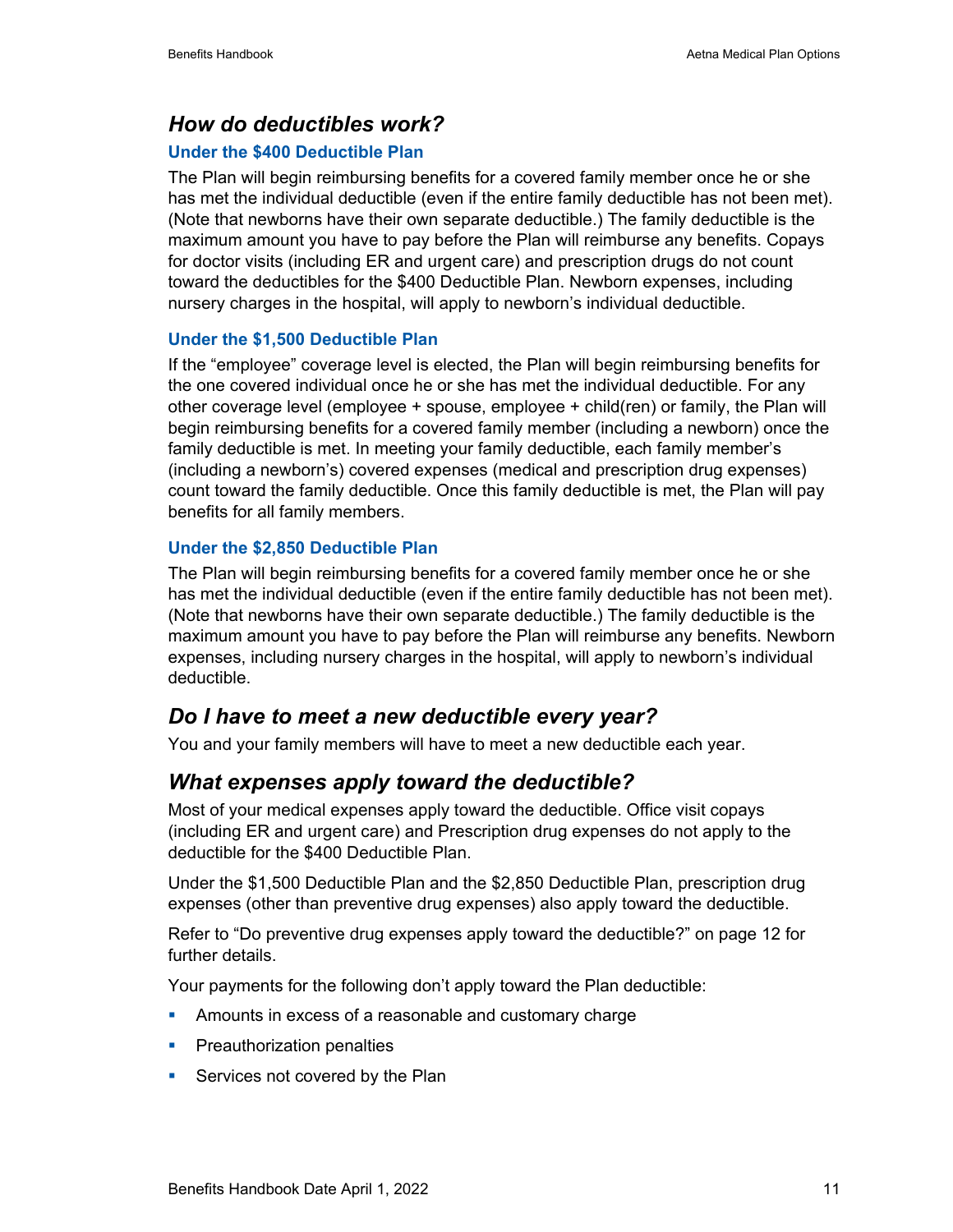## *How do deductibles work?*

### Under the $400 Deductible Plan

The Plan will begin reimbursing benefits for a covered family member once he or she has met the individual deductible (even if the entire family deductible has not been met). (Note that newborns have their own separate deductible.) The family deductible is the maximum amount you have to pay before the Plan will reimburse any benefits. Copays for doctor visits (including ER and urgent care) and prescription drugs do not count toward the deductibles for the $400 Deductible Plan. Newborn expenses, including nursery charges in the hospital, will apply to newborn's individual deductible.

### Under the $1,500 Deductible Plan

If the "employee" coverage level is elected, the Plan will begin reimbursing benefits for the one covered individual once he or she has met the individual deductible. For any other coverage level (employee + spouse, employee + child(ren) or family, the Plan will begin reimbursing benefits for a covered family member (including a newborn) once the family deductible is met. In meeting your family deductible, each family member's (including a newborn's) covered expenses (medical and prescription drug expenses) count toward the family deductible. Once this family deductible is met, the Plan will pay benefits for all family members.

### Under the $2,850 Deductible Plan

The Plan will begin reimbursing benefits for a covered family member once he or she has met the individual deductible (even if the entire family deductible has not been met). (Note that newborns have their own separate deductible.) The family deductible is the maximum amount you have to pay before the Plan will reimburse any benefits. Newborn expenses, including nursery charges in the hospital, will apply to newborn's individual deductible.

## *Do I have to meet a new deductible every year?*

You and your family members will have to meet a new deductible each year.

## *What expenses apply toward the deductible?*

Most of your medical expenses apply toward the deductible. Office visit copays (including ER and urgent care) and Prescription drug expenses do not apply to the deductible for the $400 Deductible Plan.

Under the $1,500 Deductible Plan and the $2,850 Deductible Plan, prescription drug expenses (other than preventive drug expenses) also apply toward the deductible.

Refer to "Do preventive drug expenses apply toward the deductible?" on page 12 for further details.

Your payments for the following don't apply toward the Plan deductible:

- Amounts in excess of a reasonable and customary charge
- Preauthorization penalties
- Services not covered by the Plan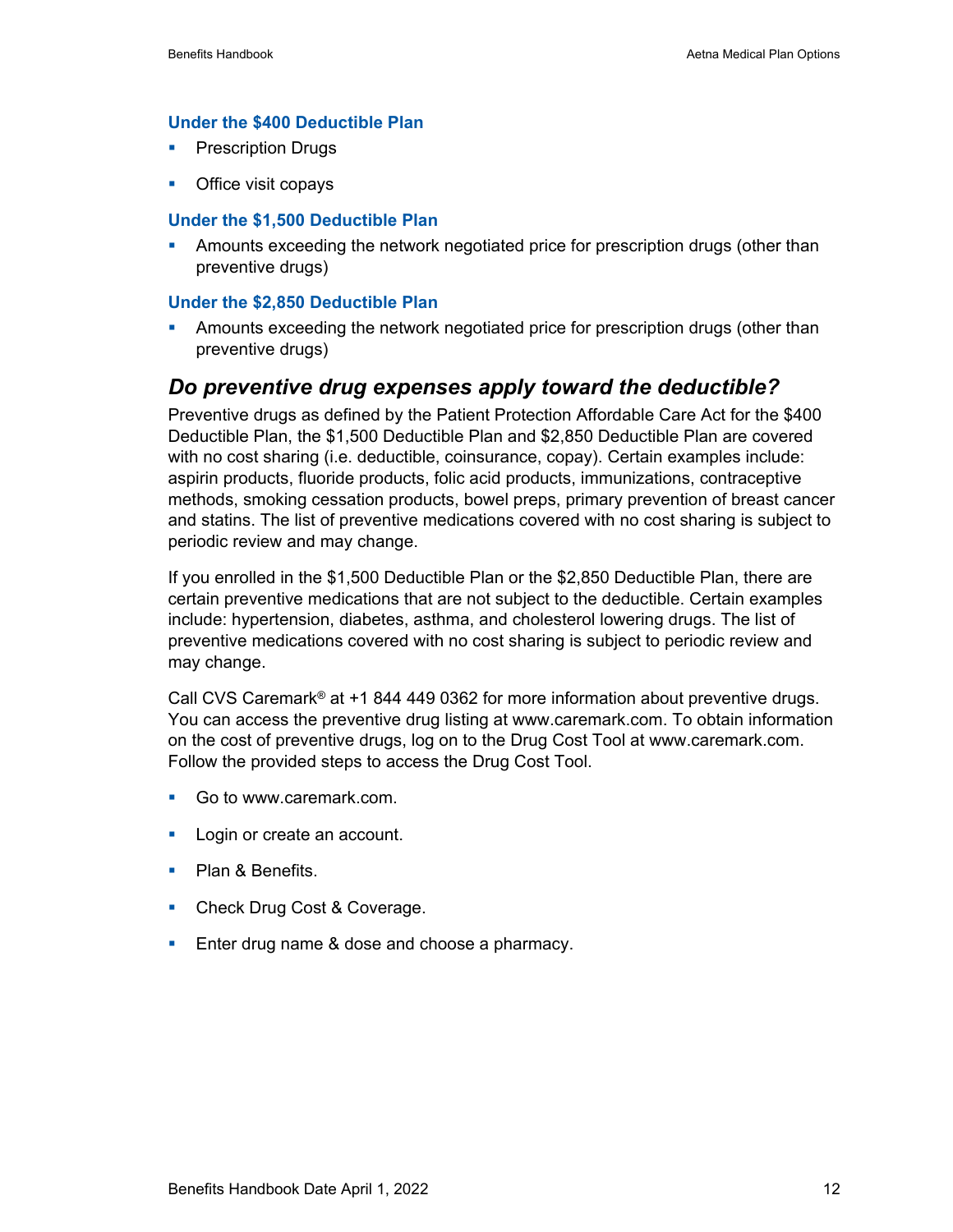### Under the $400 Deductible Plan

- Prescription Drugs
- Office visit copays

### Under the $1,500 Deductible Plan

- Amounts exceeding the network negotiated price for prescription drugs (other than preventive drugs)

### Under the $2,850 Deductible Plan

- Amounts exceeding the network negotiated price for prescription drugs (other than preventive drugs)

## *Do preventive drug expenses apply toward the deductible?*

Preventive drugs as defined by the Patient Protection Affordable Care Act for the $400 Deductible Plan, the $1,500 Deductible Plan and $2,850 Deductible Plan are covered with no cost sharing (i.e. deductible, coinsurance, copay). Certain examples include: aspirin products, fluoride products, folic acid products, immunizations, contraceptive methods, smoking cessation products, bowel preps, primary prevention of breast cancer and statins. The list of preventive medications covered with no cost sharing is subject to periodic review and may change.

If you enrolled in the $1,500 Deductible Plan or the $2,850 Deductible Plan, there are certain preventive medications that are not subject to the deductible. Certain examples include: hypertension, diabetes, asthma, and cholesterol lowering drugs. The list of preventive medications covered with no cost sharing is subject to periodic review and may change.

Call CVS Caremark® at +1 844 449 0362 for more information about preventive drugs. You can access the preventive drug listing at www.caremark.com. To obtain information on the cost of preventive drugs, log on to the Drug Cost Tool at www.caremark.com. Follow the provided steps to access the Drug Cost Tool.

- Go to www.caremark.com.
- Login or create an account.
- Plan & Benefits.
- Check Drug Cost & Coverage.
- Enter drug name & dose and choose a pharmacy.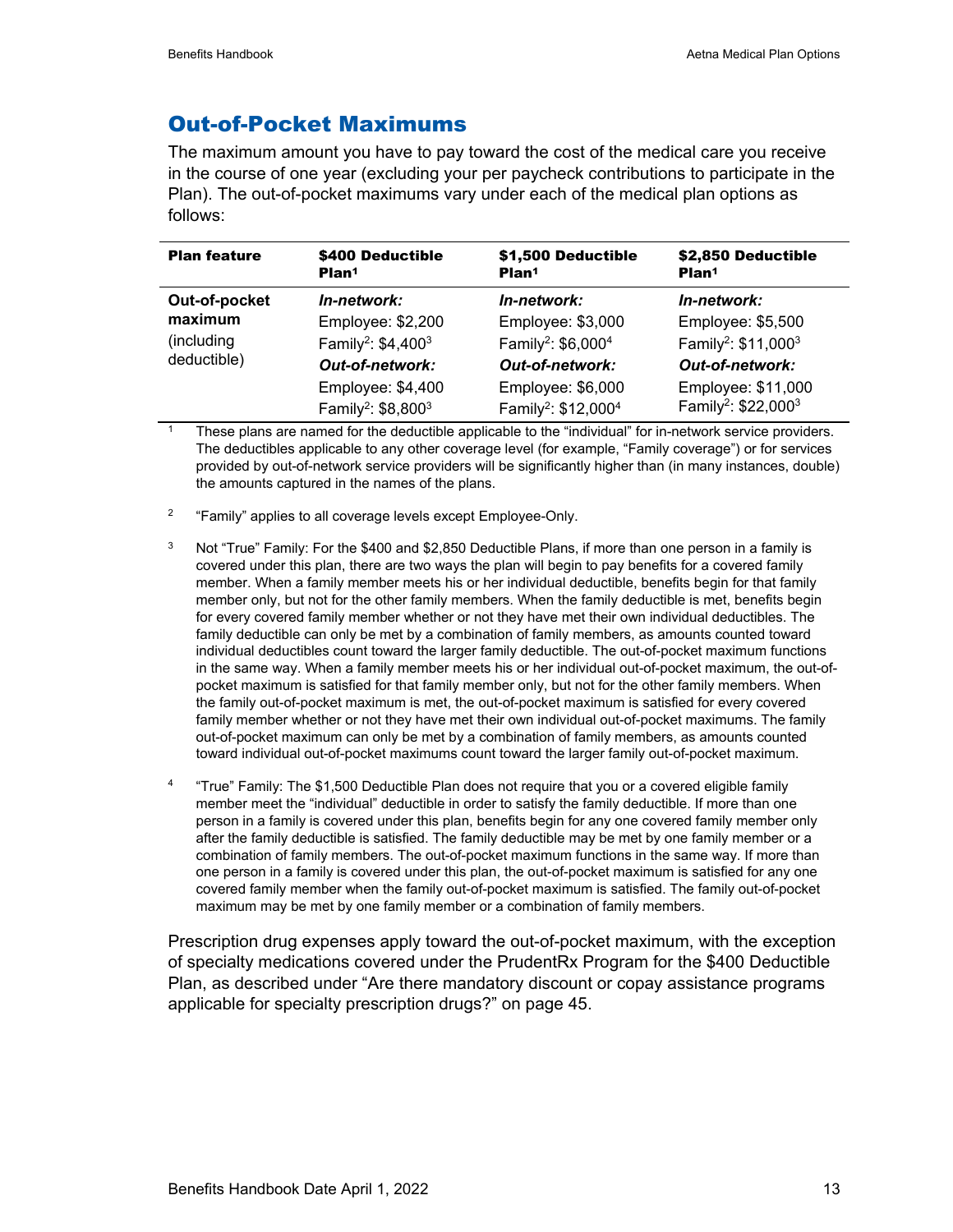## Out-of-Pocket Maximums

The maximum amount you have to pay toward the cost of the medical care you receive in the course of one year (excluding your per paycheck contributions to participate in the Plan). The out-of-pocket maximums vary under each of the medical plan options as follows:

| Plan feature | $400 Deductible Plan[1] | $1,500 Deductible Plan[1] | $2,850 Deductible Plan[1] |
|---|---|---|---|
| **Out-of-pocket maximum** (including deductible) | ***In-network:*** Employee: $2,200 Family[2]: $4,400[3] ***Out-of-network:*** Employee: $4,400 Family[2]: $8,800[3] | ***In-network:*** Employee: $3,000 Family[2]: $6,000[4] ***Out-of-network:*** Employee: $6,000 Family[2]: $12,000[4] | ***In-network:*** Employee: $5,500 Family[2]: $11,000[3] ***Out-of-network:*** Employee: $11,000 Family[2]: $22,000[3] |

[1] These plans are named for the deductible applicable to the "individual" for in-network service providers. The deductibles applicable to any other coverage level (for example, "Family coverage") or for services provided by out-of-network service providers will be significantly higher than (in many instances, double) the amounts captured in the names of the plans.

[2] "Family" applies to all coverage levels except Employee-Only.

[3] Not "True" Family: For the $400 and $2,850 Deductible Plans, if more than one person in a family is covered under this plan, there are two ways the plan will begin to pay benefits for a covered family member. When a family member meets his or her individual deductible, benefits begin for that family member only, but not for the other family members. When the family deductible is met, benefits begin for every covered family member whether or not they have met their own individual deductibles. The family deductible can only be met by a combination of family members, as amounts counted toward individual deductibles count toward the larger family deductible. The out-of-pocket maximum functions in the same way. When a family member meets his or her individual out-of-pocket maximum, the out-of-pocket maximum is satisfied for that family member only, but not for the other family members. When the family out-of-pocket maximum is met, the out-of-pocket maximum is satisfied for every covered family member whether or not they have met their own individual out-of-pocket maximums. The family out-of-pocket maximum can only be met by a combination of family members, as amounts counted toward individual out-of-pocket maximums count toward the larger family out-of-pocket maximum.

[4] "True" Family: The $1,500 Deductible Plan does not require that you or a covered eligible family member meet the "individual" deductible in order to satisfy the family deductible. If more than one person in a family is covered under this plan, benefits begin for any one covered family member only after the family deductible is satisfied. The family deductible may be met by one family member or a combination of family members. The out-of-pocket maximum functions in the same way. If more than one person in a family is covered under this plan, the out-of-pocket maximum is satisfied for any one covered family member when the family out-of-pocket maximum is satisfied. The family out-of-pocket maximum may be met by one family member or a combination of family members.

Prescription drug expenses apply toward the out-of-pocket maximum, with the exception of specialty medications covered under the PrudentRx Program for the $400 Deductible Plan, as described under "Are there mandatory discount or copay assistance programs applicable for specialty prescription drugs?" on page 45.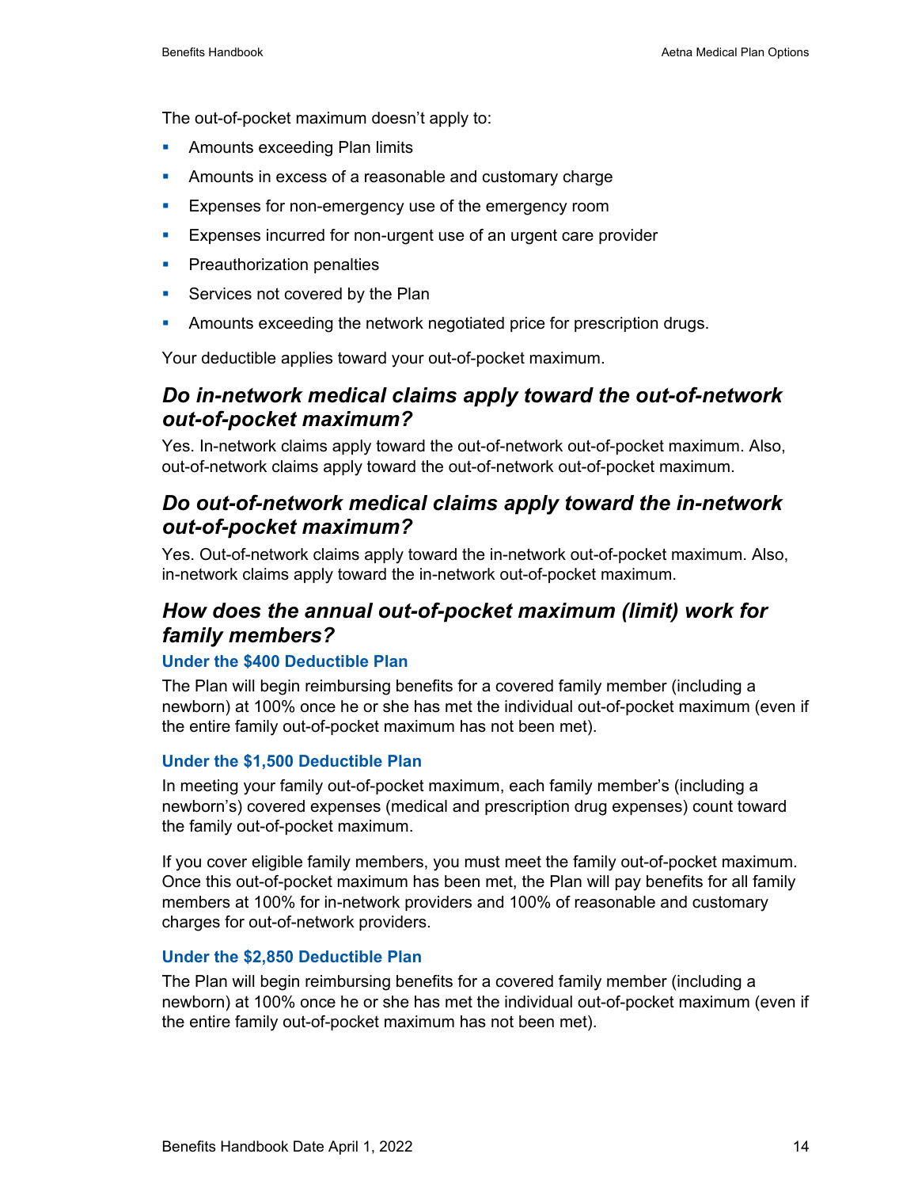The out-of-pocket maximum doesn't apply to:

- Amounts exceeding Plan limits
- Amounts in excess of a reasonable and customary charge
- Expenses for non-emergency use of the emergency room
- Expenses incurred for non-urgent use of an urgent care provider
- Preauthorization penalties
- Services not covered by the Plan
- Amounts exceeding the network negotiated price for prescription drugs.

Your deductible applies toward your out-of-pocket maximum.

## *Do in-network medical claims apply toward the out-of-network out-of-pocket maximum?*

Yes. In-network claims apply toward the out-of-network out-of-pocket maximum. Also, out-of-network claims apply toward the out-of-network out-of-pocket maximum.

## *Do out-of-network medical claims apply toward the in-network out-of-pocket maximum?*

Yes. Out-of-network claims apply toward the in-network out-of-pocket maximum. Also, in-network claims apply toward the in-network out-of-pocket maximum.

## *How does the annual out-of-pocket maximum (limit) work for family members?*

### Under the $400 Deductible Plan

The Plan will begin reimbursing benefits for a covered family member (including a newborn) at 100% once he or she has met the individual out-of-pocket maximum (even if the entire family out-of-pocket maximum has not been met).

### Under the $1,500 Deductible Plan

In meeting your family out-of-pocket maximum, each family member's (including a newborn's) covered expenses (medical and prescription drug expenses) count toward the family out-of-pocket maximum.

If you cover eligible family members, you must meet the family out-of-pocket maximum. Once this out-of-pocket maximum has been met, the Plan will pay benefits for all family members at 100% for in-network providers and 100% of reasonable and customary charges for out-of-network providers.

### Under the $2,850 Deductible Plan

The Plan will begin reimbursing benefits for a covered family member (including a newborn) at 100% once he or she has met the individual out-of-pocket maximum (even if the entire family out-of-pocket maximum has not been met).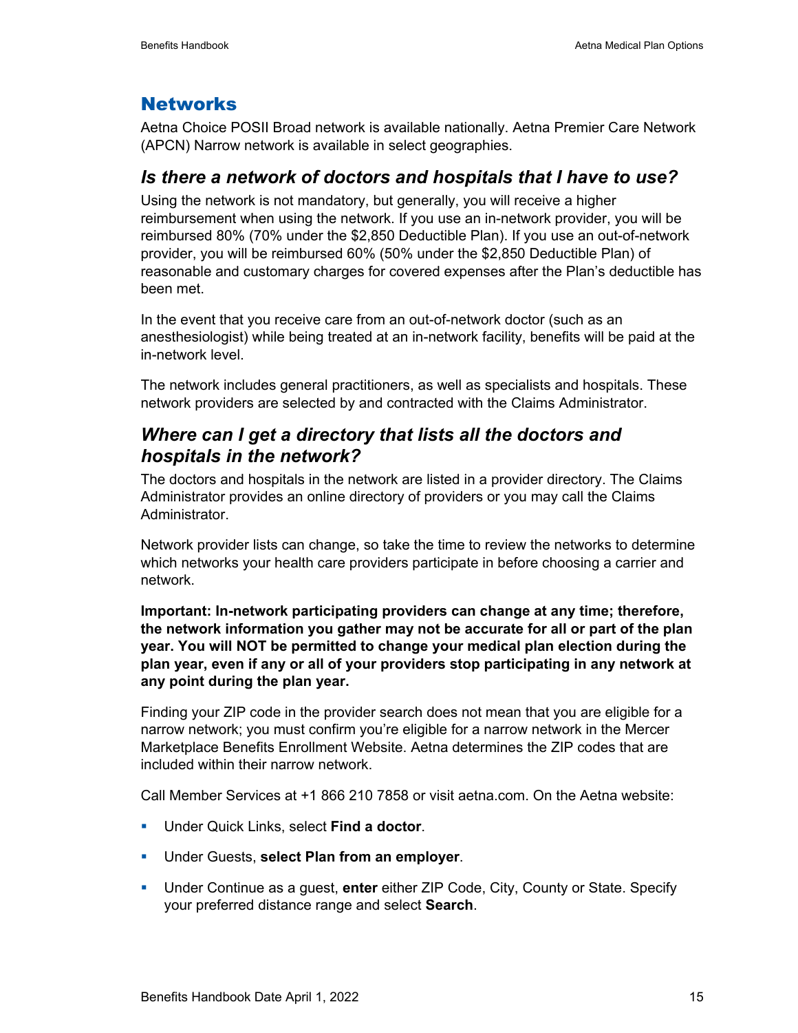## Networks

Aetna Choice POSII Broad network is available nationally. Aetna Premier Care Network (APCN) Narrow network is available in select geographies.

### *Is there a network of doctors and hospitals that I have to use?*

Using the network is not mandatory, but generally, you will receive a higher reimbursement when using the network. If you use an in-network provider, you will be reimbursed 80% (70% under the $2,850 Deductible Plan). If you use an out-of-network provider, you will be reimbursed 60% (50% under the $2,850 Deductible Plan) of reasonable and customary charges for covered expenses after the Plan's deductible has been met.

In the event that you receive care from an out-of-network doctor (such as an anesthesiologist) while being treated at an in-network facility, benefits will be paid at the in-network level.

The network includes general practitioners, as well as specialists and hospitals. These network providers are selected by and contracted with the Claims Administrator.

### *Where can I get a directory that lists all the doctors and hospitals in the network?*

The doctors and hospitals in the network are listed in a provider directory. The Claims Administrator provides an online directory of providers or you may call the Claims Administrator.

Network provider lists can change, so take the time to review the networks to determine which networks your health care providers participate in before choosing a carrier and network.

**Important: In-network participating providers can change at any time; therefore, the network information you gather may not be accurate for all or part of the plan year. You will NOT be permitted to change your medical plan election during the plan year, even if any or all of your providers stop participating in any network at any point during the plan year.**

Finding your ZIP code in the provider search does not mean that you are eligible for a narrow network; you must confirm you're eligible for a narrow network in the Mercer Marketplace Benefits Enrollment Website. Aetna determines the ZIP codes that are included within their narrow network.

Call Member Services at +1 866 210 7858 or visit aetna.com. On the Aetna website:

- Under Quick Links, select **Find a doctor**.
- Under Guests, **select Plan from an employer**.
- Under Continue as a guest, **enter** either ZIP Code, City, County or State. Specify your preferred distance range and select **Search**.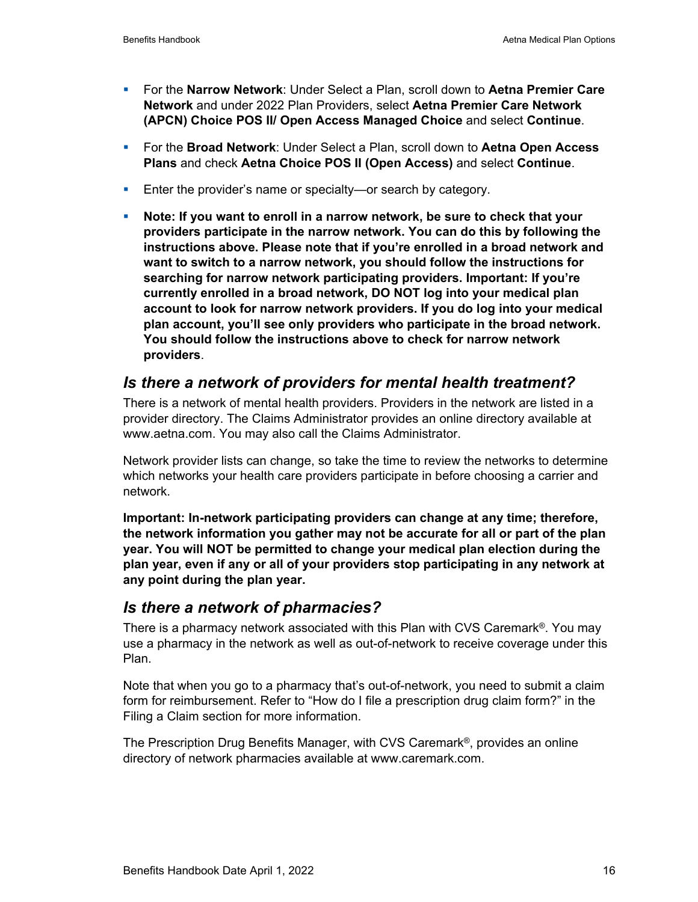- For the **Narrow Network**: Under Select a Plan, scroll down to **Aetna Premier Care Network** and under 2022 Plan Providers, select **Aetna Premier Care Network (APCN) Choice POS II/ Open Access Managed Choice** and select **Continue**.
- For the **Broad Network**: Under Select a Plan, scroll down to **Aetna Open Access Plans** and check **Aetna Choice POS II (Open Access)** and select **Continue**.
- Enter the provider's name or specialty—or search by category.
- **Note: If you want to enroll in a narrow network, be sure to check that your providers participate in the narrow network. You can do this by following the instructions above. Please note that if you're enrolled in a broad network and want to switch to a narrow network, you should follow the instructions for searching for narrow network participating providers. Important: If you're currently enrolled in a broad network, DO NOT log into your medical plan account to look for narrow network providers. If you do log into your medical plan account, you'll see only providers who participate in the broad network. You should follow the instructions above to check for narrow network providers**.

## *Is there a network of providers for mental health treatment?*

There is a network of mental health providers. Providers in the network are listed in a provider directory. The Claims Administrator provides an online directory available at www.aetna.com. You may also call the Claims Administrator.

Network provider lists can change, so take the time to review the networks to determine which networks your health care providers participate in before choosing a carrier and network.

**Important: In-network participating providers can change at any time; therefore, the network information you gather may not be accurate for all or part of the plan year. You will NOT be permitted to change your medical plan election during the plan year, even if any or all of your providers stop participating in any network at any point during the plan year.**

## *Is there a network of pharmacies?*

There is a pharmacy network associated with this Plan with CVS Caremark®. You may use a pharmacy in the network as well as out-of-network to receive coverage under this Plan.

Note that when you go to a pharmacy that's out-of-network, you need to submit a claim form for reimbursement. Refer to "How do I file a prescription drug claim form?" in the Filing a Claim section for more information.

The Prescription Drug Benefits Manager, with CVS Caremark®, provides an online directory of network pharmacies available at www.caremark.com.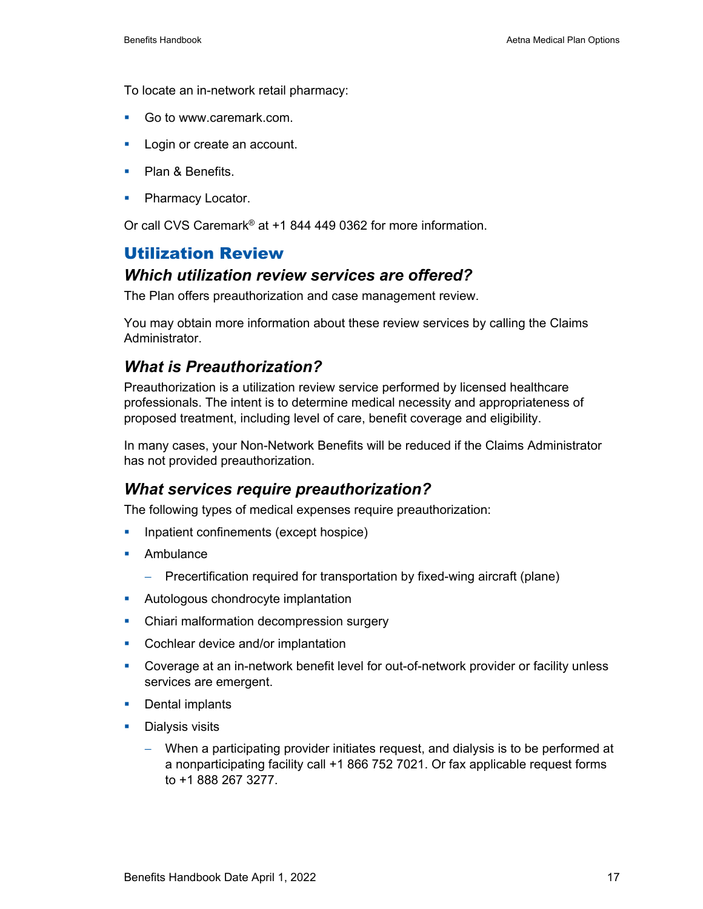To locate an in-network retail pharmacy:

- Go to www.caremark.com.
- Login or create an account.
- Plan & Benefits.
- Pharmacy Locator.

Or call CVS Caremark® at +1 844 449 0362 for more information.

## Utilization Review

### *Which utilization review services are offered?*

The Plan offers preauthorization and case management review.

You may obtain more information about these review services by calling the Claims Administrator.

### *What is Preauthorization?*

Preauthorization is a utilization review service performed by licensed healthcare professionals. The intent is to determine medical necessity and appropriateness of proposed treatment, including level of care, benefit coverage and eligibility.

In many cases, your Non-Network Benefits will be reduced if the Claims Administrator has not provided preauthorization.

### *What services require preauthorization?*

The following types of medical expenses require preauthorization:

- Inpatient confinements (except hospice)
- Ambulance
  - Precertification required for transportation by fixed-wing aircraft (plane)
- Autologous chondrocyte implantation
- Chiari malformation decompression surgery
- Cochlear device and/or implantation
- Coverage at an in-network benefit level for out-of-network provider or facility unless services are emergent.
- Dental implants
- Dialysis visits
  - When a participating provider initiates request, and dialysis is to be performed at a nonparticipating facility call +1 866 752 7021. Or fax applicable request forms to +1 888 267 3277.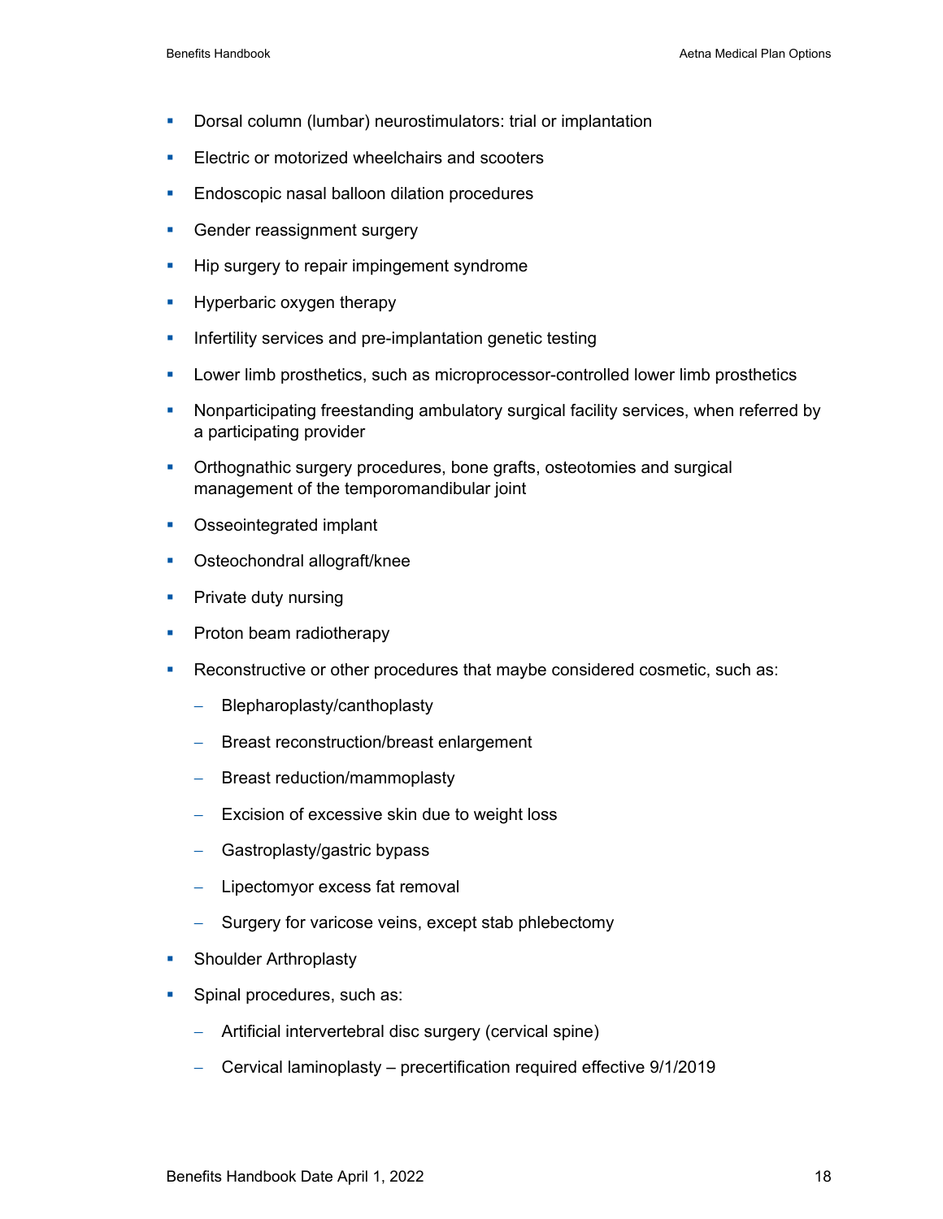- Dorsal column (lumbar) neurostimulators: trial or implantation
- Electric or motorized wheelchairs and scooters
- Endoscopic nasal balloon dilation procedures
- Gender reassignment surgery
- Hip surgery to repair impingement syndrome
- Hyperbaric oxygen therapy
- Infertility services and pre-implantation genetic testing
- Lower limb prosthetics, such as microprocessor-controlled lower limb prosthetics
- Nonparticipating freestanding ambulatory surgical facility services, when referred by a participating provider
- Orthognathic surgery procedures, bone grafts, osteotomies and surgical management of the temporomandibular joint
- Osseointegrated implant
- Osteochondral allograft/knee
- Private duty nursing
- Proton beam radiotherapy
- Reconstructive or other procedures that maybe considered cosmetic, such as:
  - Blepharoplasty/canthoplasty
  - Breast reconstruction/breast enlargement
  - Breast reduction/mammoplasty
  - Excision of excessive skin due to weight loss
  - Gastroplasty/gastric bypass
  - Lipectomyor excess fat removal
  - Surgery for varicose veins, except stab phlebectomy
- Shoulder Arthroplasty
- Spinal procedures, such as:
  - Artificial intervertebral disc surgery (cervical spine)
  - Cervical laminoplasty – precertification required effective 9/1/2019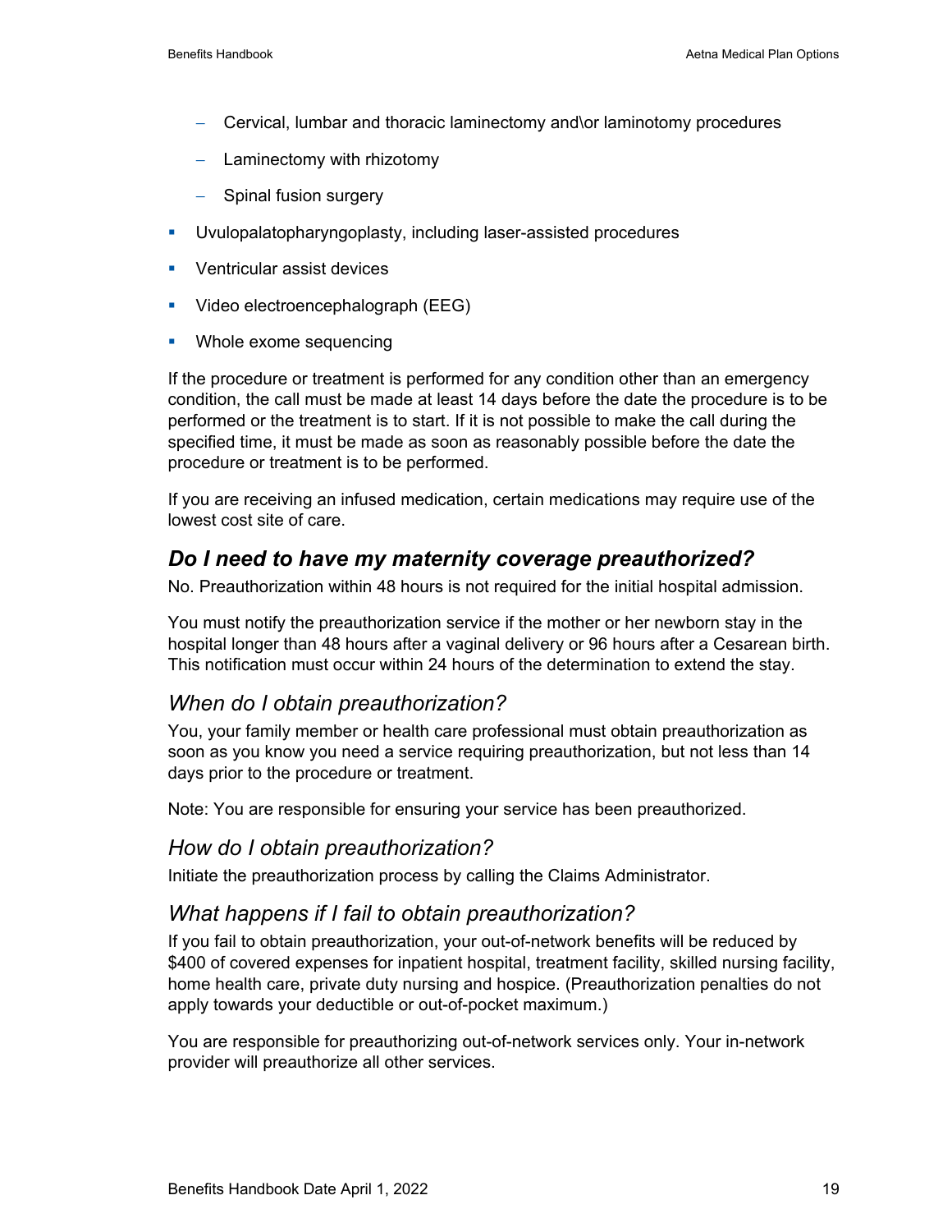- Cervical, lumbar and thoracic laminectomy and\or laminotomy procedures
  - Laminectomy with rhizotomy
  - Spinal fusion surgery
- Uvulopalatopharyngoplasty, including laser-assisted procedures
- Ventricular assist devices
- Video electroencephalograph (EEG)
- Whole exome sequencing

If the procedure or treatment is performed for any condition other than an emergency condition, the call must be made at least 14 days before the date the procedure is to be performed or the treatment is to start. If it is not possible to make the call during the specified time, it must be made as soon as reasonably possible before the date the procedure or treatment is to be performed.

If you are receiving an infused medication, certain medications may require use of the lowest cost site of care.

## *Do I need to have my maternity coverage preauthorized?*

No. Preauthorization within 48 hours is not required for the initial hospital admission.

You must notify the preauthorization service if the mother or her newborn stay in the hospital longer than 48 hours after a vaginal delivery or 96 hours after a Cesarean birth. This notification must occur within 24 hours of the determination to extend the stay.

### *When do I obtain preauthorization?*

You, your family member or health care professional must obtain preauthorization as soon as you know you need a service requiring preauthorization, but not less than 14 days prior to the procedure or treatment.

Note: You are responsible for ensuring your service has been preauthorized.

### *How do I obtain preauthorization?*

Initiate the preauthorization process by calling the Claims Administrator.

### *What happens if I fail to obtain preauthorization?*

If you fail to obtain preauthorization, your out-of-network benefits will be reduced by $400 of covered expenses for inpatient hospital, treatment facility, skilled nursing facility, home health care, private duty nursing and hospice. (Preauthorization penalties do not apply towards your deductible or out-of-pocket maximum.)

You are responsible for preauthorizing out-of-network services only. Your in-network provider will preauthorize all other services.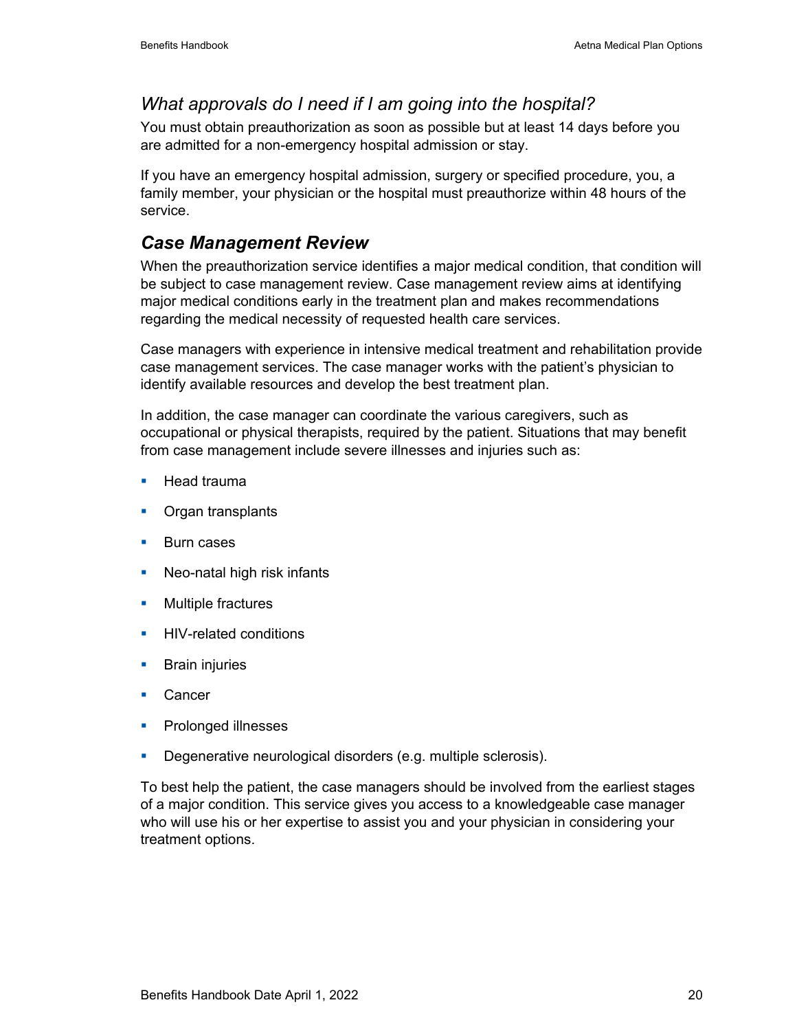### *What approvals do I need if I am going into the hospital?*

You must obtain preauthorization as soon as possible but at least 14 days before you are admitted for a non-emergency hospital admission or stay.

If you have an emergency hospital admission, surgery or specified procedure, you, a family member, your physician or the hospital must preauthorize within 48 hours of the service.

## ***Case Management Review***

When the preauthorization service identifies a major medical condition, that condition will be subject to case management review. Case management review aims at identifying major medical conditions early in the treatment plan and makes recommendations regarding the medical necessity of requested health care services.

Case managers with experience in intensive medical treatment and rehabilitation provide case management services. The case manager works with the patient's physician to identify available resources and develop the best treatment plan.

In addition, the case manager can coordinate the various caregivers, such as occupational or physical therapists, required by the patient. Situations that may benefit from case management include severe illnesses and injuries such as:

- Head trauma
- Organ transplants
- Burn cases
- Neo-natal high risk infants
- Multiple fractures
- HIV-related conditions
- Brain injuries
- Cancer
- Prolonged illnesses
- Degenerative neurological disorders (e.g. multiple sclerosis).

To best help the patient, the case managers should be involved from the earliest stages of a major condition. This service gives you access to a knowledgeable case manager who will use his or her expertise to assist you and your physician in considering your treatment options.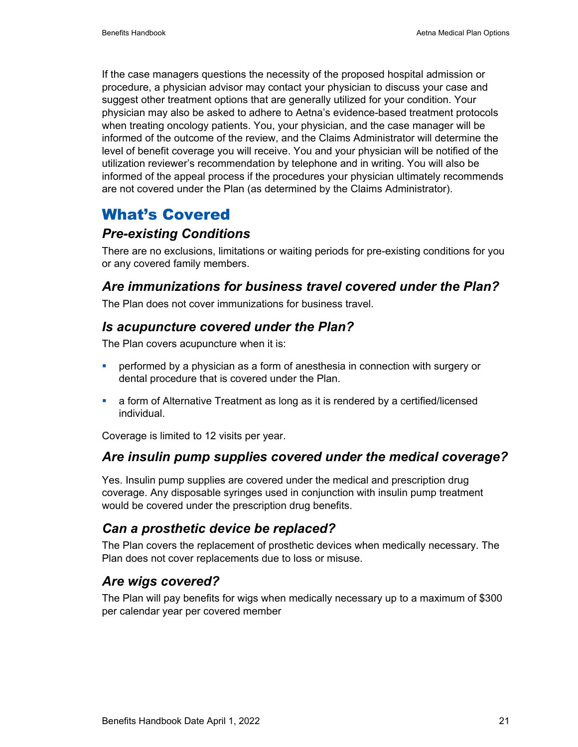If the case managers questions the necessity of the proposed hospital admission or procedure, a physician advisor may contact your physician to discuss your case and suggest other treatment options that are generally utilized for your condition. Your physician may also be asked to adhere to Aetna's evidence-based treatment protocols when treating oncology patients. You, your physician, and the case manager will be informed of the outcome of the review, and the Claims Administrator will determine the level of benefit coverage you will receive. You and your physician will be notified of the utilization reviewer's recommendation by telephone and in writing. You will also be informed of the appeal process if the procedures your physician ultimately recommends are not covered under the Plan (as determined by the Claims Administrator).

# What's Covered

## *Pre-existing Conditions*

There are no exclusions, limitations or waiting periods for pre-existing conditions for you or any covered family members.

## *Are immunizations for business travel covered under the Plan?*

The Plan does not cover immunizations for business travel.

## *Is acupuncture covered under the Plan?*

The Plan covers acupuncture when it is:

- performed by a physician as a form of anesthesia in connection with surgery or dental procedure that is covered under the Plan.
- a form of Alternative Treatment as long as it is rendered by a certified/licensed individual.

Coverage is limited to 12 visits per year.

## *Are insulin pump supplies covered under the medical coverage?*

Yes. Insulin pump supplies are covered under the medical and prescription drug coverage. Any disposable syringes used in conjunction with insulin pump treatment would be covered under the prescription drug benefits.

## *Can a prosthetic device be replaced?*

The Plan covers the replacement of prosthetic devices when medically necessary. The Plan does not cover replacements due to loss or misuse.

## *Are wigs covered?*

The Plan will pay benefits for wigs when medically necessary up to a maximum of $300 per calendar year per covered member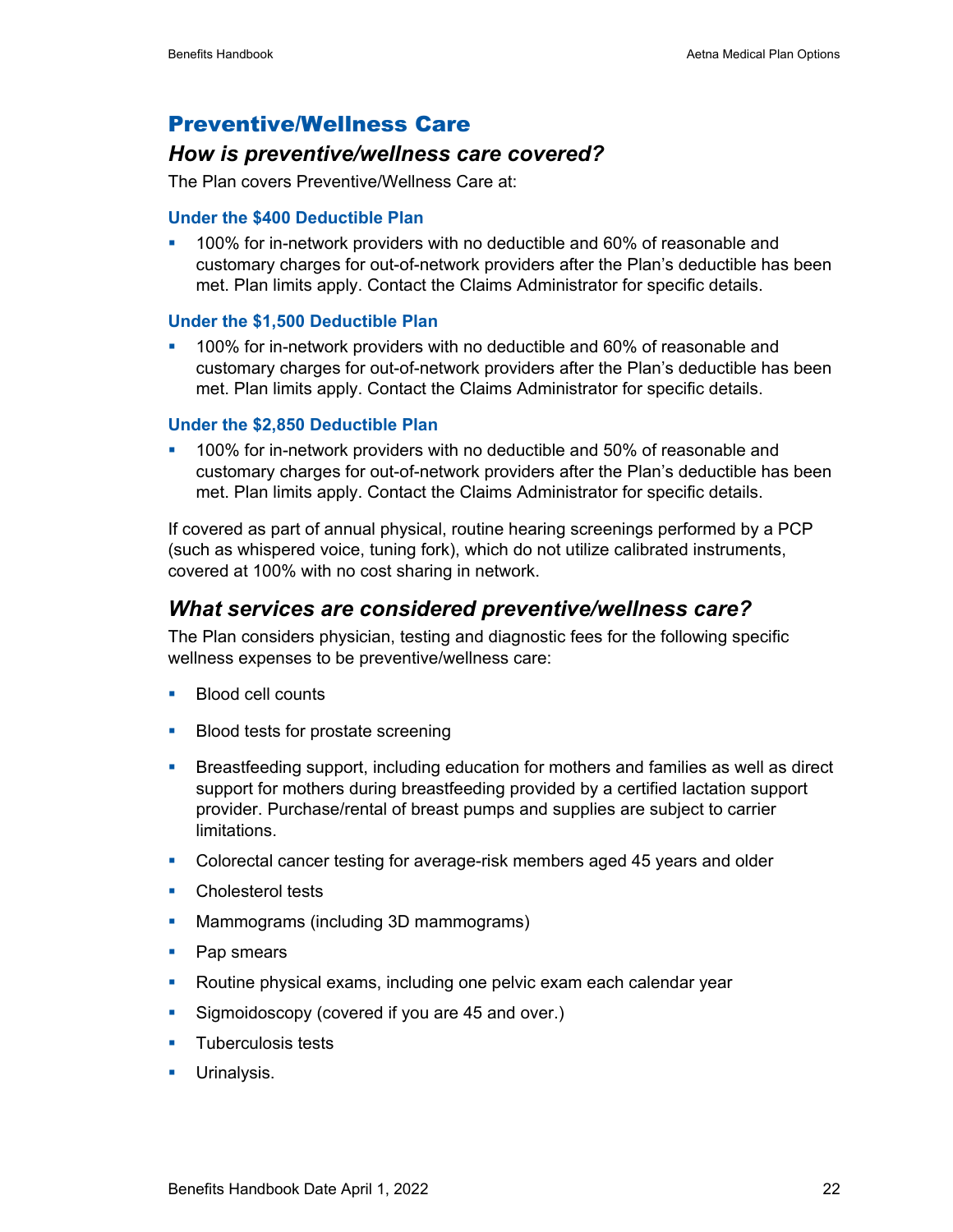## Preventive/Wellness Care

### *How is preventive/wellness care covered?*

The Plan covers Preventive/Wellness Care at:

#### Under the $400 Deductible Plan

- 100% for in-network providers with no deductible and 60% of reasonable and customary charges for out-of-network providers after the Plan's deductible has been met. Plan limits apply. Contact the Claims Administrator for specific details.

#### Under the $1,500 Deductible Plan

- 100% for in-network providers with no deductible and 60% of reasonable and customary charges for out-of-network providers after the Plan's deductible has been met. Plan limits apply. Contact the Claims Administrator for specific details.

#### Under the $2,850 Deductible Plan

- 100% for in-network providers with no deductible and 50% of reasonable and customary charges for out-of-network providers after the Plan's deductible has been met. Plan limits apply. Contact the Claims Administrator for specific details.

If covered as part of annual physical, routine hearing screenings performed by a PCP (such as whispered voice, tuning fork), which do not utilize calibrated instruments, covered at 100% with no cost sharing in network.

### *What services are considered preventive/wellness care?*

The Plan considers physician, testing and diagnostic fees for the following specific wellness expenses to be preventive/wellness care:

- Blood cell counts
- Blood tests for prostate screening
- Breastfeeding support, including education for mothers and families as well as direct support for mothers during breastfeeding provided by a certified lactation support provider. Purchase/rental of breast pumps and supplies are subject to carrier limitations.
- Colorectal cancer testing for average-risk members aged 45 years and older
- Cholesterol tests
- Mammograms (including 3D mammograms)
- Pap smears
- Routine physical exams, including one pelvic exam each calendar year
- Sigmoidoscopy (covered if you are 45 and over.)
- Tuberculosis tests
- Urinalysis.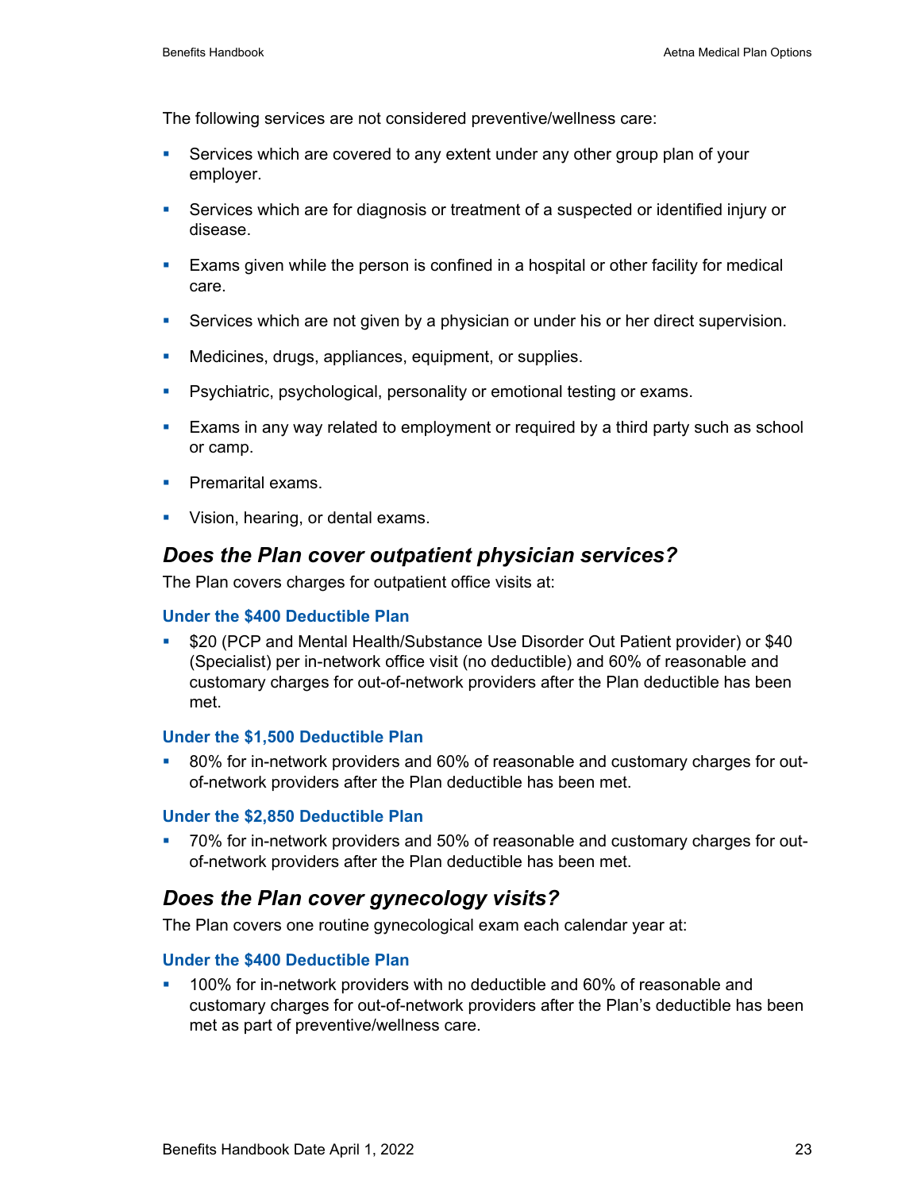The following services are not considered preventive/wellness care:

- Services which are covered to any extent under any other group plan of your employer.
- Services which are for diagnosis or treatment of a suspected or identified injury or disease.
- Exams given while the person is confined in a hospital or other facility for medical care.
- Services which are not given by a physician or under his or her direct supervision.
- Medicines, drugs, appliances, equipment, or supplies.
- Psychiatric, psychological, personality or emotional testing or exams.
- Exams in any way related to employment or required by a third party such as school or camp.
- Premarital exams.
- Vision, hearing, or dental exams.

## *Does the Plan cover outpatient physician services?*

The Plan covers charges for outpatient office visits at:

### Under the $400 Deductible Plan

- $20 (PCP and Mental Health/Substance Use Disorder Out Patient provider) or $40 (Specialist) per in-network office visit (no deductible) and 60% of reasonable and customary charges for out-of-network providers after the Plan deductible has been met.

### Under the $1,500 Deductible Plan

- 80% for in-network providers and 60% of reasonable and customary charges for out-of-network providers after the Plan deductible has been met.

### Under the $2,850 Deductible Plan

- 70% for in-network providers and 50% of reasonable and customary charges for out-of-network providers after the Plan deductible has been met.

## *Does the Plan cover gynecology visits?*

The Plan covers one routine gynecological exam each calendar year at:

### Under the $400 Deductible Plan

- 100% for in-network providers with no deductible and 60% of reasonable and customary charges for out-of-network providers after the Plan's deductible has been met as part of preventive/wellness care.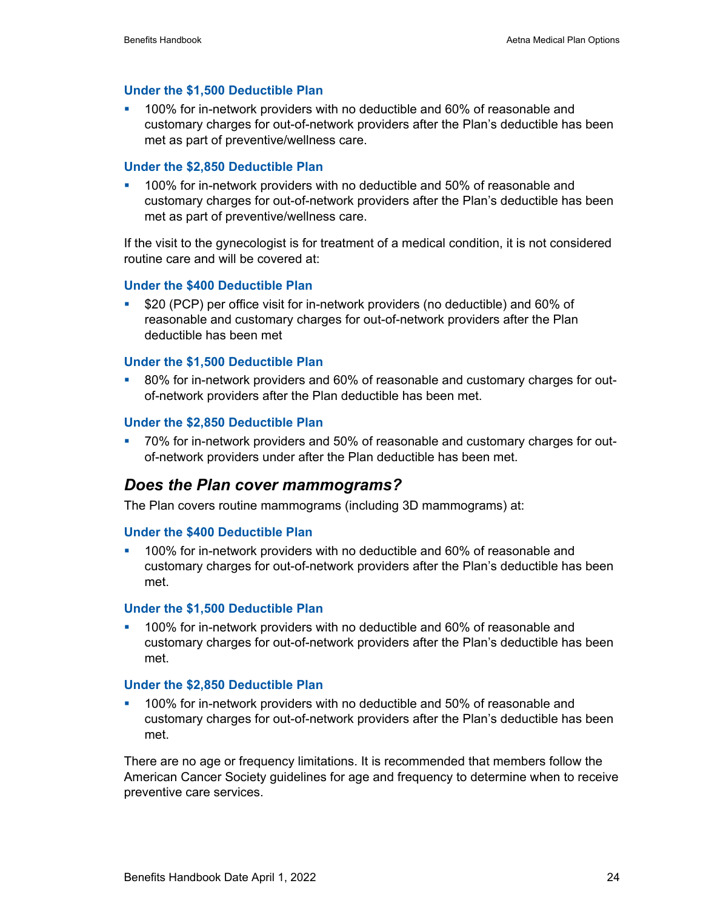#### Under the $1,500 Deductible Plan

- 100% for in-network providers with no deductible and 60% of reasonable and customary charges for out-of-network providers after the Plan's deductible has been met as part of preventive/wellness care.

#### Under the $2,850 Deductible Plan

- 100% for in-network providers with no deductible and 50% of reasonable and customary charges for out-of-network providers after the Plan's deductible has been met as part of preventive/wellness care.

If the visit to the gynecologist is for treatment of a medical condition, it is not considered routine care and will be covered at:

#### Under the $400 Deductible Plan

- $20 (PCP) per office visit for in-network providers (no deductible) and 60% of reasonable and customary charges for out-of-network providers after the Plan deductible has been met

#### Under the $1,500 Deductible Plan

- 80% for in-network providers and 60% of reasonable and customary charges for out-of-network providers after the Plan deductible has been met.

#### Under the $2,850 Deductible Plan

- 70% for in-network providers and 50% of reasonable and customary charges for out-of-network providers under after the Plan deductible has been met.

### *Does the Plan cover mammograms?*

The Plan covers routine mammograms (including 3D mammograms) at:

#### Under the $400 Deductible Plan

- 100% for in-network providers with no deductible and 60% of reasonable and customary charges for out-of-network providers after the Plan's deductible has been met.

#### Under the $1,500 Deductible Plan

- 100% for in-network providers with no deductible and 60% of reasonable and customary charges for out-of-network providers after the Plan's deductible has been met.

#### Under the $2,850 Deductible Plan

- 100% for in-network providers with no deductible and 50% of reasonable and customary charges for out-of-network providers after the Plan's deductible has been met.

There are no age or frequency limitations. It is recommended that members follow the American Cancer Society guidelines for age and frequency to determine when to receive preventive care services.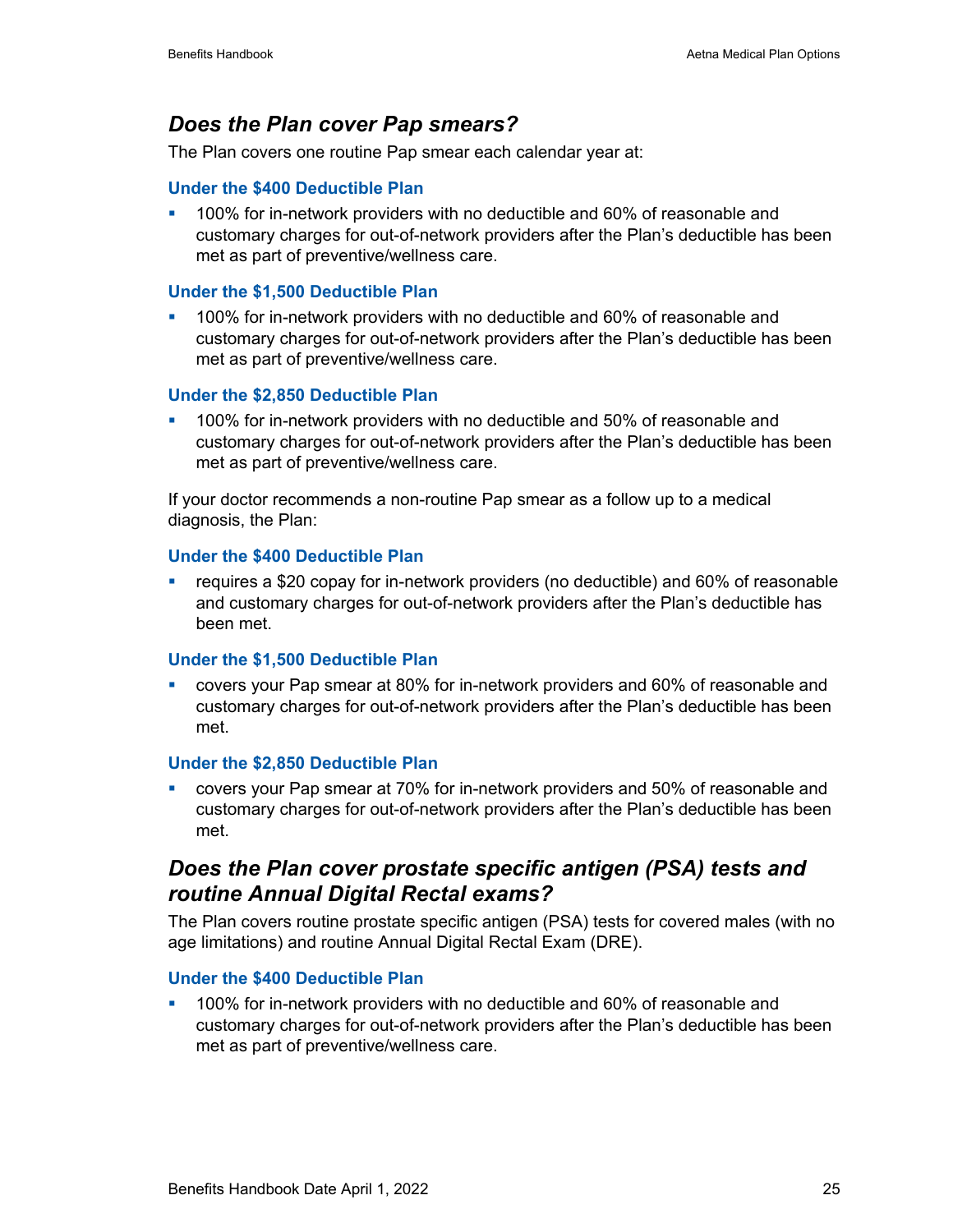## *Does the Plan cover Pap smears?*

The Plan covers one routine Pap smear each calendar year at:

### Under the $400 Deductible Plan

- 100% for in-network providers with no deductible and 60% of reasonable and customary charges for out-of-network providers after the Plan's deductible has been met as part of preventive/wellness care.

### Under the $1,500 Deductible Plan

- 100% for in-network providers with no deductible and 60% of reasonable and customary charges for out-of-network providers after the Plan's deductible has been met as part of preventive/wellness care.

### Under the $2,850 Deductible Plan

- 100% for in-network providers with no deductible and 50% of reasonable and customary charges for out-of-network providers after the Plan's deductible has been met as part of preventive/wellness care.

If your doctor recommends a non-routine Pap smear as a follow up to a medical diagnosis, the Plan:

### Under the $400 Deductible Plan

- requires a $20 copay for in-network providers (no deductible) and 60% of reasonable and customary charges for out-of-network providers after the Plan's deductible has been met.

### Under the $1,500 Deductible Plan

- covers your Pap smear at 80% for in-network providers and 60% of reasonable and customary charges for out-of-network providers after the Plan's deductible has been met.

### Under the $2,850 Deductible Plan

- covers your Pap smear at 70% for in-network providers and 50% of reasonable and customary charges for out-of-network providers after the Plan's deductible has been met.

## *Does the Plan cover prostate specific antigen (PSA) tests and routine Annual Digital Rectal exams?*

The Plan covers routine prostate specific antigen (PSA) tests for covered males (with no age limitations) and routine Annual Digital Rectal Exam (DRE).

### Under the $400 Deductible Plan

- 100% for in-network providers with no deductible and 60% of reasonable and customary charges for out-of-network providers after the Plan's deductible has been met as part of preventive/wellness care.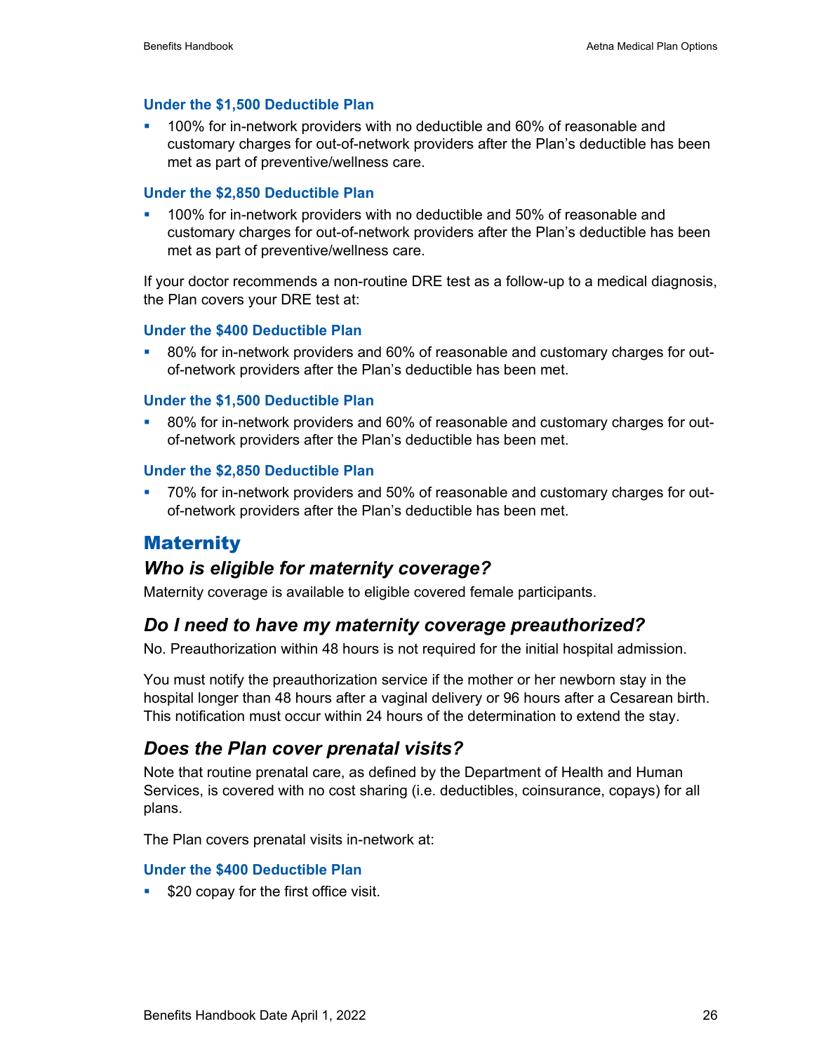#### Under the $1,500 Deductible Plan

- 100% for in-network providers with no deductible and 60% of reasonable and customary charges for out-of-network providers after the Plan's deductible has been met as part of preventive/wellness care.

#### Under the $2,850 Deductible Plan

- 100% for in-network providers with no deductible and 50% of reasonable and customary charges for out-of-network providers after the Plan's deductible has been met as part of preventive/wellness care.

If your doctor recommends a non-routine DRE test as a follow-up to a medical diagnosis, the Plan covers your DRE test at:

#### Under the $400 Deductible Plan

- 80% for in-network providers and 60% of reasonable and customary charges for out-of-network providers after the Plan's deductible has been met.

#### Under the $1,500 Deductible Plan

- 80% for in-network providers and 60% of reasonable and customary charges for out-of-network providers after the Plan's deductible has been met.

#### Under the $2,850 Deductible Plan

- 70% for in-network providers and 50% of reasonable and customary charges for out-of-network providers after the Plan's deductible has been met.

## Maternity

### *Who is eligible for maternity coverage?*

Maternity coverage is available to eligible covered female participants.

### *Do I need to have my maternity coverage preauthorized?*

No. Preauthorization within 48 hours is not required for the initial hospital admission.

You must notify the preauthorization service if the mother or her newborn stay in the hospital longer than 48 hours after a vaginal delivery or 96 hours after a Cesarean birth. This notification must occur within 24 hours of the determination to extend the stay.

### *Does the Plan cover prenatal visits?*

Note that routine prenatal care, as defined by the Department of Health and Human Services, is covered with no cost sharing (i.e. deductibles, coinsurance, copays) for all plans.

The Plan covers prenatal visits in-network at:

#### Under the $400 Deductible Plan

- $20 copay for the first office visit.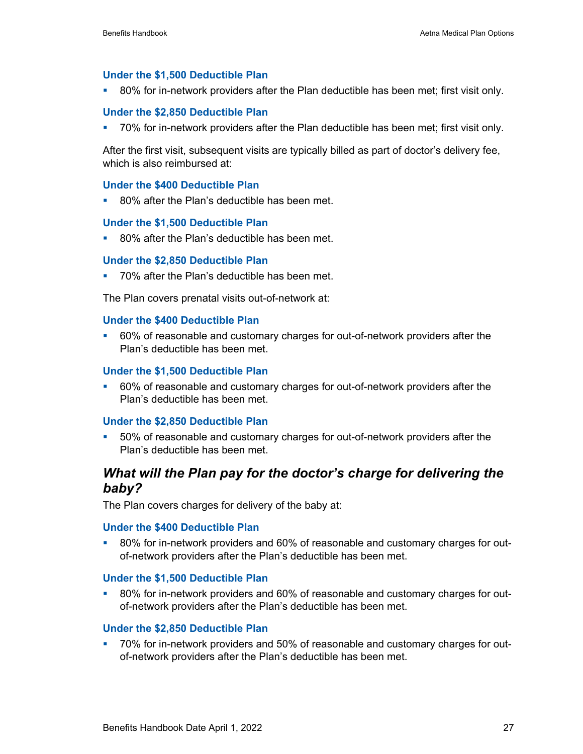#### Under the $1,500 Deductible Plan

- 80% for in-network providers after the Plan deductible has been met; first visit only.

#### Under the $2,850 Deductible Plan

- 70% for in-network providers after the Plan deductible has been met; first visit only.

After the first visit, subsequent visits are typically billed as part of doctor's delivery fee, which is also reimbursed at:

#### Under the $400 Deductible Plan

- 80% after the Plan's deductible has been met.

#### Under the $1,500 Deductible Plan

- 80% after the Plan's deductible has been met.

#### Under the $2,850 Deductible Plan

- 70% after the Plan's deductible has been met.

The Plan covers prenatal visits out-of-network at:

#### Under the $400 Deductible Plan

- 60% of reasonable and customary charges for out-of-network providers after the Plan's deductible has been met.

#### Under the $1,500 Deductible Plan

- 60% of reasonable and customary charges for out-of-network providers after the Plan's deductible has been met.

#### Under the $2,850 Deductible Plan

- 50% of reasonable and customary charges for out-of-network providers after the Plan's deductible has been met.

### *What will the Plan pay for the doctor's charge for delivering the baby?*

The Plan covers charges for delivery of the baby at:

#### Under the $400 Deductible Plan

- 80% for in-network providers and 60% of reasonable and customary charges for out-of-network providers after the Plan's deductible has been met.

#### Under the $1,500 Deductible Plan

- 80% for in-network providers and 60% of reasonable and customary charges for out-of-network providers after the Plan's deductible has been met.

#### Under the $2,850 Deductible Plan

- 70% for in-network providers and 50% of reasonable and customary charges for out-of-network providers after the Plan's deductible has been met.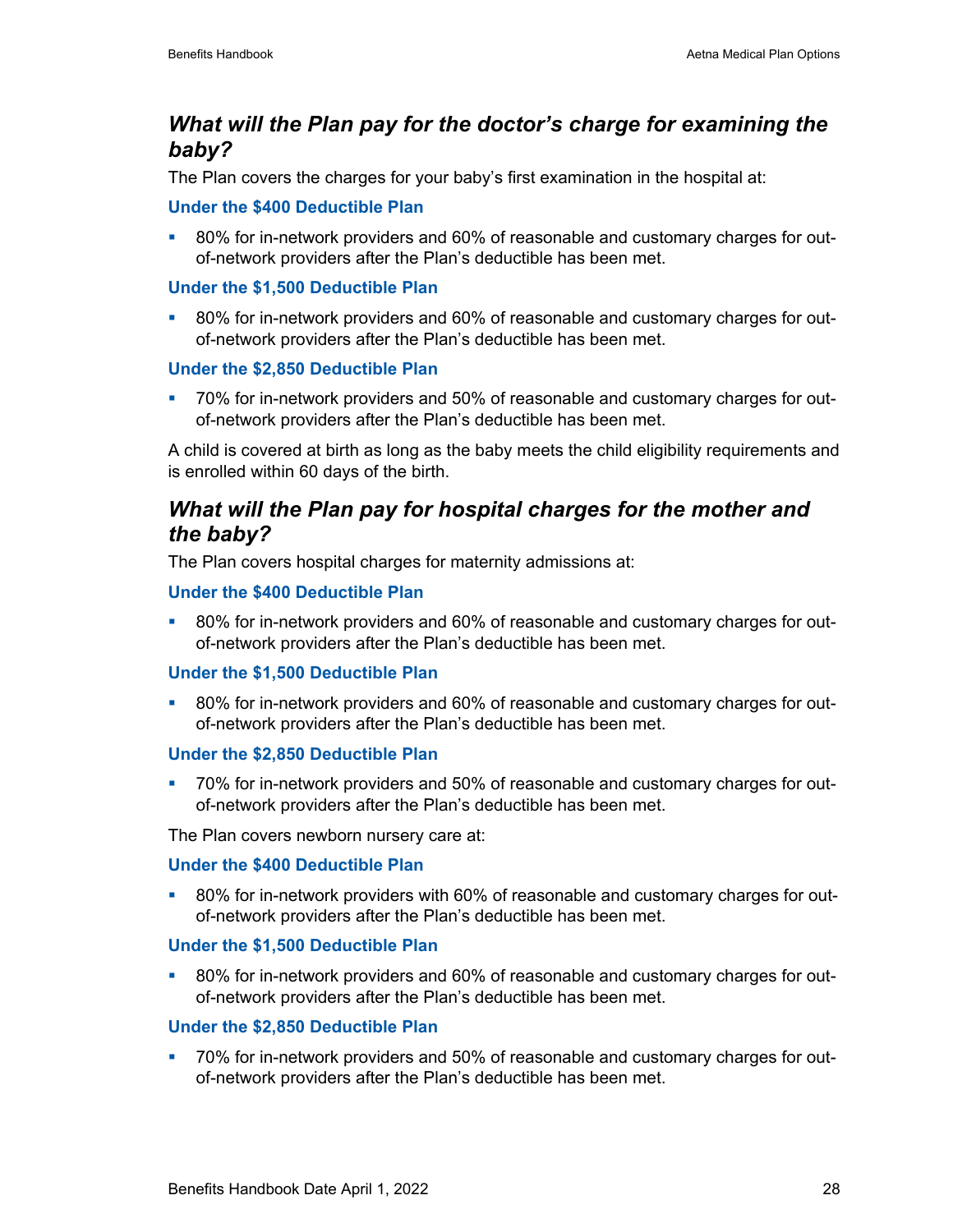## *What will the Plan pay for the doctor's charge for examining the baby?*

The Plan covers the charges for your baby's first examination in the hospital at:

**Under the $400 Deductible Plan**

- 80% for in-network providers and 60% of reasonable and customary charges for out-of-network providers after the Plan's deductible has been met.

**Under the $1,500 Deductible Plan**

- 80% for in-network providers and 60% of reasonable and customary charges for out-of-network providers after the Plan's deductible has been met.

**Under the $2,850 Deductible Plan**

- 70% for in-network providers and 50% of reasonable and customary charges for out-of-network providers after the Plan's deductible has been met.

A child is covered at birth as long as the baby meets the child eligibility requirements and is enrolled within 60 days of the birth.

## *What will the Plan pay for hospital charges for the mother and the baby?*

The Plan covers hospital charges for maternity admissions at:

**Under the $400 Deductible Plan**

- 80% for in-network providers and 60% of reasonable and customary charges for out-of-network providers after the Plan's deductible has been met.

**Under the $1,500 Deductible Plan**

- 80% for in-network providers and 60% of reasonable and customary charges for out-of-network providers after the Plan's deductible has been met.

**Under the $2,850 Deductible Plan**

- 70% for in-network providers and 50% of reasonable and customary charges for out-of-network providers after the Plan's deductible has been met.

The Plan covers newborn nursery care at:

**Under the $400 Deductible Plan**

- 80% for in-network providers with 60% of reasonable and customary charges for out-of-network providers after the Plan's deductible has been met.

**Under the $1,500 Deductible Plan**

- 80% for in-network providers and 60% of reasonable and customary charges for out-of-network providers after the Plan's deductible has been met.

**Under the $2,850 Deductible Plan**

- 70% for in-network providers and 50% of reasonable and customary charges for out-of-network providers after the Plan's deductible has been met.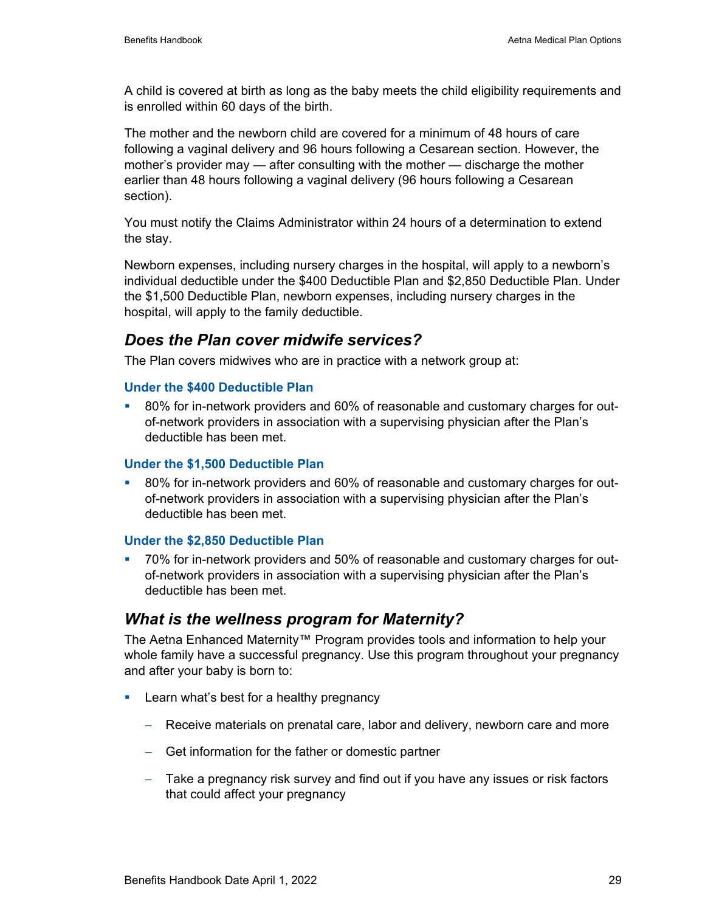A child is covered at birth as long as the baby meets the child eligibility requirements and is enrolled within 60 days of the birth.

The mother and the newborn child are covered for a minimum of 48 hours of care following a vaginal delivery and 96 hours following a Cesarean section. However, the mother's provider may — after consulting with the mother — discharge the mother earlier than 48 hours following a vaginal delivery (96 hours following a Cesarean section).

You must notify the Claims Administrator within 24 hours of a determination to extend the stay.

Newborn expenses, including nursery charges in the hospital, will apply to a newborn's individual deductible under the $400 Deductible Plan and $2,850 Deductible Plan. Under the $1,500 Deductible Plan, newborn expenses, including nursery charges in the hospital, will apply to the family deductible.

## *Does the Plan cover midwife services?*

The Plan covers midwives who are in practice with a network group at:

#### Under the $400 Deductible Plan

- 80% for in-network providers and 60% of reasonable and customary charges for out-of-network providers in association with a supervising physician after the Plan's deductible has been met.

#### Under the $1,500 Deductible Plan

- 80% for in-network providers and 60% of reasonable and customary charges for out-of-network providers in association with a supervising physician after the Plan's deductible has been met.

#### Under the $2,850 Deductible Plan

- 70% for in-network providers and 50% of reasonable and customary charges for out-of-network providers in association with a supervising physician after the Plan's deductible has been met.

## *What is the wellness program for Maternity?*

The Aetna Enhanced Maternity™ Program provides tools and information to help your whole family have a successful pregnancy. Use this program throughout your pregnancy and after your baby is born to:

- Learn what's best for a healthy pregnancy
  - Receive materials on prenatal care, labor and delivery, newborn care and more
  - Get information for the father or domestic partner
  - Take a pregnancy risk survey and find out if you have any issues or risk factors that could affect your pregnancy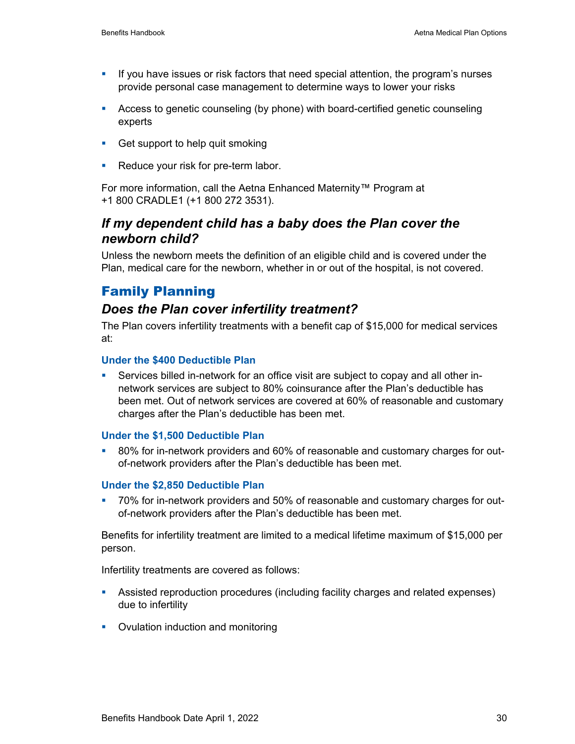- If you have issues or risk factors that need special attention, the program's nurses provide personal case management to determine ways to lower your risks
- Access to genetic counseling (by phone) with board-certified genetic counseling experts
- Get support to help quit smoking
- Reduce your risk for pre-term labor.

For more information, call the Aetna Enhanced Maternity™ Program at +1 800 CRADLE1 (+1 800 272 3531).

### *If my dependent child has a baby does the Plan cover the newborn child?*

Unless the newborn meets the definition of an eligible child and is covered under the Plan, medical care for the newborn, whether in or out of the hospital, is not covered.

## Family Planning

### *Does the Plan cover infertility treatment?*

The Plan covers infertility treatments with a benefit cap of $15,000 for medical services at:

#### Under the $400 Deductible Plan

- Services billed in-network for an office visit are subject to copay and all other in-network services are subject to 80% coinsurance after the Plan's deductible has been met. Out of network services are covered at 60% of reasonable and customary charges after the Plan's deductible has been met.

#### Under the $1,500 Deductible Plan

- 80% for in-network providers and 60% of reasonable and customary charges for out-of-network providers after the Plan's deductible has been met.

#### Under the $2,850 Deductible Plan

- 70% for in-network providers and 50% of reasonable and customary charges for out-of-network providers after the Plan's deductible has been met.

Benefits for infertility treatment are limited to a medical lifetime maximum of $15,000 per person.

Infertility treatments are covered as follows:

- Assisted reproduction procedures (including facility charges and related expenses) due to infertility
- Ovulation induction and monitoring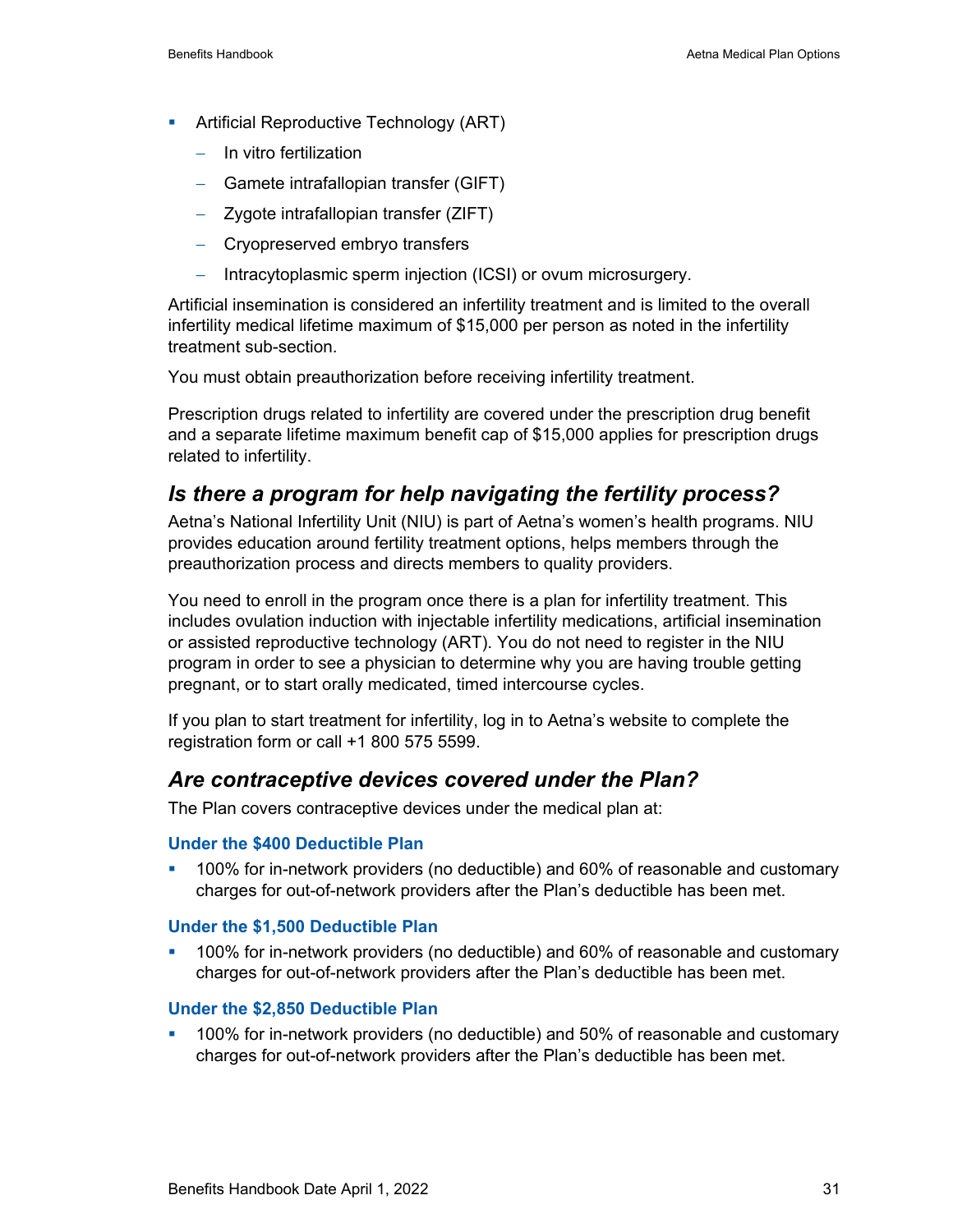- Artificial Reproductive Technology (ART)
  - In vitro fertilization
  - Gamete intrafallopian transfer (GIFT)
  - Zygote intrafallopian transfer (ZIFT)
  - Cryopreserved embryo transfers
  - Intracytoplasmic sperm injection (ICSI) or ovum microsurgery.

Artificial insemination is considered an infertility treatment and is limited to the overall infertility medical lifetime maximum of $15,000 per person as noted in the infertility treatment sub-section.

You must obtain preauthorization before receiving infertility treatment.

Prescription drugs related to infertility are covered under the prescription drug benefit and a separate lifetime maximum benefit cap of $15,000 applies for prescription drugs related to infertility.

## *Is there a program for help navigating the fertility process?*

Aetna's National Infertility Unit (NIU) is part of Aetna's women's health programs. NIU provides education around fertility treatment options, helps members through the preauthorization process and directs members to quality providers.

You need to enroll in the program once there is a plan for infertility treatment. This includes ovulation induction with injectable infertility medications, artificial insemination or assisted reproductive technology (ART). You do not need to register in the NIU program in order to see a physician to determine why you are having trouble getting pregnant, or to start orally medicated, timed intercourse cycles.

If you plan to start treatment for infertility, log in to Aetna's website to complete the registration form or call +1 800 575 5599.

## *Are contraceptive devices covered under the Plan?*

The Plan covers contraceptive devices under the medical plan at:

### Under the $400 Deductible Plan

- 100% for in-network providers (no deductible) and 60% of reasonable and customary charges for out-of-network providers after the Plan's deductible has been met.

### Under the $1,500 Deductible Plan

- 100% for in-network providers (no deductible) and 60% of reasonable and customary charges for out-of-network providers after the Plan's deductible has been met.

### Under the $2,850 Deductible Plan

- 100% for in-network providers (no deductible) and 50% of reasonable and customary charges for out-of-network providers after the Plan's deductible has been met.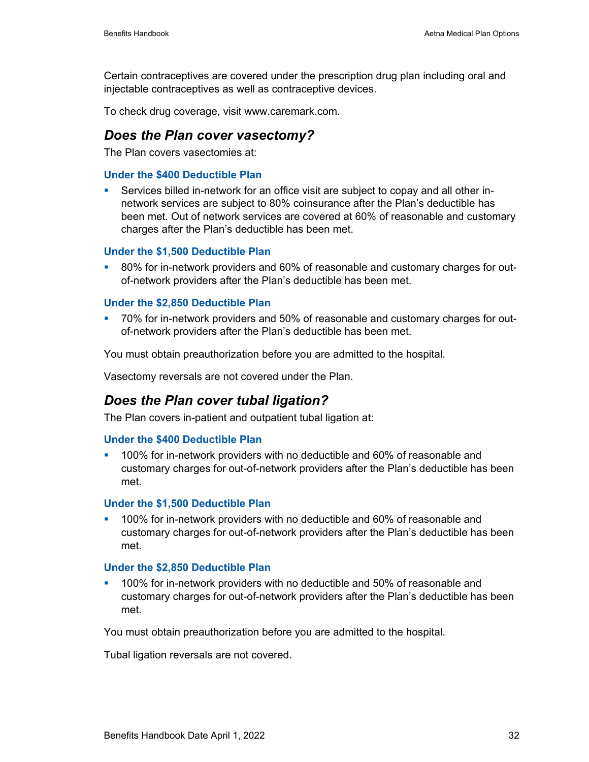Certain contraceptives are covered under the prescription drug plan including oral and injectable contraceptives as well as contraceptive devices.

To check drug coverage, visit www.caremark.com.

## *Does the Plan cover vasectomy?*

The Plan covers vasectomies at:

### Under the $400 Deductible Plan

- Services billed in-network for an office visit are subject to copay and all other in-network services are subject to 80% coinsurance after the Plan's deductible has been met. Out of network services are covered at 60% of reasonable and customary charges after the Plan's deductible has been met.

### Under the $1,500 Deductible Plan

- 80% for in-network providers and 60% of reasonable and customary charges for out-of-network providers after the Plan's deductible has been met.

### Under the $2,850 Deductible Plan

- 70% for in-network providers and 50% of reasonable and customary charges for out-of-network providers after the Plan's deductible has been met.

You must obtain preauthorization before you are admitted to the hospital.

Vasectomy reversals are not covered under the Plan.

## *Does the Plan cover tubal ligation?*

The Plan covers in-patient and outpatient tubal ligation at:

### Under the $400 Deductible Plan

- 100% for in-network providers with no deductible and 60% of reasonable and customary charges for out-of-network providers after the Plan's deductible has been met.

### Under the $1,500 Deductible Plan

- 100% for in-network providers with no deductible and 60% of reasonable and customary charges for out-of-network providers after the Plan's deductible has been met.

### Under the $2,850 Deductible Plan

- 100% for in-network providers with no deductible and 50% of reasonable and customary charges for out-of-network providers after the Plan's deductible has been met.

You must obtain preauthorization before you are admitted to the hospital.

Tubal ligation reversals are not covered.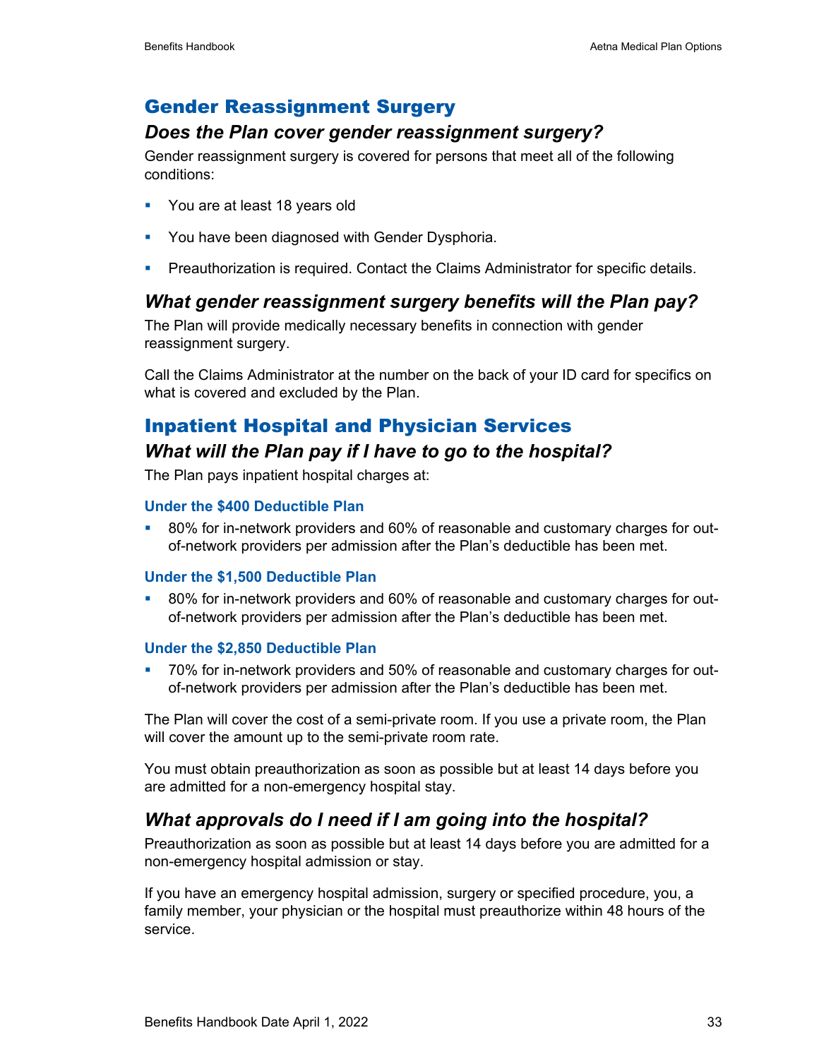## Gender Reassignment Surgery

### *Does the Plan cover gender reassignment surgery?*

Gender reassignment surgery is covered for persons that meet all of the following conditions:

- You are at least 18 years old
- You have been diagnosed with Gender Dysphoria.
- Preauthorization is required. Contact the Claims Administrator for specific details.

### *What gender reassignment surgery benefits will the Plan pay?*

The Plan will provide medically necessary benefits in connection with gender reassignment surgery.

Call the Claims Administrator at the number on the back of your ID card for specifics on what is covered and excluded by the Plan.

## Inpatient Hospital and Physician Services

### *What will the Plan pay if I have to go to the hospital?*

The Plan pays inpatient hospital charges at:

#### Under the $400 Deductible Plan

- 80% for in-network providers and 60% of reasonable and customary charges for out-of-network providers per admission after the Plan's deductible has been met.

#### Under the $1,500 Deductible Plan

- 80% for in-network providers and 60% of reasonable and customary charges for out-of-network providers per admission after the Plan's deductible has been met.

#### Under the $2,850 Deductible Plan

- 70% for in-network providers and 50% of reasonable and customary charges for out-of-network providers per admission after the Plan's deductible has been met.

The Plan will cover the cost of a semi-private room. If you use a private room, the Plan will cover the amount up to the semi-private room rate.

You must obtain preauthorization as soon as possible but at least 14 days before you are admitted for a non-emergency hospital stay.

### *What approvals do I need if I am going into the hospital?*

Preauthorization as soon as possible but at least 14 days before you are admitted for a non-emergency hospital admission or stay.

If you have an emergency hospital admission, surgery or specified procedure, you, a family member, your physician or the hospital must preauthorize within 48 hours of the service.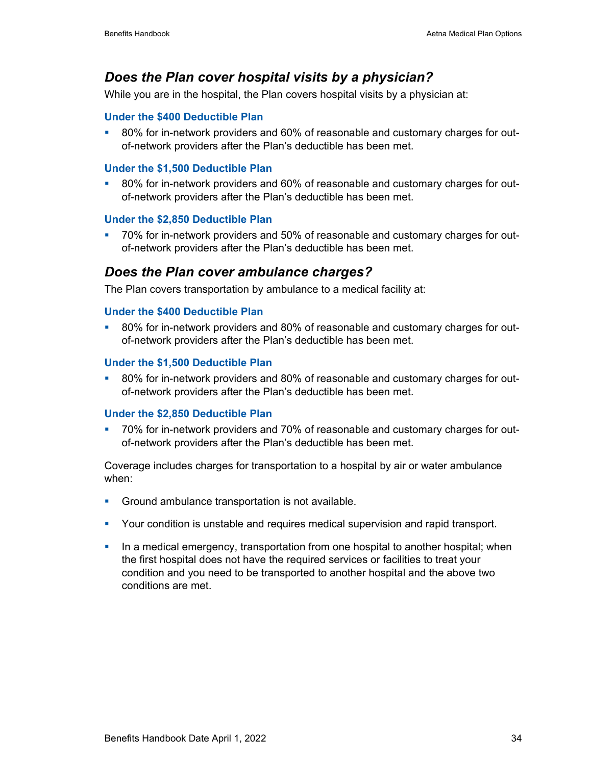## *Does the Plan cover hospital visits by a physician?*

While you are in the hospital, the Plan covers hospital visits by a physician at:

### Under the $400 Deductible Plan

- 80% for in-network providers and 60% of reasonable and customary charges for out-of-network providers after the Plan's deductible has been met.

### Under the $1,500 Deductible Plan

- 80% for in-network providers and 60% of reasonable and customary charges for out-of-network providers after the Plan's deductible has been met.

### Under the $2,850 Deductible Plan

- 70% for in-network providers and 50% of reasonable and customary charges for out-of-network providers after the Plan's deductible has been met.

## *Does the Plan cover ambulance charges?*

The Plan covers transportation by ambulance to a medical facility at:

### Under the $400 Deductible Plan

- 80% for in-network providers and 80% of reasonable and customary charges for out-of-network providers after the Plan's deductible has been met.

### Under the $1,500 Deductible Plan

- 80% for in-network providers and 80% of reasonable and customary charges for out-of-network providers after the Plan's deductible has been met.

### Under the $2,850 Deductible Plan

- 70% for in-network providers and 70% of reasonable and customary charges for out-of-network providers after the Plan's deductible has been met.

Coverage includes charges for transportation to a hospital by air or water ambulance when:

- Ground ambulance transportation is not available.
- Your condition is unstable and requires medical supervision and rapid transport.
- In a medical emergency, transportation from one hospital to another hospital; when the first hospital does not have the required services or facilities to treat your condition and you need to be transported to another hospital and the above two conditions are met.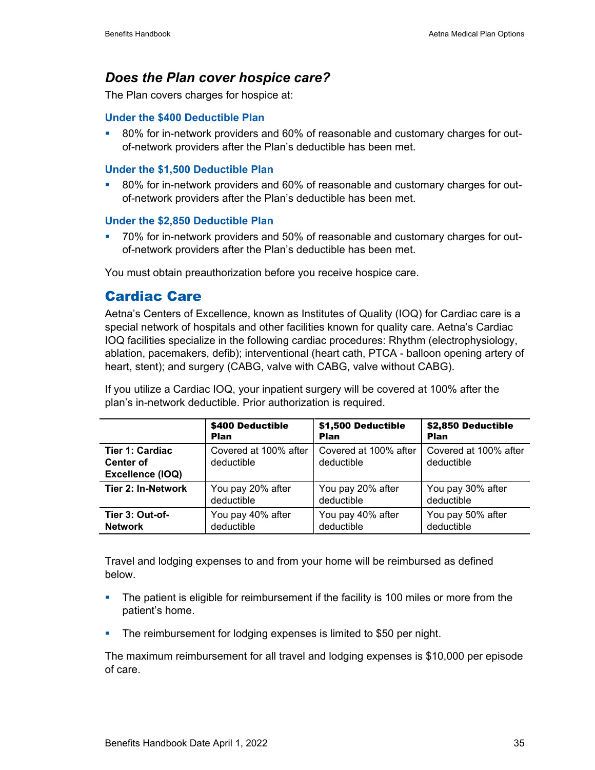### *Does the Plan cover hospice care?*

The Plan covers charges for hospice at:

#### Under the $400 Deductible Plan

- 80% for in-network providers and 60% of reasonable and customary charges for out-of-network providers after the Plan's deductible has been met.

#### Under the $1,500 Deductible Plan

- 80% for in-network providers and 60% of reasonable and customary charges for out-of-network providers after the Plan's deductible has been met.

#### Under the $2,850 Deductible Plan

- 70% for in-network providers and 50% of reasonable and customary charges for out-of-network providers after the Plan's deductible has been met.

You must obtain preauthorization before you receive hospice care.

## Cardiac Care

Aetna's Centers of Excellence, known as Institutes of Quality (IOQ) for Cardiac care is a special network of hospitals and other facilities known for quality care. Aetna's Cardiac IOQ facilities specialize in the following cardiac procedures: Rhythm (electrophysiology, ablation, pacemakers, defib); interventional (heart cath, PTCA - balloon opening artery of heart, stent); and surgery (CABG, valve with CABG, valve without CABG).

If you utilize a Cardiac IOQ, your inpatient surgery will be covered at 100% after the plan's in-network deductible. Prior authorization is required.

| | **$400 Deductible Plan** | **$1,500 Deductible Plan** | **$2,850 Deductible Plan** |
|---|---|---|---|
| **Tier 1: Cardiac Center of Excellence (IOQ)** | Covered at 100% after deductible | Covered at 100% after deductible | Covered at 100% after deductible |
| **Tier 2: In-Network** | You pay 20% after deductible | You pay 20% after deductible | You pay 30% after deductible |
| **Tier 3: Out-of-Network** | You pay 40% after deductible | You pay 40% after deductible | You pay 50% after deductible |

Travel and lodging expenses to and from your home will be reimbursed as defined below.

- The patient is eligible for reimbursement if the facility is 100 miles or more from the patient's home.
- The reimbursement for lodging expenses is limited to $50 per night.

The maximum reimbursement for all travel and lodging expenses is $10,000 per episode of care.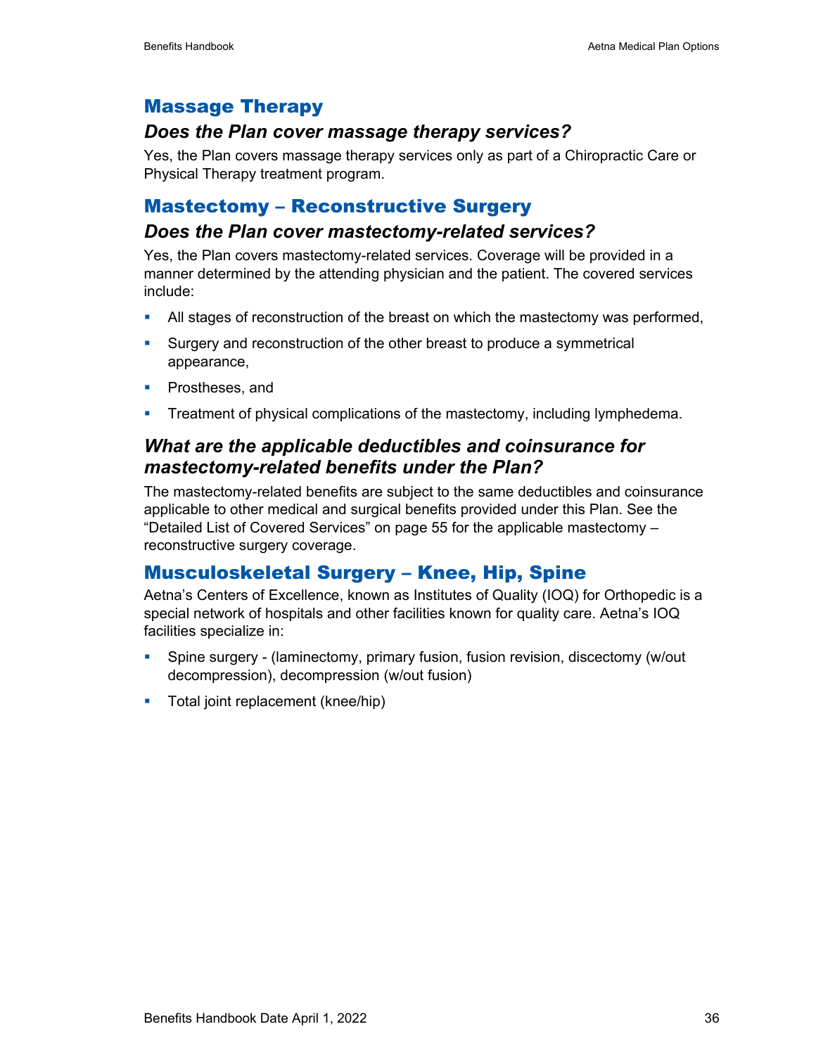## Massage Therapy

### *Does the Plan cover massage therapy services?*

Yes, the Plan covers massage therapy services only as part of a Chiropractic Care or Physical Therapy treatment program.

## Mastectomy – Reconstructive Surgery

### *Does the Plan cover mastectomy-related services?*

Yes, the Plan covers mastectomy-related services. Coverage will be provided in a manner determined by the attending physician and the patient. The covered services include:

- All stages of reconstruction of the breast on which the mastectomy was performed,
- Surgery and reconstruction of the other breast to produce a symmetrical appearance,
- Prostheses, and
- Treatment of physical complications of the mastectomy, including lymphedema.

### *What are the applicable deductibles and coinsurance for mastectomy-related benefits under the Plan?*

The mastectomy-related benefits are subject to the same deductibles and coinsurance applicable to other medical and surgical benefits provided under this Plan. See the "Detailed List of Covered Services" on page 55 for the applicable mastectomy – reconstructive surgery coverage.

## Musculoskeletal Surgery – Knee, Hip, Spine

Aetna's Centers of Excellence, known as Institutes of Quality (IOQ) for Orthopedic is a special network of hospitals and other facilities known for quality care. Aetna's IOQ facilities specialize in:

- Spine surgery - (laminectomy, primary fusion, fusion revision, discectomy (w/out decompression), decompression (w/out fusion)
- Total joint replacement (knee/hip)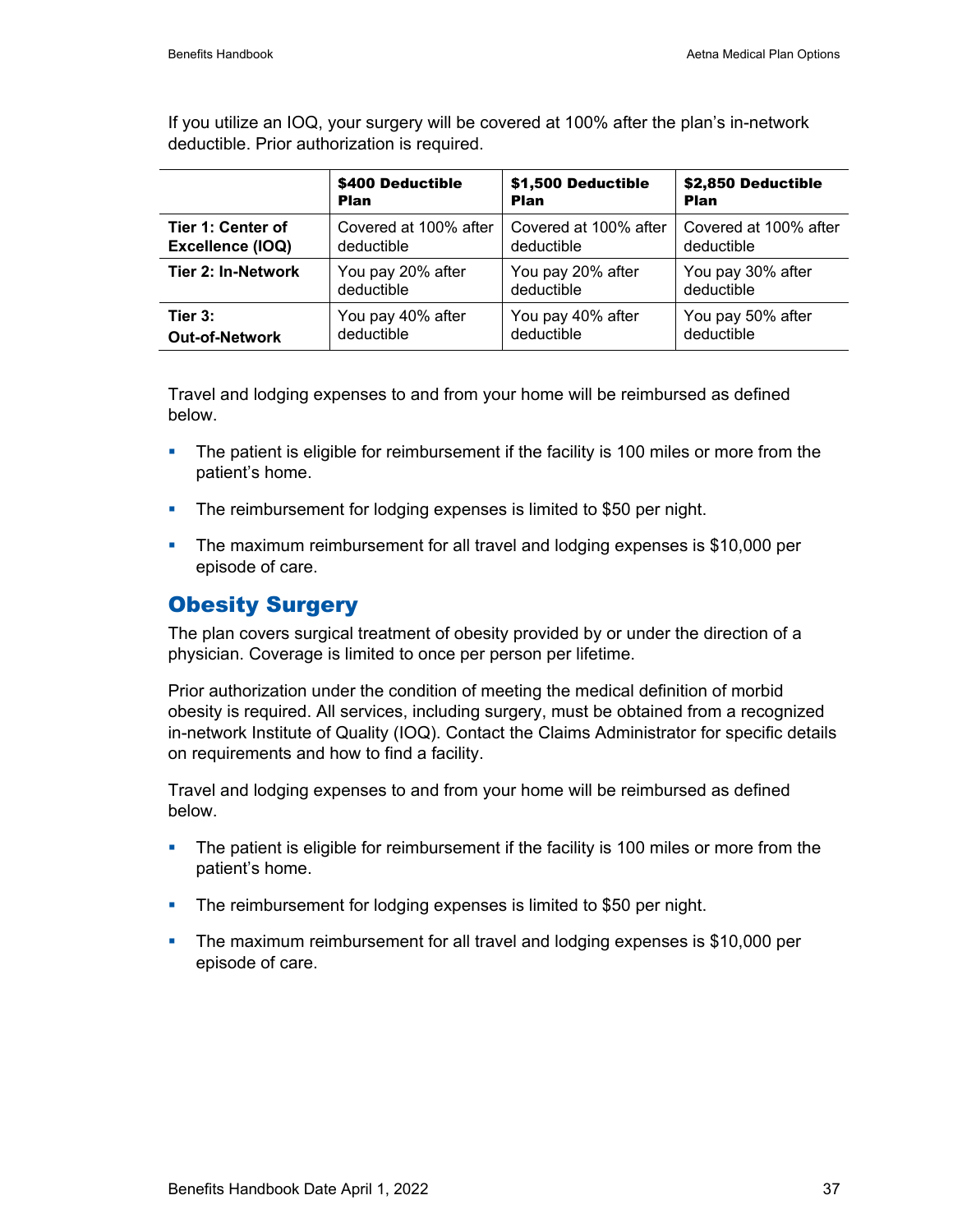If you utilize an IOQ, your surgery will be covered at 100% after the plan's in-network deductible. Prior authorization is required.

| | **$400 Deductible Plan** | **$1,500 Deductible Plan** | **$2,850 Deductible Plan** |
|---|---|---|---|
| **Tier 1: Center of Excellence (IOQ)** | Covered at 100% after deductible | Covered at 100% after deductible | Covered at 100% after deductible |
| **Tier 2: In-Network** | You pay 20% after deductible | You pay 20% after deductible | You pay 30% after deductible |
| **Tier 3: Out-of-Network** | You pay 40% after deductible | You pay 40% after deductible | You pay 50% after deductible |

Travel and lodging expenses to and from your home will be reimbursed as defined below.

- The patient is eligible for reimbursement if the facility is 100 miles or more from the patient's home.
- The reimbursement for lodging expenses is limited to $50 per night.
- The maximum reimbursement for all travel and lodging expenses is $10,000 per episode of care.

## Obesity Surgery

The plan covers surgical treatment of obesity provided by or under the direction of a physician. Coverage is limited to once per person per lifetime.

Prior authorization under the condition of meeting the medical definition of morbid obesity is required. All services, including surgery, must be obtained from a recognized in-network Institute of Quality (IOQ). Contact the Claims Administrator for specific details on requirements and how to find a facility.

Travel and lodging expenses to and from your home will be reimbursed as defined below.

- The patient is eligible for reimbursement if the facility is 100 miles or more from the patient's home.
- The reimbursement for lodging expenses is limited to $50 per night.
- The maximum reimbursement for all travel and lodging expenses is $10,000 per episode of care.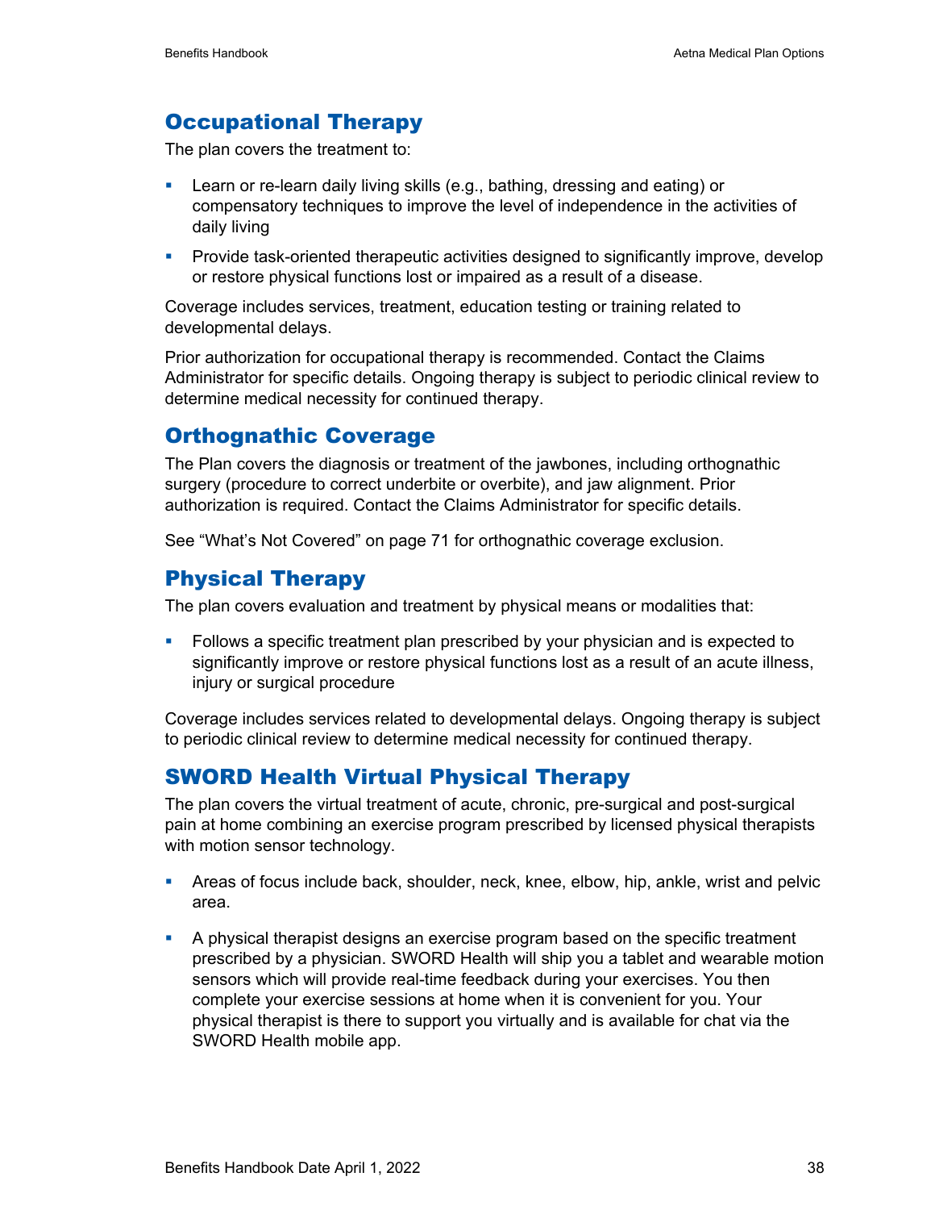## Occupational Therapy

The plan covers the treatment to:

- Learn or re-learn daily living skills (e.g., bathing, dressing and eating) or compensatory techniques to improve the level of independence in the activities of daily living
- Provide task-oriented therapeutic activities designed to significantly improve, develop or restore physical functions lost or impaired as a result of a disease.

Coverage includes services, treatment, education testing or training related to developmental delays.

Prior authorization for occupational therapy is recommended. Contact the Claims Administrator for specific details. Ongoing therapy is subject to periodic clinical review to determine medical necessity for continued therapy.

## Orthognathic Coverage

The Plan covers the diagnosis or treatment of the jawbones, including orthognathic surgery (procedure to correct underbite or overbite), and jaw alignment. Prior authorization is required. Contact the Claims Administrator for specific details.

See "What's Not Covered" on page 71 for orthognathic coverage exclusion.

## Physical Therapy

The plan covers evaluation and treatment by physical means or modalities that:

- Follows a specific treatment plan prescribed by your physician and is expected to significantly improve or restore physical functions lost as a result of an acute illness, injury or surgical procedure

Coverage includes services related to developmental delays. Ongoing therapy is subject to periodic clinical review to determine medical necessity for continued therapy.

## SWORD Health Virtual Physical Therapy

The plan covers the virtual treatment of acute, chronic, pre-surgical and post-surgical pain at home combining an exercise program prescribed by licensed physical therapists with motion sensor technology.

- Areas of focus include back, shoulder, neck, knee, elbow, hip, ankle, wrist and pelvic area.
- A physical therapist designs an exercise program based on the specific treatment prescribed by a physician. SWORD Health will ship you a tablet and wearable motion sensors which will provide real-time feedback during your exercises. You then complete your exercise sessions at home when it is convenient for you. Your physical therapist is there to support you virtually and is available for chat via the SWORD Health mobile app.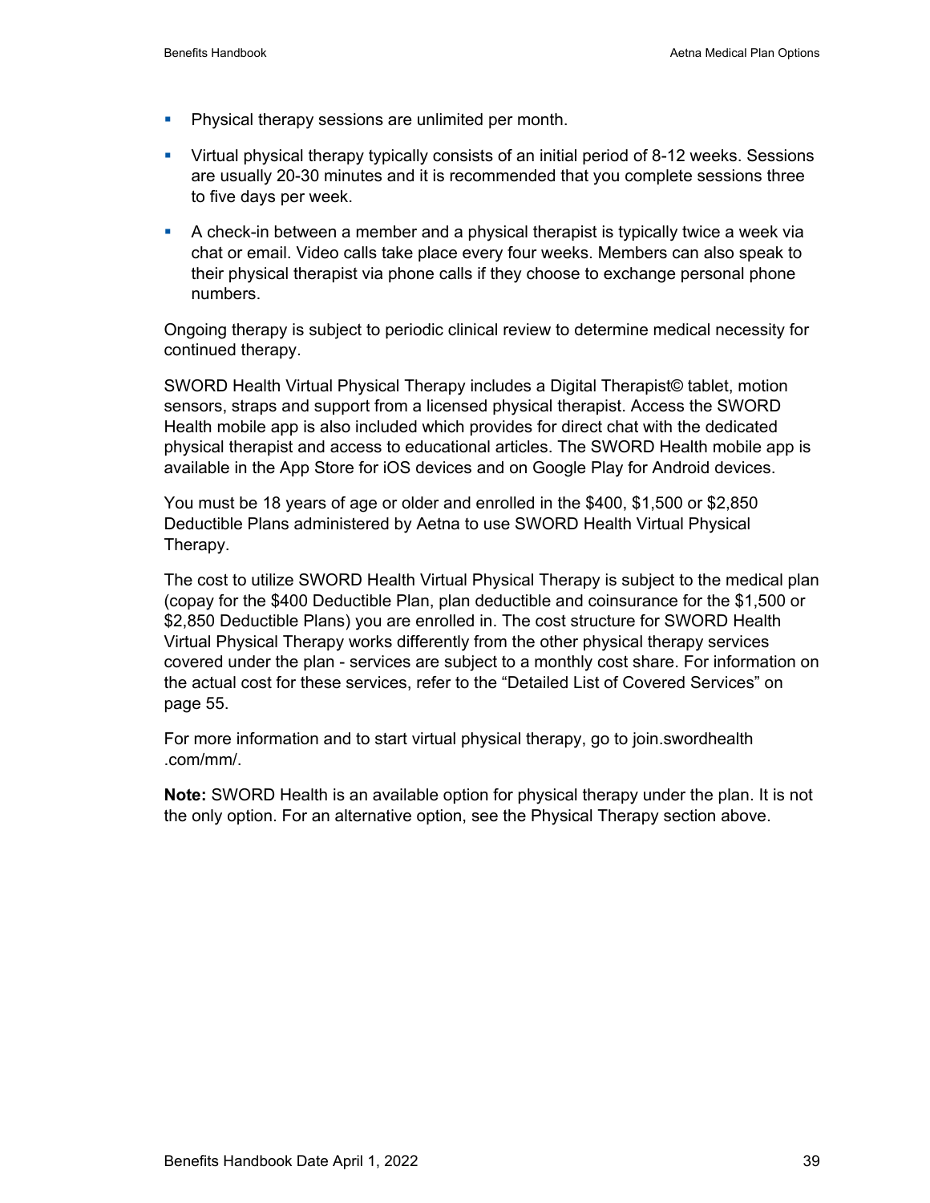- Physical therapy sessions are unlimited per month.
- Virtual physical therapy typically consists of an initial period of 8-12 weeks. Sessions are usually 20-30 minutes and it is recommended that you complete sessions three to five days per week.
- A check-in between a member and a physical therapist is typically twice a week via chat or email. Video calls take place every four weeks. Members can also speak to their physical therapist via phone calls if they choose to exchange personal phone numbers.

Ongoing therapy is subject to periodic clinical review to determine medical necessity for continued therapy.

SWORD Health Virtual Physical Therapy includes a Digital Therapist© tablet, motion sensors, straps and support from a licensed physical therapist. Access the SWORD Health mobile app is also included which provides for direct chat with the dedicated physical therapist and access to educational articles. The SWORD Health mobile app is available in the App Store for iOS devices and on Google Play for Android devices.

You must be 18 years of age or older and enrolled in the $400, $1,500 or $2,850 Deductible Plans administered by Aetna to use SWORD Health Virtual Physical Therapy.

The cost to utilize SWORD Health Virtual Physical Therapy is subject to the medical plan (copay for the $400 Deductible Plan, plan deductible and coinsurance for the $1,500 or $2,850 Deductible Plans) you are enrolled in. The cost structure for SWORD Health Virtual Physical Therapy works differently from the other physical therapy services covered under the plan - services are subject to a monthly cost share. For information on the actual cost for these services, refer to the "Detailed List of Covered Services" on page 55.

For more information and to start virtual physical therapy, go to join.swordhealth .com/mm/.

**Note:** SWORD Health is an available option for physical therapy under the plan. It is not the only option. For an alternative option, see the Physical Therapy section above.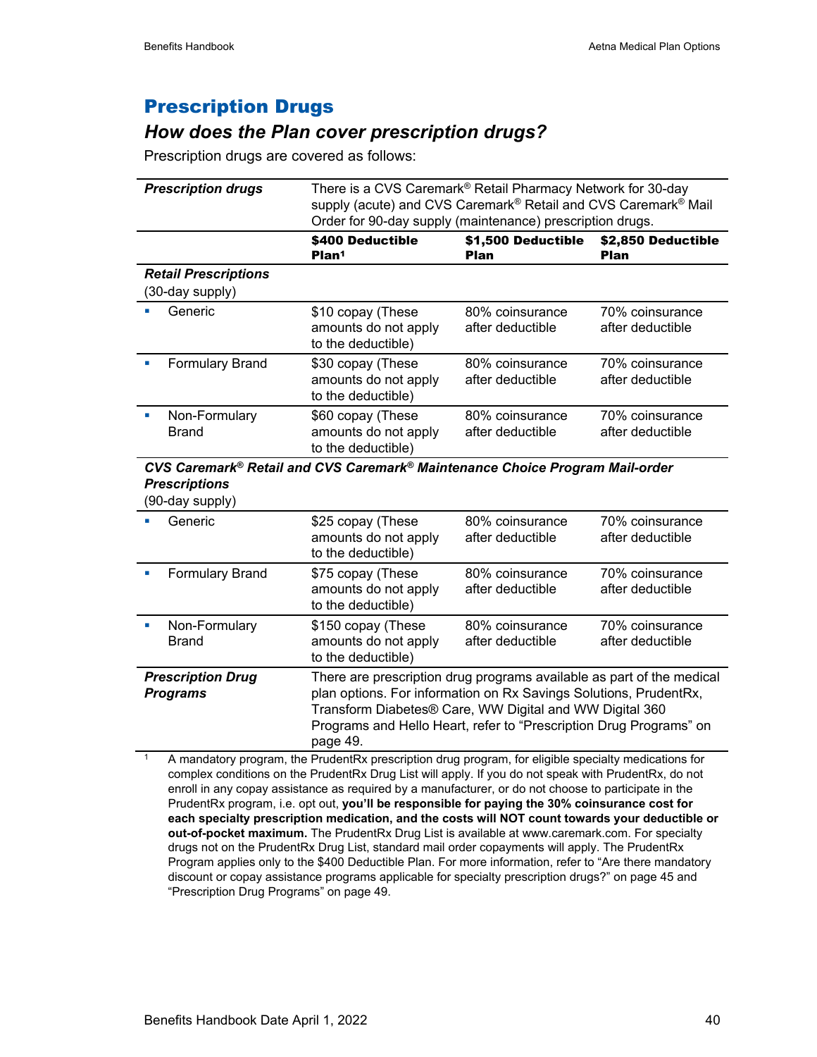# Prescription Drugs

## How does the Plan cover prescription drugs?

Prescription drugs are covered as follows:

| ***Prescription drugs*** | There is a CVS Caremark® Retail Pharmacy Network for 30-day supply (acute) and CVS Caremark® Retail and CVS Caremark® Mail Order for 90-day supply (maintenance) prescription drugs. | | |
|---|---|---|---|
| | **$400 Deductible Plan[1]** | **$1,500 Deductible Plan** | **$2,850 Deductible Plan** |
| ***Retail Prescriptions*** (30-day supply) | | | |
| ▪ Generic | $10 copay (These amounts do not apply to the deductible) | 80% coinsurance after deductible | 70% coinsurance after deductible |
| ▪ Formulary Brand | $30 copay (These amounts do not apply to the deductible) | 80% coinsurance after deductible | 70% coinsurance after deductible |
| ▪ Non-Formulary Brand | $60 copay (These amounts do not apply to the deductible) | 80% coinsurance after deductible | 70% coinsurance after deductible |
| ***CVS Caremark® Retail and CVS Caremark® Maintenance Choice Program Mail-order Prescriptions*** (90-day supply) | | | |
| ▪ Generic | $25 copay (These amounts do not apply to the deductible) | 80% coinsurance after deductible | 70% coinsurance after deductible |
| ▪ Formulary Brand | $75 copay (These amounts do not apply to the deductible) | 80% coinsurance after deductible | 70% coinsurance after deductible |
| ▪ Non-Formulary Brand | $150 copay (These amounts do not apply to the deductible) | 80% coinsurance after deductible | 70% coinsurance after deductible |
| ***Prescription Drug Programs*** | There are prescription drug programs available as part of the medical plan options. For information on Rx Savings Solutions, PrudentRx, Transform Diabetes® Care, WW Digital and WW Digital 360 Programs and Hello Heart, refer to "Prescription Drug Programs" on page 49. | | |

[1] A mandatory program, the PrudentRx prescription drug program, for eligible specialty medications for complex conditions on the PrudentRx Drug List will apply. If you do not speak with PrudentRx, do not enroll in any copay assistance as required by a manufacturer, or do not choose to participate in the PrudentRx program, i.e. opt out, **you'll be responsible for paying the 30% coinsurance cost for each specialty prescription medication, and the costs will NOT count towards your deductible or out-of-pocket maximum.** The PrudentRx Drug List is available at www.caremark.com. For specialty drugs not on the PrudentRx Drug List, standard mail order copayments will apply. The PrudentRx Program applies only to the $400 Deductible Plan. For more information, refer to "Are there mandatory discount or copay assistance programs applicable for specialty prescription drugs?" on page 45 and "Prescription Drug Programs" on page 49.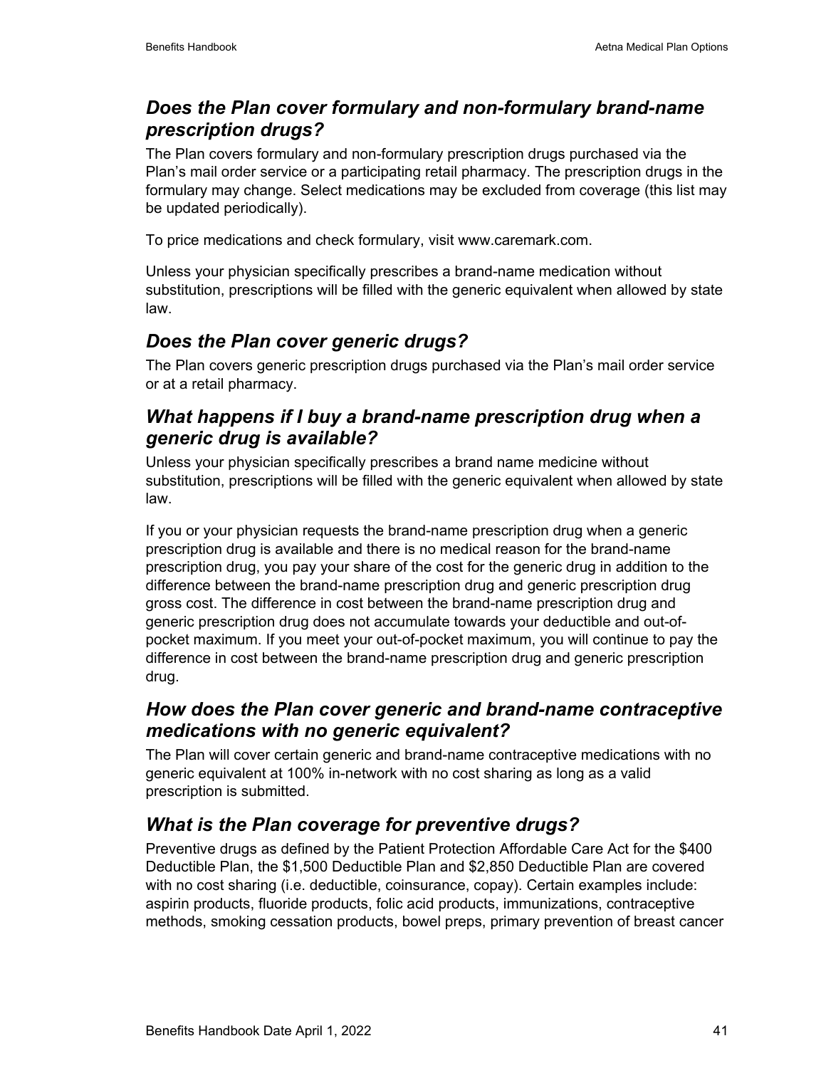### *Does the Plan cover formulary and non-formulary brand-name prescription drugs?*

The Plan covers formulary and non-formulary prescription drugs purchased via the Plan's mail order service or a participating retail pharmacy. The prescription drugs in the formulary may change. Select medications may be excluded from coverage (this list may be updated periodically).

To price medications and check formulary, visit www.caremark.com.

Unless your physician specifically prescribes a brand-name medication without substitution, prescriptions will be filled with the generic equivalent when allowed by state law.

### *Does the Plan cover generic drugs?*

The Plan covers generic prescription drugs purchased via the Plan's mail order service or at a retail pharmacy.

### *What happens if I buy a brand-name prescription drug when a generic drug is available?*

Unless your physician specifically prescribes a brand name medicine without substitution, prescriptions will be filled with the generic equivalent when allowed by state law.

If you or your physician requests the brand-name prescription drug when a generic prescription drug is available and there is no medical reason for the brand-name prescription drug, you pay your share of the cost for the generic drug in addition to the difference between the brand-name prescription drug and generic prescription drug gross cost. The difference in cost between the brand-name prescription drug and generic prescription drug does not accumulate towards your deductible and out-of-pocket maximum. If you meet your out-of-pocket maximum, you will continue to pay the difference in cost between the brand-name prescription drug and generic prescription drug.

### *How does the Plan cover generic and brand-name contraceptive medications with no generic equivalent?*

The Plan will cover certain generic and brand-name contraceptive medications with no generic equivalent at 100% in-network with no cost sharing as long as a valid prescription is submitted.

### *What is the Plan coverage for preventive drugs?*

Preventive drugs as defined by the Patient Protection Affordable Care Act for the $400 Deductible Plan, the $1,500 Deductible Plan and $2,850 Deductible Plan are covered with no cost sharing (i.e. deductible, coinsurance, copay). Certain examples include: aspirin products, fluoride products, folic acid products, immunizations, contraceptive methods, smoking cessation products, bowel preps, primary prevention of breast cancer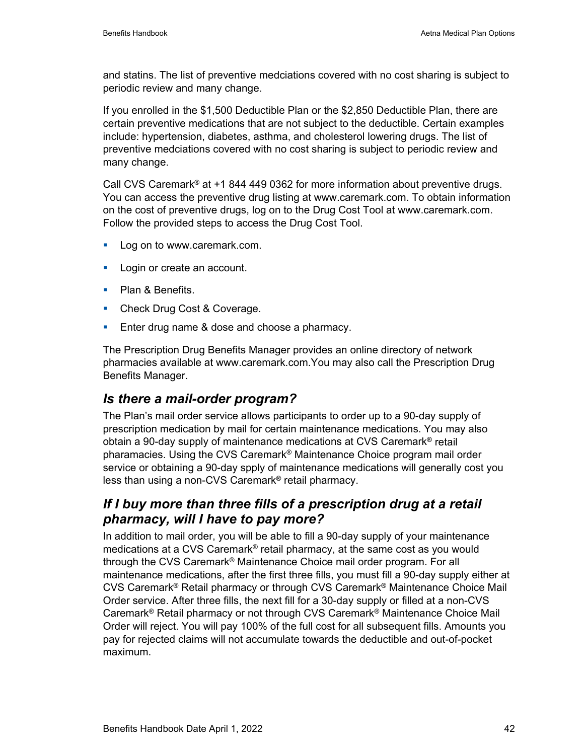and statins. The list of preventive medciations covered with no cost sharing is subject to periodic review and many change.

If you enrolled in the $1,500 Deductible Plan or the $2,850 Deductible Plan, there are certain preventive medications that are not subject to the deductible. Certain examples include: hypertension, diabetes, asthma, and cholesterol lowering drugs. The list of preventive medciations covered with no cost sharing is subject to periodic review and many change.

Call CVS Caremark® at +1 844 449 0362 for more information about preventive drugs. You can access the preventive drug listing at www.caremark.com. To obtain information on the cost of preventive drugs, log on to the Drug Cost Tool at www.caremark.com. Follow the provided steps to access the Drug Cost Tool.

- Log on to www.caremark.com.
- Login or create an account.
- Plan & Benefits.
- Check Drug Cost & Coverage.
- Enter drug name & dose and choose a pharmacy.

The Prescription Drug Benefits Manager provides an online directory of network pharmacies available at www.caremark.com.You may also call the Prescription Drug Benefits Manager.

## *Is there a mail-order program?*

The Plan's mail order service allows participants to order up to a 90-day supply of prescription medication by mail for certain maintenance medications. You may also obtain a 90-day supply of maintenance medications at CVS Caremark® retail pharamacies. Using the CVS Caremark® Maintenance Choice program mail order service or obtaining a 90-day spply of maintenance medications will generally cost you less than using a non-CVS Caremark® retail pharmacy.

## *If I buy more than three fills of a prescription drug at a retail pharmacy, will I have to pay more?*

In addition to mail order, you will be able to fill a 90-day supply of your maintenance medications at a CVS Caremark® retail pharmacy, at the same cost as you would through the CVS Caremark® Maintenance Choice mail order program. For all maintenance medications, after the first three fills, you must fill a 90-day supply either at CVS Caremark® Retail pharmacy or through CVS Caremark® Maintenance Choice Mail Order service. After three fills, the next fill for a 30-day supply or filled at a non-CVS Caremark® Retail pharmacy or not through CVS Caremark® Maintenance Choice Mail Order will reject. You will pay 100% of the full cost for all subsequent fills. Amounts you pay for rejected claims will not accumulate towards the deductible and out-of-pocket maximum.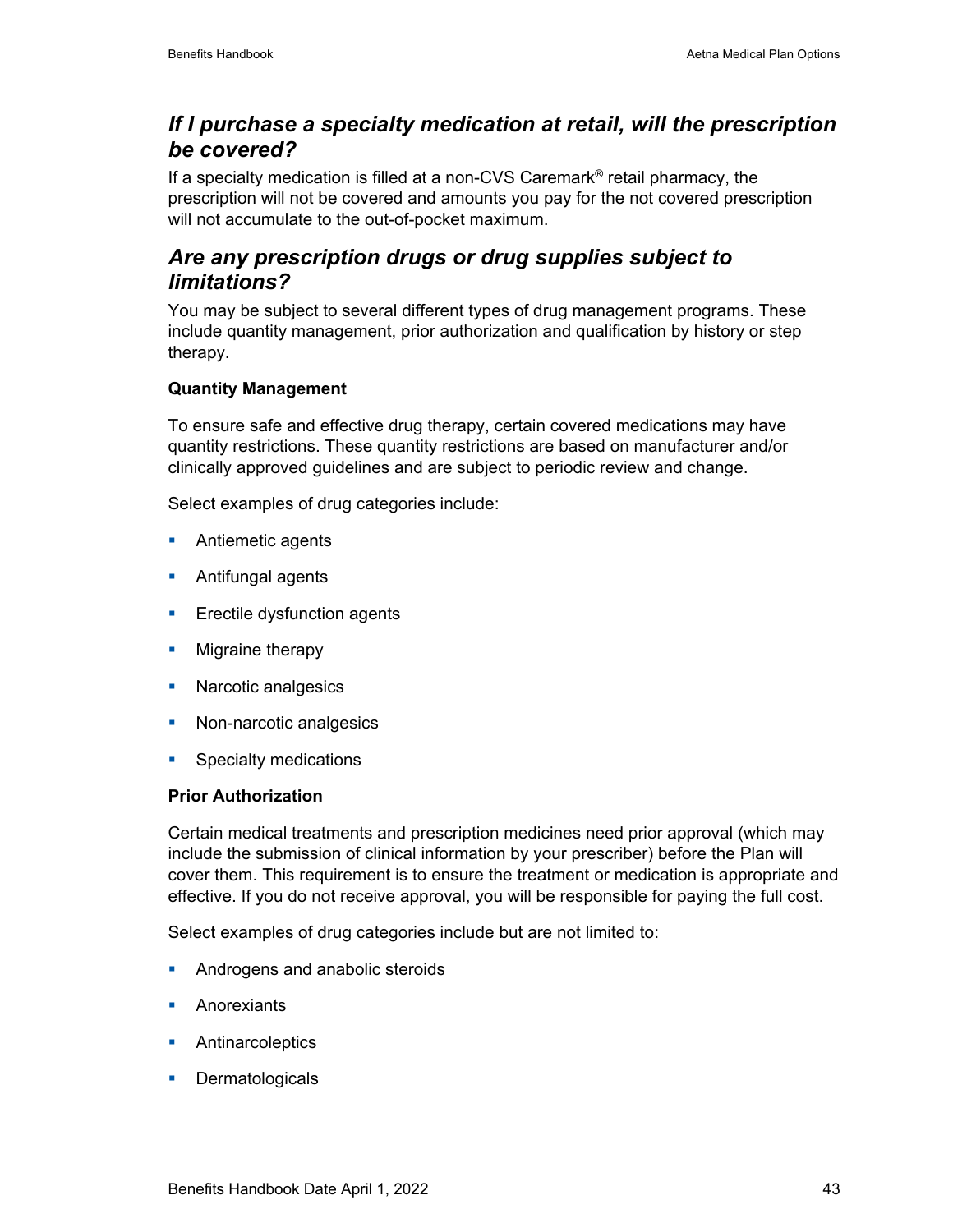## *If I purchase a specialty medication at retail, will the prescription be covered?*

If a specialty medication is filled at a non-CVS Caremark® retail pharmacy, the prescription will not be covered and amounts you pay for the not covered prescription will not accumulate to the out-of-pocket maximum.

## *Are any prescription drugs or drug supplies subject to limitations?*

You may be subject to several different types of drug management programs. These include quantity management, prior authorization and qualification by history or step therapy.

**Quantity Management**

To ensure safe and effective drug therapy, certain covered medications may have quantity restrictions. These quantity restrictions are based on manufacturer and/or clinically approved guidelines and are subject to periodic review and change.

Select examples of drug categories include:

- Antiemetic agents
- Antifungal agents
- Erectile dysfunction agents
- Migraine therapy
- Narcotic analgesics
- Non-narcotic analgesics
- Specialty medications

**Prior Authorization**

Certain medical treatments and prescription medicines need prior approval (which may include the submission of clinical information by your prescriber) before the Plan will cover them. This requirement is to ensure the treatment or medication is appropriate and effective. If you do not receive approval, you will be responsible for paying the full cost.

Select examples of drug categories include but are not limited to:

- Androgens and anabolic steroids
- Anorexiants
- Antinarcoleptics
- Dermatologicals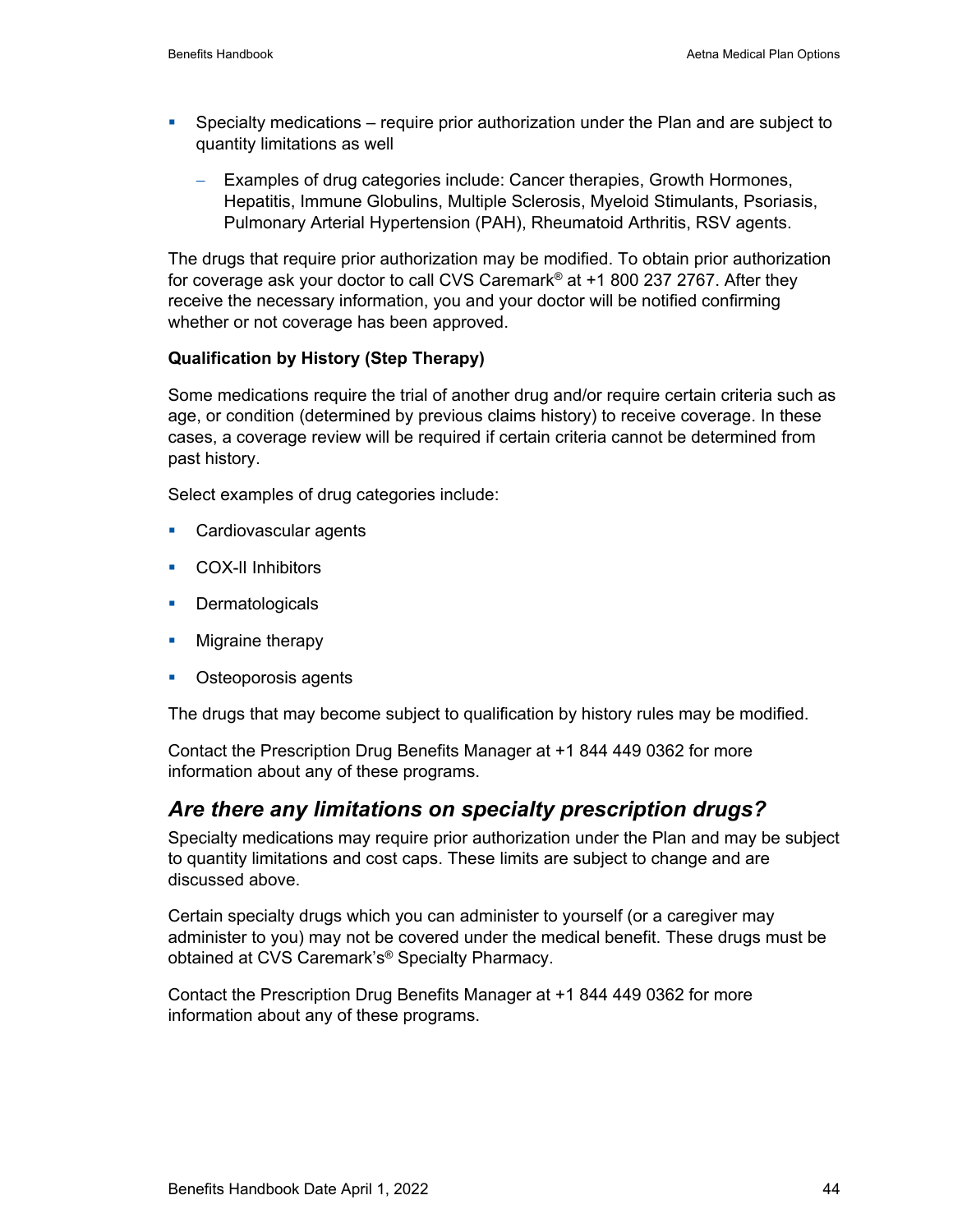- Specialty medications – require prior authorization under the Plan and are subject to quantity limitations as well
  - Examples of drug categories include: Cancer therapies, Growth Hormones, Hepatitis, Immune Globulins, Multiple Sclerosis, Myeloid Stimulants, Psoriasis, Pulmonary Arterial Hypertension (PAH), Rheumatoid Arthritis, RSV agents.

The drugs that require prior authorization may be modified. To obtain prior authorization for coverage ask your doctor to call CVS Caremark® at +1 800 237 2767. After they receive the necessary information, you and your doctor will be notified confirming whether or not coverage has been approved.

**Qualification by History (Step Therapy)**

Some medications require the trial of another drug and/or require certain criteria such as age, or condition (determined by previous claims history) to receive coverage. In these cases, a coverage review will be required if certain criteria cannot be determined from past history.

Select examples of drug categories include:

- Cardiovascular agents
- COX-II Inhibitors
- Dermatologicals
- Migraine therapy
- Osteoporosis agents

The drugs that may become subject to qualification by history rules may be modified.

Contact the Prescription Drug Benefits Manager at +1 844 449 0362 for more information about any of these programs.

## *Are there any limitations on specialty prescription drugs?*

Specialty medications may require prior authorization under the Plan and may be subject to quantity limitations and cost caps. These limits are subject to change and are discussed above.

Certain specialty drugs which you can administer to yourself (or a caregiver may administer to you) may not be covered under the medical benefit. These drugs must be obtained at CVS Caremark's® Specialty Pharmacy.

Contact the Prescription Drug Benefits Manager at +1 844 449 0362 for more information about any of these programs.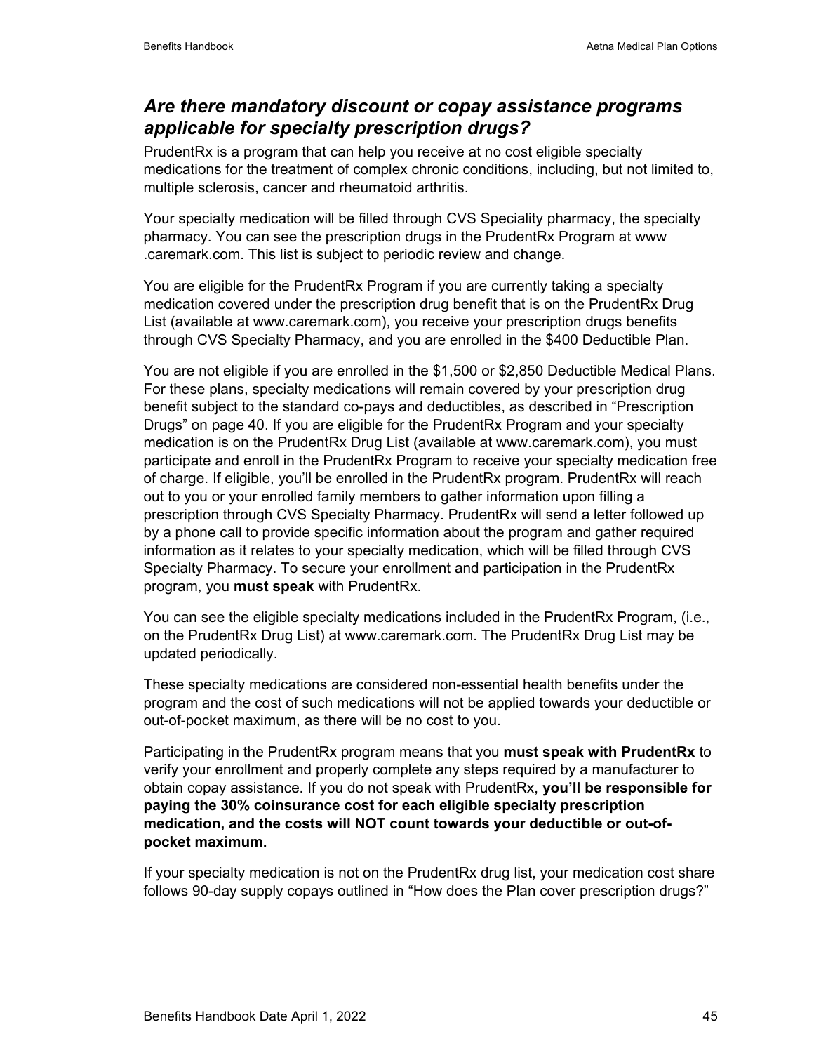## *Are there mandatory discount or copay assistance programs applicable for specialty prescription drugs?*

PrudentRx is a program that can help you receive at no cost eligible specialty medications for the treatment of complex chronic conditions, including, but not limited to, multiple sclerosis, cancer and rheumatoid arthritis.

Your specialty medication will be filled through CVS Speciality pharmacy, the specialty pharmacy. You can see the prescription drugs in the PrudentRx Program at www .caremark.com. This list is subject to periodic review and change.

You are eligible for the PrudentRx Program if you are currently taking a specialty medication covered under the prescription drug benefit that is on the PrudentRx Drug List (available at www.caremark.com), you receive your prescription drugs benefits through CVS Specialty Pharmacy, and you are enrolled in the $400 Deductible Plan.

You are not eligible if you are enrolled in the $1,500 or $2,850 Deductible Medical Plans. For these plans, specialty medications will remain covered by your prescription drug benefit subject to the standard co-pays and deductibles, as described in "Prescription Drugs" on page 40. If you are eligible for the PrudentRx Program and your specialty medication is on the PrudentRx Drug List (available at www.caremark.com), you must participate and enroll in the PrudentRx Program to receive your specialty medication free of charge. If eligible, you'll be enrolled in the PrudentRx program. PrudentRx will reach out to you or your enrolled family members to gather information upon filling a prescription through CVS Specialty Pharmacy. PrudentRx will send a letter followed up by a phone call to provide specific information about the program and gather required information as it relates to your specialty medication, which will be filled through CVS Specialty Pharmacy. To secure your enrollment and participation in the PrudentRx program, you **must speak** with PrudentRx.

You can see the eligible specialty medications included in the PrudentRx Program, (i.e., on the PrudentRx Drug List) at www.caremark.com. The PrudentRx Drug List may be updated periodically.

These specialty medications are considered non-essential health benefits under the program and the cost of such medications will not be applied towards your deductible or out-of-pocket maximum, as there will be no cost to you.

Participating in the PrudentRx program means that you **must speak with PrudentRx** to verify your enrollment and properly complete any steps required by a manufacturer to obtain copay assistance. If you do not speak with PrudentRx, **you'll be responsible for paying the 30% coinsurance cost for each eligible specialty prescription medication, and the costs will NOT count towards your deductible or out-of-pocket maximum.**

If your specialty medication is not on the PrudentRx drug list, your medication cost share follows 90-day supply copays outlined in "How does the Plan cover prescription drugs?"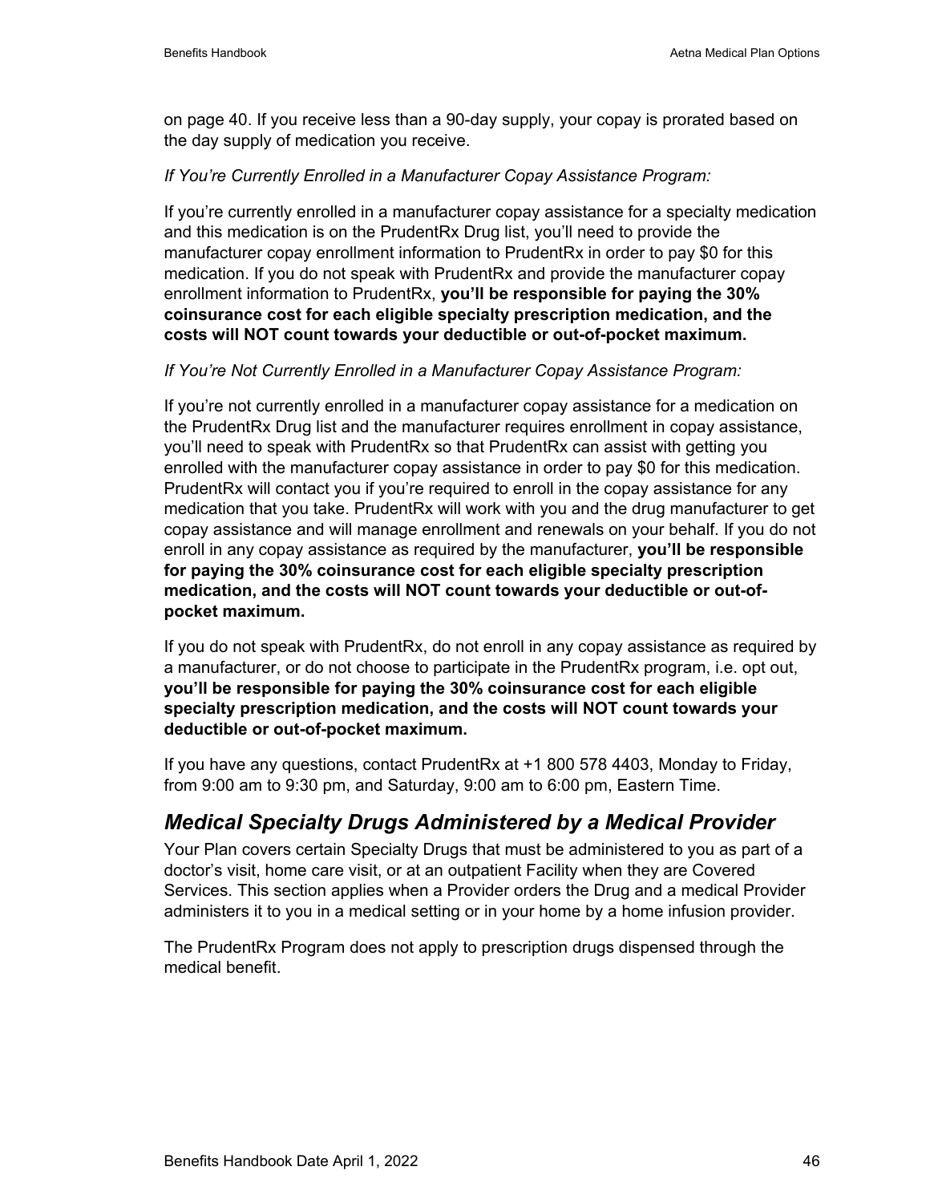on page 40. If you receive less than a 90-day supply, your copay is prorated based on the day supply of medication you receive.

*If You're Currently Enrolled in a Manufacturer Copay Assistance Program:*

If you're currently enrolled in a manufacturer copay assistance for a specialty medication and this medication is on the PrudentRx Drug list, you'll need to provide the manufacturer copay enrollment information to PrudentRx in order to pay $0 for this medication. If you do not speak with PrudentRx and provide the manufacturer copay enrollment information to PrudentRx, **you'll be responsible for paying the 30% coinsurance cost for each eligible specialty prescription medication, and the costs will NOT count towards your deductible or out-of-pocket maximum.**

*If You're Not Currently Enrolled in a Manufacturer Copay Assistance Program:*

If you're not currently enrolled in a manufacturer copay assistance for a medication on the PrudentRx Drug list and the manufacturer requires enrollment in copay assistance, you'll need to speak with PrudentRx so that PrudentRx can assist with getting you enrolled with the manufacturer copay assistance in order to pay $0 for this medication. PrudentRx will contact you if you're required to enroll in the copay assistance for any medication that you take. PrudentRx will work with you and the drug manufacturer to get copay assistance and will manage enrollment and renewals on your behalf. If you do not enroll in any copay assistance as required by the manufacturer, **you'll be responsible for paying the 30% coinsurance cost for each eligible specialty prescription medication, and the costs will NOT count towards your deductible or out-of-pocket maximum.**

If you do not speak with PrudentRx, do not enroll in any copay assistance as required by a manufacturer, or do not choose to participate in the PrudentRx program, i.e. opt out, **you'll be responsible for paying the 30% coinsurance cost for each eligible specialty prescription medication, and the costs will NOT count towards your deductible or out-of-pocket maximum.**

If you have any questions, contact PrudentRx at +1 800 578 4403, Monday to Friday, from 9:00 am to 9:30 pm, and Saturday, 9:00 am to 6:00 pm, Eastern Time.

## *Medical Specialty Drugs Administered by a Medical Provider*

Your Plan covers certain Specialty Drugs that must be administered to you as part of a doctor's visit, home care visit, or at an outpatient Facility when they are Covered Services. This section applies when a Provider orders the Drug and a medical Provider administers it to you in a medical setting or in your home by a home infusion provider.

The PrudentRx Program does not apply to prescription drugs dispensed through the medical benefit.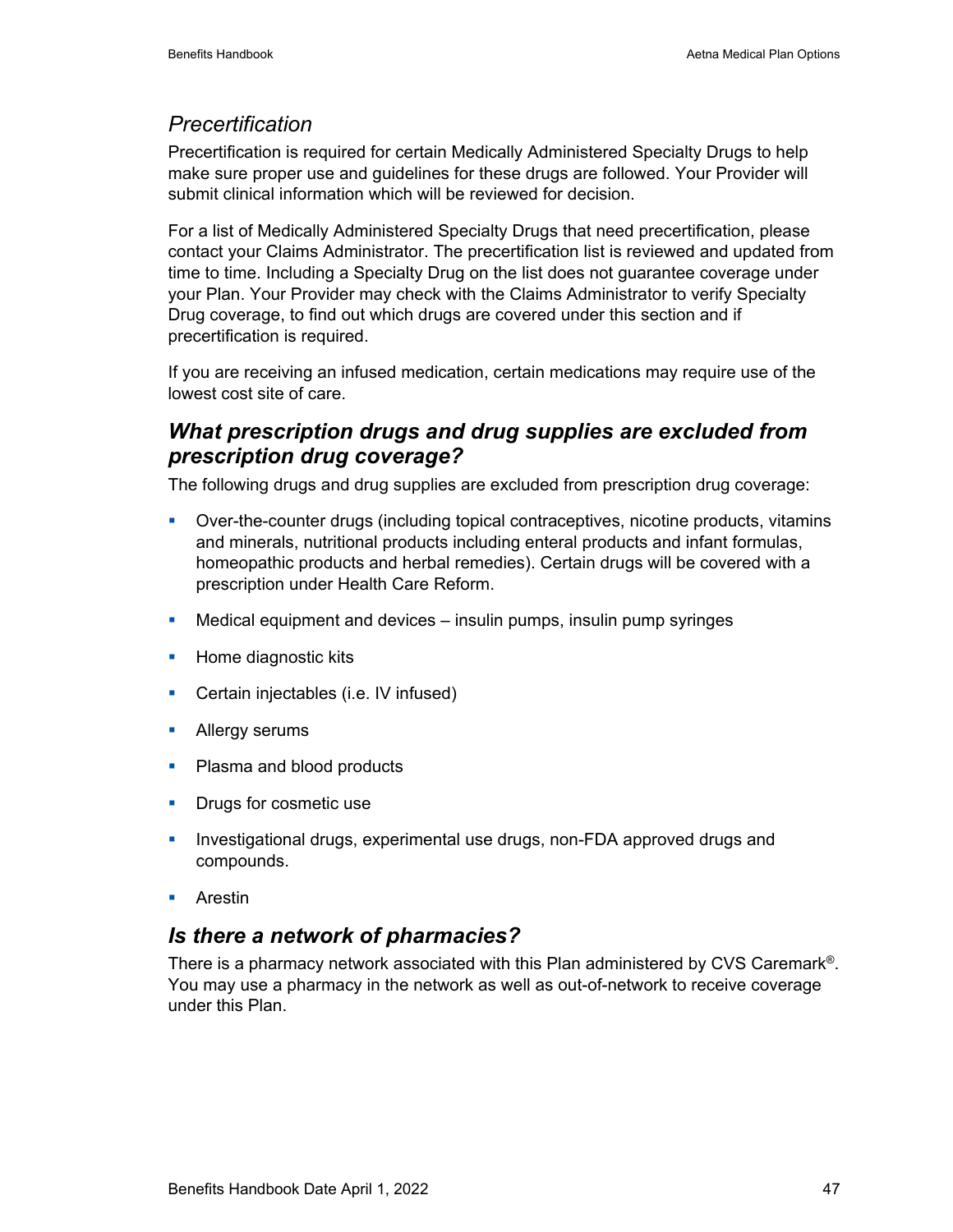### *Precertification*

Precertification is required for certain Medically Administered Specialty Drugs to help make sure proper use and guidelines for these drugs are followed. Your Provider will submit clinical information which will be reviewed for decision.

For a list of Medically Administered Specialty Drugs that need precertification, please contact your Claims Administrator. The precertification list is reviewed and updated from time to time. Including a Specialty Drug on the list does not guarantee coverage under your Plan. Your Provider may check with the Claims Administrator to verify Specialty Drug coverage, to find out which drugs are covered under this section and if precertification is required.

If you are receiving an infused medication, certain medications may require use of the lowest cost site of care.

## *What prescription drugs and drug supplies are excluded from prescription drug coverage?*

The following drugs and drug supplies are excluded from prescription drug coverage:

- Over-the-counter drugs (including topical contraceptives, nicotine products, vitamins and minerals, nutritional products including enteral products and infant formulas, homeopathic products and herbal remedies). Certain drugs will be covered with a prescription under Health Care Reform.
- Medical equipment and devices – insulin pumps, insulin pump syringes
- Home diagnostic kits
- Certain injectables (i.e. IV infused)
- Allergy serums
- Plasma and blood products
- Drugs for cosmetic use
- Investigational drugs, experimental use drugs, non-FDA approved drugs and compounds.
- Arestin

## *Is there a network of pharmacies?*

There is a pharmacy network associated with this Plan administered by CVS Caremark®. You may use a pharmacy in the network as well as out-of-network to receive coverage under this Plan.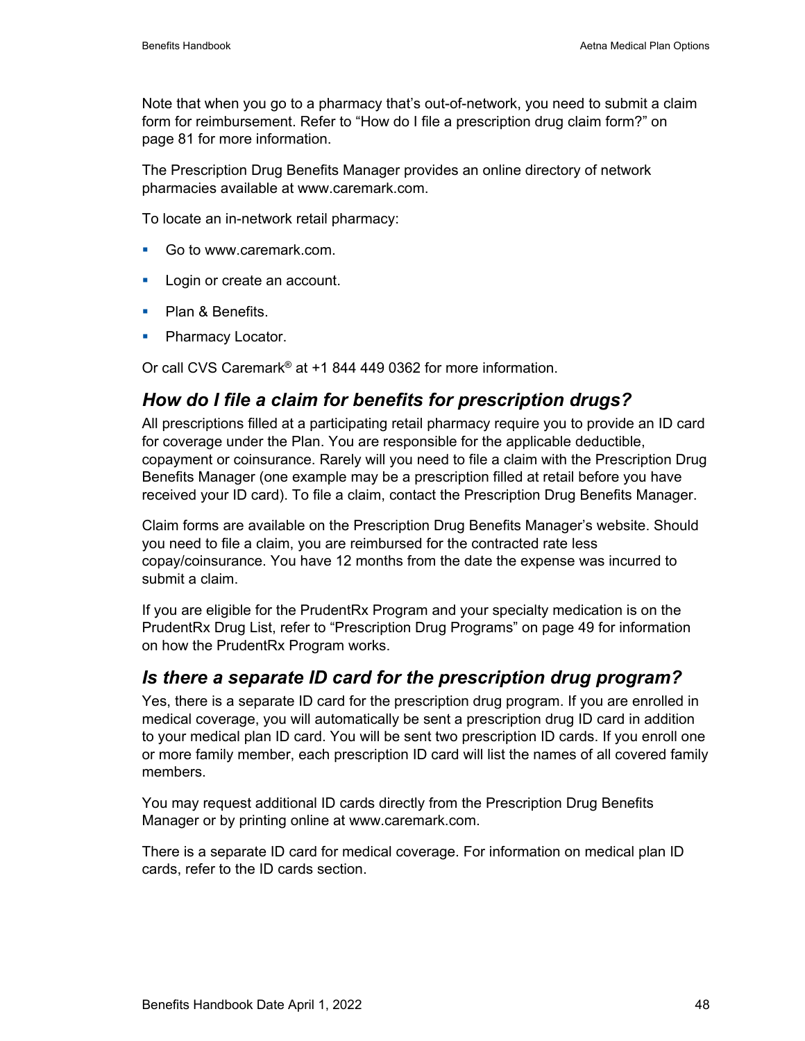Note that when you go to a pharmacy that's out-of-network, you need to submit a claim form for reimbursement. Refer to "How do I file a prescription drug claim form?" on page 81 for more information.

The Prescription Drug Benefits Manager provides an online directory of network pharmacies available at www.caremark.com.

To locate an in-network retail pharmacy:

- Go to www.caremark.com.
- Login or create an account.
- Plan & Benefits.
- Pharmacy Locator.

Or call CVS Caremark® at +1 844 449 0362 for more information.

## *How do I file a claim for benefits for prescription drugs?*

All prescriptions filled at a participating retail pharmacy require you to provide an ID card for coverage under the Plan. You are responsible for the applicable deductible, copayment or coinsurance. Rarely will you need to file a claim with the Prescription Drug Benefits Manager (one example may be a prescription filled at retail before you have received your ID card). To file a claim, contact the Prescription Drug Benefits Manager.

Claim forms are available on the Prescription Drug Benefits Manager's website. Should you need to file a claim, you are reimbursed for the contracted rate less copay/coinsurance. You have 12 months from the date the expense was incurred to submit a claim.

If you are eligible for the PrudentRx Program and your specialty medication is on the PrudentRx Drug List, refer to "Prescription Drug Programs" on page 49 for information on how the PrudentRx Program works.

## *Is there a separate ID card for the prescription drug program?*

Yes, there is a separate ID card for the prescription drug program. If you are enrolled in medical coverage, you will automatically be sent a prescription drug ID card in addition to your medical plan ID card. You will be sent two prescription ID cards. If you enroll one or more family member, each prescription ID card will list the names of all covered family members.

You may request additional ID cards directly from the Prescription Drug Benefits Manager or by printing online at www.caremark.com.

There is a separate ID card for medical coverage. For information on medical plan ID cards, refer to the ID cards section.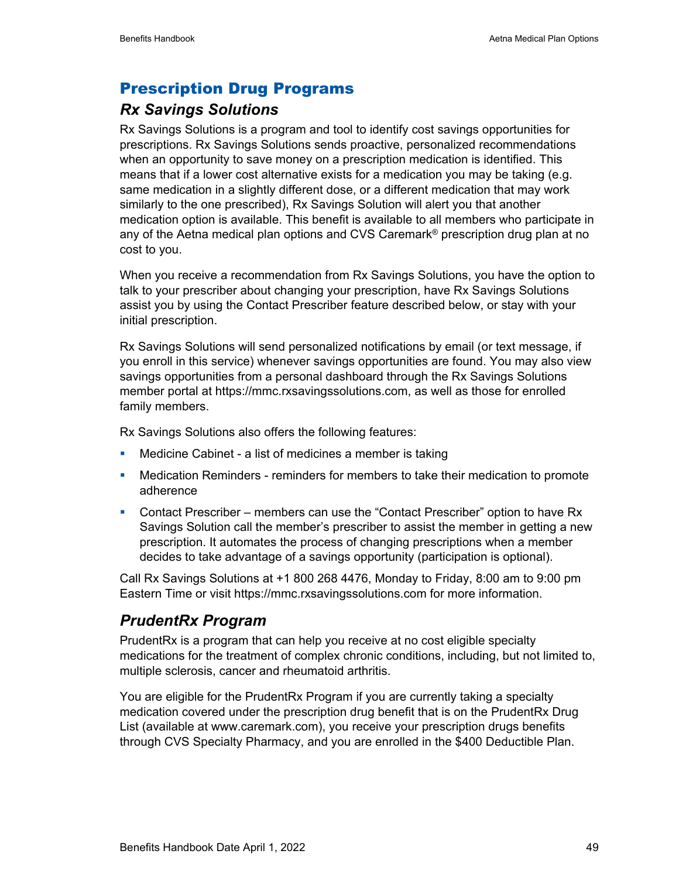## Prescription Drug Programs

### *Rx Savings Solutions*

Rx Savings Solutions is a program and tool to identify cost savings opportunities for prescriptions. Rx Savings Solutions sends proactive, personalized recommendations when an opportunity to save money on a prescription medication is identified. This means that if a lower cost alternative exists for a medication you may be taking (e.g. same medication in a slightly different dose, or a different medication that may work similarly to the one prescribed), Rx Savings Solution will alert you that another medication option is available. This benefit is available to all members who participate in any of the Aetna medical plan options and CVS Caremark® prescription drug plan at no cost to you.

When you receive a recommendation from Rx Savings Solutions, you have the option to talk to your prescriber about changing your prescription, have Rx Savings Solutions assist you by using the Contact Prescriber feature described below, or stay with your initial prescription.

Rx Savings Solutions will send personalized notifications by email (or text message, if you enroll in this service) whenever savings opportunities are found. You may also view savings opportunities from a personal dashboard through the Rx Savings Solutions member portal at https://mmc.rxsavingssolutions.com, as well as those for enrolled family members.

Rx Savings Solutions also offers the following features:

- Medicine Cabinet - a list of medicines a member is taking
- Medication Reminders - reminders for members to take their medication to promote adherence
- Contact Prescriber – members can use the “Contact Prescriber” option to have Rx Savings Solution call the member’s prescriber to assist the member in getting a new prescription. It automates the process of changing prescriptions when a member decides to take advantage of a savings opportunity (participation is optional).

Call Rx Savings Solutions at +1 800 268 4476, Monday to Friday, 8:00 am to 9:00 pm Eastern Time or visit https://mmc.rxsavingssolutions.com for more information.

### *PrudentRx Program*

PrudentRx is a program that can help you receive at no cost eligible specialty medications for the treatment of complex chronic conditions, including, but not limited to, multiple sclerosis, cancer and rheumatoid arthritis.

You are eligible for the PrudentRx Program if you are currently taking a specialty medication covered under the prescription drug benefit that is on the PrudentRx Drug List (available at www.caremark.com), you receive your prescription drugs benefits through CVS Specialty Pharmacy, and you are enrolled in the $400 Deductible Plan.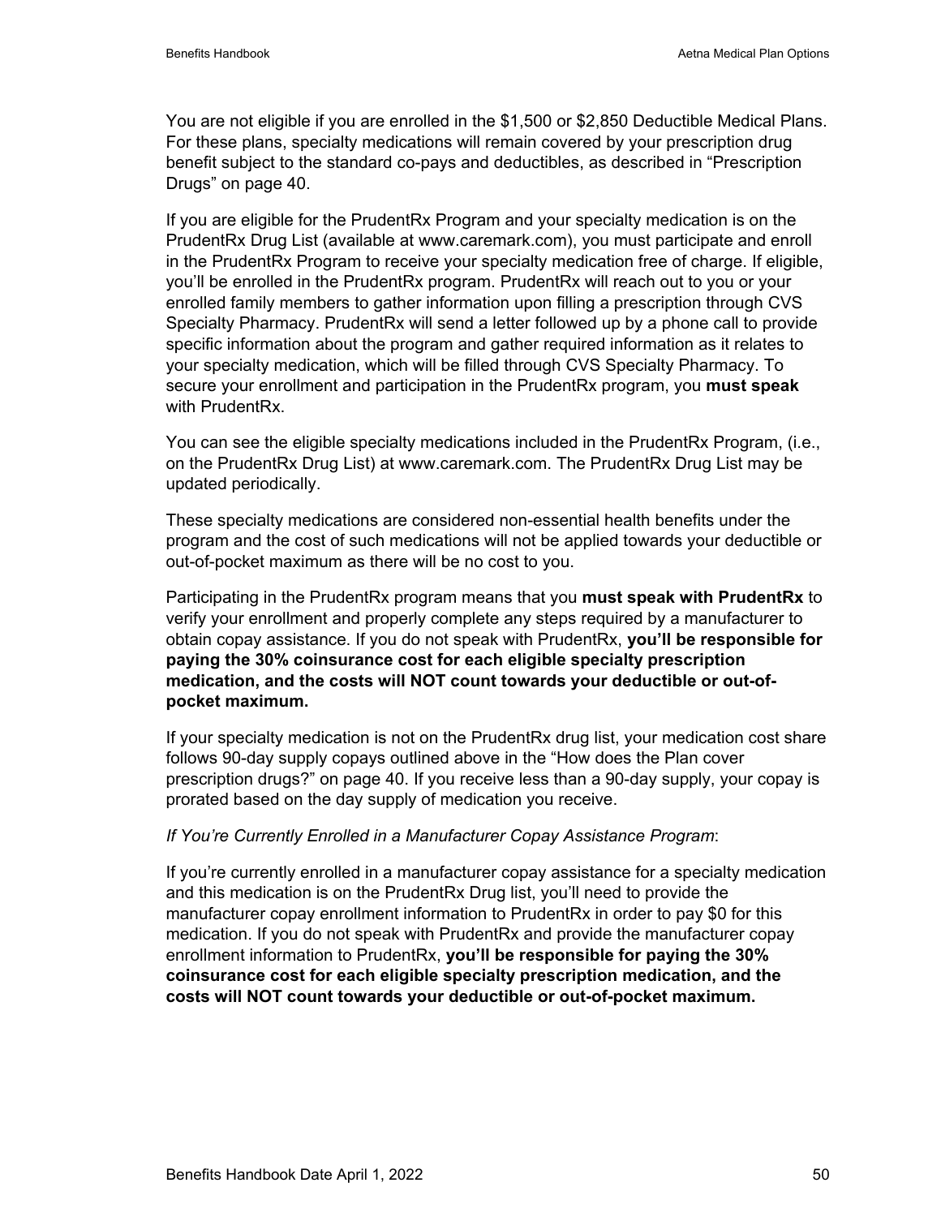You are not eligible if you are enrolled in the $1,500 or $2,850 Deductible Medical Plans. For these plans, specialty medications will remain covered by your prescription drug benefit subject to the standard co-pays and deductibles, as described in "Prescription Drugs" on page 40.

If you are eligible for the PrudentRx Program and your specialty medication is on the PrudentRx Drug List (available at www.caremark.com), you must participate and enroll in the PrudentRx Program to receive your specialty medication free of charge. If eligible, you'll be enrolled in the PrudentRx program. PrudentRx will reach out to you or your enrolled family members to gather information upon filling a prescription through CVS Specialty Pharmacy. PrudentRx will send a letter followed up by a phone call to provide specific information about the program and gather required information as it relates to your specialty medication, which will be filled through CVS Specialty Pharmacy. To secure your enrollment and participation in the PrudentRx program, you **must speak** with PrudentRx.

You can see the eligible specialty medications included in the PrudentRx Program, (i.e., on the PrudentRx Drug List) at www.caremark.com. The PrudentRx Drug List may be updated periodically.

These specialty medications are considered non-essential health benefits under the program and the cost of such medications will not be applied towards your deductible or out-of-pocket maximum as there will be no cost to you.

Participating in the PrudentRx program means that you **must speak with PrudentRx** to verify your enrollment and properly complete any steps required by a manufacturer to obtain copay assistance. If you do not speak with PrudentRx, **you'll be responsible for paying the 30% coinsurance cost for each eligible specialty prescription medication, and the costs will NOT count towards your deductible or out-of-pocket maximum.**

If your specialty medication is not on the PrudentRx drug list, your medication cost share follows 90-day supply copays outlined above in the "How does the Plan cover prescription drugs?" on page 40. If you receive less than a 90-day supply, your copay is prorated based on the day supply of medication you receive.

*If You're Currently Enrolled in a Manufacturer Copay Assistance Program*:

If you're currently enrolled in a manufacturer copay assistance for a specialty medication and this medication is on the PrudentRx Drug list, you'll need to provide the manufacturer copay enrollment information to PrudentRx in order to pay $0 for this medication. If you do not speak with PrudentRx and provide the manufacturer copay enrollment information to PrudentRx, **you'll be responsible for paying the 30% coinsurance cost for each eligible specialty prescription medication, and the costs will NOT count towards your deductible or out-of-pocket maximum.**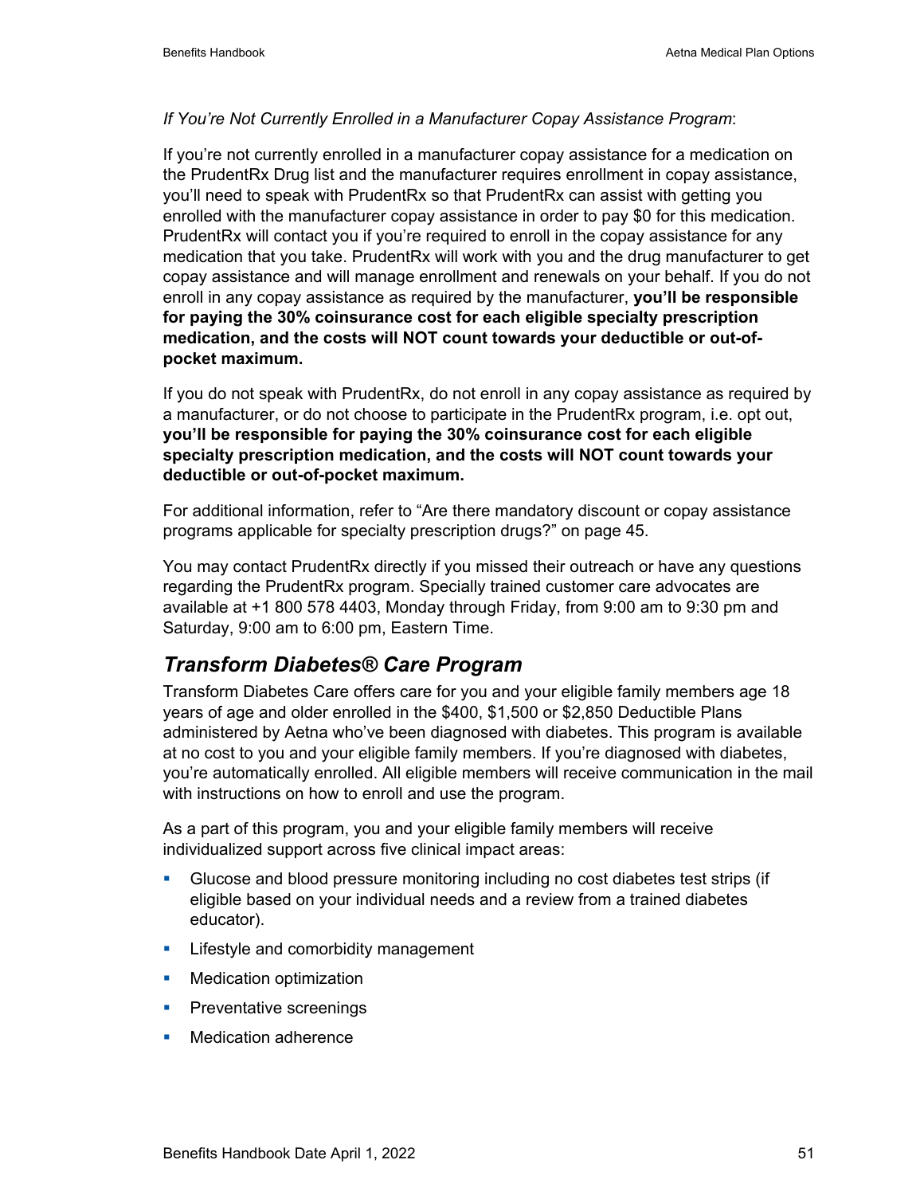*If You're Not Currently Enrolled in a Manufacturer Copay Assistance Program*:

If you're not currently enrolled in a manufacturer copay assistance for a medication on the PrudentRx Drug list and the manufacturer requires enrollment in copay assistance, you'll need to speak with PrudentRx so that PrudentRx can assist with getting you enrolled with the manufacturer copay assistance in order to pay $0 for this medication. PrudentRx will contact you if you're required to enroll in the copay assistance for any medication that you take. PrudentRx will work with you and the drug manufacturer to get copay assistance and will manage enrollment and renewals on your behalf. If you do not enroll in any copay assistance as required by the manufacturer, **you'll be responsible for paying the 30% coinsurance cost for each eligible specialty prescription medication, and the costs will NOT count towards your deductible or out-of-pocket maximum.**

If you do not speak with PrudentRx, do not enroll in any copay assistance as required by a manufacturer, or do not choose to participate in the PrudentRx program, i.e. opt out, **you'll be responsible for paying the 30% coinsurance cost for each eligible specialty prescription medication, and the costs will NOT count towards your deductible or out-of-pocket maximum.**

For additional information, refer to "Are there mandatory discount or copay assistance programs applicable for specialty prescription drugs?" on page 45.

You may contact PrudentRx directly if you missed their outreach or have any questions regarding the PrudentRx program. Specially trained customer care advocates are available at +1 800 578 4403, Monday through Friday, from 9:00 am to 9:30 pm and Saturday, 9:00 am to 6:00 pm, Eastern Time.

## *Transform Diabetes® Care Program*

Transform Diabetes Care offers care for you and your eligible family members age 18 years of age and older enrolled in the $400, $1,500 or $2,850 Deductible Plans administered by Aetna who've been diagnosed with diabetes. This program is available at no cost to you and your eligible family members. If you're diagnosed with diabetes, you're automatically enrolled. All eligible members will receive communication in the mail with instructions on how to enroll and use the program.

As a part of this program, you and your eligible family members will receive individualized support across five clinical impact areas:

- Glucose and blood pressure monitoring including no cost diabetes test strips (if eligible based on your individual needs and a review from a trained diabetes educator).
- Lifestyle and comorbidity management
- Medication optimization
- Preventative screenings
- Medication adherence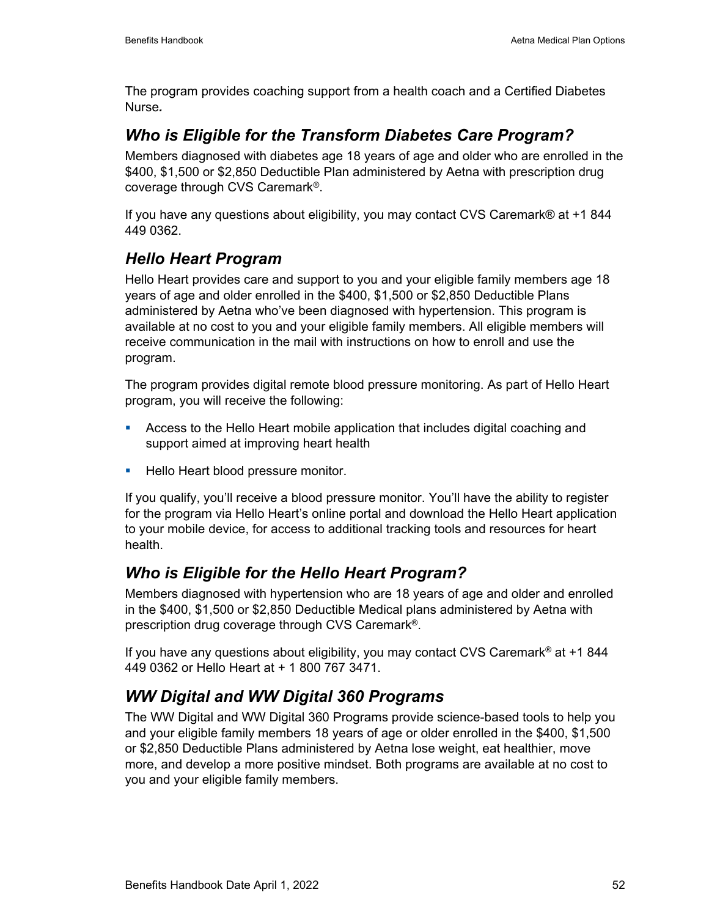The program provides coaching support from a health coach and a Certified Diabetes Nurse**.**

## *Who is Eligible for the Transform Diabetes Care Program?*

Members diagnosed with diabetes age 18 years of age and older who are enrolled in the $400, $1,500 or $2,850 Deductible Plan administered by Aetna with prescription drug coverage through CVS Caremark®.

If you have any questions about eligibility, you may contact CVS Caremark® at +1 844 449 0362.

## *Hello Heart Program*

Hello Heart provides care and support to you and your eligible family members age 18 years of age and older enrolled in the $400, $1,500 or $2,850 Deductible Plans administered by Aetna who've been diagnosed with hypertension. This program is available at no cost to you and your eligible family members. All eligible members will receive communication in the mail with instructions on how to enroll and use the program.

The program provides digital remote blood pressure monitoring. As part of Hello Heart program, you will receive the following:

- Access to the Hello Heart mobile application that includes digital coaching and support aimed at improving heart health
- Hello Heart blood pressure monitor.

If you qualify, you'll receive a blood pressure monitor. You'll have the ability to register for the program via Hello Heart's online portal and download the Hello Heart application to your mobile device, for access to additional tracking tools and resources for heart health.

## *Who is Eligible for the Hello Heart Program?*

Members diagnosed with hypertension who are 18 years of age and older and enrolled in the $400, $1,500 or $2,850 Deductible Medical plans administered by Aetna with prescription drug coverage through CVS Caremark®.

If you have any questions about eligibility, you may contact CVS Caremark® at +1 844 449 0362 or Hello Heart at + 1 800 767 3471.

## *WW Digital and WW Digital 360 Programs*

The WW Digital and WW Digital 360 Programs provide science-based tools to help you and your eligible family members 18 years of age or older enrolled in the $400, $1,500 or $2,850 Deductible Plans administered by Aetna lose weight, eat healthier, move more, and develop a more positive mindset. Both programs are available at no cost to you and your eligible family members.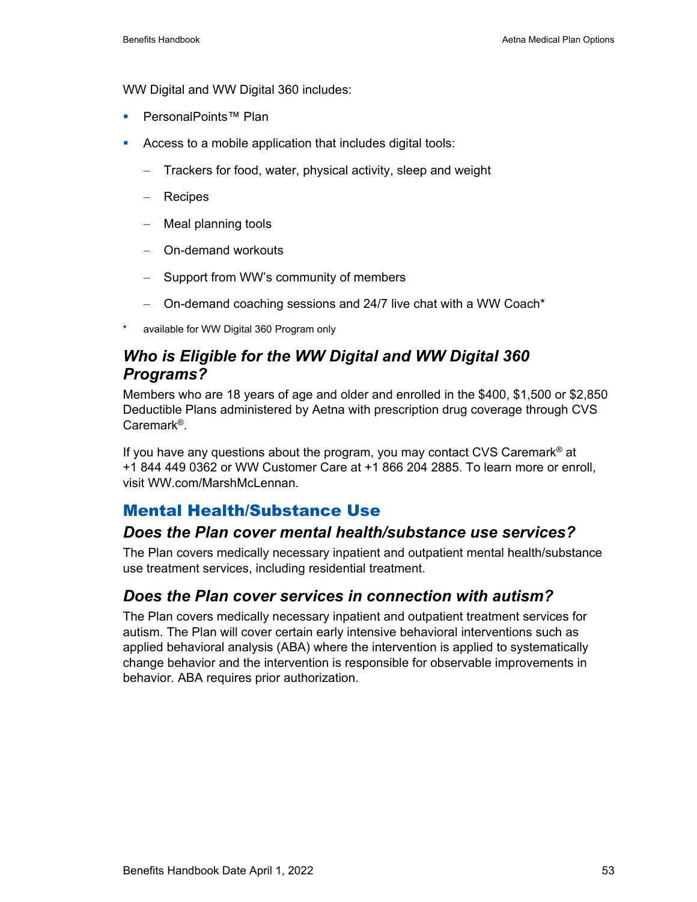WW Digital and WW Digital 360 includes:

- PersonalPoints™ Plan
- Access to a mobile application that includes digital tools:
  - Trackers for food, water, physical activity, sleep and weight
  - Recipes
  - Meal planning tools
  - On-demand workouts
  - Support from WW's community of members
  - On-demand coaching sessions and 24/7 live chat with a WW Coach*

\* available for WW Digital 360 Program only

### *Who is Eligible for the WW Digital and WW Digital 360 Programs?*

Members who are 18 years of age and older and enrolled in the $400, $1,500 or $2,850 Deductible Plans administered by Aetna with prescription drug coverage through CVS Caremark®.

If you have any questions about the program, you may contact CVS Caremark® at +1 844 449 0362 or WW Customer Care at +1 866 204 2885. To learn more or enroll, visit WW.com/MarshMcLennan.

## Mental Health/Substance Use

### *Does the Plan cover mental health/substance use services?*

The Plan covers medically necessary inpatient and outpatient mental health/substance use treatment services, including residential treatment.

### *Does the Plan cover services in connection with autism?*

The Plan covers medically necessary inpatient and outpatient treatment services for autism. The Plan will cover certain early intensive behavioral interventions such as applied behavioral analysis (ABA) where the intervention is applied to systematically change behavior and the intervention is responsible for observable improvements in behavior. ABA requires prior authorization.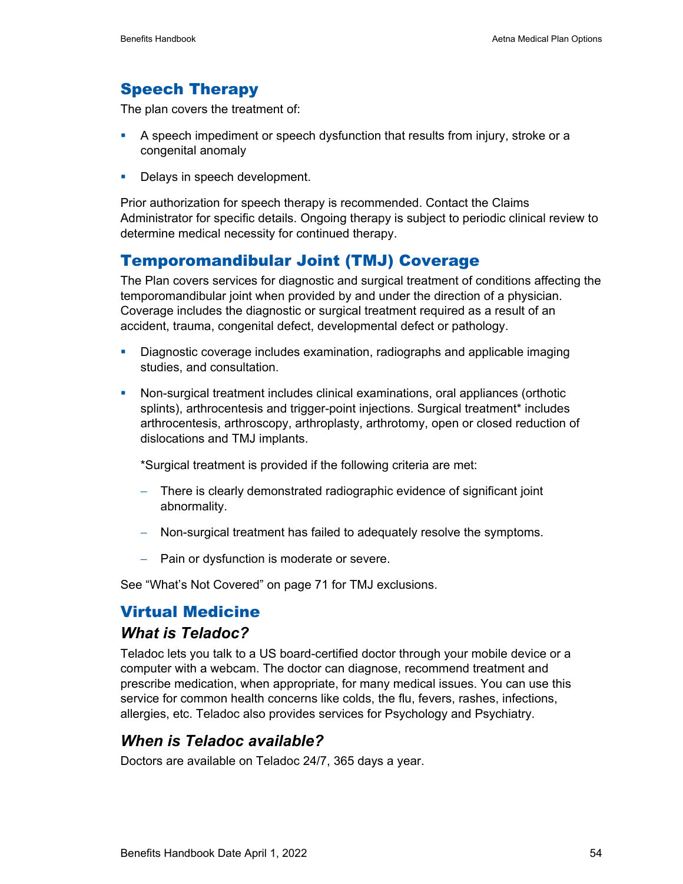## Speech Therapy

The plan covers the treatment of:

- A speech impediment or speech dysfunction that results from injury, stroke or a congenital anomaly
- Delays in speech development.

Prior authorization for speech therapy is recommended. Contact the Claims Administrator for specific details. Ongoing therapy is subject to periodic clinical review to determine medical necessity for continued therapy.

## Temporomandibular Joint (TMJ) Coverage

The Plan covers services for diagnostic and surgical treatment of conditions affecting the temporomandibular joint when provided by and under the direction of a physician. Coverage includes the diagnostic or surgical treatment required as a result of an accident, trauma, congenital defect, developmental defect or pathology.

- Diagnostic coverage includes examination, radiographs and applicable imaging studies, and consultation.
- Non-surgical treatment includes clinical examinations, oral appliances (orthotic splints), arthrocentesis and trigger-point injections. Surgical treatment* includes arthrocentesis, arthroscopy, arthroplasty, arthrotomy, open or closed reduction of dislocations and TMJ implants.

  *Surgical treatment is provided if the following criteria are met:

  - There is clearly demonstrated radiographic evidence of significant joint abnormality.
  - Non-surgical treatment has failed to adequately resolve the symptoms.
  - Pain or dysfunction is moderate or severe.

See "What's Not Covered" on page 71 for TMJ exclusions.

## Virtual Medicine

### *What is Teladoc?*

Teladoc lets you talk to a US board-certified doctor through your mobile device or a computer with a webcam. The doctor can diagnose, recommend treatment and prescribe medication, when appropriate, for many medical issues. You can use this service for common health concerns like colds, the flu, fevers, rashes, infections, allergies, etc. Teladoc also provides services for Psychology and Psychiatry.

### *When is Teladoc available?*

Doctors are available on Teladoc 24/7, 365 days a year.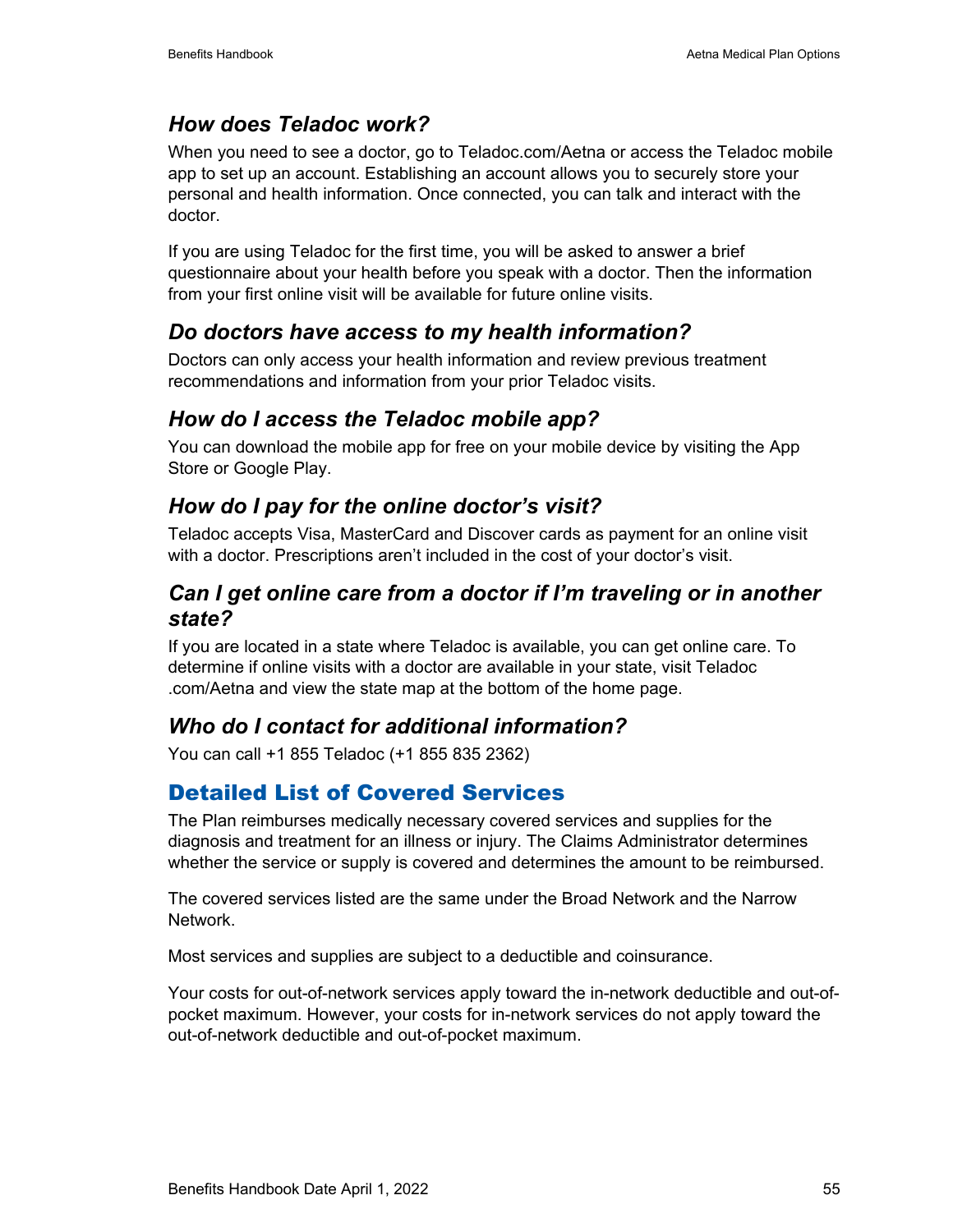### *How does Teladoc work?*

When you need to see a doctor, go to Teladoc.com/Aetna or access the Teladoc mobile app to set up an account. Establishing an account allows you to securely store your personal and health information. Once connected, you can talk and interact with the doctor.

If you are using Teladoc for the first time, you will be asked to answer a brief questionnaire about your health before you speak with a doctor. Then the information from your first online visit will be available for future online visits.

### *Do doctors have access to my health information?*

Doctors can only access your health information and review previous treatment recommendations and information from your prior Teladoc visits.

### *How do I access the Teladoc mobile app?*

You can download the mobile app for free on your mobile device by visiting the App Store or Google Play.

### *How do I pay for the online doctor's visit?*

Teladoc accepts Visa, MasterCard and Discover cards as payment for an online visit with a doctor. Prescriptions aren't included in the cost of your doctor's visit.

### *Can I get online care from a doctor if I'm traveling or in another state?*

If you are located in a state where Teladoc is available, you can get online care. To determine if online visits with a doctor are available in your state, visit Teladoc .com/Aetna and view the state map at the bottom of the home page.

### *Who do I contact for additional information?*

You can call +1 855 Teladoc (+1 855 835 2362)

## Detailed List of Covered Services

The Plan reimburses medically necessary covered services and supplies for the diagnosis and treatment for an illness or injury. The Claims Administrator determines whether the service or supply is covered and determines the amount to be reimbursed.

The covered services listed are the same under the Broad Network and the Narrow Network.

Most services and supplies are subject to a deductible and coinsurance.

Your costs for out-of-network services apply toward the in-network deductible and out-of-pocket maximum. However, your costs for in-network services do not apply toward the out-of-network deductible and out-of-pocket maximum.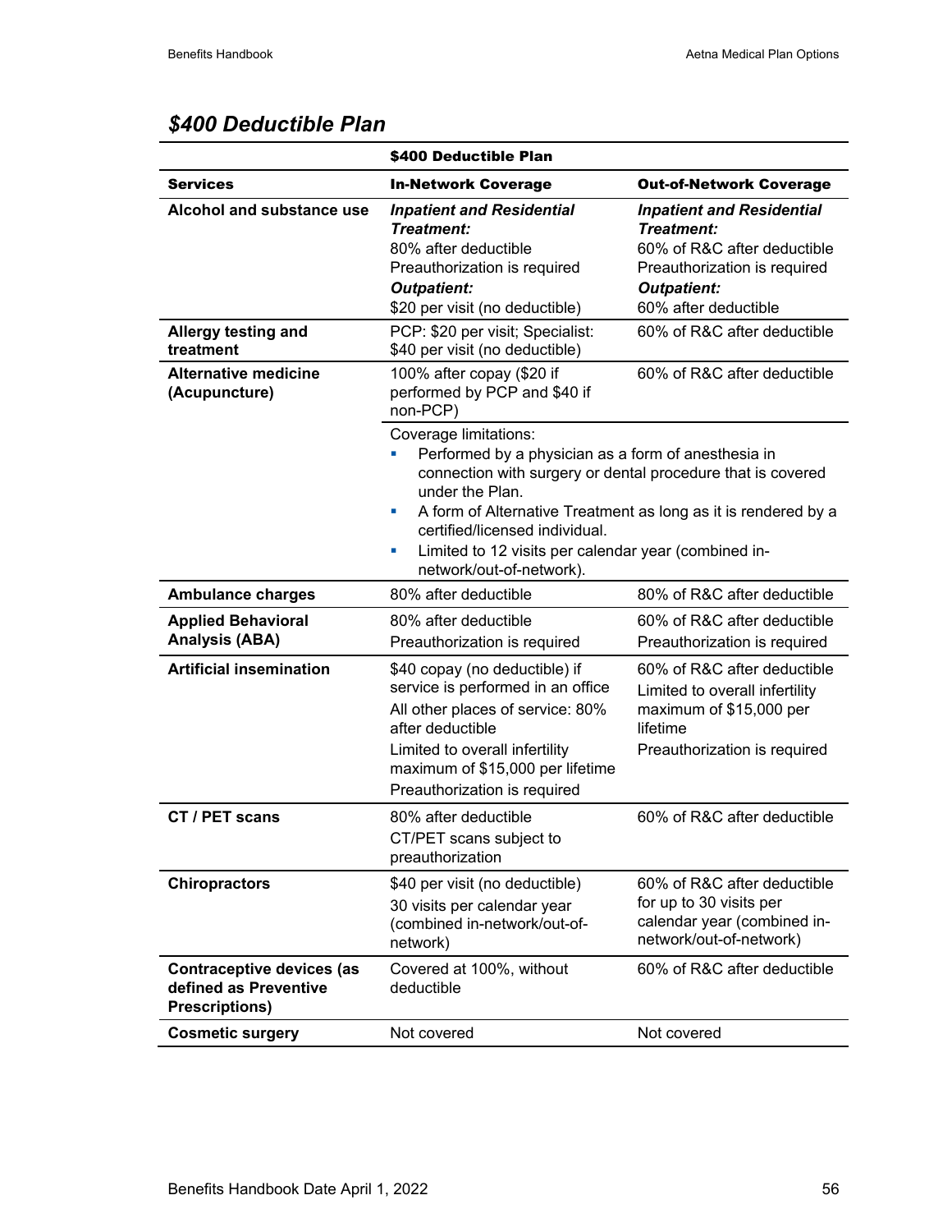## *$400 Deductible Plan*

| | $400 Deductible Plan | |
|---|---|---|
| **Services** | **In-Network Coverage** | **Out-of-Network Coverage** |
| **Alcohol and substance use** | ***Inpatient and Residential Treatment:*** 80% after deductible Preauthorization is required ***Outpatient:*** $20 per visit (no deductible) | ***Inpatient and Residential Treatment:*** 60% of R&C after deductible Preauthorization is required ***Outpatient:*** 60% after deductible |
| **Allergy testing and treatment** | PCP: $20 per visit; Specialist: $40 per visit (no deductible) | 60% of R&C after deductible |
| **Alternative medicine (Acupuncture)** | 100% after copay ($20 if performed by PCP and $40 if non-PCP) | 60% of R&C after deductible |
| | Coverage limitations:<br>▪ Performed by a physician as a form of anesthesia in connection with surgery or dental procedure that is covered under the Plan.<br>▪ A form of Alternative Treatment as long as it is rendered by a certified/licensed individual.<br>▪ Limited to 12 visits per calendar year (combined in-network/out-of-network). | |
| **Ambulance charges** | 80% after deductible | 80% of R&C after deductible |
| **Applied Behavioral Analysis (ABA)** | 80% after deductible Preauthorization is required | 60% of R&C after deductible Preauthorization is required |
| **Artificial insemination** | $40 copay (no deductible) if service is performed in an office All other places of service: 80% after deductible Limited to overall infertility maximum of $15,000 per lifetime Preauthorization is required | 60% of R&C after deductible Limited to overall infertility maximum of $15,000 per lifetime Preauthorization is required |
| **CT / PET scans** | 80% after deductible CT/PET scans subject to preauthorization | 60% of R&C after deductible |
| **Chiropractors** | $40 per visit (no deductible) 30 visits per calendar year (combined in-network/out-of-network) | 60% of R&C after deductible for up to 30 visits per calendar year (combined in-network/out-of-network) |
| **Contraceptive devices (as defined as Preventive Prescriptions)** | Covered at 100%, without deductible | 60% of R&C after deductible |
| **Cosmetic surgery** | Not covered | Not covered |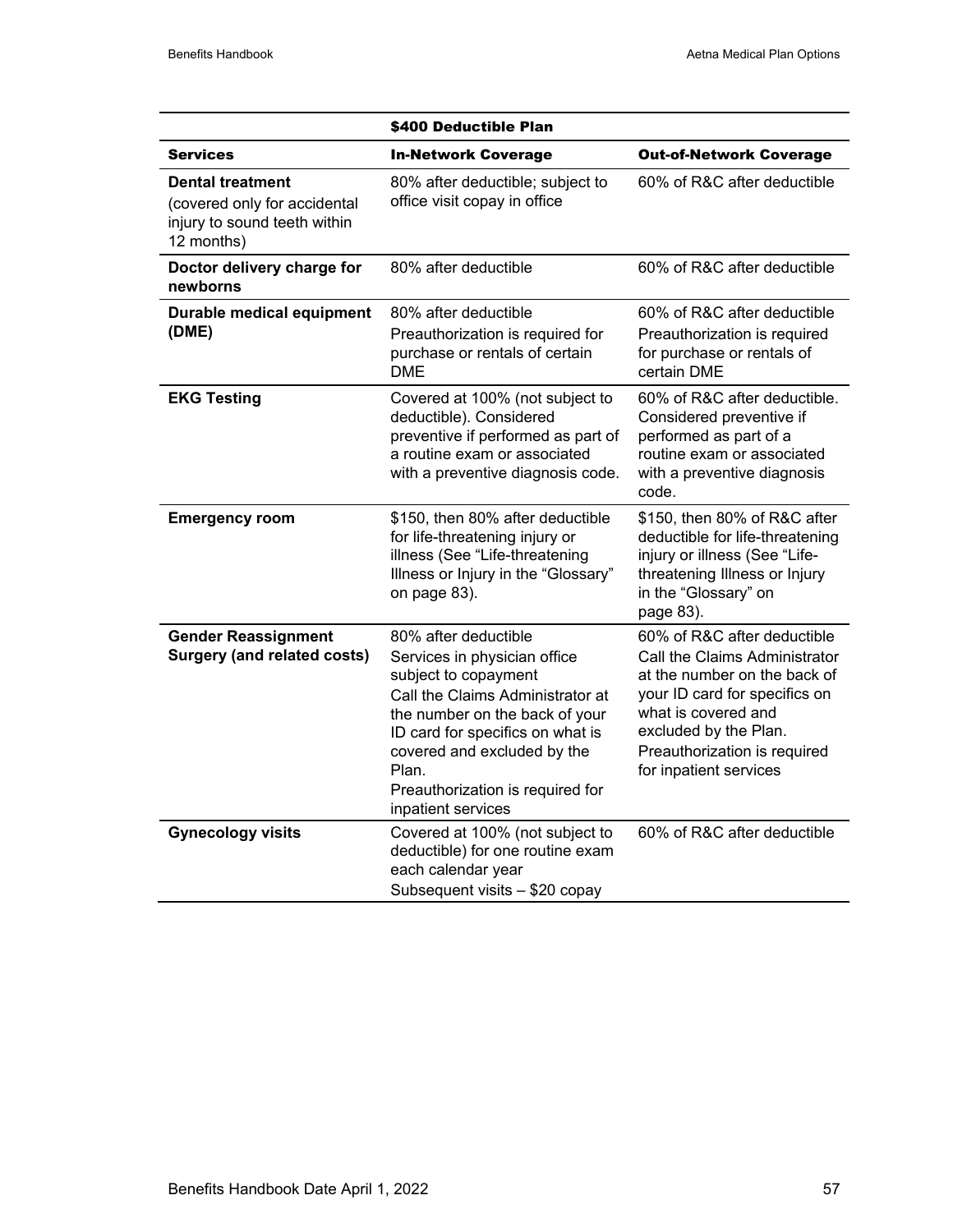| | $400 Deductible Plan | |
|---|---|---|
| **Services** | **In-Network Coverage** | **Out-of-Network Coverage** |
| **Dental treatment** (covered only for accidental injury to sound teeth within 12 months) | 80% after deductible; subject to office visit copay in office | 60% of R&C after deductible |
| **Doctor delivery charge for newborns** | 80% after deductible | 60% of R&C after deductible |
| **Durable medical equipment (DME)** | 80% after deductible<br>Preauthorization is required for purchase or rentals of certain DME | 60% of R&C after deductible<br>Preauthorization is required for purchase or rentals of certain DME |
| **EKG Testing** | Covered at 100% (not subject to deductible). Considered preventive if performed as part of a routine exam or associated with a preventive diagnosis code. | 60% of R&C after deductible. Considered preventive if performed as part of a routine exam or associated with a preventive diagnosis code. |
| **Emergency room** | $150, then 80% after deductible for life-threatening injury or illness (See "Life-threatening Illness or Injury in the "Glossary" on page 83). | $150, then 80% of R&C after deductible for life-threatening injury or illness (See "Life-threatening Illness or Injury in the "Glossary" on page 83). |
| **Gender Reassignment Surgery (and related costs)** | 80% after deductible<br>Services in physician office subject to copayment<br>Call the Claims Administrator at the number on the back of your ID card for specifics on what is covered and excluded by the Plan.<br>Preauthorization is required for inpatient services | 60% of R&C after deductible<br>Call the Claims Administrator at the number on the back of your ID card for specifics on what is covered and excluded by the Plan.<br>Preauthorization is required for inpatient services |
| **Gynecology visits** | Covered at 100% (not subject to deductible) for one routine exam each calendar year<br>Subsequent visits – $20 copay | 60% of R&C after deductible |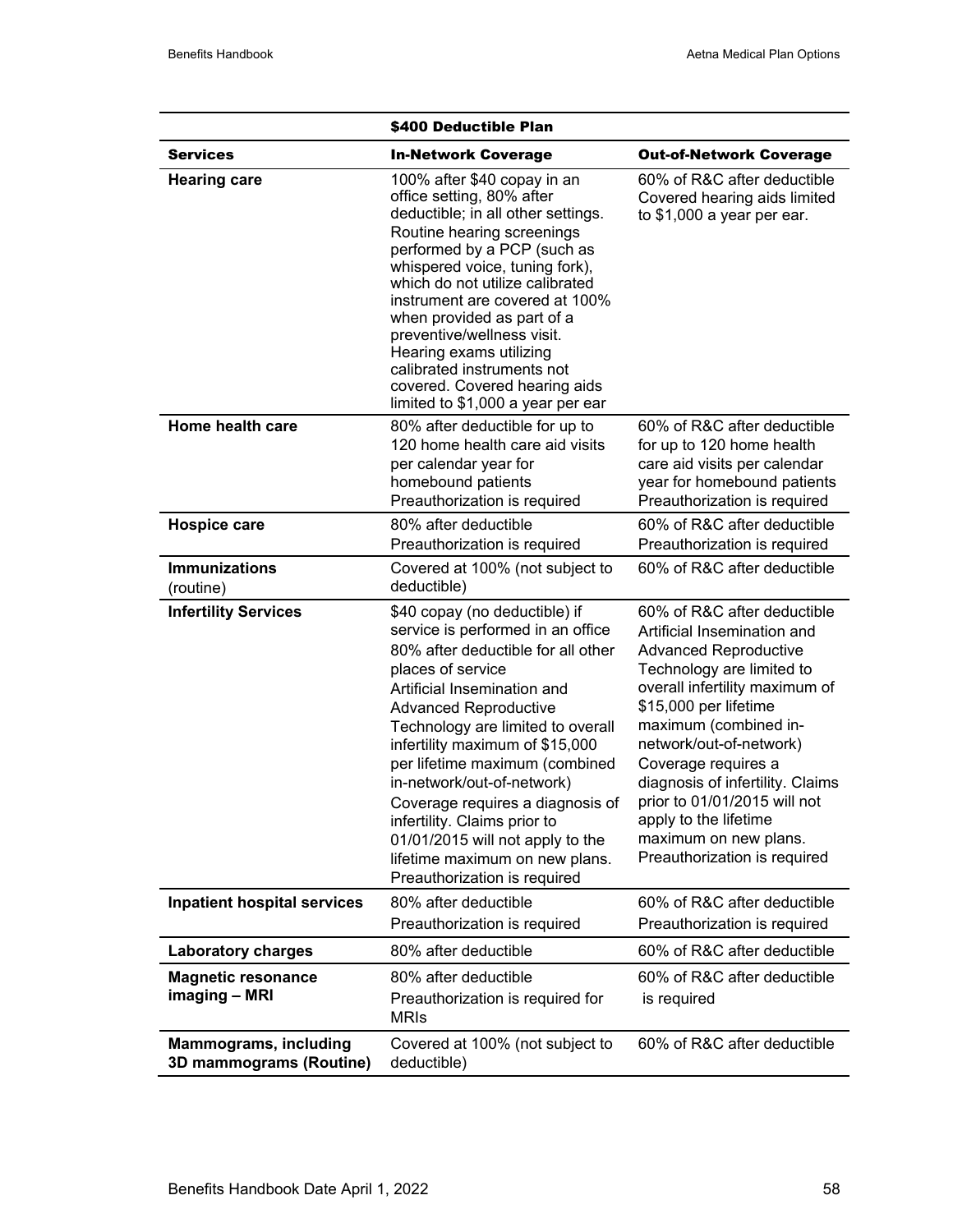| | $400 Deductible Plan | |
|---|---|---|
| **Services** | **In-Network Coverage** | **Out-of-Network Coverage** |
| **Hearing care** | 100% after $40 copay in an office setting, 80% after deductible; in all other settings. Routine hearing screenings performed by a PCP (such as whispered voice, tuning fork), which do not utilize calibrated instrument are covered at 100% when provided as part of a preventive/wellness visit. Hearing exams utilizing calibrated instruments not covered. Covered hearing aids limited to $1,000 a year per ear | 60% of R&C after deductible Covered hearing aids limited to $1,000 a year per ear. |
| **Home health care** | 80% after deductible for up to 120 home health care aid visits per calendar year for homebound patients Preauthorization is required | 60% of R&C after deductible for up to 120 home health care aid visits per calendar year for homebound patients Preauthorization is required |
| **Hospice care** | 80% after deductible Preauthorization is required | 60% of R&C after deductible Preauthorization is required |
| **Immunizations** (routine) | Covered at 100% (not subject to deductible) | 60% of R&C after deductible |
| **Infertility Services** | $40 copay (no deductible) if service is performed in an office 80% after deductible for all other places of service Artificial Insemination and Advanced Reproductive Technology are limited to overall infertility maximum of $15,000 per lifetime maximum (combined in-network/out-of-network) Coverage requires a diagnosis of infertility. Claims prior to 01/01/2015 will not apply to the lifetime maximum on new plans. Preauthorization is required | 60% of R&C after deductible Artificial Insemination and Advanced Reproductive Technology are limited to overall infertility maximum of $15,000 per lifetime maximum (combined in-network/out-of-network) Coverage requires a diagnosis of infertility. Claims prior to 01/01/2015 will not apply to the lifetime maximum on new plans. Preauthorization is required |
| **Inpatient hospital services** | 80% after deductible Preauthorization is required | 60% of R&C after deductible Preauthorization is required |
| **Laboratory charges** | 80% after deductible | 60% of R&C after deductible |
| **Magnetic resonance imaging – MRI** | 80% after deductible Preauthorization is required for MRIs | 60% of R&C after deductible is required |
| **Mammograms, including 3D mammograms (Routine)** | Covered at 100% (not subject to deductible) | 60% of R&C after deductible |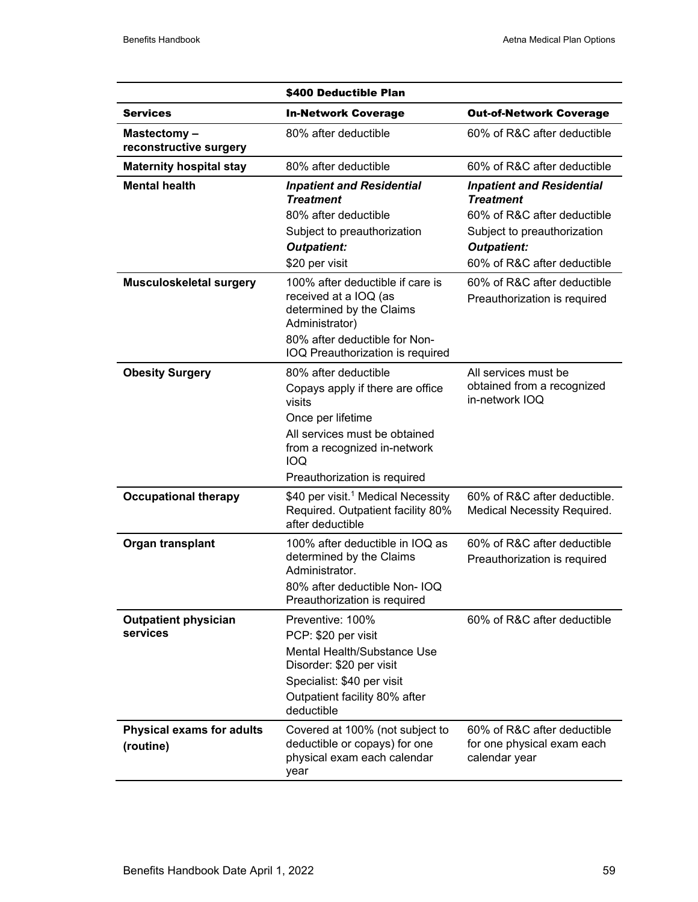| | $400 Deductible Plan | |
|---|---|---|
| **Services** | **In-Network Coverage** | **Out-of-Network Coverage** |
| **Mastectomy – reconstructive surgery** | 80% after deductible | 60% of R&C after deductible |
| **Maternity hospital stay** | 80% after deductible | 60% of R&C after deductible |
| **Mental health** | ***Inpatient and Residential Treatment*** <br> 80% after deductible <br> Subject to preauthorization <br> ***Outpatient:*** <br> $20 per visit | ***Inpatient and Residential Treatment*** <br> 60% of R&C after deductible <br> Subject to preauthorization <br> ***Outpatient:*** <br> 60% of R&C after deductible |
| **Musculoskeletal surgery** | 100% after deductible if care is received at a IOQ (as determined by the Claims Administrator) <br> 80% after deductible for Non-IOQ Preauthorization is required | 60% of R&C after deductible <br> Preauthorization is required |
| **Obesity Surgery** | 80% after deductible <br> Copays apply if there are office visits <br> Once per lifetime <br> All services must be obtained from a recognized in-network IOQ <br> Preauthorization is required | All services must be obtained from a recognized in-network IOQ |
| **Occupational therapy** | $40 per visit.[1] Medical Necessity Required. Outpatient facility 80% after deductible | 60% of R&C after deductible. Medical Necessity Required. |
| **Organ transplant** | 100% after deductible in IOQ as determined by the Claims Administrator. <br> 80% after deductible Non- IOQ Preauthorization is required | 60% of R&C after deductible <br> Preauthorization is required |
| **Outpatient physician services** | Preventive: 100% <br> PCP: $20 per visit <br> Mental Health/Substance Use Disorder: $20 per visit <br> Specialist: $40 per visit <br> Outpatient facility 80% after deductible | 60% of R&C after deductible |
| **Physical exams for adults (routine)** | Covered at 100% (not subject to deductible or copays) for one physical exam each calendar year | 60% of R&C after deductible for one physical exam each calendar year |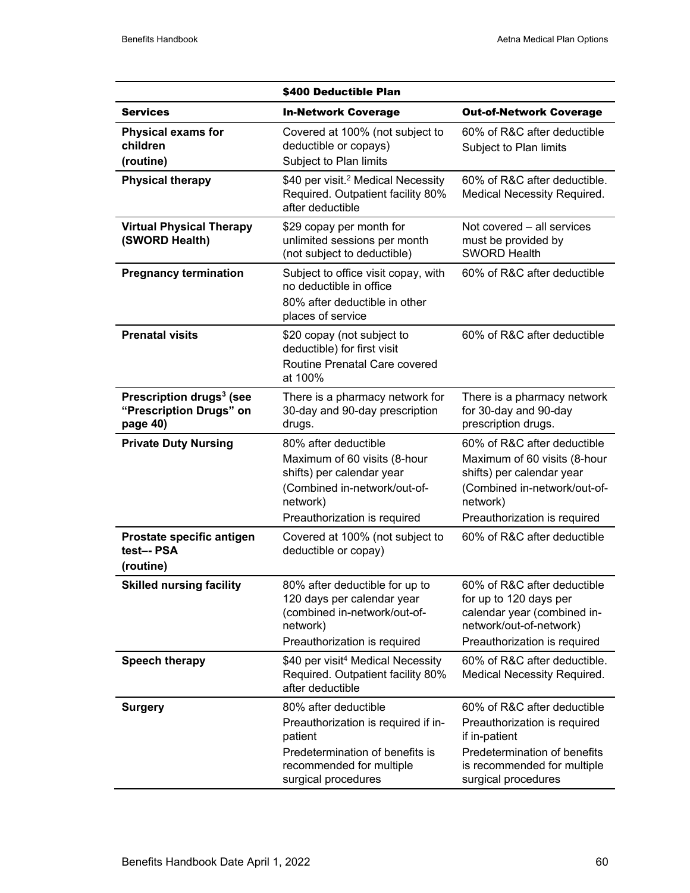| | $400 Deductible Plan | |
|---|---|---|
| **Services** | **In-Network Coverage** | **Out-of-Network Coverage** |
| **Physical exams for children (routine)** | Covered at 100% (not subject to deductible or copays) Subject to Plan limits | 60% of R&C after deductible Subject to Plan limits |
| **Physical therapy** | $40 per visit.[2] Medical Necessity Required. Outpatient facility 80% after deductible | 60% of R&C after deductible. Medical Necessity Required. |
| **Virtual Physical Therapy (SWORD Health)** | $29 copay per month for unlimited sessions per month (not subject to deductible) | Not covered – all services must be provided by SWORD Health |
| **Pregnancy termination** | Subject to office visit copay, with no deductible in office 80% after deductible in other places of service | 60% of R&C after deductible |
| **Prenatal visits** | $20 copay (not subject to deductible) for first visit Routine Prenatal Care covered at 100% | 60% of R&C after deductible |
| **Prescription drugs[3] (see "Prescription Drugs" on page 40)** | There is a pharmacy network for 30-day and 90-day prescription drugs. | There is a pharmacy network for 30-day and 90-day prescription drugs. |
| **Private Duty Nursing** | 80% after deductible Maximum of 60 visits (8-hour shifts) per calendar year (Combined in-network/out-of-network) Preauthorization is required | 60% of R&C after deductible Maximum of 60 visits (8-hour shifts) per calendar year (Combined in-network/out-of-network) Preauthorization is required |
| **Prostate specific antigen test–- PSA (routine)** | Covered at 100% (not subject to deductible or copay) | 60% of R&C after deductible |
| **Skilled nursing facility** | 80% after deductible for up to 120 days per calendar year (combined in-network/out-of-network) Preauthorization is required | 60% of R&C after deductible for up to 120 days per calendar year (combined in-network/out-of-network) Preauthorization is required |
| **Speech therapy** | $40 per visit[4] Medical Necessity Required. Outpatient facility 80% after deductible | 60% of R&C after deductible. Medical Necessity Required. |
| **Surgery** | 80% after deductible Preauthorization is required if in-patient Predetermination of benefits is recommended for multiple surgical procedures | 60% of R&C after deductible Preauthorization is required if in-patient Predetermination of benefits is recommended for multiple surgical procedures |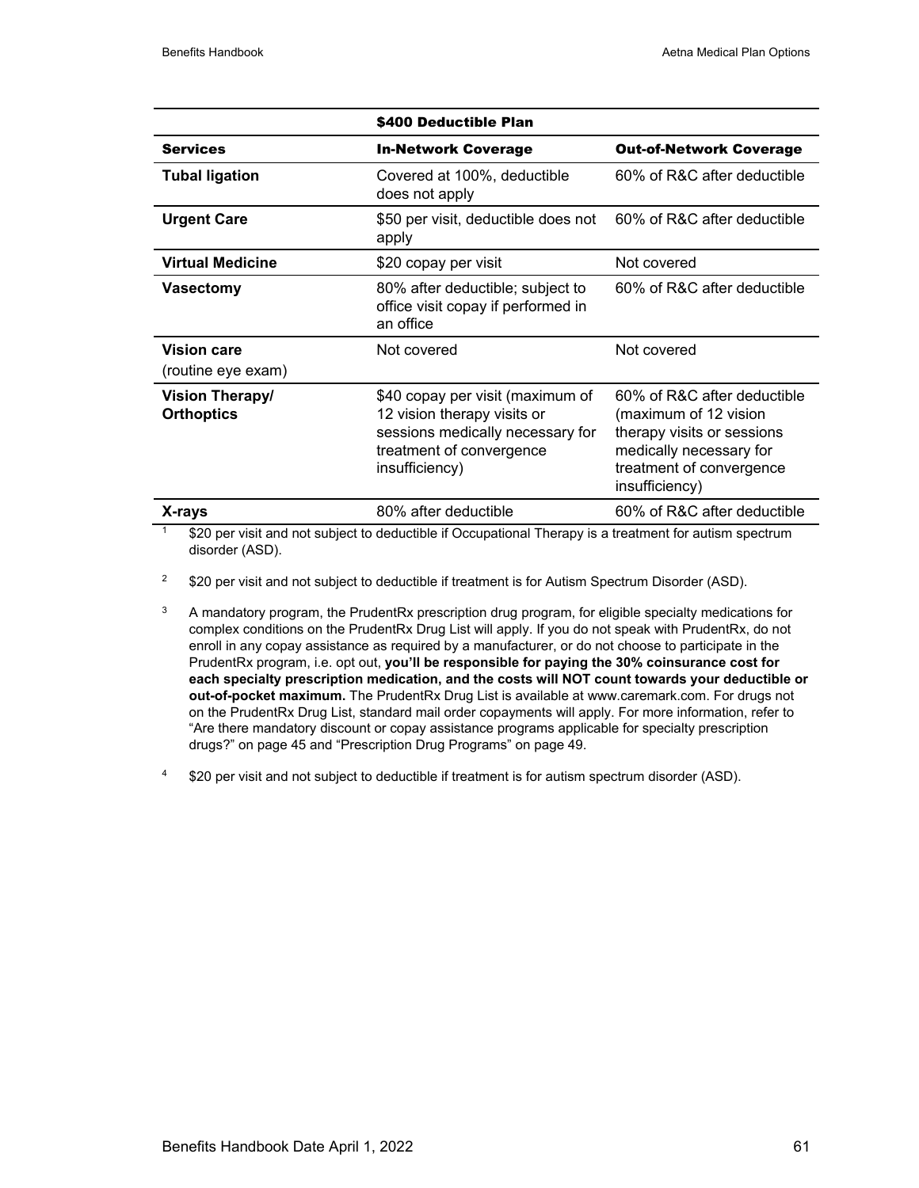| $400 Deductible Plan | | |
|---|---|---|
| **Services** | **In-Network Coverage** | **Out-of-Network Coverage** |
| **Tubal ligation** | Covered at 100%, deductible does not apply | 60% of R&C after deductible |
| **Urgent Care** | $50 per visit, deductible does not apply | 60% of R&C after deductible |
| **Virtual Medicine** | $20 copay per visit | Not covered |
| **Vasectomy** | 80% after deductible; subject to office visit copay if performed in an office | 60% of R&C after deductible |
| **Vision care** (routine eye exam) | Not covered | Not covered |
| **Vision Therapy/ Orthoptics** | $40 copay per visit (maximum of 12 vision therapy visits or sessions medically necessary for treatment of convergence insufficiency) | 60% of R&C after deductible (maximum of 12 vision therapy visits or sessions medically necessary for treatment of convergence insufficiency) |
| **X-rays** | 80% after deductible | 60% of R&C after deductible |

[1] $20 per visit and not subject to deductible if Occupational Therapy is a treatment for autism spectrum disorder (ASD).

[2] $20 per visit and not subject to deductible if treatment is for Autism Spectrum Disorder (ASD).

[3] A mandatory program, the PrudentRx prescription drug program, for eligible specialty medications for complex conditions on the PrudentRx Drug List will apply. If you do not speak with PrudentRx, do not enroll in any copay assistance as required by a manufacturer, or do not choose to participate in the PrudentRx program, i.e. opt out, **you'll be responsible for paying the 30% coinsurance cost for each specialty prescription medication, and the costs will NOT count towards your deductible or out-of-pocket maximum.** The PrudentRx Drug List is available at www.caremark.com. For drugs not on the PrudentRx Drug List, standard mail order copayments will apply. For more information, refer to "Are there mandatory discount or copay assistance programs applicable for specialty prescription drugs?" on page 45 and "Prescription Drug Programs" on page 49.

[4] $20 per visit and not subject to deductible if treatment is for autism spectrum disorder (ASD).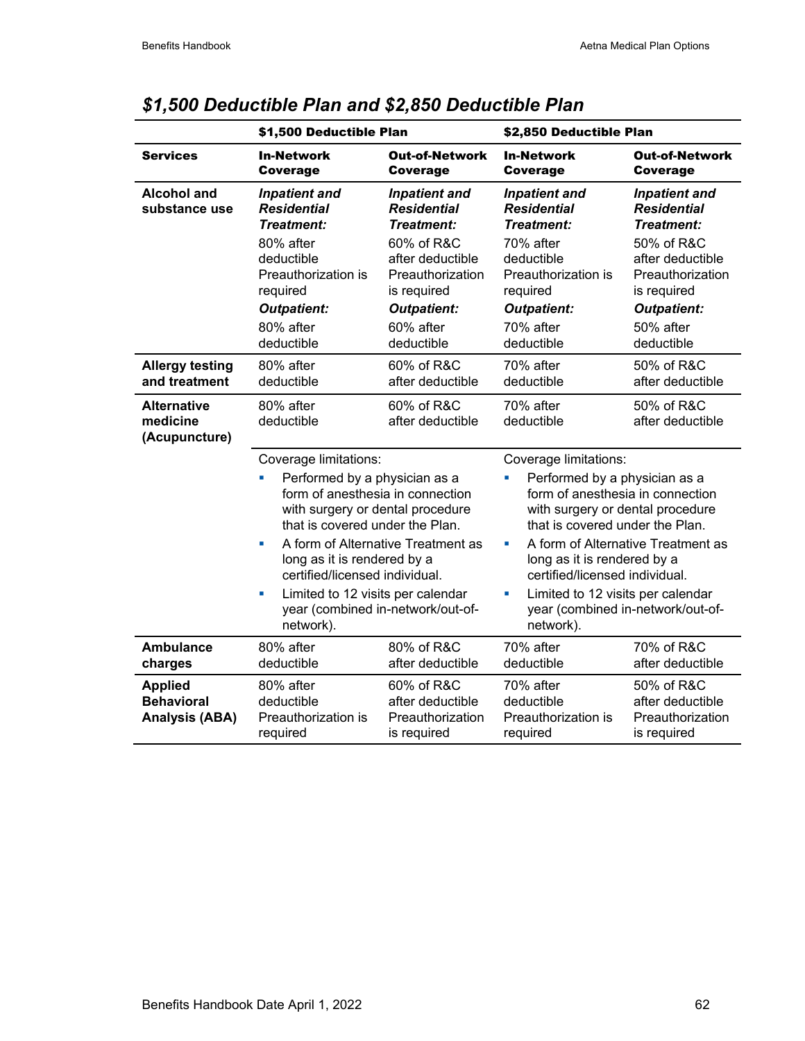## *$1,500 Deductible Plan and $2,850 Deductible Plan*

| | $1,500 Deductible Plan | | $2,850 Deductible Plan | |
|---|---|---|---|---|
| **Services** | **In-Network Coverage** | **Out-of-Network Coverage** | **In-Network Coverage** | **Out-of-Network Coverage** |
| **Alcohol and substance use** | ***Inpatient and Residential Treatment:*** 80% after deductible Preauthorization is required ***Outpatient:*** 80% after deductible | ***Inpatient and Residential Treatment:*** 60% of R&C after deductible Preauthorization is required ***Outpatient:*** 60% after deductible | ***Inpatient and Residential Treatment:*** 70% after deductible Preauthorization is required ***Outpatient:*** 70% after deductible | ***Inpatient and Residential Treatment:*** 50% of R&C after deductible Preauthorization is required ***Outpatient:*** 50% after deductible |
| **Allergy testing and treatment** | 80% after deductible | 60% of R&C after deductible | 70% after deductible | 50% of R&C after deductible |
| **Alternative medicine (Acupuncture)** | 80% after deductible | 60% of R&C after deductible | 70% after deductible | 50% of R&C after deductible |
| | Coverage limitations: <br>▪ Performed by a physician as a form of anesthesia in connection with surgery or dental procedure that is covered under the Plan. <br>▪ A form of Alternative Treatment as long as it is rendered by a certified/licensed individual. <br>▪ Limited to 12 visits per calendar year (combined in-network/out-of-network). | | Coverage limitations: <br>▪ Performed by a physician as a form of anesthesia in connection with surgery or dental procedure that is covered under the Plan. <br>▪ A form of Alternative Treatment as long as it is rendered by a certified/licensed individual. <br>▪ Limited to 12 visits per calendar year (combined in-network/out-of-network). | |
| **Ambulance charges** | 80% after deductible | 80% of R&C after deductible | 70% after deductible | 70% of R&C after deductible |
| **Applied Behavioral Analysis (ABA)** | 80% after deductible Preauthorization is required | 60% of R&C after deductible Preauthorization is required | 70% after deductible Preauthorization is required | 50% of R&C after deductible Preauthorization is required |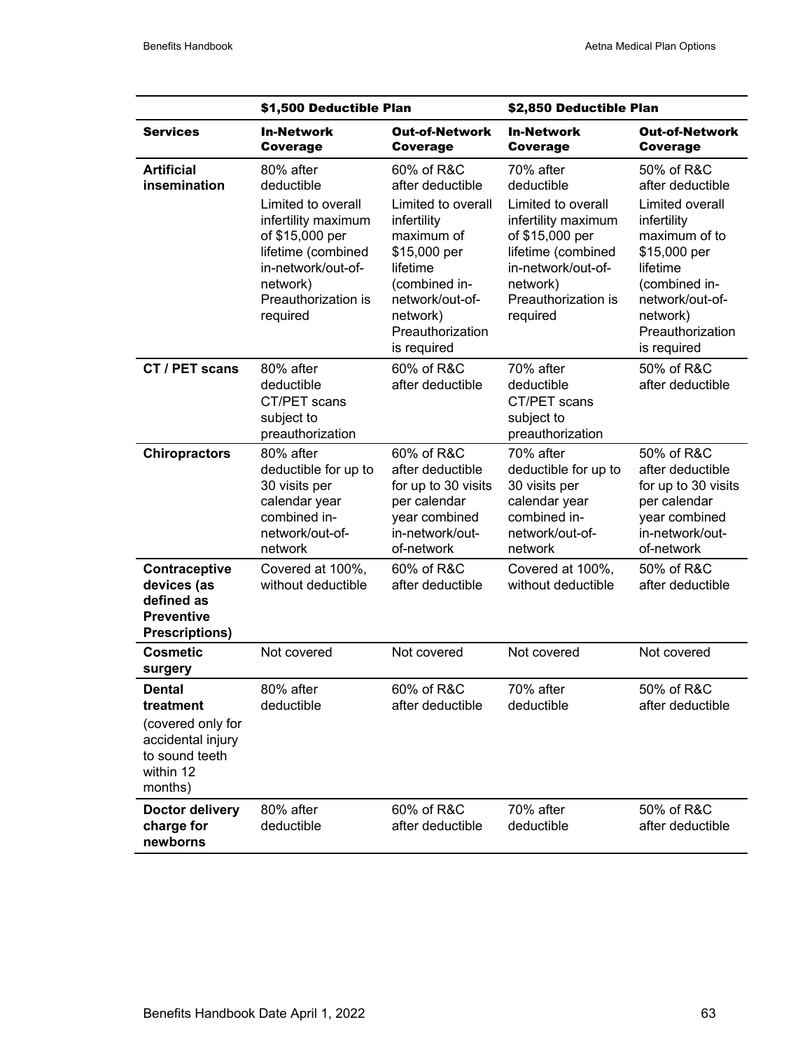| | $1,500 Deductible Plan | | $2,850 Deductible Plan | |
|---|---|---|---|---|
| **Services** | **In-Network Coverage** | **Out-of-Network Coverage** | **In-Network Coverage** | **Out-of-Network Coverage** |
| **Artificial insemination** | 80% after deductible<br>Limited to overall infertility maximum of $15,000 per lifetime (combined in-network/out-of-network) Preauthorization is required | 60% of R&C after deductible<br>Limited to overall infertility maximum of $15,000 per lifetime (combined in-network/out-of-network) Preauthorization is required | 70% after deductible<br>Limited to overall infertility maximum of $15,000 per lifetime (combined in-network/out-of-network) Preauthorization is required | 50% of R&C after deductible<br>Limited overall infertility maximum of to $15,000 per lifetime (combined in-network/out-of-network) Preauthorization is required |
| **CT / PET scans** | 80% after deductible CT/PET scans subject to preauthorization | 60% of R&C after deductible | 70% after deductible CT/PET scans subject to preauthorization | 50% of R&C after deductible |
| **Chiropractors** | 80% after deductible for up to 30 visits per calendar year combined in-network/out-of-network | 60% of R&C after deductible for up to 30 visits per calendar year combined in-network/out-of-network | 70% after deductible for up to 30 visits per calendar year combined in-network/out-of-network | 50% of R&C after deductible for up to 30 visits per calendar year combined in-network/out-of-network |
| **Contraceptive devices (as defined as Preventive Prescriptions)** | Covered at 100%, without deductible | 60% of R&C after deductible | Covered at 100%, without deductible | 50% of R&C after deductible |
| **Cosmetic surgery** | Not covered | Not covered | Not covered | Not covered |
| **Dental treatment** (covered only for accidental injury to sound teeth within 12 months) | 80% after deductible | 60% of R&C after deductible | 70% after deductible | 50% of R&C after deductible |
| **Doctor delivery charge for newborns** | 80% after deductible | 60% of R&C after deductible | 70% after deductible | 50% of R&C after deductible |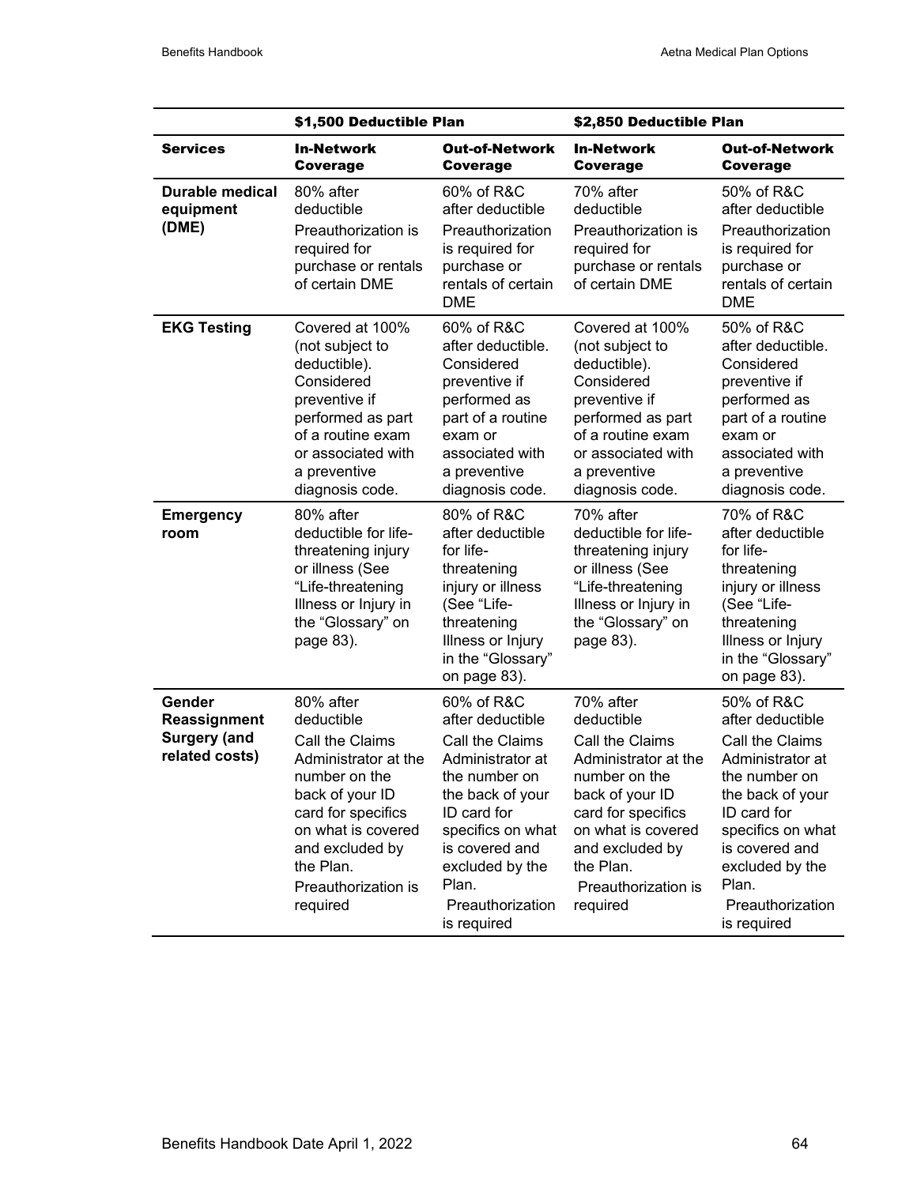| | $1,500 Deductible Plan | | $2,850 Deductible Plan | |
|---|---|---|---|---|
| **Services** | **In-Network Coverage** | **Out-of-Network Coverage** | **In-Network Coverage** | **Out-of-Network Coverage** |
| **Durable medical equipment (DME)** | 80% after deductible<br>Preauthorization is required for purchase or rentals of certain DME | 60% of R&C after deductible<br>Preauthorization is required for purchase or rentals of certain DME | 70% after deductible<br>Preauthorization is required for purchase or rentals of certain DME | 50% of R&C after deductible<br>Preauthorization is required for purchase or rentals of certain DME |
| **EKG Testing** | Covered at 100% (not subject to deductible). Considered preventive if performed as part of a routine exam or associated with a preventive diagnosis code. | 60% of R&C after deductible. Considered preventive if performed as part of a routine exam or associated with a preventive diagnosis code. | Covered at 100% (not subject to deductible). Considered preventive if performed as part of a routine exam or associated with a preventive diagnosis code. | 50% of R&C after deductible. Considered preventive if performed as part of a routine exam or associated with a preventive diagnosis code. |
| **Emergency room** | 80% after deductible for life-threatening injury or illness (See "Life-threatening Illness or Injury in the "Glossary" on page 83). | 80% of R&C after deductible for life-threatening injury or illness (See "Life-threatening Illness or Injury in the "Glossary" on page 83). | 70% after deductible for life-threatening injury or illness (See "Life-threatening Illness or Injury in the "Glossary" on page 83). | 70% of R&C after deductible for life-threatening injury or illness (See "Life-threatening Illness or Injury in the "Glossary" on page 83). |
| **Gender Reassignment Surgery (and related costs)** | 80% after deductible<br>Call the Claims Administrator at the number on the back of your ID card for specifics on what is covered and excluded by the Plan.<br>Preauthorization is required | 60% of R&C after deductible<br>Call the Claims Administrator at the number on the back of your ID card for specifics on what is covered and excluded by the Plan.<br>Preauthorization is required | 70% after deductible<br>Call the Claims Administrator at the number on the back of your ID card for specifics on what is covered and excluded by the Plan.<br>Preauthorization is required | 50% of R&C after deductible<br>Call the Claims Administrator at the number on the back of your ID card for specifics on what is covered and excluded by the Plan.<br>Preauthorization is required |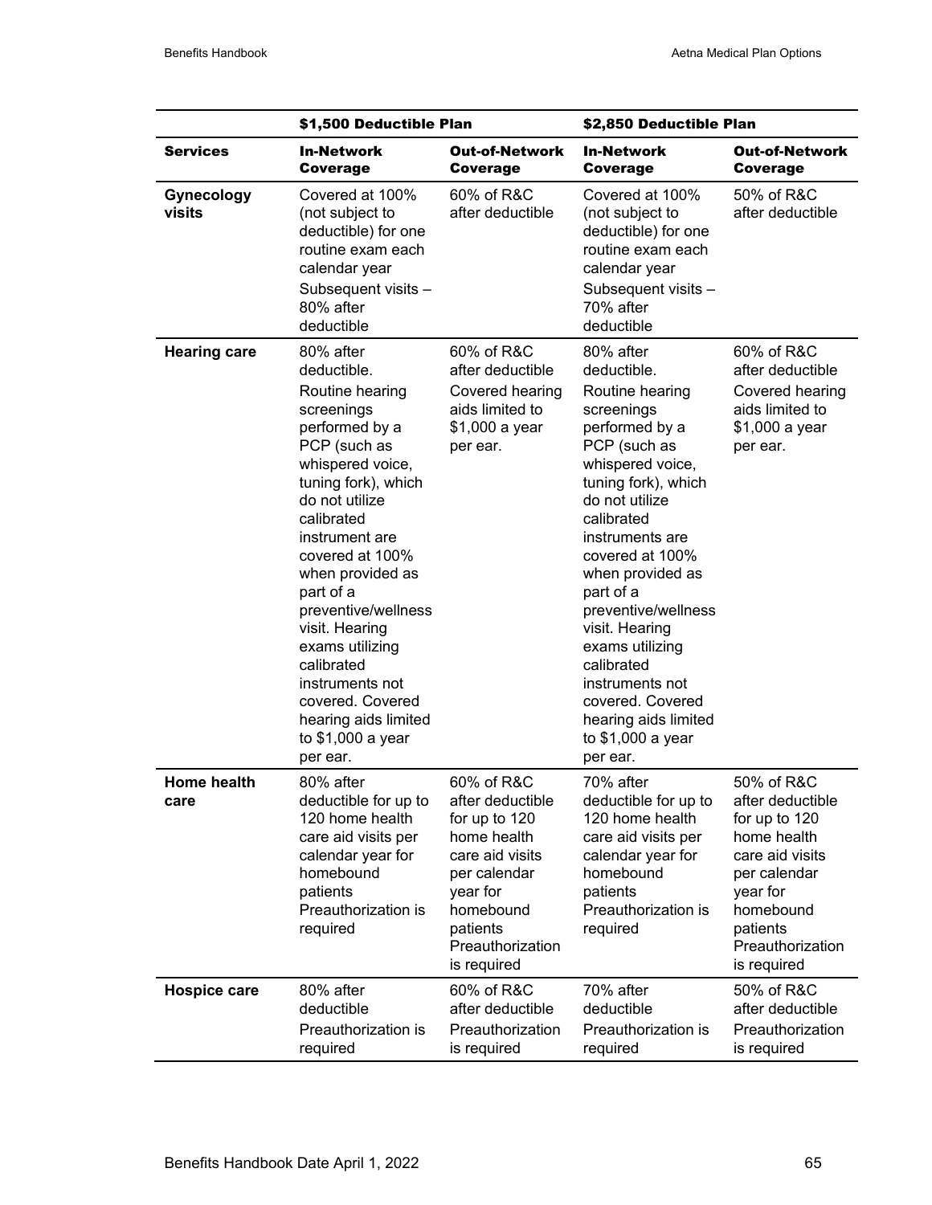| | $1,500 Deductible Plan | | $2,850 Deductible Plan | |
|---|---|---|---|---|
| **Services** | **In-Network Coverage** | **Out-of-Network Coverage** | **In-Network Coverage** | **Out-of-Network Coverage** |
| **Gynecology visits** | Covered at 100% (not subject to deductible) for one routine exam each calendar year<br>Subsequent visits – 80% after deductible | 60% of R&C after deductible | Covered at 100% (not subject to deductible) for one routine exam each calendar year<br>Subsequent visits – 70% after deductible | 50% of R&C after deductible |
| **Hearing care** | 80% after deductible.<br>Routine hearing screenings performed by a PCP (such as whispered voice, tuning fork), which do not utilize calibrated instrument are covered at 100% when provided as part of a preventive/wellness visit. Hearing exams utilizing calibrated instruments not covered. Covered hearing aids limited to $1,000 a year per ear. | 60% of R&C after deductible<br>Covered hearing aids limited to $1,000 a year per ear. | 80% after deductible.<br>Routine hearing screenings performed by a PCP (such as whispered voice, tuning fork), which do not utilize calibrated instruments are covered at 100% when provided as part of a preventive/wellness visit. Hearing exams utilizing calibrated instruments not covered. Covered hearing aids limited to $1,000 a year per ear. | 60% of R&C after deductible<br>Covered hearing aids limited to $1,000 a year per ear. |
| **Home health care** | 80% after deductible for up to 120 home health care aid visits per calendar year for homebound patients<br>Preauthorization is required | 60% of R&C after deductible for up to 120 home health care aid visits per calendar year for homebound patients<br>Preauthorization is required | 70% after deductible for up to 120 home health care aid visits per calendar year for homebound patients<br>Preauthorization is required | 50% of R&C after deductible for up to 120 home health care aid visits per calendar year for homebound patients<br>Preauthorization is required |
| **Hospice care** | 80% after deductible<br>Preauthorization is required | 60% of R&C after deductible<br>Preauthorization is required | 70% after deductible<br>Preauthorization is required | 50% of R&C after deductible<br>Preauthorization is required |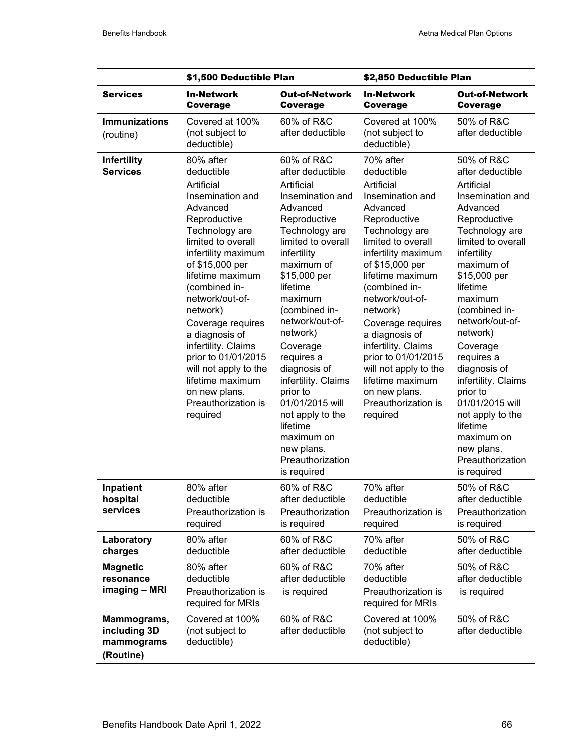| | $1,500 Deductible Plan | | $2,850 Deductible Plan | |
|---|---|---|---|---|
| **Services** | **In-Network Coverage** | **Out-of-Network Coverage** | **In-Network Coverage** | **Out-of-Network Coverage** |
| **Immunizations** (routine) | Covered at 100% (not subject to deductible) | 60% of R&C after deductible | Covered at 100% (not subject to deductible) | 50% of R&C after deductible |
| **Infertility Services** | 80% after deductible<br>Artificial Insemination and Advanced Reproductive Technology are limited to overall infertility maximum of $15,000 per lifetime maximum (combined in-network/out-of-network)<br>Coverage requires a diagnosis of infertility. Claims prior to 01/01/2015 will not apply to the lifetime maximum on new plans. Preauthorization is required | 60% of R&C after deductible<br>Artificial Insemination and Advanced Reproductive Technology are limited to overall infertility maximum of $15,000 per lifetime maximum (combined in-network/out-of-network)<br>Coverage requires a diagnosis of infertility. Claims prior to 01/01/2015 will not apply to the lifetime maximum on new plans. Preauthorization is required | 70% after deductible<br>Artificial Insemination and Advanced Reproductive Technology are limited to overall infertility maximum of $15,000 per lifetime maximum (combined in-network/out-of-network)<br>Coverage requires a diagnosis of infertility. Claims prior to 01/01/2015 will not apply to the lifetime maximum on new plans. Preauthorization is required | 50% of R&C after deductible<br>Artificial Insemination and Advanced Reproductive Technology are limited to overall infertility maximum of $15,000 per lifetime maximum (combined in-network/out-of-network)<br>Coverage requires a diagnosis of infertility. Claims prior to 01/01/2015 will not apply to the lifetime maximum on new plans. Preauthorization is required |
| **Inpatient hospital services** | 80% after deductible<br>Preauthorization is required | 60% of R&C after deductible<br>Preauthorization is required | 70% after deductible<br>Preauthorization is required | 50% of R&C after deductible<br>Preauthorization is required |
| **Laboratory charges** | 80% after deductible | 60% of R&C after deductible | 70% after deductible | 50% of R&C after deductible |
| **Magnetic resonance imaging – MRI** | 80% after deductible<br>Preauthorization is required for MRIs | 60% of R&C after deductible<br>is required | 70% after deductible<br>Preauthorization is required for MRIs | 50% of R&C after deductible<br>is required |
| **Mammograms, including 3D mammograms (Routine)** | Covered at 100% (not subject to deductible) | 60% of R&C after deductible | Covered at 100% (not subject to deductible) | 50% of R&C after deductible |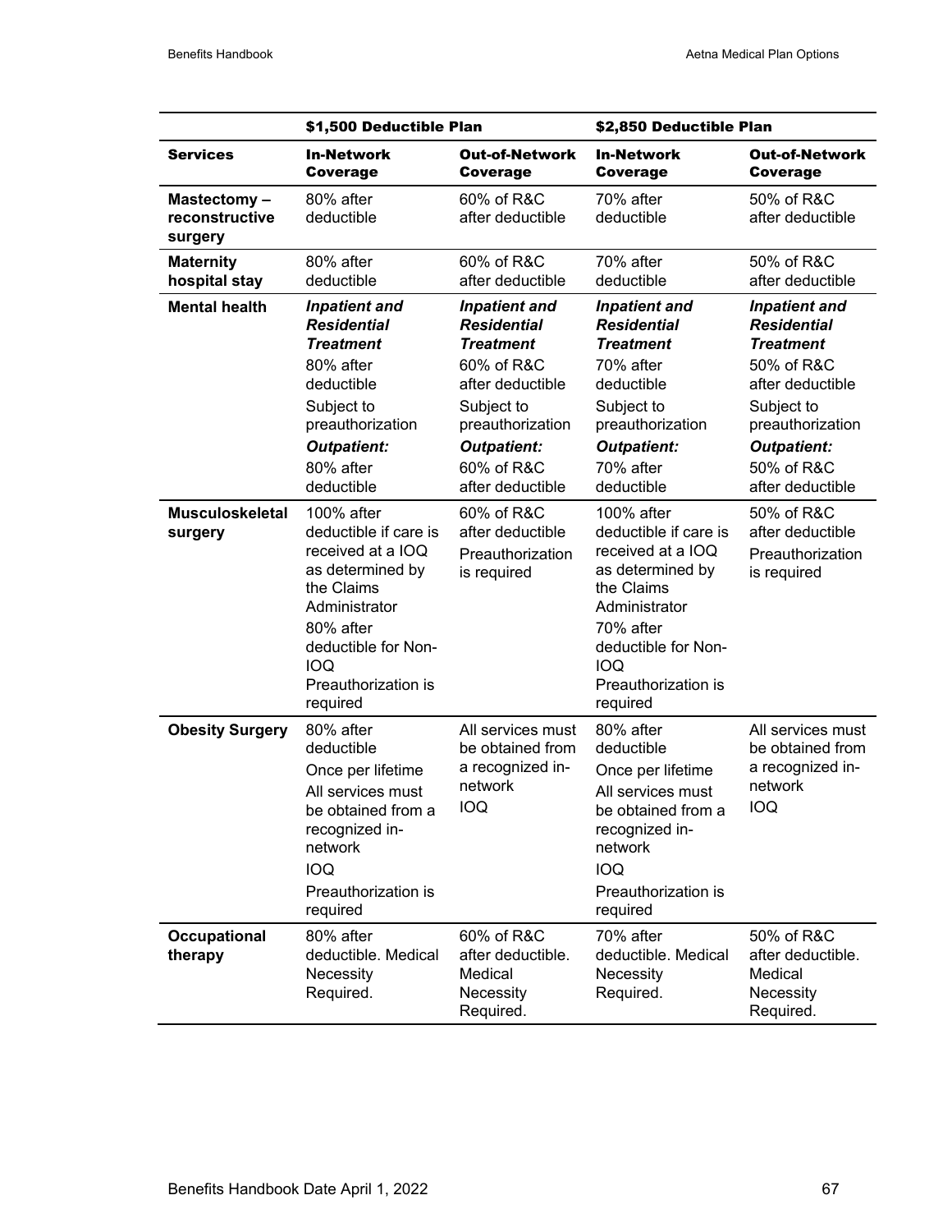| | $1,500 Deductible Plan | | $2,850 Deductible Plan | |
|---|---|---|---|---|
| **Services** | **In-Network Coverage** | **Out-of-Network Coverage** | **In-Network Coverage** | **Out-of-Network Coverage** |
| **Mastectomy – reconstructive surgery** | 80% after deductible | 60% of R&C after deductible | 70% after deductible | 50% of R&C after deductible |
| **Maternity hospital stay** | 80% after deductible | 60% of R&C after deductible | 70% after deductible | 50% of R&C after deductible |
| **Mental health** | ***Inpatient and Residential Treatment*** 80% after deductible Subject to preauthorization ***Outpatient:*** 80% after deductible | ***Inpatient and Residential Treatment*** 60% of R&C after deductible Subject to preauthorization ***Outpatient:*** 60% of R&C after deductible | ***Inpatient and Residential Treatment*** 70% after deductible Subject to preauthorization ***Outpatient:*** 70% after deductible | ***Inpatient and Residential Treatment*** 50% of R&C after deductible Subject to preauthorization ***Outpatient:*** 50% of R&C after deductible |
| **Musculoskeletal surgery** | 100% after deductible if care is received at a IOQ as determined by the Claims Administrator 80% after deductible for Non-IOQ Preauthorization is required | 60% of R&C after deductible Preauthorization is required | 100% after deductible if care is received at a IOQ as determined by the Claims Administrator 70% after deductible for Non-IOQ Preauthorization is required | 50% of R&C after deductible Preauthorization is required |
| **Obesity Surgery** | 80% after deductible Once per lifetime All services must be obtained from a recognized in-network IOQ Preauthorization is required | All services must be obtained from a recognized in-network IOQ | 80% after deductible Once per lifetime All services must be obtained from a recognized in-network IOQ Preauthorization is required | All services must be obtained from a recognized in-network IOQ |
| **Occupational therapy** | 80% after deductible. Medical Necessity Required. | 60% of R&C after deductible. Medical Necessity Required. | 70% after deductible. Medical Necessity Required. | 50% of R&C after deductible. Medical Necessity Required. |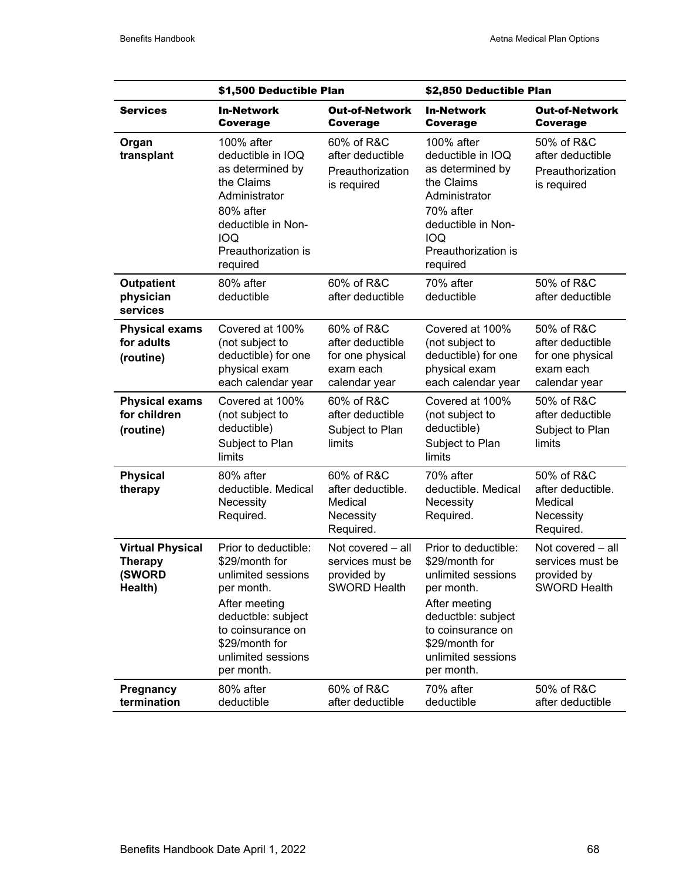| | $1,500 Deductible Plan | | $2,850 Deductible Plan | |
|---|---|---|---|---|
| **Services** | **In-Network Coverage** | **Out-of-Network Coverage** | **In-Network Coverage** | **Out-of-Network Coverage** |
| **Organ transplant** | 100% after deductible in IOQ as determined by the Claims Administrator<br>80% after deductible in Non-IOQ<br>Preauthorization is required | 60% of R&C after deductible<br>Preauthorization is required | 100% after deductible in IOQ as determined by the Claims Administrator<br>70% after deductible in Non-IOQ<br>Preauthorization is required | 50% of R&C after deductible<br>Preauthorization is required |
| **Outpatient physician services** | 80% after deductible | 60% of R&C after deductible | 70% after deductible | 50% of R&C after deductible |
| **Physical exams for adults (routine)** | Covered at 100% (not subject to deductible) for one physical exam each calendar year | 60% of R&C after deductible for one physical exam each calendar year | Covered at 100% (not subject to deductible) for one physical exam each calendar year | 50% of R&C after deductible for one physical exam each calendar year |
| **Physical exams for children (routine)** | Covered at 100% (not subject to deductible)<br>Subject to Plan limits | 60% of R&C after deductible<br>Subject to Plan limits | Covered at 100% (not subject to deductible)<br>Subject to Plan limits | 50% of R&C after deductible<br>Subject to Plan limits |
| **Physical therapy** | 80% after deductible. Medical Necessity Required. | 60% of R&C after deductible. Medical Necessity Required. | 70% after deductible. Medical Necessity Required. | 50% of R&C after deductible. Medical Necessity Required. |
| **Virtual Physical Therapy (SWORD Health)** | Prior to deductible: $29/month for unlimited sessions per month.<br>After meeting deductble: subject to coinsurance on $29/month for unlimited sessions per month. | Not covered – all services must be provided by SWORD Health | Prior to deductible: $29/month for unlimited sessions per month.<br>After meeting deductble: subject to coinsurance on $29/month for unlimited sessions per month. | Not covered – all services must be provided by SWORD Health |
| **Pregnancy termination** | 80% after deductible | 60% of R&C after deductible | 70% after deductible | 50% of R&C after deductible |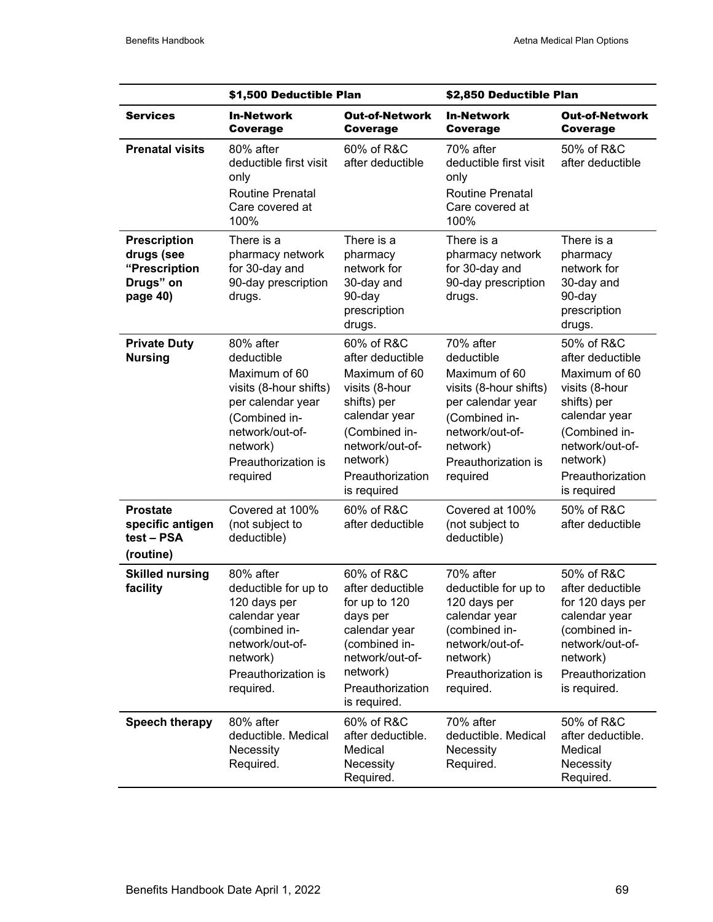| | $1,500 Deductible Plan | | $2,850 Deductible Plan | |
|---|---|---|---|---|
| **Services** | **In-Network Coverage** | **Out-of-Network Coverage** | **In-Network Coverage** | **Out-of-Network Coverage** |
| **Prenatal visits** | 80% after deductible first visit only<br>Routine Prenatal Care covered at 100% | 60% of R&C after deductible | 70% after deductible first visit only<br>Routine Prenatal Care covered at 100% | 50% of R&C after deductible |
| **Prescription drugs (see "Prescription Drugs" on page 40)** | There is a pharmacy network for 30-day and 90-day prescription drugs. | There is a pharmacy network for 30-day and 90-day prescription drugs. | There is a pharmacy network for 30-day and 90-day prescription drugs. | There is a pharmacy network for 30-day and 90-day prescription drugs. |
| **Private Duty Nursing** | 80% after deductible<br>Maximum of 60 visits (8-hour shifts) per calendar year (Combined in-network/out-of-network)<br>Preauthorization is required | 60% of R&C after deductible<br>Maximum of 60 visits (8-hour shifts) per calendar year (Combined in-network/out-of-network)<br>Preauthorization is required | 70% after deductible<br>Maximum of 60 visits (8-hour shifts) per calendar year (Combined in-network/out-of-network)<br>Preauthorization is required | 50% of R&C after deductible<br>Maximum of 60 visits (8-hour shifts) per calendar year (Combined in-network/out-of-network)<br>Preauthorization is required |
| **Prostate specific antigen test – PSA (routine)** | Covered at 100% (not subject to deductible) | 60% of R&C after deductible | Covered at 100% (not subject to deductible) | 50% of R&C after deductible |
| **Skilled nursing facility** | 80% after deductible for up to 120 days per calendar year (combined in-network/out-of-network)<br>Preauthorization is required. | 60% of R&C after deductible for up to 120 days per calendar year (combined in-network/out-of-network)<br>Preauthorization is required. | 70% after deductible for up to 120 days per calendar year (combined in-network/out-of-network)<br>Preauthorization is required. | 50% of R&C after deductible for 120 days per calendar year (combined in-network/out-of-network)<br>Preauthorization is required. |
| **Speech therapy** | 80% after deductible. Medical Necessity Required. | 60% of R&C after deductible. Medical Necessity Required. | 70% after deductible. Medical Necessity Required. | 50% of R&C after deductible. Medical Necessity Required. |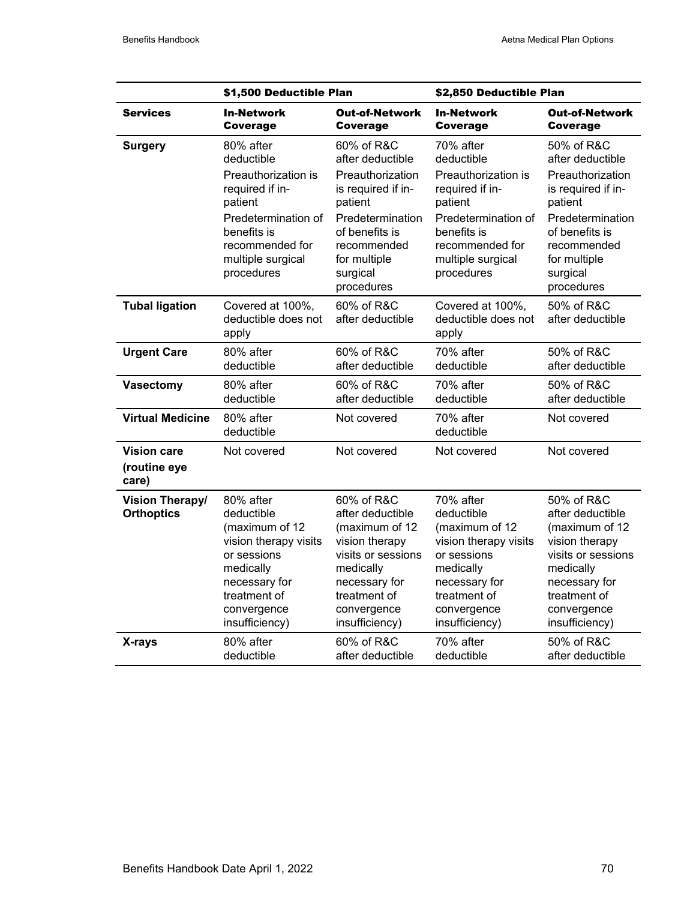| | $1,500 Deductible Plan | | $2,850 Deductible Plan | |
|---|---|---|---|---|
| **Services** | **In-Network Coverage** | **Out-of-Network Coverage** | **In-Network Coverage** | **Out-of-Network Coverage** |
| **Surgery** | 80% after deductible<br>Preauthorization is required if in-patient<br>Predetermination of benefits is recommended for multiple surgical procedures | 60% of R&C after deductible<br>Preauthorization is required if in-patient<br>Predetermination of benefits is recommended for multiple surgical procedures | 70% after deductible<br>Preauthorization is required if in-patient<br>Predetermination of benefits is recommended for multiple surgical procedures | 50% of R&C after deductible<br>Preauthorization is required if in-patient<br>Predetermination of benefits is recommended for multiple surgical procedures |
| **Tubal ligation** | Covered at 100%, deductible does not apply | 60% of R&C after deductible | Covered at 100%, deductible does not apply | 50% of R&C after deductible |
| **Urgent Care** | 80% after deductible | 60% of R&C after deductible | 70% after deductible | 50% of R&C after deductible |
| **Vasectomy** | 80% after deductible | 60% of R&C after deductible | 70% after deductible | 50% of R&C after deductible |
| **Virtual Medicine** | 80% after deductible | Not covered | 70% after deductible | Not covered |
| **Vision care (routine eye care)** | Not covered | Not covered | Not covered | Not covered |
| **Vision Therapy/ Orthoptics** | 80% after deductible (maximum of 12 vision therapy visits or sessions medically necessary for treatment of convergence insufficiency) | 60% of R&C after deductible (maximum of 12 vision therapy visits or sessions medically necessary for treatment of convergence insufficiency) | 70% after deductible (maximum of 12 vision therapy visits or sessions medically necessary for treatment of convergence insufficiency) | 50% of R&C after deductible (maximum of 12 vision therapy visits or sessions medically necessary for treatment of convergence insufficiency) |
| **X-rays** | 80% after deductible | 60% of R&C after deductible | 70% after deductible | 50% of R&C after deductible |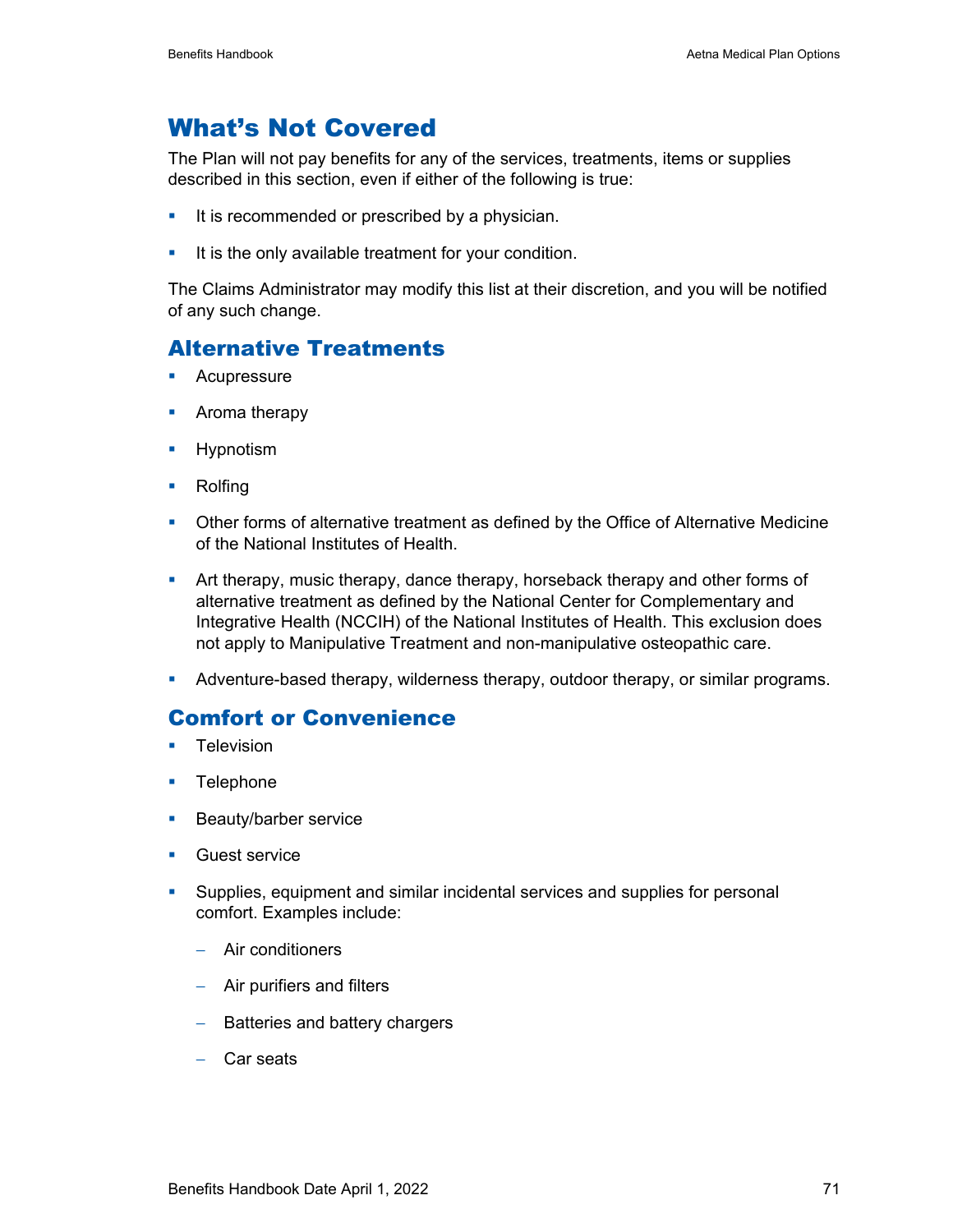## What's Not Covered

The Plan will not pay benefits for any of the services, treatments, items or supplies described in this section, even if either of the following is true:

- It is recommended or prescribed by a physician.
- It is the only available treatment for your condition.

The Claims Administrator may modify this list at their discretion, and you will be notified of any such change.

### Alternative Treatments

- Acupressure
- Aroma therapy
- Hypnotism
- Rolfing
- Other forms of alternative treatment as defined by the Office of Alternative Medicine of the National Institutes of Health.
- Art therapy, music therapy, dance therapy, horseback therapy and other forms of alternative treatment as defined by the National Center for Complementary and Integrative Health (NCCIH) of the National Institutes of Health. This exclusion does not apply to Manipulative Treatment and non-manipulative osteopathic care.
- Adventure-based therapy, wilderness therapy, outdoor therapy, or similar programs.

### Comfort or Convenience

- Television
- Telephone
- Beauty/barber service
- Guest service
- Supplies, equipment and similar incidental services and supplies for personal comfort. Examples include:
  - Air conditioners
  - Air purifiers and filters
  - Batteries and battery chargers
  - Car seats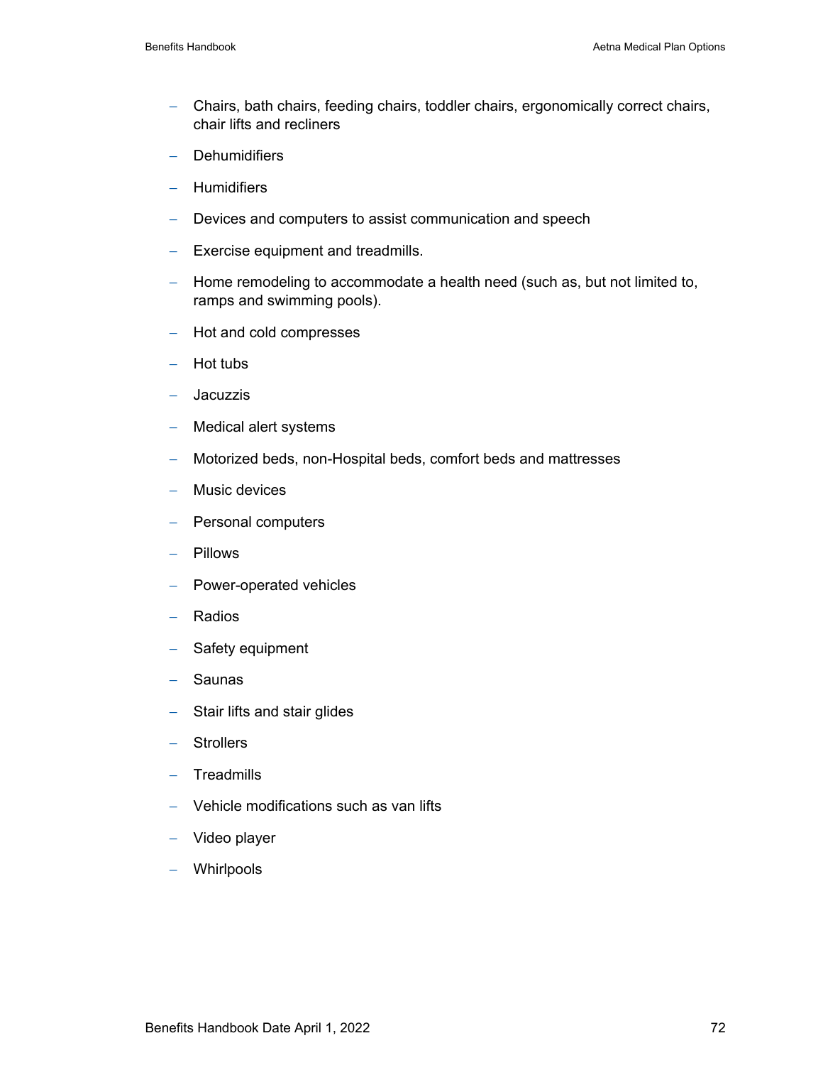- Chairs, bath chairs, feeding chairs, toddler chairs, ergonomically correct chairs, chair lifts and recliners
- Dehumidifiers
- Humidifiers
- Devices and computers to assist communication and speech
- Exercise equipment and treadmills.
- Home remodeling to accommodate a health need (such as, but not limited to, ramps and swimming pools).
- Hot and cold compresses
- Hot tubs
- Jacuzzis
- Medical alert systems
- Motorized beds, non-Hospital beds, comfort beds and mattresses
- Music devices
- Personal computers
- Pillows
- Power-operated vehicles
- Radios
- Safety equipment
- Saunas
- Stair lifts and stair glides
- Strollers
- Treadmills
- Vehicle modifications such as van lifts
- Video player
- Whirlpools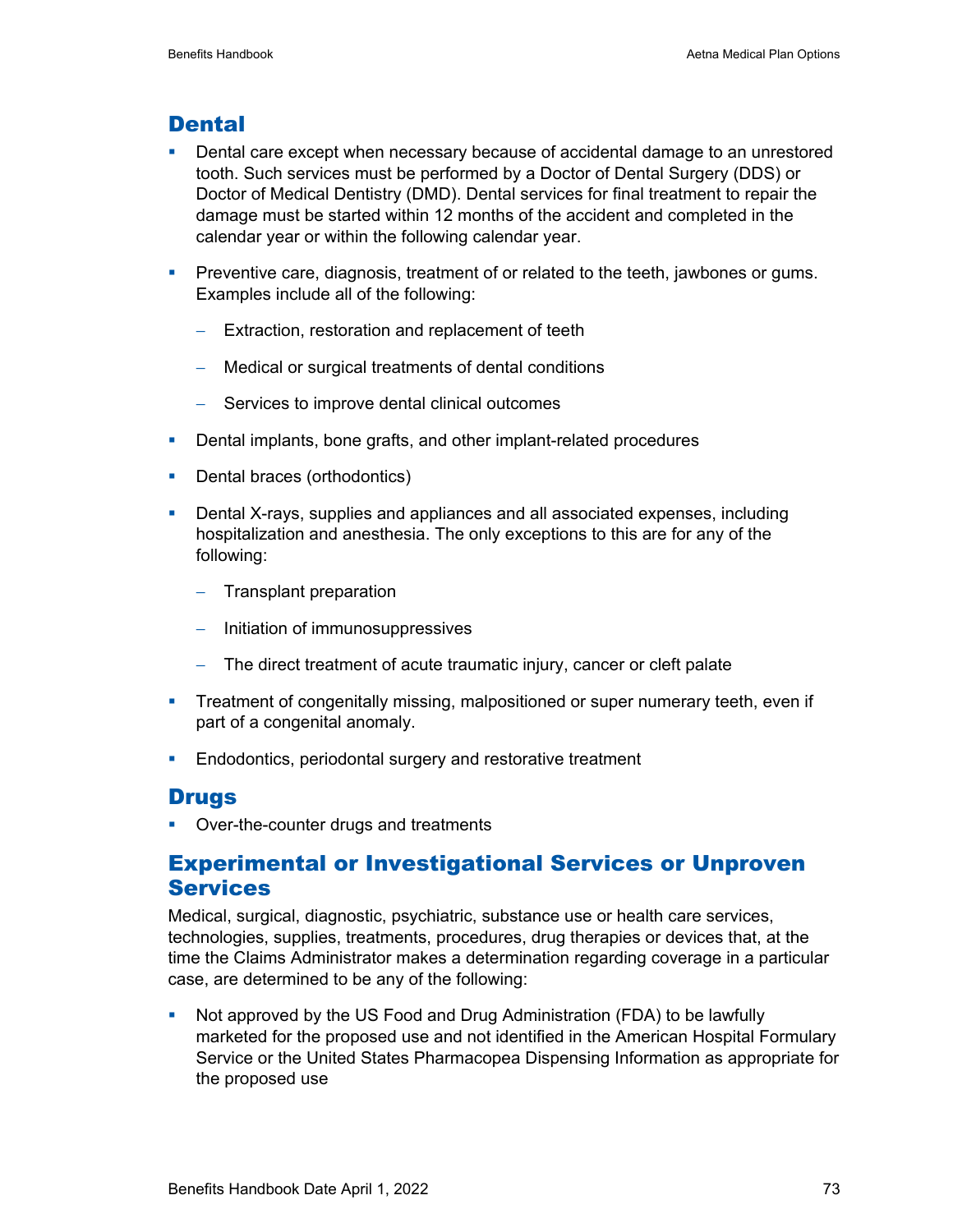## Dental

- Dental care except when necessary because of accidental damage to an unrestored tooth. Such services must be performed by a Doctor of Dental Surgery (DDS) or Doctor of Medical Dentistry (DMD). Dental services for final treatment to repair the damage must be started within 12 months of the accident and completed in the calendar year or within the following calendar year.
- Preventive care, diagnosis, treatment of or related to the teeth, jawbones or gums. Examples include all of the following:
  - Extraction, restoration and replacement of teeth
  - Medical or surgical treatments of dental conditions
  - Services to improve dental clinical outcomes
- Dental implants, bone grafts, and other implant-related procedures
- Dental braces (orthodontics)
- Dental X-rays, supplies and appliances and all associated expenses, including hospitalization and anesthesia. The only exceptions to this are for any of the following:
  - Transplant preparation
  - Initiation of immunosuppressives
  - The direct treatment of acute traumatic injury, cancer or cleft palate
- Treatment of congenitally missing, malpositioned or super numerary teeth, even if part of a congenital anomaly.
- Endodontics, periodontal surgery and restorative treatment

## Drugs

- Over-the-counter drugs and treatments

## Experimental or Investigational Services or Unproven Services

Medical, surgical, diagnostic, psychiatric, substance use or health care services, technologies, supplies, treatments, procedures, drug therapies or devices that, at the time the Claims Administrator makes a determination regarding coverage in a particular case, are determined to be any of the following:

- Not approved by the US Food and Drug Administration (FDA) to be lawfully marketed for the proposed use and not identified in the American Hospital Formulary Service or the United States Pharmacopea Dispensing Information as appropriate for the proposed use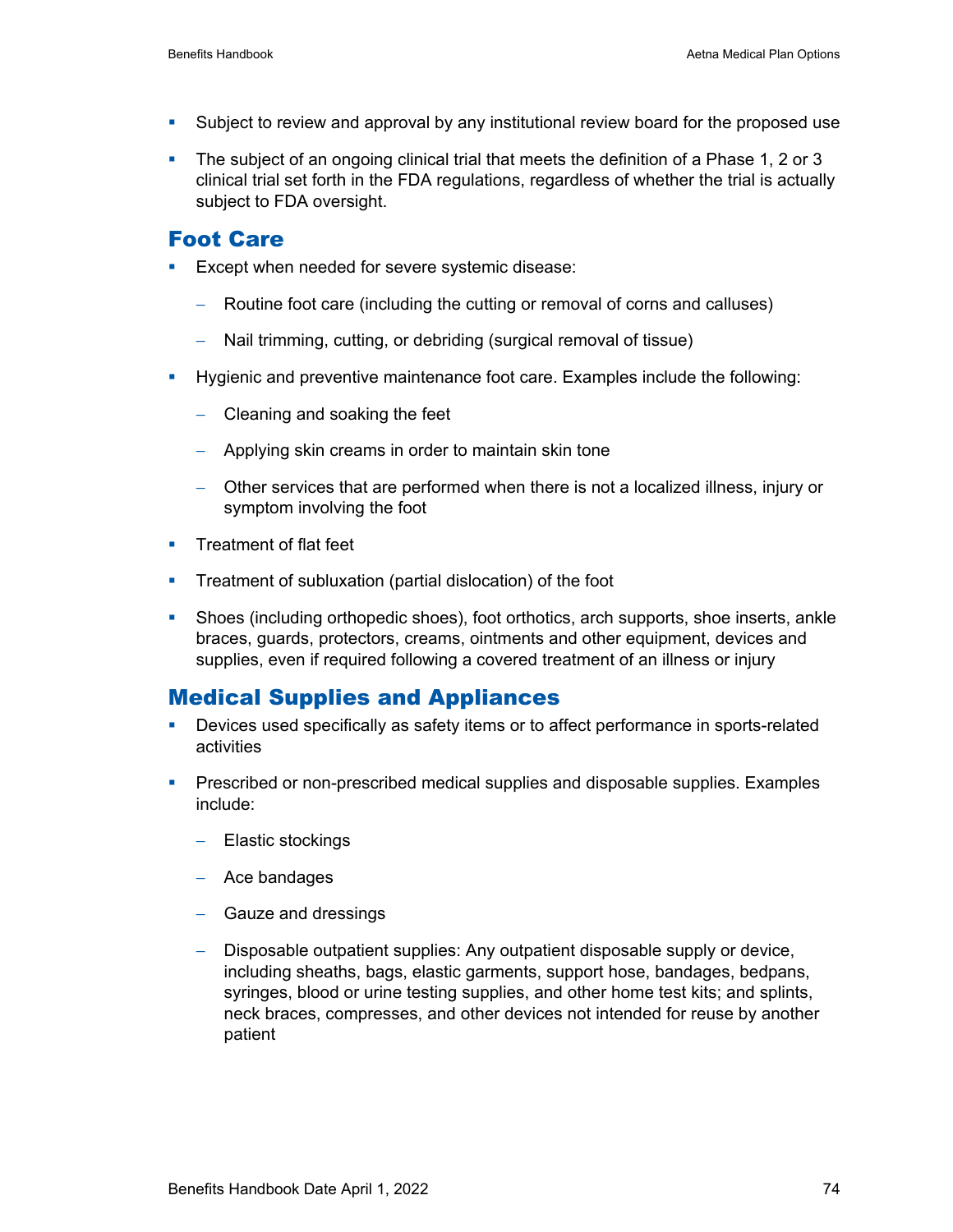- Subject to review and approval by any institutional review board for the proposed use
- The subject of an ongoing clinical trial that meets the definition of a Phase 1, 2 or 3 clinical trial set forth in the FDA regulations, regardless of whether the trial is actually subject to FDA oversight.

## Foot Care

- Except when needed for severe systemic disease:
  - Routine foot care (including the cutting or removal of corns and calluses)
  - Nail trimming, cutting, or debriding (surgical removal of tissue)
- Hygienic and preventive maintenance foot care. Examples include the following:
  - Cleaning and soaking the feet
  - Applying skin creams in order to maintain skin tone
  - Other services that are performed when there is not a localized illness, injury or symptom involving the foot
- Treatment of flat feet
- Treatment of subluxation (partial dislocation) of the foot
- Shoes (including orthopedic shoes), foot orthotics, arch supports, shoe inserts, ankle braces, guards, protectors, creams, ointments and other equipment, devices and supplies, even if required following a covered treatment of an illness or injury

## Medical Supplies and Appliances

- Devices used specifically as safety items or to affect performance in sports-related activities
- Prescribed or non-prescribed medical supplies and disposable supplies. Examples include:
  - Elastic stockings
  - Ace bandages
  - Gauze and dressings
  - Disposable outpatient supplies: Any outpatient disposable supply or device, including sheaths, bags, elastic garments, support hose, bandages, bedpans, syringes, blood or urine testing supplies, and other home test kits; and splints, neck braces, compresses, and other devices not intended for reuse by another patient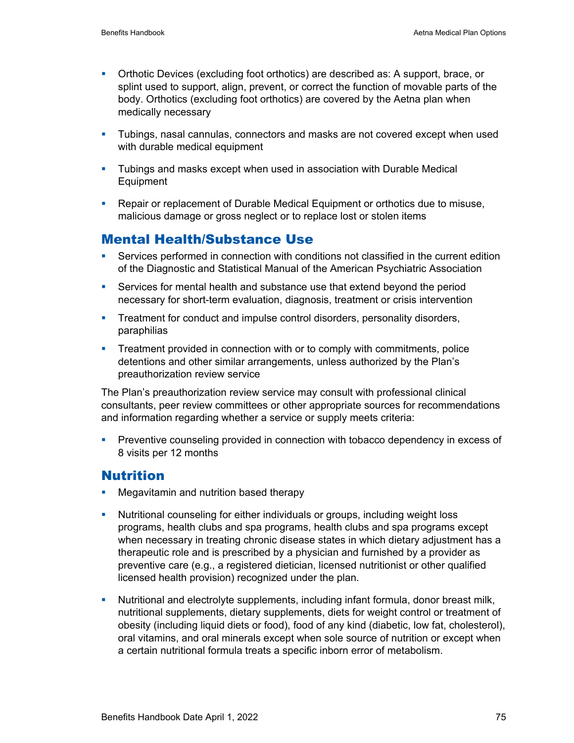- Orthotic Devices (excluding foot orthotics) are described as: A support, brace, or splint used to support, align, prevent, or correct the function of movable parts of the body. Orthotics (excluding foot orthotics) are covered by the Aetna plan when medically necessary
- Tubings, nasal cannulas, connectors and masks are not covered except when used with durable medical equipment
- Tubings and masks except when used in association with Durable Medical Equipment
- Repair or replacement of Durable Medical Equipment or orthotics due to misuse, malicious damage or gross neglect or to replace lost or stolen items

## Mental Health/Substance Use

- Services performed in connection with conditions not classified in the current edition of the Diagnostic and Statistical Manual of the American Psychiatric Association
- Services for mental health and substance use that extend beyond the period necessary for short-term evaluation, diagnosis, treatment or crisis intervention
- Treatment for conduct and impulse control disorders, personality disorders, paraphilias
- Treatment provided in connection with or to comply with commitments, police detentions and other similar arrangements, unless authorized by the Plan's preauthorization review service

The Plan's preauthorization review service may consult with professional clinical consultants, peer review committees or other appropriate sources for recommendations and information regarding whether a service or supply meets criteria:

- Preventive counseling provided in connection with tobacco dependency in excess of 8 visits per 12 months

## Nutrition

- Megavitamin and nutrition based therapy
- Nutritional counseling for either individuals or groups, including weight loss programs, health clubs and spa programs, health clubs and spa programs except when necessary in treating chronic disease states in which dietary adjustment has a therapeutic role and is prescribed by a physician and furnished by a provider as preventive care (e.g., a registered dietician, licensed nutritionist or other qualified licensed health provision) recognized under the plan.
- Nutritional and electrolyte supplements, including infant formula, donor breast milk, nutritional supplements, dietary supplements, diets for weight control or treatment of obesity (including liquid diets or food), food of any kind (diabetic, low fat, cholesterol), oral vitamins, and oral minerals except when sole source of nutrition or except when a certain nutritional formula treats a specific inborn error of metabolism.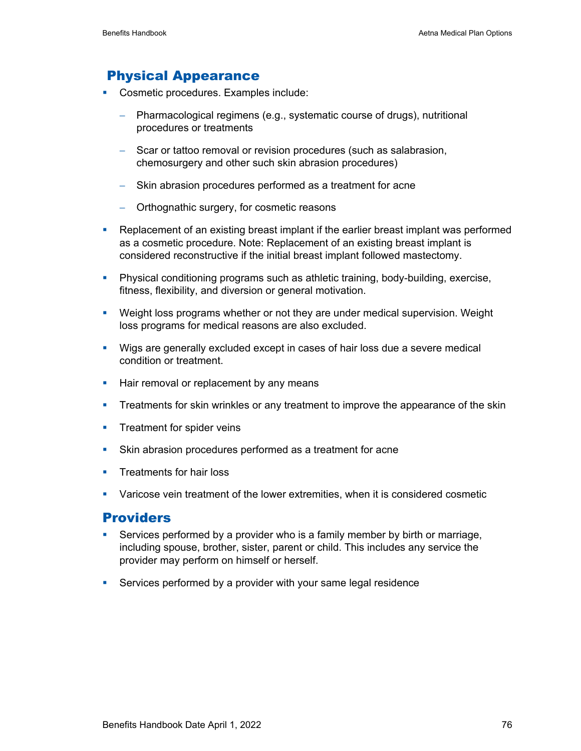## Physical Appearance

- Cosmetic procedures. Examples include:
  - Pharmacological regimens (e.g., systematic course of drugs), nutritional procedures or treatments
  - Scar or tattoo removal or revision procedures (such as salabrasion, chemosurgery and other such skin abrasion procedures)
  - Skin abrasion procedures performed as a treatment for acne
  - Orthognathic surgery, for cosmetic reasons
- Replacement of an existing breast implant if the earlier breast implant was performed as a cosmetic procedure. Note: Replacement of an existing breast implant is considered reconstructive if the initial breast implant followed mastectomy.
- Physical conditioning programs such as athletic training, body-building, exercise, fitness, flexibility, and diversion or general motivation.
- Weight loss programs whether or not they are under medical supervision. Weight loss programs for medical reasons are also excluded.
- Wigs are generally excluded except in cases of hair loss due a severe medical condition or treatment.
- Hair removal or replacement by any means
- Treatments for skin wrinkles or any treatment to improve the appearance of the skin
- Treatment for spider veins
- Skin abrasion procedures performed as a treatment for acne
- Treatments for hair loss
- Varicose vein treatment of the lower extremities, when it is considered cosmetic

## Providers

- Services performed by a provider who is a family member by birth or marriage, including spouse, brother, sister, parent or child. This includes any service the provider may perform on himself or herself.
- Services performed by a provider with your same legal residence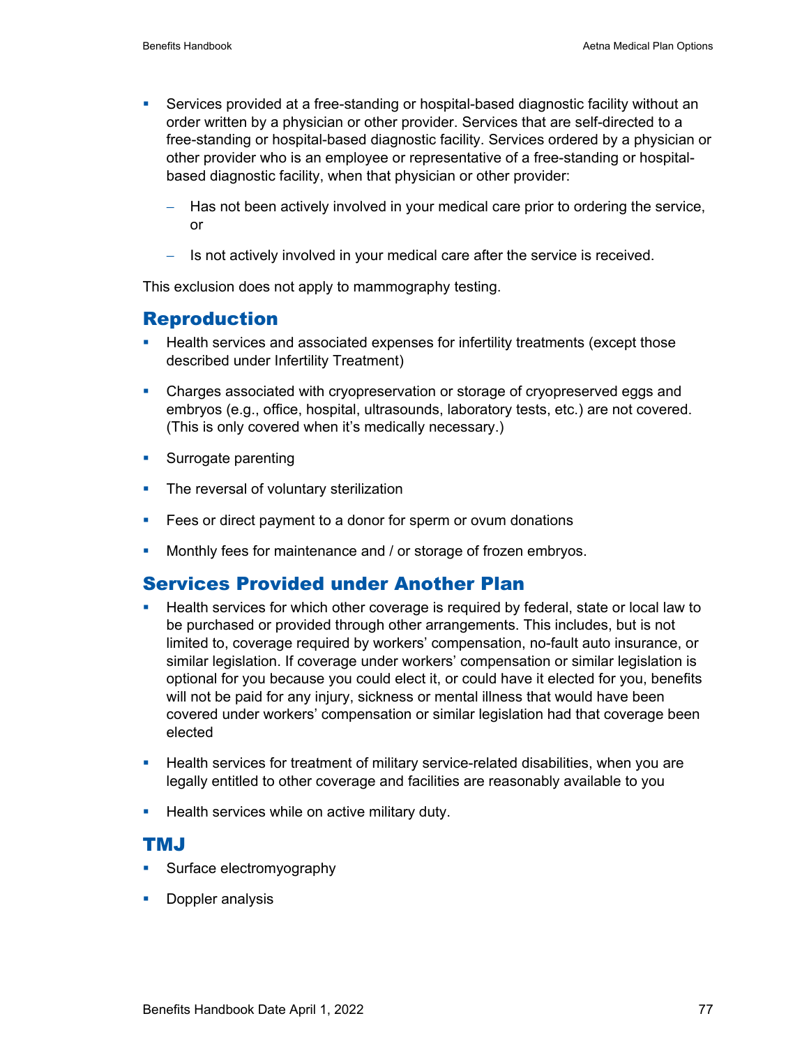- Services provided at a free-standing or hospital-based diagnostic facility without an order written by a physician or other provider. Services that are self-directed to a free-standing or hospital-based diagnostic facility. Services ordered by a physician or other provider who is an employee or representative of a free-standing or hospital-based diagnostic facility, when that physician or other provider:
  - Has not been actively involved in your medical care prior to ordering the service, or
  - Is not actively involved in your medical care after the service is received.

This exclusion does not apply to mammography testing.

## Reproduction

- Health services and associated expenses for infertility treatments (except those described under Infertility Treatment)
- Charges associated with cryopreservation or storage of cryopreserved eggs and embryos (e.g., office, hospital, ultrasounds, laboratory tests, etc.) are not covered. (This is only covered when it's medically necessary.)
- Surrogate parenting
- The reversal of voluntary sterilization
- Fees or direct payment to a donor for sperm or ovum donations
- Monthly fees for maintenance and / or storage of frozen embryos.

## Services Provided under Another Plan

- Health services for which other coverage is required by federal, state or local law to be purchased or provided through other arrangements. This includes, but is not limited to, coverage required by workers' compensation, no-fault auto insurance, or similar legislation. If coverage under workers' compensation or similar legislation is optional for you because you could elect it, or could have it elected for you, benefits will not be paid for any injury, sickness or mental illness that would have been covered under workers' compensation or similar legislation had that coverage been elected
- Health services for treatment of military service-related disabilities, when you are legally entitled to other coverage and facilities are reasonably available to you
- Health services while on active military duty.

## TMJ

- Surface electromyography
- Doppler analysis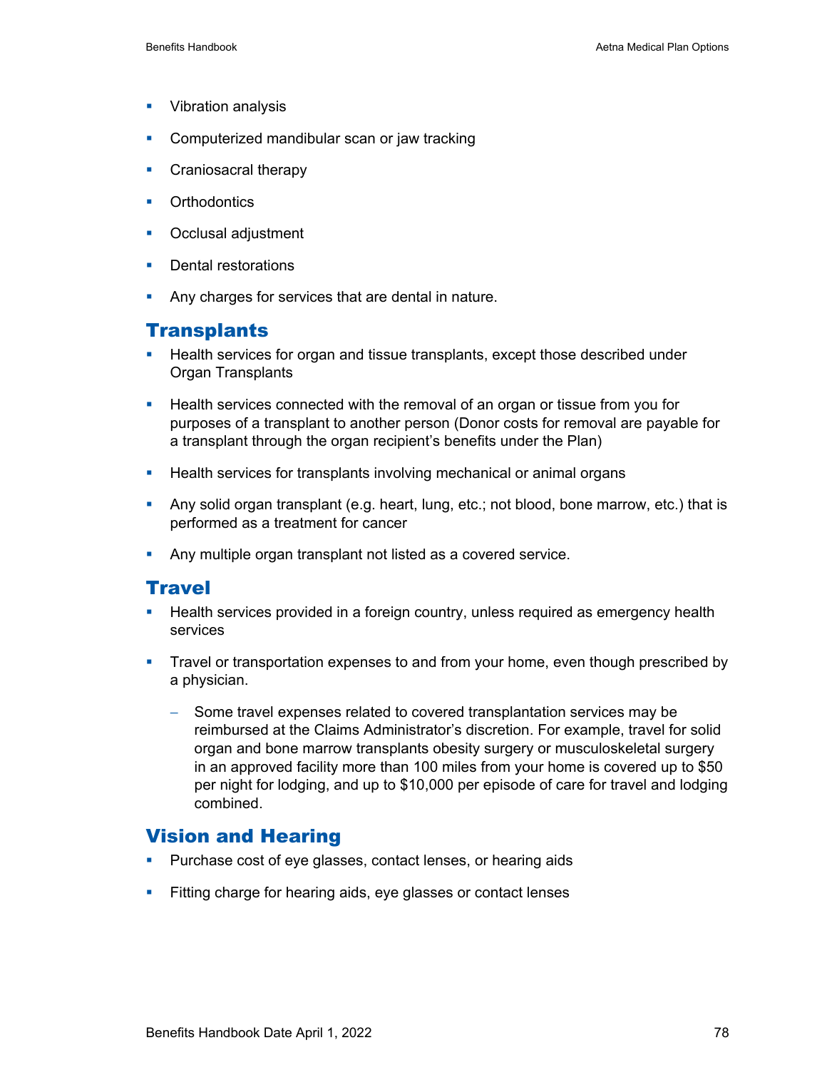- Vibration analysis
- Computerized mandibular scan or jaw tracking
- Craniosacral therapy
- Orthodontics
- Occlusal adjustment
- Dental restorations
- Any charges for services that are dental in nature.

## Transplants

- Health services for organ and tissue transplants, except those described under Organ Transplants
- Health services connected with the removal of an organ or tissue from you for purposes of a transplant to another person (Donor costs for removal are payable for a transplant through the organ recipient's benefits under the Plan)
- Health services for transplants involving mechanical or animal organs
- Any solid organ transplant (e.g. heart, lung, etc.; not blood, bone marrow, etc.) that is performed as a treatment for cancer
- Any multiple organ transplant not listed as a covered service.

## Travel

- Health services provided in a foreign country, unless required as emergency health services
- Travel or transportation expenses to and from your home, even though prescribed by a physician.
  - Some travel expenses related to covered transplantation services may be reimbursed at the Claims Administrator's discretion. For example, travel for solid organ and bone marrow transplants obesity surgery or musculoskeletal surgery in an approved facility more than 100 miles from your home is covered up to $50 per night for lodging, and up to $10,000 per episode of care for travel and lodging combined.

## Vision and Hearing

- Purchase cost of eye glasses, contact lenses, or hearing aids
- Fitting charge for hearing aids, eye glasses or contact lenses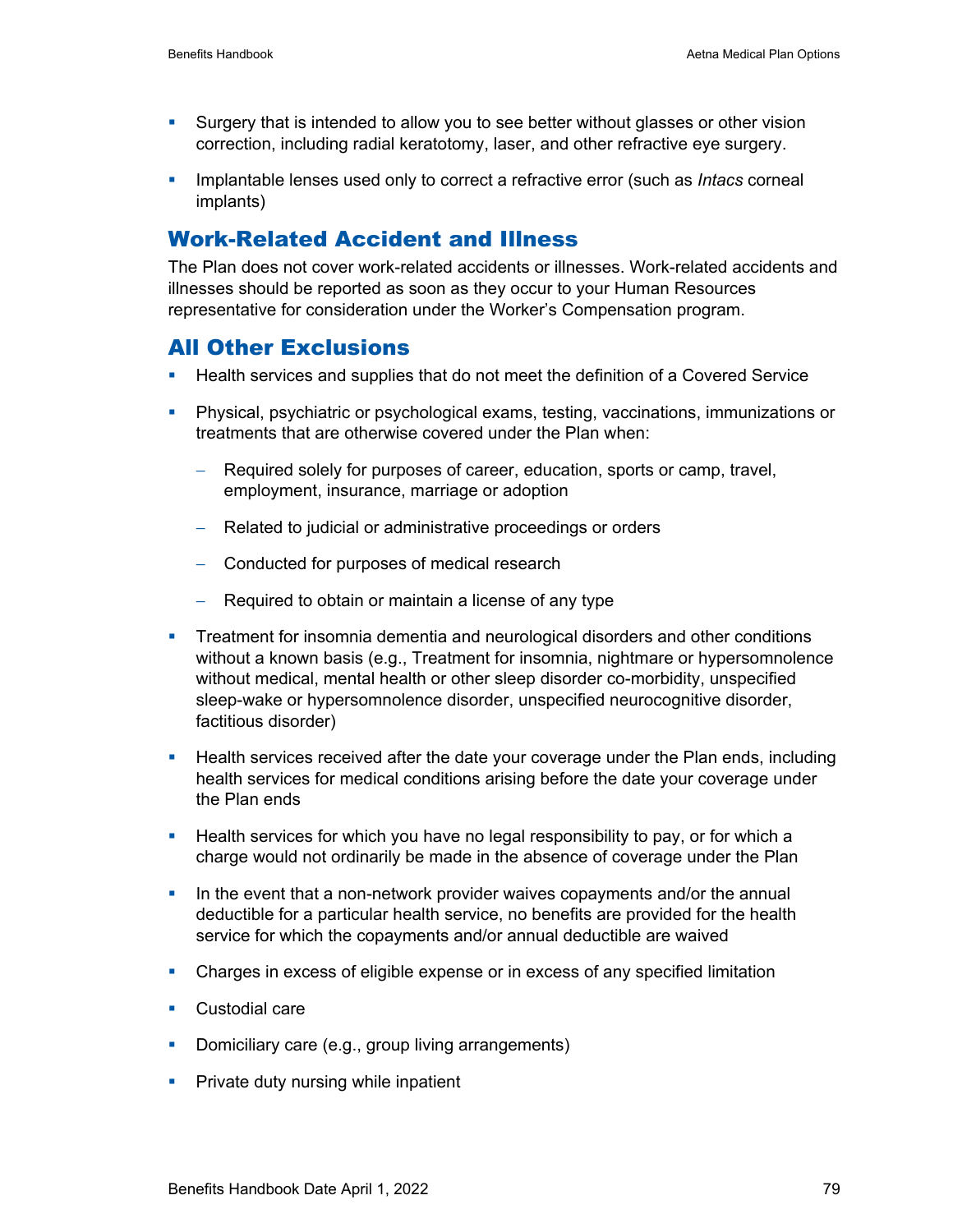- Surgery that is intended to allow you to see better without glasses or other vision correction, including radial keratotomy, laser, and other refractive eye surgery.
- Implantable lenses used only to correct a refractive error (such as *Intacs* corneal implants)

## Work-Related Accident and Illness

The Plan does not cover work-related accidents or illnesses. Work-related accidents and illnesses should be reported as soon as they occur to your Human Resources representative for consideration under the Worker's Compensation program.

## All Other Exclusions

- Health services and supplies that do not meet the definition of a Covered Service
- Physical, psychiatric or psychological exams, testing, vaccinations, immunizations or treatments that are otherwise covered under the Plan when:
  - Required solely for purposes of career, education, sports or camp, travel, employment, insurance, marriage or adoption
  - Related to judicial or administrative proceedings or orders
  - Conducted for purposes of medical research
  - Required to obtain or maintain a license of any type
- Treatment for insomnia dementia and neurological disorders and other conditions without a known basis (e.g., Treatment for insomnia, nightmare or hypersomnolence without medical, mental health or other sleep disorder co-morbidity, unspecified sleep-wake or hypersomnolence disorder, unspecified neurocognitive disorder, factitious disorder)
- Health services received after the date your coverage under the Plan ends, including health services for medical conditions arising before the date your coverage under the Plan ends
- Health services for which you have no legal responsibility to pay, or for which a charge would not ordinarily be made in the absence of coverage under the Plan
- In the event that a non-network provider waives copayments and/or the annual deductible for a particular health service, no benefits are provided for the health service for which the copayments and/or annual deductible are waived
- Charges in excess of eligible expense or in excess of any specified limitation
- Custodial care
- Domiciliary care (e.g., group living arrangements)
- Private duty nursing while inpatient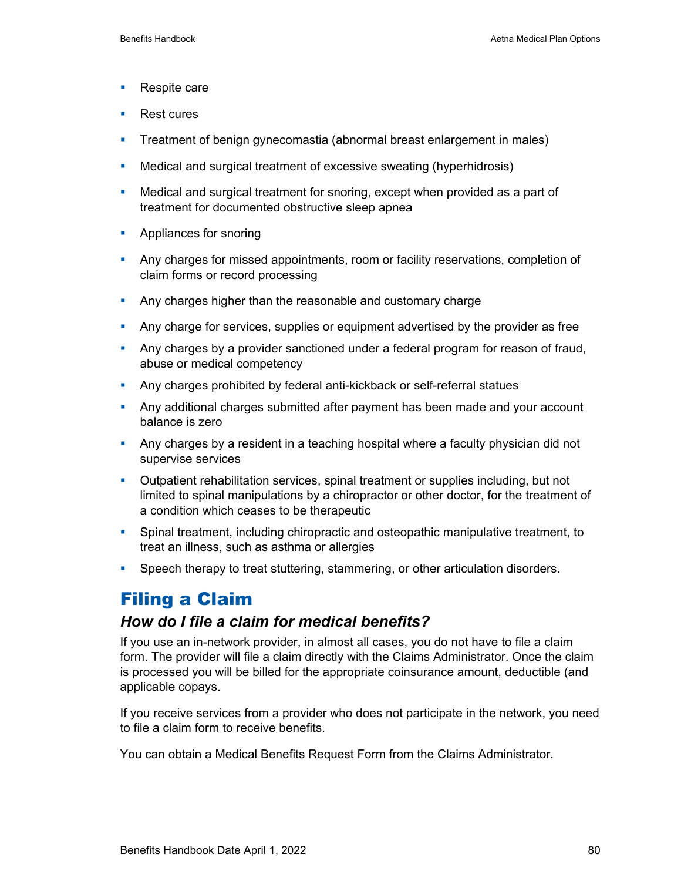- Respite care
- Rest cures
- Treatment of benign gynecomastia (abnormal breast enlargement in males)
- Medical and surgical treatment of excessive sweating (hyperhidrosis)
- Medical and surgical treatment for snoring, except when provided as a part of treatment for documented obstructive sleep apnea
- Appliances for snoring
- Any charges for missed appointments, room or facility reservations, completion of claim forms or record processing
- Any charges higher than the reasonable and customary charge
- Any charge for services, supplies or equipment advertised by the provider as free
- Any charges by a provider sanctioned under a federal program for reason of fraud, abuse or medical competency
- Any charges prohibited by federal anti-kickback or self-referral statues
- Any additional charges submitted after payment has been made and your account balance is zero
- Any charges by a resident in a teaching hospital where a faculty physician did not supervise services
- Outpatient rehabilitation services, spinal treatment or supplies including, but not limited to spinal manipulations by a chiropractor or other doctor, for the treatment of a condition which ceases to be therapeutic
- Spinal treatment, including chiropractic and osteopathic manipulative treatment, to treat an illness, such as asthma or allergies
- Speech therapy to treat stuttering, stammering, or other articulation disorders.

# Filing a Claim

### *How do I file a claim for medical benefits?*

If you use an in-network provider, in almost all cases, you do not have to file a claim form. The provider will file a claim directly with the Claims Administrator. Once the claim is processed you will be billed for the appropriate coinsurance amount, deductible (and applicable copays.

If you receive services from a provider who does not participate in the network, you need to file a claim form to receive benefits.

You can obtain a Medical Benefits Request Form from the Claims Administrator.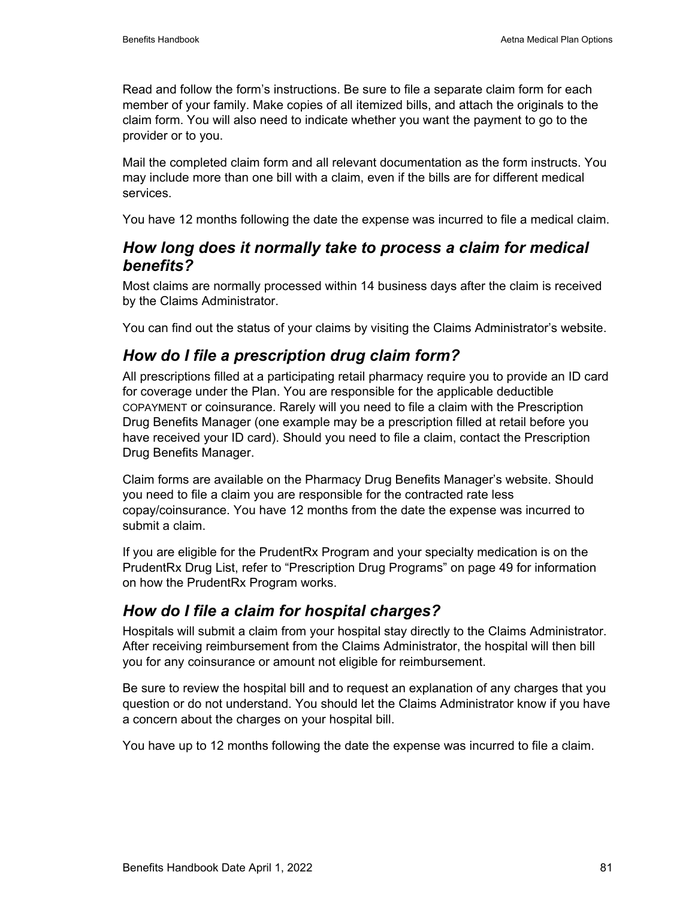Read and follow the form's instructions. Be sure to file a separate claim form for each member of your family. Make copies of all itemized bills, and attach the originals to the claim form. You will also need to indicate whether you want the payment to go to the provider or to you.

Mail the completed claim form and all relevant documentation as the form instructs. You may include more than one bill with a claim, even if the bills are for different medical services.

You have 12 months following the date the expense was incurred to file a medical claim.

## *How long does it normally take to process a claim for medical benefits?*

Most claims are normally processed within 14 business days after the claim is received by the Claims Administrator.

You can find out the status of your claims by visiting the Claims Administrator's website.

## *How do I file a prescription drug claim form?*

All prescriptions filled at a participating retail pharmacy require you to provide an ID card for coverage under the Plan. You are responsible for the applicable deductible COPAYMENT or coinsurance. Rarely will you need to file a claim with the Prescription Drug Benefits Manager (one example may be a prescription filled at retail before you have received your ID card). Should you need to file a claim, contact the Prescription Drug Benefits Manager.

Claim forms are available on the Pharmacy Drug Benefits Manager's website. Should you need to file a claim you are responsible for the contracted rate less copay/coinsurance. You have 12 months from the date the expense was incurred to submit a claim.

If you are eligible for the PrudentRx Program and your specialty medication is on the PrudentRx Drug List, refer to "Prescription Drug Programs" on page 49 for information on how the PrudentRx Program works.

## *How do I file a claim for hospital charges?*

Hospitals will submit a claim from your hospital stay directly to the Claims Administrator. After receiving reimbursement from the Claims Administrator, the hospital will then bill you for any coinsurance or amount not eligible for reimbursement.

Be sure to review the hospital bill and to request an explanation of any charges that you question or do not understand. You should let the Claims Administrator know if you have a concern about the charges on your hospital bill.

You have up to 12 months following the date the expense was incurred to file a claim.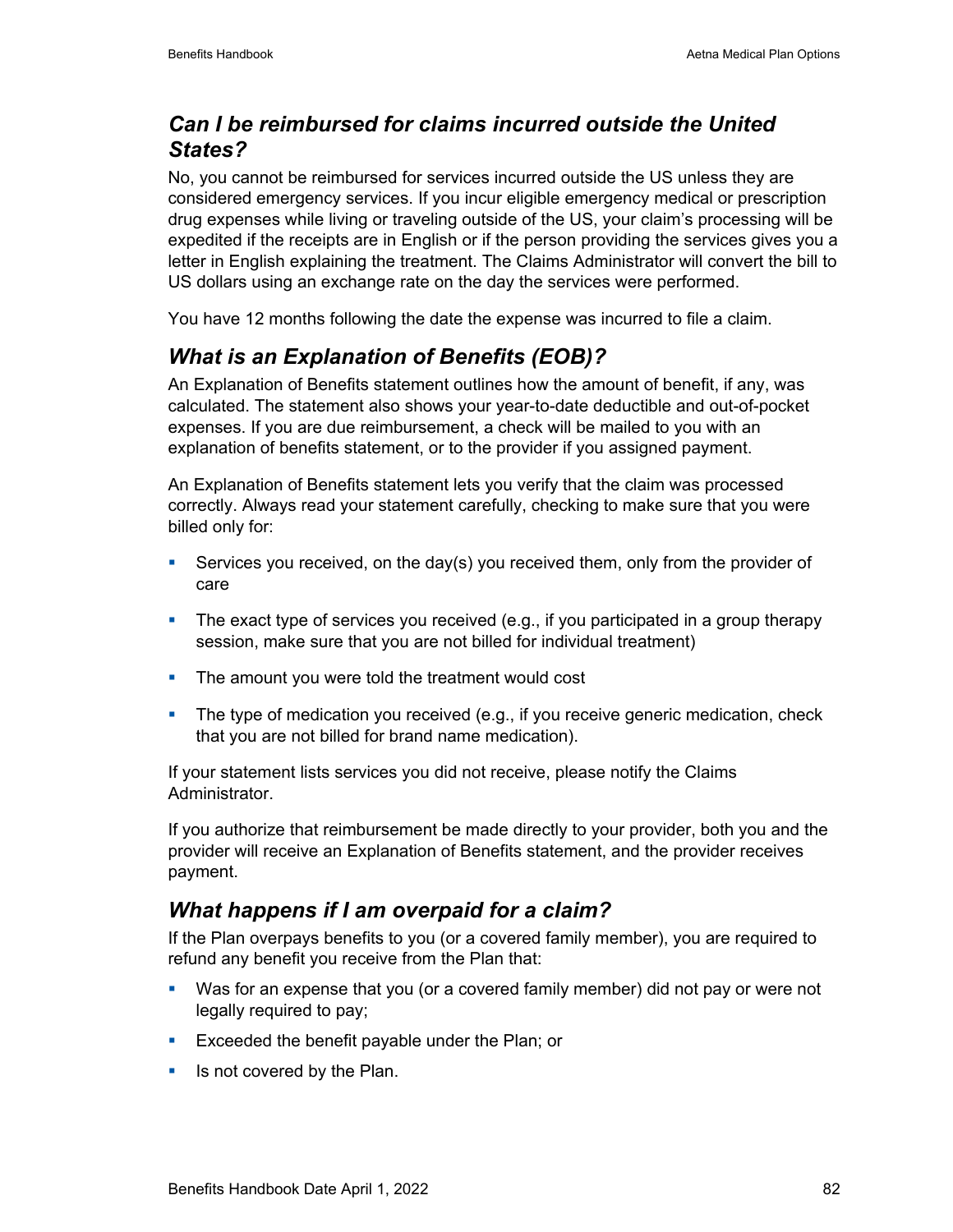## *Can I be reimbursed for claims incurred outside the United States?*

No, you cannot be reimbursed for services incurred outside the US unless they are considered emergency services. If you incur eligible emergency medical or prescription drug expenses while living or traveling outside of the US, your claim's processing will be expedited if the receipts are in English or if the person providing the services gives you a letter in English explaining the treatment. The Claims Administrator will convert the bill to US dollars using an exchange rate on the day the services were performed.

You have 12 months following the date the expense was incurred to file a claim.

## *What is an Explanation of Benefits (EOB)?*

An Explanation of Benefits statement outlines how the amount of benefit, if any, was calculated. The statement also shows your year-to-date deductible and out-of-pocket expenses. If you are due reimbursement, a check will be mailed to you with an explanation of benefits statement, or to the provider if you assigned payment.

An Explanation of Benefits statement lets you verify that the claim was processed correctly. Always read your statement carefully, checking to make sure that you were billed only for:

- Services you received, on the day(s) you received them, only from the provider of care
- The exact type of services you received (e.g., if you participated in a group therapy session, make sure that you are not billed for individual treatment)
- The amount you were told the treatment would cost
- The type of medication you received (e.g., if you receive generic medication, check that you are not billed for brand name medication).

If your statement lists services you did not receive, please notify the Claims Administrator.

If you authorize that reimbursement be made directly to your provider, both you and the provider will receive an Explanation of Benefits statement, and the provider receives payment.

## *What happens if I am overpaid for a claim?*

If the Plan overpays benefits to you (or a covered family member), you are required to refund any benefit you receive from the Plan that:

- Was for an expense that you (or a covered family member) did not pay or were not legally required to pay;
- Exceeded the benefit payable under the Plan; or
- Is not covered by the Plan.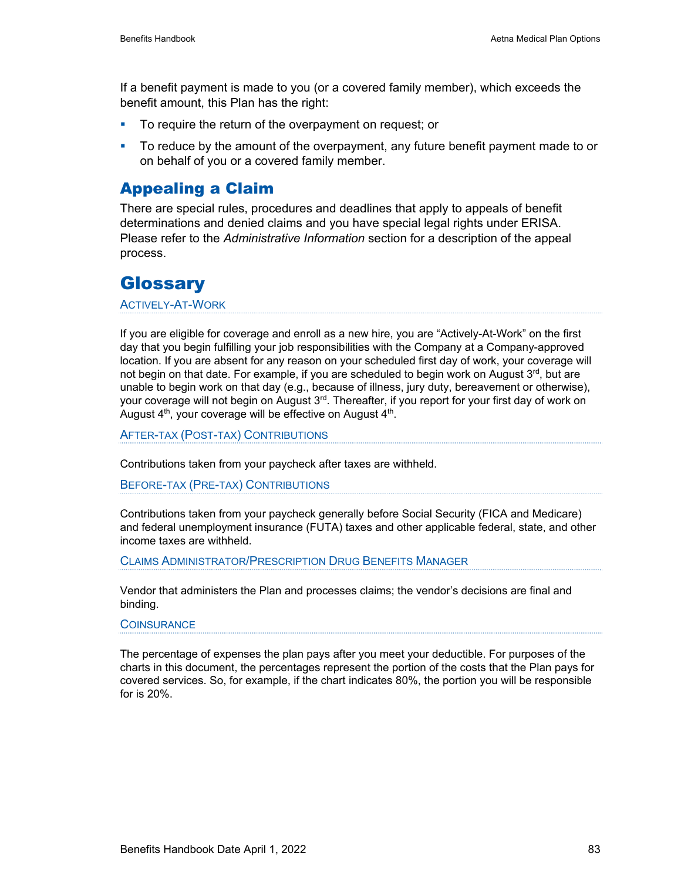If a benefit payment is made to you (or a covered family member), which exceeds the benefit amount, this Plan has the right:

- To require the return of the overpayment on request; or
- To reduce by the amount of the overpayment, any future benefit payment made to or on behalf of you or a covered family member.

## Appealing a Claim

There are special rules, procedures and deadlines that apply to appeals of benefit determinations and denied claims and you have special legal rights under ERISA. Please refer to the *Administrative Information* section for a description of the appeal process.

# Glossary

### Actively-At-Work

If you are eligible for coverage and enroll as a new hire, you are "Actively-At-Work" on the first day that you begin fulfilling your job responsibilities with the Company at a Company-approved location. If you are absent for any reason on your scheduled first day of work, your coverage will not begin on that date. For example, if you are scheduled to begin work on August 3rd, but are unable to begin work on that day (e.g., because of illness, jury duty, bereavement or otherwise), your coverage will not begin on August 3rd. Thereafter, if you report for your first day of work on August 4th, your coverage will be effective on August 4th.

### After-tax (Post-tax) Contributions

Contributions taken from your paycheck after taxes are withheld.

### Before-tax (Pre-tax) Contributions

Contributions taken from your paycheck generally before Social Security (FICA and Medicare) and federal unemployment insurance (FUTA) taxes and other applicable federal, state, and other income taxes are withheld.

### Claims Administrator/Prescription Drug Benefits Manager

Vendor that administers the Plan and processes claims; the vendor's decisions are final and binding.

### Coinsurance

The percentage of expenses the plan pays after you meet your deductible. For purposes of the charts in this document, the percentages represent the portion of the costs that the Plan pays for covered services. So, for example, if the chart indicates 80%, the portion you will be responsible for is 20%.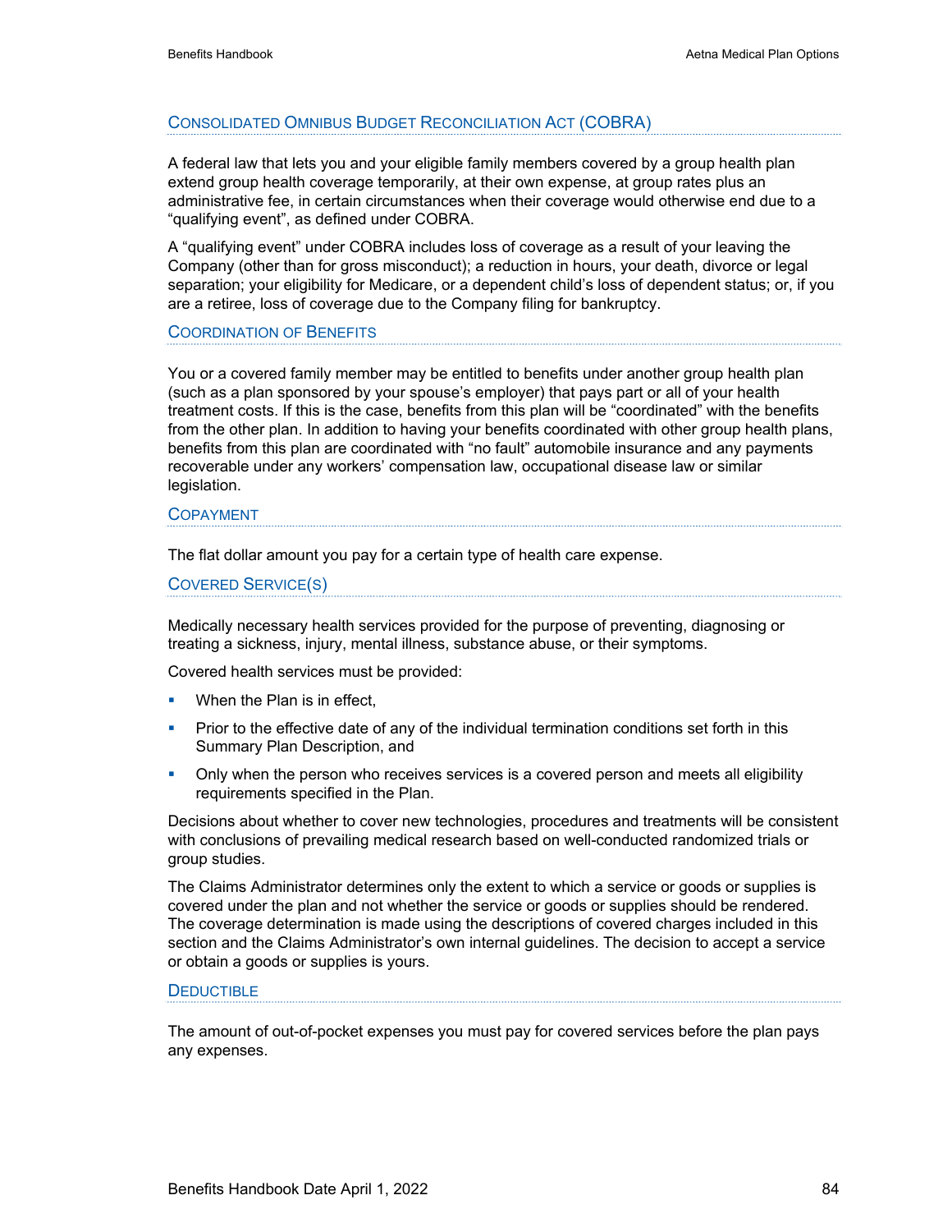### Consolidated Omnibus Budget Reconciliation Act (COBRA)

A federal law that lets you and your eligible family members covered by a group health plan extend group health coverage temporarily, at their own expense, at group rates plus an administrative fee, in certain circumstances when their coverage would otherwise end due to a "qualifying event", as defined under COBRA.

A "qualifying event" under COBRA includes loss of coverage as a result of your leaving the Company (other than for gross misconduct); a reduction in hours, your death, divorce or legal separation; your eligibility for Medicare, or a dependent child's loss of dependent status; or, if you are a retiree, loss of coverage due to the Company filing for bankruptcy.

### Coordination of Benefits

You or a covered family member may be entitled to benefits under another group health plan (such as a plan sponsored by your spouse's employer) that pays part or all of your health treatment costs. If this is the case, benefits from this plan will be "coordinated" with the benefits from the other plan. In addition to having your benefits coordinated with other group health plans, benefits from this plan are coordinated with "no fault" automobile insurance and any payments recoverable under any workers' compensation law, occupational disease law or similar legislation.

### Copayment

The flat dollar amount you pay for a certain type of health care expense.

### Covered Service(s)

Medically necessary health services provided for the purpose of preventing, diagnosing or treating a sickness, injury, mental illness, substance abuse, or their symptoms.

Covered health services must be provided:

- When the Plan is in effect,
- Prior to the effective date of any of the individual termination conditions set forth in this Summary Plan Description, and
- Only when the person who receives services is a covered person and meets all eligibility requirements specified in the Plan.

Decisions about whether to cover new technologies, procedures and treatments will be consistent with conclusions of prevailing medical research based on well-conducted randomized trials or group studies.

The Claims Administrator determines only the extent to which a service or goods or supplies is covered under the plan and not whether the service or goods or supplies should be rendered. The coverage determination is made using the descriptions of covered charges included in this section and the Claims Administrator's own internal guidelines. The decision to accept a service or obtain a goods or supplies is yours.

### Deductible

The amount of out-of-pocket expenses you must pay for covered services before the plan pays any expenses.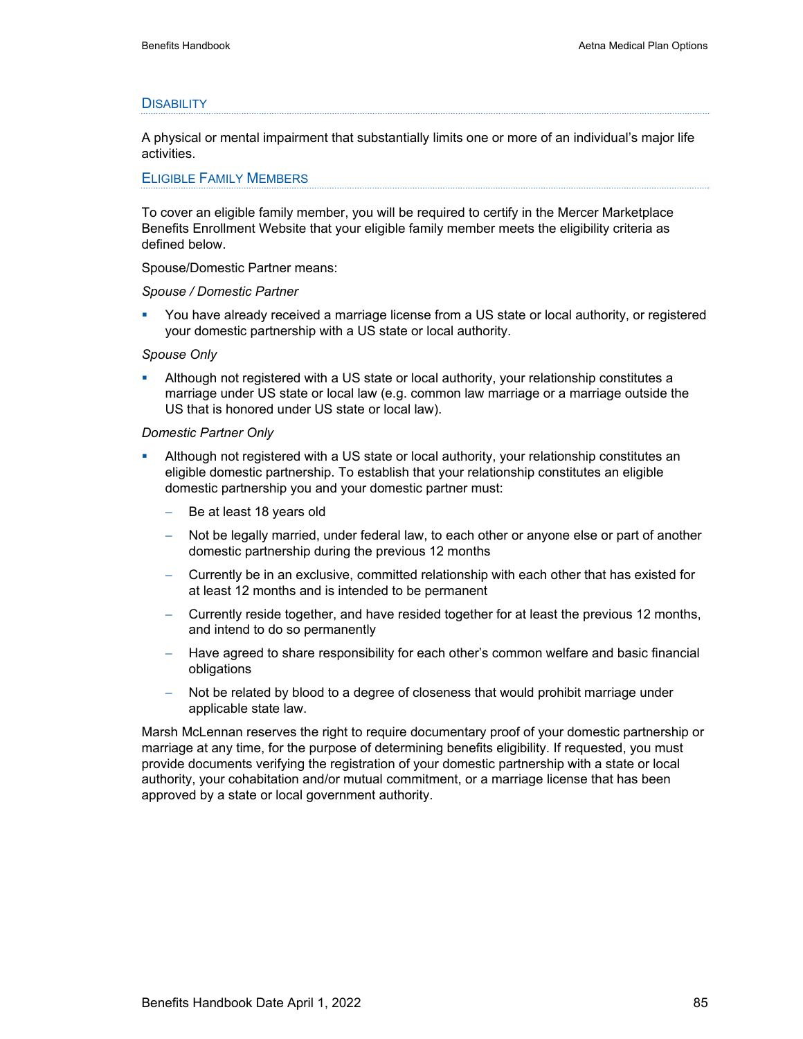## Disability

A physical or mental impairment that substantially limits one or more of an individual's major life activities.

## Eligible Family Members

To cover an eligible family member, you will be required to certify in the Mercer Marketplace Benefits Enrollment Website that your eligible family member meets the eligibility criteria as defined below.

Spouse/Domestic Partner means:

*Spouse / Domestic Partner*

- You have already received a marriage license from a US state or local authority, or registered your domestic partnership with a US state or local authority.

*Spouse Only*

- Although not registered with a US state or local authority, your relationship constitutes a marriage under US state or local law (e.g. common law marriage or a marriage outside the US that is honored under US state or local law).

*Domestic Partner Only*

- Although not registered with a US state or local authority, your relationship constitutes an eligible domestic partnership. To establish that your relationship constitutes an eligible domestic partnership you and your domestic partner must:
  - Be at least 18 years old
  - Not be legally married, under federal law, to each other or anyone else or part of another domestic partnership during the previous 12 months
  - Currently be in an exclusive, committed relationship with each other that has existed for at least 12 months and is intended to be permanent
  - Currently reside together, and have resided together for at least the previous 12 months, and intend to do so permanently
  - Have agreed to share responsibility for each other's common welfare and basic financial obligations
  - Not be related by blood to a degree of closeness that would prohibit marriage under applicable state law.

Marsh McLennan reserves the right to require documentary proof of your domestic partnership or marriage at any time, for the purpose of determining benefits eligibility. If requested, you must provide documents verifying the registration of your domestic partnership with a state or local authority, your cohabitation and/or mutual commitment, or a marriage license that has been approved by a state or local government authority.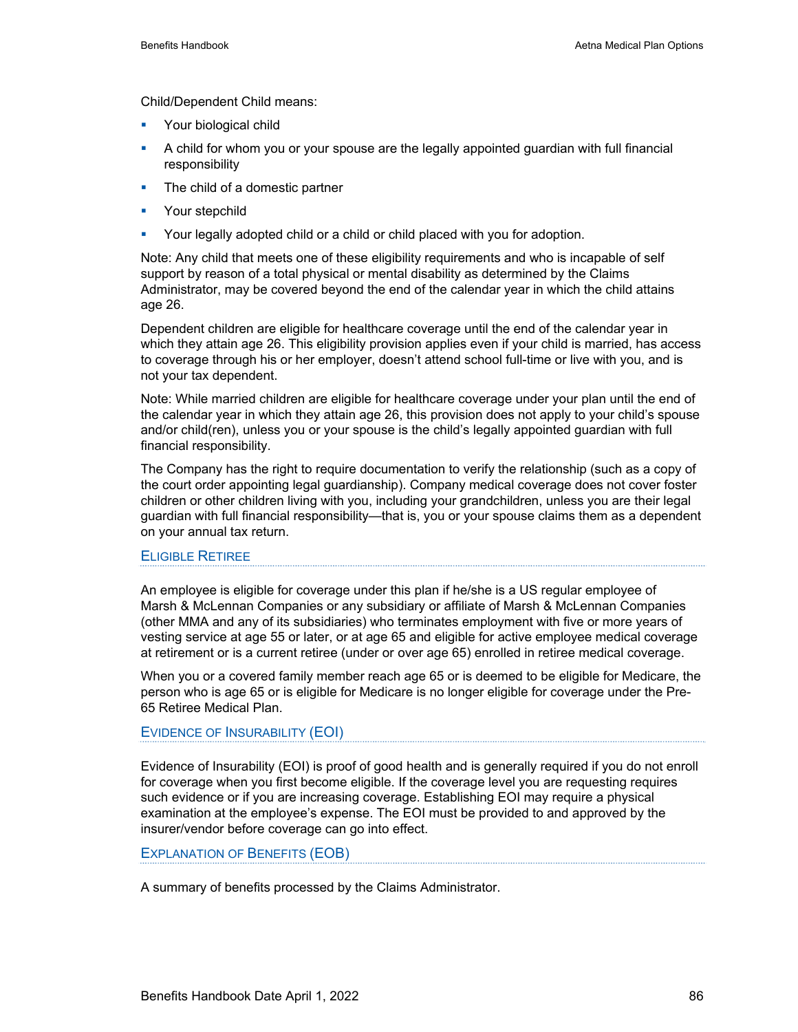Child/Dependent Child means:

- Your biological child
- A child for whom you or your spouse are the legally appointed guardian with full financial responsibility
- The child of a domestic partner
- Your stepchild
- Your legally adopted child or a child or child placed with you for adoption.

Note: Any child that meets one of these eligibility requirements and who is incapable of self support by reason of a total physical or mental disability as determined by the Claims Administrator, may be covered beyond the end of the calendar year in which the child attains age 26.

Dependent children are eligible for healthcare coverage until the end of the calendar year in which they attain age 26. This eligibility provision applies even if your child is married, has access to coverage through his or her employer, doesn't attend school full-time or live with you, and is not your tax dependent.

Note: While married children are eligible for healthcare coverage under your plan until the end of the calendar year in which they attain age 26, this provision does not apply to your child's spouse and/or child(ren), unless you or your spouse is the child's legally appointed guardian with full financial responsibility.

The Company has the right to require documentation to verify the relationship (such as a copy of the court order appointing legal guardianship). Company medical coverage does not cover foster children or other children living with you, including your grandchildren, unless you are their legal guardian with full financial responsibility—that is, you or your spouse claims them as a dependent on your annual tax return.

### Eligible Retiree

An employee is eligible for coverage under this plan if he/she is a US regular employee of Marsh & McLennan Companies or any subsidiary or affiliate of Marsh & McLennan Companies (other MMA and any of its subsidiaries) who terminates employment with five or more years of vesting service at age 55 or later, or at age 65 and eligible for active employee medical coverage at retirement or is a current retiree (under or over age 65) enrolled in retiree medical coverage.

When you or a covered family member reach age 65 or is deemed to be eligible for Medicare, the person who is age 65 or is eligible for Medicare is no longer eligible for coverage under the Pre-65 Retiree Medical Plan.

### Evidence of Insurability (EOI)

Evidence of Insurability (EOI) is proof of good health and is generally required if you do not enroll for coverage when you first become eligible. If the coverage level you are requesting requires such evidence or if you are increasing coverage. Establishing EOI may require a physical examination at the employee's expense. The EOI must be provided to and approved by the insurer/vendor before coverage can go into effect.

### Explanation of Benefits (EOB)

A summary of benefits processed by the Claims Administrator.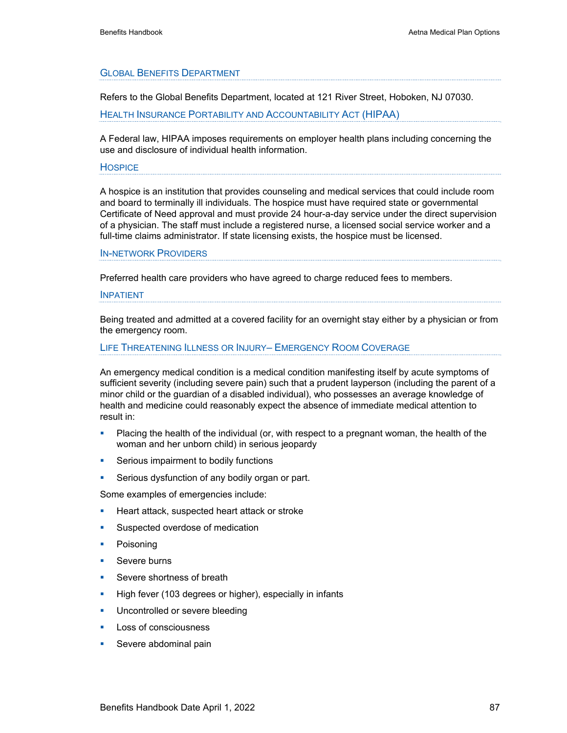## Global Benefits Department

Refers to the Global Benefits Department, located at 121 River Street, Hoboken, NJ 07030.

## Health Insurance Portability and Accountability Act (HIPAA)

A Federal law, HIPAA imposes requirements on employer health plans including concerning the use and disclosure of individual health information.

## Hospice

A hospice is an institution that provides counseling and medical services that could include room and board to terminally ill individuals. The hospice must have required state or governmental Certificate of Need approval and must provide 24 hour-a-day service under the direct supervision of a physician. The staff must include a registered nurse, a licensed social service worker and a full-time claims administrator. If state licensing exists, the hospice must be licensed.

## In-network Providers

Preferred health care providers who have agreed to charge reduced fees to members.

## Inpatient

Being treated and admitted at a covered facility for an overnight stay either by a physician or from the emergency room.

## Life Threatening Illness or Injury– Emergency Room Coverage

An emergency medical condition is a medical condition manifesting itself by acute symptoms of sufficient severity (including severe pain) such that a prudent layperson (including the parent of a minor child or the guardian of a disabled individual), who possesses an average knowledge of health and medicine could reasonably expect the absence of immediate medical attention to result in:

- Placing the health of the individual (or, with respect to a pregnant woman, the health of the woman and her unborn child) in serious jeopardy
- Serious impairment to bodily functions
- Serious dysfunction of any bodily organ or part.

Some examples of emergencies include:

- Heart attack, suspected heart attack or stroke
- Suspected overdose of medication
- Poisoning
- Severe burns
- Severe shortness of breath
- High fever (103 degrees or higher), especially in infants
- Uncontrolled or severe bleeding
- Loss of consciousness
- Severe abdominal pain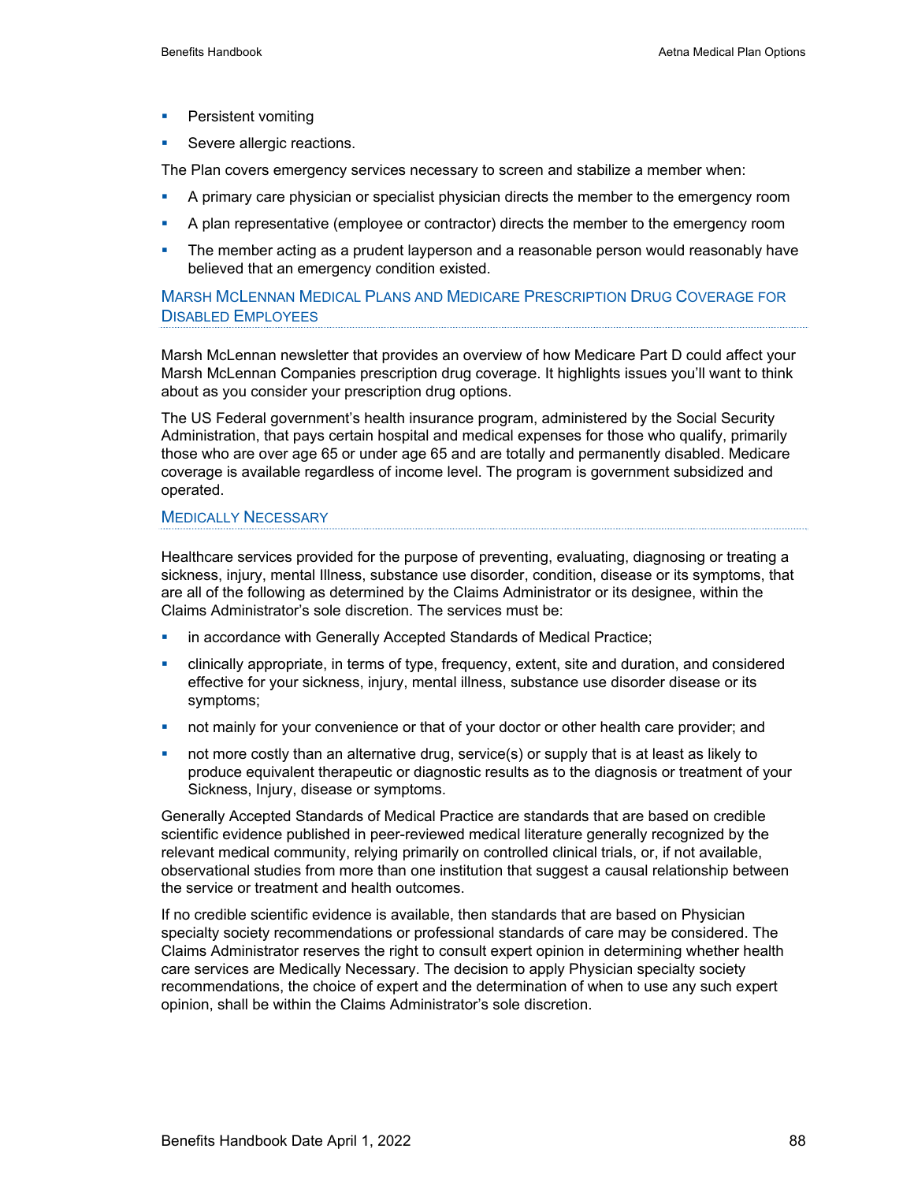- Persistent vomiting
- Severe allergic reactions.

The Plan covers emergency services necessary to screen and stabilize a member when:

- A primary care physician or specialist physician directs the member to the emergency room
- A plan representative (employee or contractor) directs the member to the emergency room
- The member acting as a prudent layperson and a reasonable person would reasonably have believed that an emergency condition existed.

### Marsh McLennan Medical Plans and Medicare Prescription Drug Coverage for Disabled Employees

Marsh McLennan newsletter that provides an overview of how Medicare Part D could affect your Marsh McLennan Companies prescription drug coverage. It highlights issues you'll want to think about as you consider your prescription drug options.

The US Federal government's health insurance program, administered by the Social Security Administration, that pays certain hospital and medical expenses for those who qualify, primarily those who are over age 65 or under age 65 and are totally and permanently disabled. Medicare coverage is available regardless of income level. The program is government subsidized and operated.

### Medically Necessary

Healthcare services provided for the purpose of preventing, evaluating, diagnosing or treating a sickness, injury, mental Illness, substance use disorder, condition, disease or its symptoms, that are all of the following as determined by the Claims Administrator or its designee, within the Claims Administrator's sole discretion. The services must be:

- in accordance with Generally Accepted Standards of Medical Practice;
- clinically appropriate, in terms of type, frequency, extent, site and duration, and considered effective for your sickness, injury, mental illness, substance use disorder disease or its symptoms;
- not mainly for your convenience or that of your doctor or other health care provider; and
- not more costly than an alternative drug, service(s) or supply that is at least as likely to produce equivalent therapeutic or diagnostic results as to the diagnosis or treatment of your Sickness, Injury, disease or symptoms.

Generally Accepted Standards of Medical Practice are standards that are based on credible scientific evidence published in peer-reviewed medical literature generally recognized by the relevant medical community, relying primarily on controlled clinical trials, or, if not available, observational studies from more than one institution that suggest a causal relationship between the service or treatment and health outcomes.

If no credible scientific evidence is available, then standards that are based on Physician specialty society recommendations or professional standards of care may be considered. The Claims Administrator reserves the right to consult expert opinion in determining whether health care services are Medically Necessary. The decision to apply Physician specialty society recommendations, the choice of expert and the determination of when to use any such expert opinion, shall be within the Claims Administrator's sole discretion.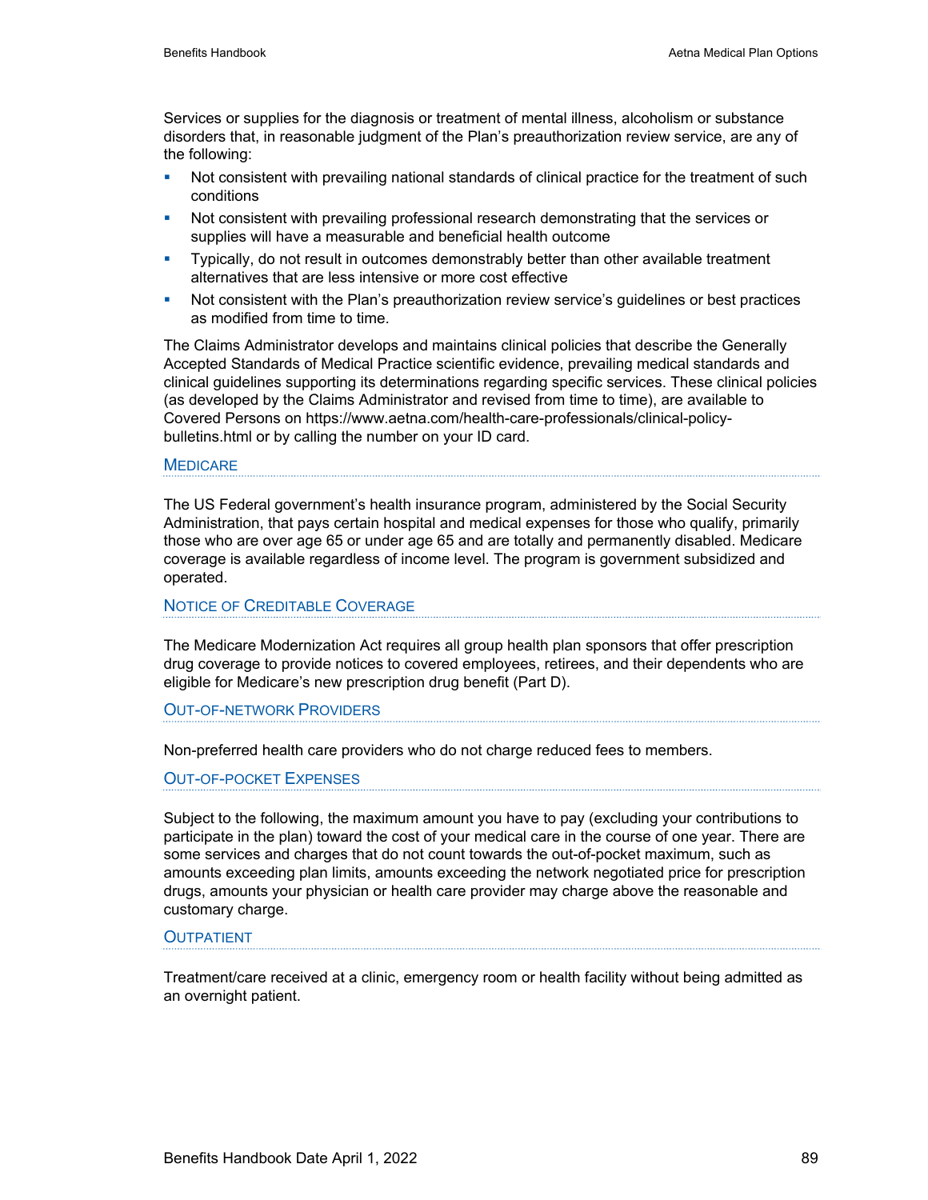Services or supplies for the diagnosis or treatment of mental illness, alcoholism or substance disorders that, in reasonable judgment of the Plan's preauthorization review service, are any of the following:

- Not consistent with prevailing national standards of clinical practice for the treatment of such conditions
- Not consistent with prevailing professional research demonstrating that the services or supplies will have a measurable and beneficial health outcome
- Typically, do not result in outcomes demonstrably better than other available treatment alternatives that are less intensive or more cost effective
- Not consistent with the Plan's preauthorization review service's guidelines or best practices as modified from time to time.

The Claims Administrator develops and maintains clinical policies that describe the Generally Accepted Standards of Medical Practice scientific evidence, prevailing medical standards and clinical guidelines supporting its determinations regarding specific services. These clinical policies (as developed by the Claims Administrator and revised from time to time), are available to Covered Persons on https://www.aetna.com/health-care-professionals/clinical-policy-bulletins.html or by calling the number on your ID card.

### Medicare

The US Federal government's health insurance program, administered by the Social Security Administration, that pays certain hospital and medical expenses for those who qualify, primarily those who are over age 65 or under age 65 and are totally and permanently disabled. Medicare coverage is available regardless of income level. The program is government subsidized and operated.

### Notice of Creditable Coverage

The Medicare Modernization Act requires all group health plan sponsors that offer prescription drug coverage to provide notices to covered employees, retirees, and their dependents who are eligible for Medicare's new prescription drug benefit (Part D).

### Out-of-network Providers

Non-preferred health care providers who do not charge reduced fees to members.

### Out-of-pocket Expenses

Subject to the following, the maximum amount you have to pay (excluding your contributions to participate in the plan) toward the cost of your medical care in the course of one year. There are some services and charges that do not count towards the out-of-pocket maximum, such as amounts exceeding plan limits, amounts exceeding the network negotiated price for prescription drugs, amounts your physician or health care provider may charge above the reasonable and customary charge.

### Outpatient

Treatment/care received at a clinic, emergency room or health facility without being admitted as an overnight patient.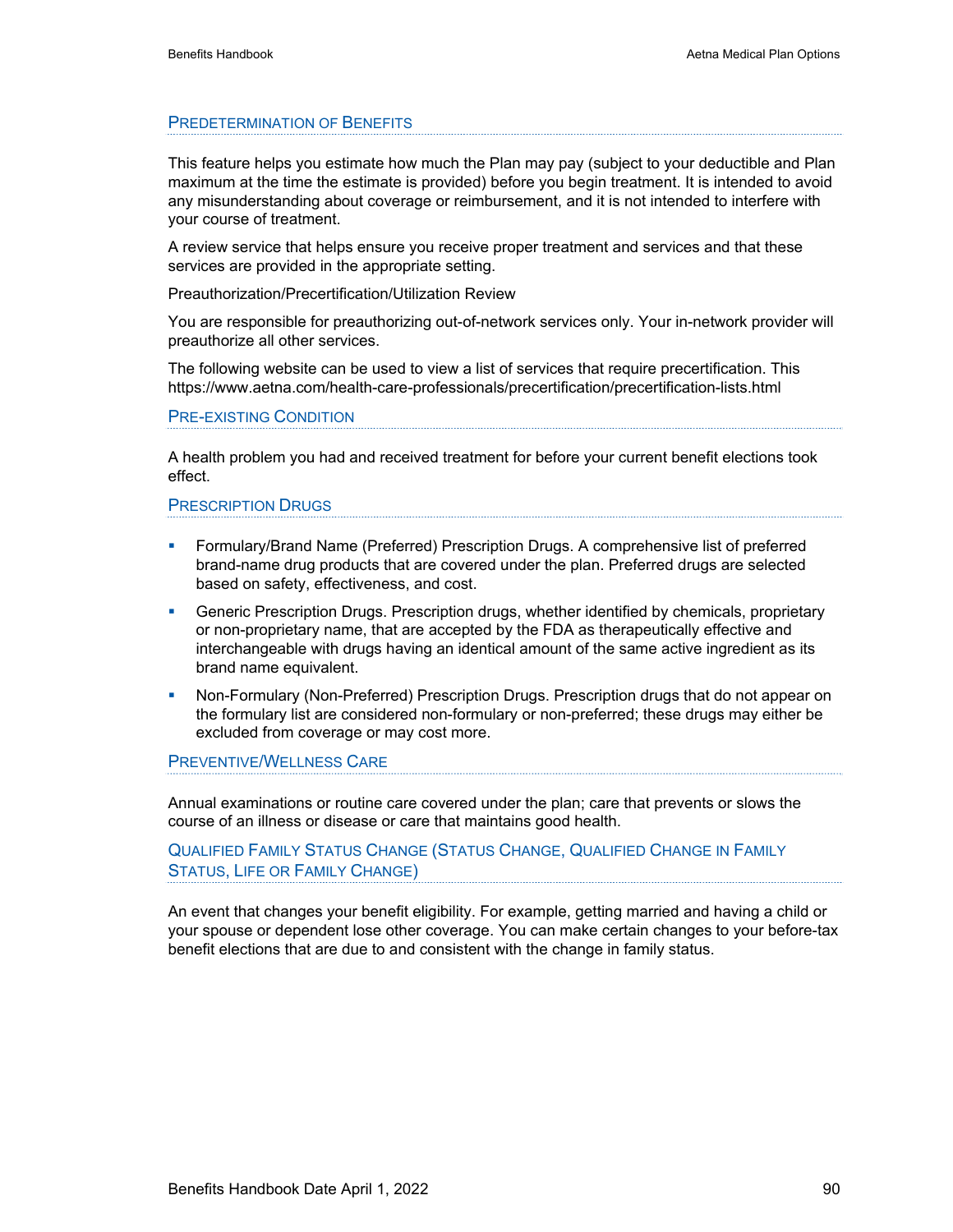## Predetermination of Benefits

This feature helps you estimate how much the Plan may pay (subject to your deductible and Plan maximum at the time the estimate is provided) before you begin treatment. It is intended to avoid any misunderstanding about coverage or reimbursement, and it is not intended to interfere with your course of treatment.

A review service that helps ensure you receive proper treatment and services and that these services are provided in the appropriate setting.

Preauthorization/Precertification/Utilization Review

You are responsible for preauthorizing out-of-network services only. Your in-network provider will preauthorize all other services.

The following website can be used to view a list of services that require precertification. This https://www.aetna.com/health-care-professionals/precertification/precertification-lists.html

## Pre-existing Condition

A health problem you had and received treatment for before your current benefit elections took effect.

## Prescription Drugs

- Formulary/Brand Name (Preferred) Prescription Drugs. A comprehensive list of preferred brand-name drug products that are covered under the plan. Preferred drugs are selected based on safety, effectiveness, and cost.
- Generic Prescription Drugs. Prescription drugs, whether identified by chemicals, proprietary or non-proprietary name, that are accepted by the FDA as therapeutically effective and interchangeable with drugs having an identical amount of the same active ingredient as its brand name equivalent.
- Non-Formulary (Non-Preferred) Prescription Drugs. Prescription drugs that do not appear on the formulary list are considered non-formulary or non-preferred; these drugs may either be excluded from coverage or may cost more.

## Preventive/Wellness Care

Annual examinations or routine care covered under the plan; care that prevents or slows the course of an illness or disease or care that maintains good health.

## Qualified Family Status Change (Status Change, Qualified Change in Family Status, Life or Family Change)

An event that changes your benefit eligibility. For example, getting married and having a child or your spouse or dependent lose other coverage. You can make certain changes to your before-tax benefit elections that are due to and consistent with the change in family status.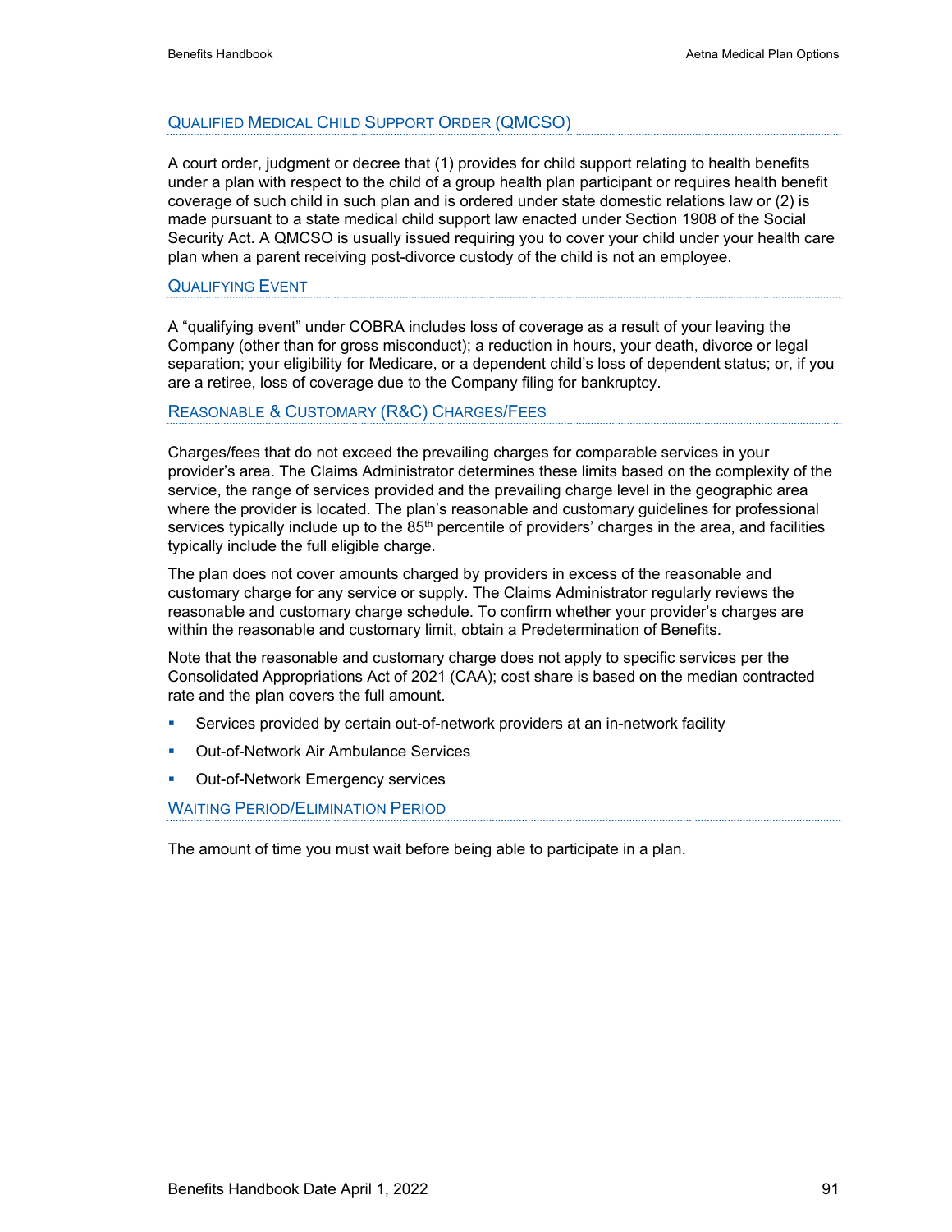### Qualified Medical Child Support Order (QMCSO)

A court order, judgment or decree that (1) provides for child support relating to health benefits under a plan with respect to the child of a group health plan participant or requires health benefit coverage of such child in such plan and is ordered under state domestic relations law or (2) is made pursuant to a state medical child support law enacted under Section 1908 of the Social Security Act. A QMCSO is usually issued requiring you to cover your child under your health care plan when a parent receiving post-divorce custody of the child is not an employee.

### Qualifying Event

A "qualifying event" under COBRA includes loss of coverage as a result of your leaving the Company (other than for gross misconduct); a reduction in hours, your death, divorce or legal separation; your eligibility for Medicare, or a dependent child's loss of dependent status; or, if you are a retiree, loss of coverage due to the Company filing for bankruptcy.

### Reasonable & Customary (R&C) Charges/Fees

Charges/fees that do not exceed the prevailing charges for comparable services in your provider's area. The Claims Administrator determines these limits based on the complexity of the service, the range of services provided and the prevailing charge level in the geographic area where the provider is located. The plan's reasonable and customary guidelines for professional services typically include up to the 85th percentile of providers' charges in the area, and facilities typically include the full eligible charge.

The plan does not cover amounts charged by providers in excess of the reasonable and customary charge for any service or supply. The Claims Administrator regularly reviews the reasonable and customary charge schedule. To confirm whether your provider's charges are within the reasonable and customary limit, obtain a Predetermination of Benefits.

Note that the reasonable and customary charge does not apply to specific services per the Consolidated Appropriations Act of 2021 (CAA); cost share is based on the median contracted rate and the plan covers the full amount.

- Services provided by certain out-of-network providers at an in-network facility
- Out-of-Network Air Ambulance Services
- Out-of-Network Emergency services

### Waiting Period/Elimination Period

The amount of time you must wait before being able to participate in a plan.